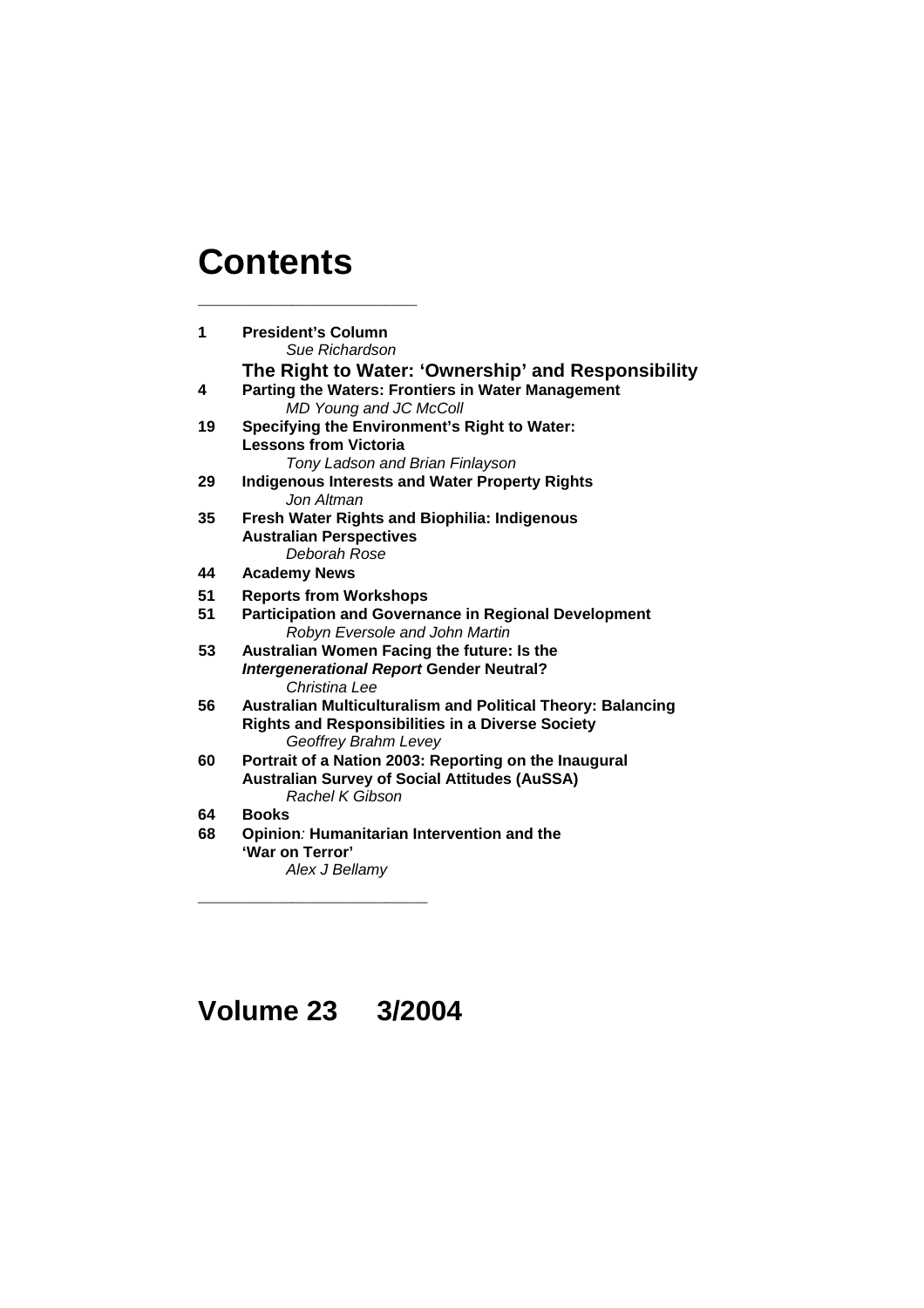# Contents

---

**1** **President's Column**
*Sue Richardson*

**The Right to Water: 'Ownership' and Responsibility**

**4** **Parting the Waters: Frontiers in Water Management**
*MD Young and JC McColl*

**19** **Specifying the Environment's Right to Water: Lessons from Victoria**
*Tony Ladson and Brian Finlayson*

**29** **Indigenous Interests and Water Property Rights**
*Jon Altman*

**35** **Fresh Water Rights and Biophilia: Indigenous Australian Perspectives**
*Deborah Rose*

**44** **Academy News**

**51** **Reports from Workshops**

**51** **Participation and Governance in Regional Development**
*Robyn Eversole and John Martin*

**53** **Australian Women Facing the future: Is the *Intergenerational Report* Gender Neutral?**
*Christina Lee*

**56** **Australian Multiculturalism and Political Theory: Balancing Rights and Responsibilities in a Diverse Society**
*Geoffrey Brahm Levey*

**60** **Portrait of a Nation 2003: Reporting on the Inaugural Australian Survey of Social Attitudes (AuSSA)**
*Rachel K Gibson*

**64** **Books**

**68** **Opinion: Humanitarian Intervention and the 'War on Terror'**
*Alex J Bellamy*

---

# Volume 23 3/2004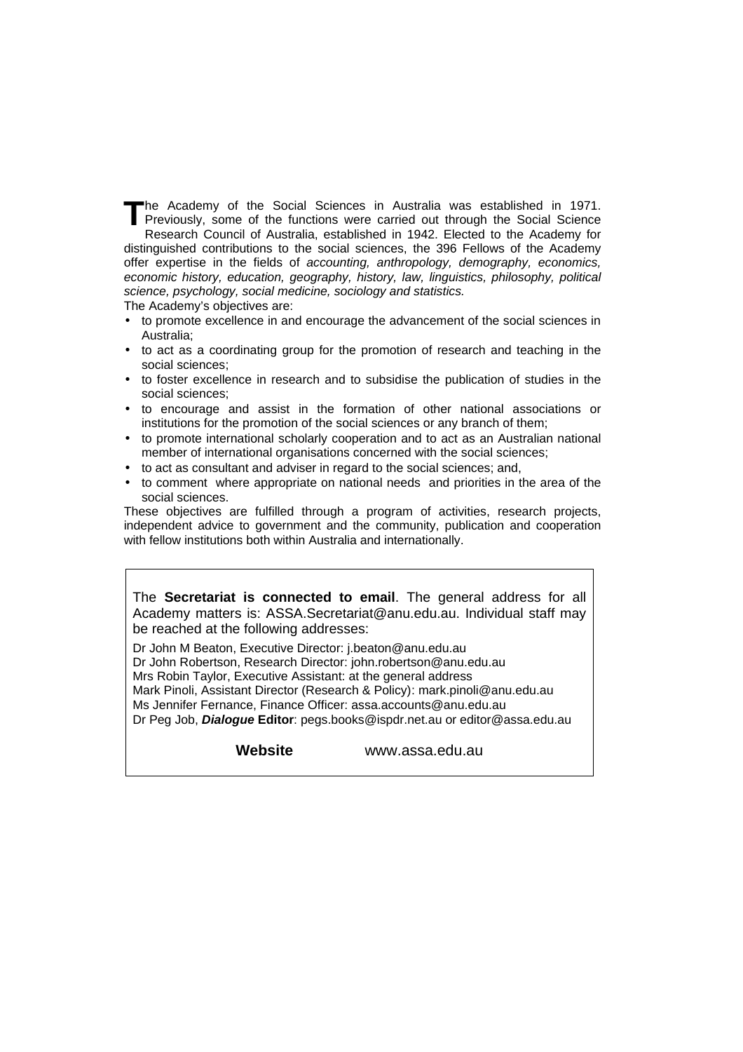The Academy of the Social Sciences in Australia was established in 1971. Previously, some of the functions were carried out through the Social Science Research Council of Australia, established in 1942. Elected to the Academy for distinguished contributions to the social sciences, the 396 Fellows of the Academy offer expertise in the fields of *accounting, anthropology, demography, economics, economic history, education, geography, history, law, linguistics, philosophy, political science, psychology, social medicine, sociology and statistics.*

The Academy's objectives are:

- to promote excellence in and encourage the advancement of the social sciences in Australia;
- to act as a coordinating group for the promotion of research and teaching in the social sciences;
- to foster excellence in research and to subsidise the publication of studies in the social sciences;
- to encourage and assist in the formation of other national associations or institutions for the promotion of the social sciences or any branch of them;
- to promote international scholarly cooperation and to act as an Australian national member of international organisations concerned with the social sciences;
- to act as consultant and adviser in regard to the social sciences; and,
- to comment where appropriate on national needs and priorities in the area of the social sciences.

These objectives are fulfilled through a program of activities, research projects, independent advice to government and the community, publication and cooperation with fellow institutions both within Australia and internationally.

The **Secretariat is connected to email**. The general address for all Academy matters is: ASSA.Secretariat@anu.edu.au. Individual staff may be reached at the following addresses:

Dr John M Beaton, Executive Director: j.beaton@anu.edu.au
Dr John Robertson, Research Director: john.robertson@anu.edu.au
Mrs Robin Taylor, Executive Assistant: at the general address
Mark Pinoli, Assistant Director (Research & Policy): mark.pinoli@anu.edu.au
Ms Jennifer Fernance, Finance Officer: assa.accounts@anu.edu.au
Dr Peg Job, ***Dialogue*** **Editor**: pegs.books@ispdr.net.au or editor@assa.edu.au

**Website** www.assa.edu.au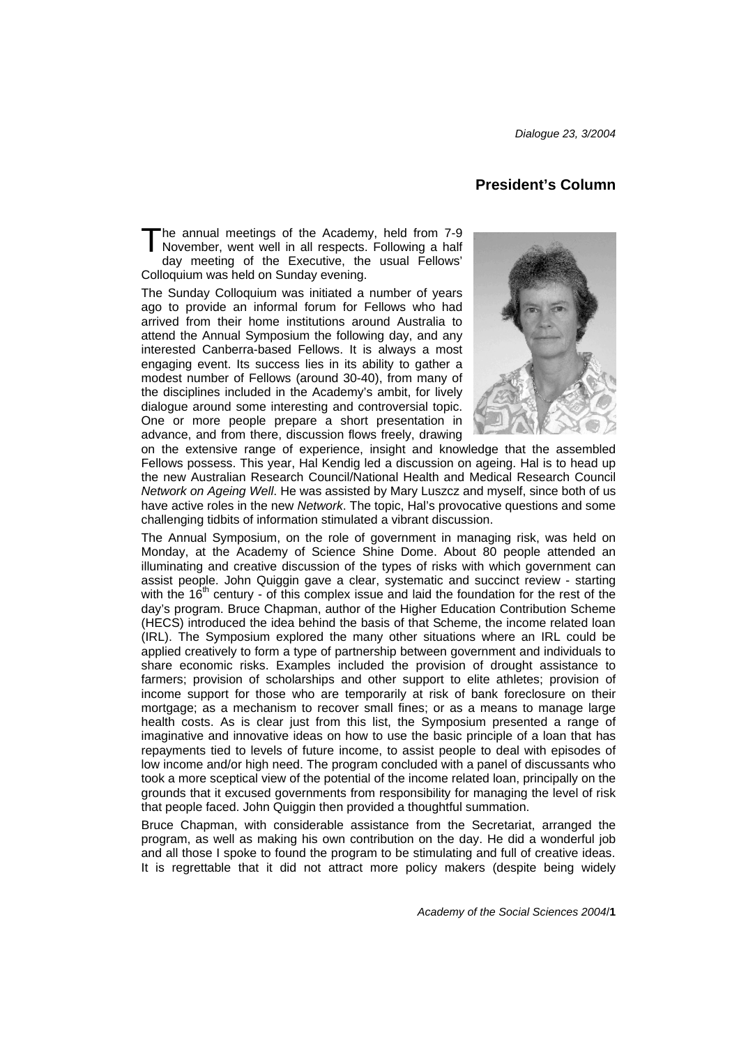## President's Column

The annual meetings of the Academy, held from 7-9 November, went well in all respects. Following a half day meeting of the Executive, the usual Fellows' Colloquium was held on Sunday evening.

The Sunday Colloquium was initiated a number of years ago to provide an informal forum for Fellows who had arrived from their home institutions around Australia to attend the Annual Symposium the following day, and any interested Canberra-based Fellows. It is always a most engaging event. Its success lies in its ability to gather a modest number of Fellows (around 30-40), from many of the disciplines included in the Academy's ambit, for lively dialogue around some interesting and controversial topic. One or more people prepare a short presentation in advance, and from there, discussion flows freely, drawing on the extensive range of experience, insight and knowledge that the assembled Fellows possess. This year, Hal Kendig led a discussion on ageing. Hal is to head up the new Australian Research Council/National Health and Medical Research Council *Network on Ageing Well*. He was assisted by Mary Luszcz and myself, since both of us have active roles in the new *Network*. The topic, Hal's provocative questions and some challenging tidbits of information stimulated a vibrant discussion.

The Annual Symposium, on the role of government in managing risk, was held on Monday, at the Academy of Science Shine Dome. About 80 people attended an illuminating and creative discussion of the types of risks with which government can assist people. John Quiggin gave a clear, systematic and succinct review - starting with the 16th century - of this complex issue and laid the foundation for the rest of the day's program. Bruce Chapman, author of the Higher Education Contribution Scheme (HECS) introduced the idea behind the basis of that Scheme, the income related loan (IRL). The Symposium explored the many other situations where an IRL could be applied creatively to form a type of partnership between government and individuals to share economic risks. Examples included the provision of drought assistance to farmers; provision of scholarships and other support to elite athletes; provision of income support for those who are temporarily at risk of bank foreclosure on their mortgage; as a mechanism to recover small fines; or as a means to manage large health costs. As is clear just from this list, the Symposium presented a range of imaginative and innovative ideas on how to use the basic principle of a loan that has repayments tied to levels of future income, to assist people to deal with episodes of low income and/or high need. The program concluded with a panel of discussants who took a more sceptical view of the potential of the income related loan, principally on the grounds that it excused governments from responsibility for managing the level of risk that people faced. John Quiggin then provided a thoughtful summation.

Bruce Chapman, with considerable assistance from the Secretariat, arranged the program, as well as making his own contribution on the day. He did a wonderful job and all those I spoke to found the program to be stimulating and full of creative ideas. It is regrettable that it did not attract more policy makers (despite being widely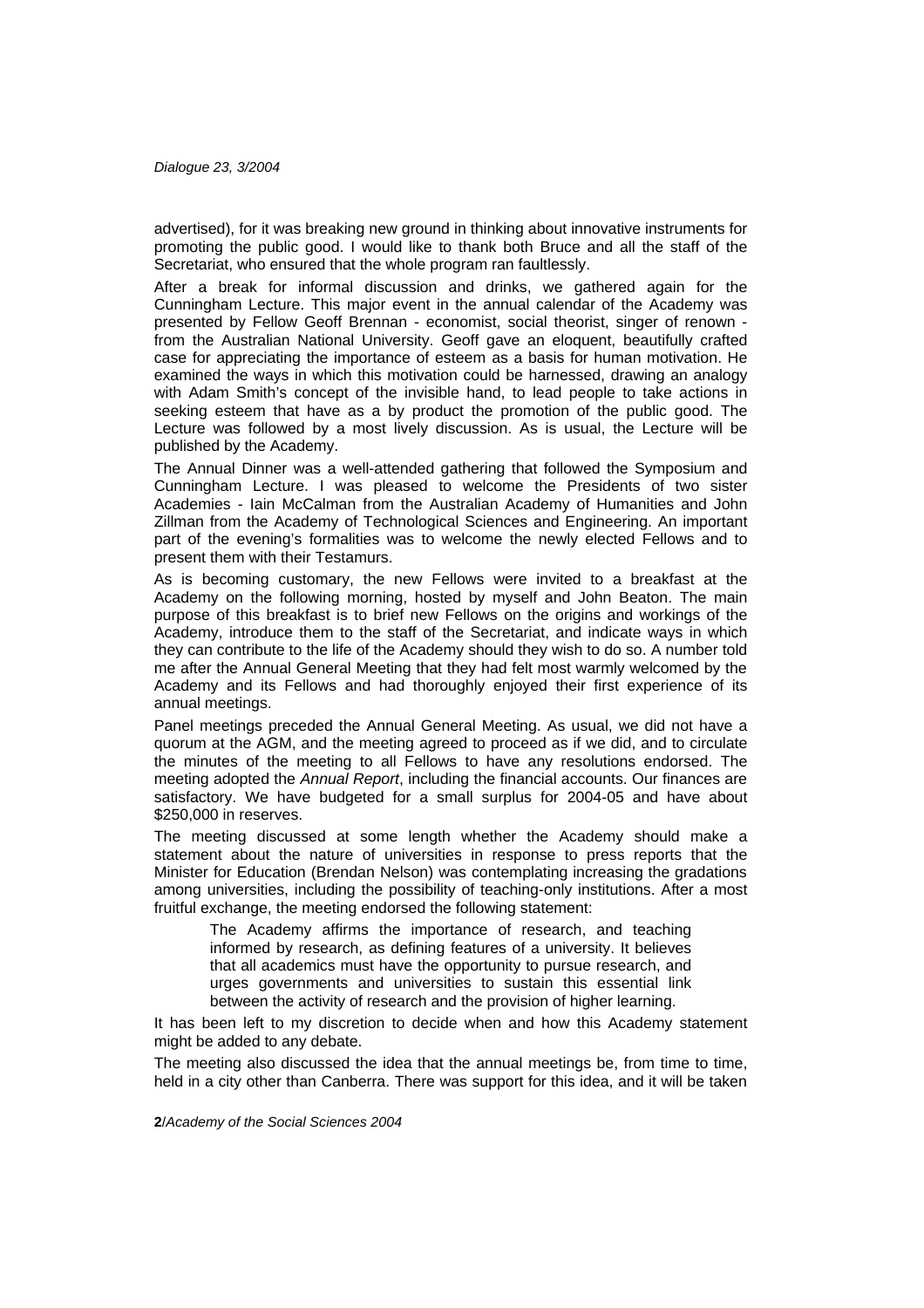advertised), for it was breaking new ground in thinking about innovative instruments for promoting the public good. I would like to thank both Bruce and all the staff of the Secretariat, who ensured that the whole program ran faultlessly.

After a break for informal discussion and drinks, we gathered again for the Cunningham Lecture. This major event in the annual calendar of the Academy was presented by Fellow Geoff Brennan - economist, social theorist, singer of renown - from the Australian National University. Geoff gave an eloquent, beautifully crafted case for appreciating the importance of esteem as a basis for human motivation. He examined the ways in which this motivation could be harnessed, drawing an analogy with Adam Smith's concept of the invisible hand, to lead people to take actions in seeking esteem that have as a by product the promotion of the public good. The Lecture was followed by a most lively discussion. As is usual, the Lecture will be published by the Academy.

The Annual Dinner was a well-attended gathering that followed the Symposium and Cunningham Lecture. I was pleased to welcome the Presidents of two sister Academies - Iain McCalman from the Australian Academy of Humanities and John Zillman from the Academy of Technological Sciences and Engineering. An important part of the evening's formalities was to welcome the newly elected Fellows and to present them with their Testamurs.

As is becoming customary, the new Fellows were invited to a breakfast at the Academy on the following morning, hosted by myself and John Beaton. The main purpose of this breakfast is to brief new Fellows on the origins and workings of the Academy, introduce them to the staff of the Secretariat, and indicate ways in which they can contribute to the life of the Academy should they wish to do so. A number told me after the Annual General Meeting that they had felt most warmly welcomed by the Academy and its Fellows and had thoroughly enjoyed their first experience of its annual meetings.

Panel meetings preceded the Annual General Meeting. As usual, we did not have a quorum at the AGM, and the meeting agreed to proceed as if we did, and to circulate the minutes of the meeting to all Fellows to have any resolutions endorsed. The meeting adopted the *Annual Report*, including the financial accounts. Our finances are satisfactory. We have budgeted for a small surplus for 2004-05 and have about $250,000 in reserves.

The meeting discussed at some length whether the Academy should make a statement about the nature of universities in response to press reports that the Minister for Education (Brendan Nelson) was contemplating increasing the gradations among universities, including the possibility of teaching-only institutions. After a most fruitful exchange, the meeting endorsed the following statement:

> The Academy affirms the importance of research, and teaching informed by research, as defining features of a university. It believes that all academics must have the opportunity to pursue research, and urges governments and universities to sustain this essential link between the activity of research and the provision of higher learning.

It has been left to my discretion to decide when and how this Academy statement might be added to any debate.

The meeting also discussed the idea that the annual meetings be, from time to time, held in a city other than Canberra. There was support for this idea, and it will be taken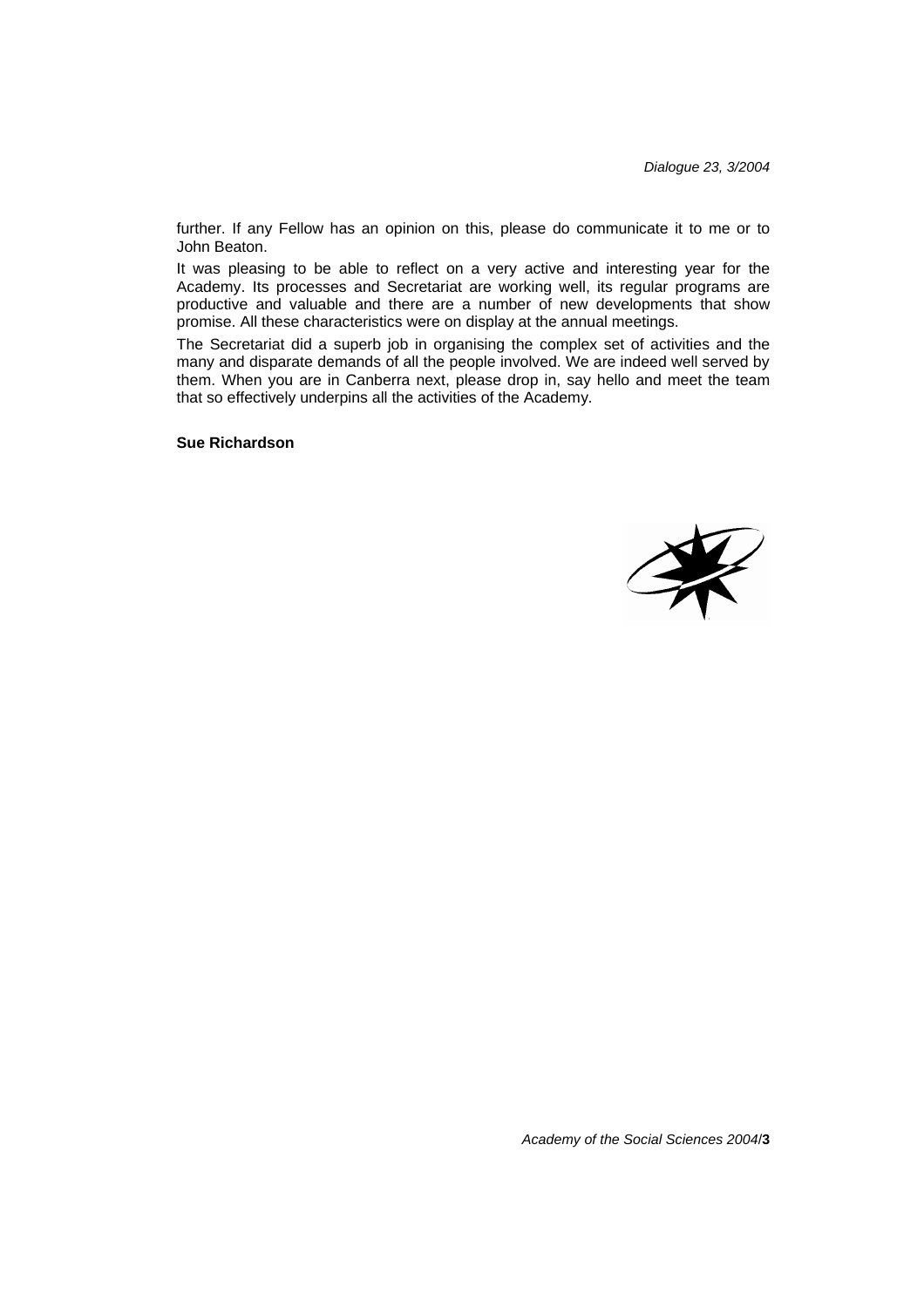further. If any Fellow has an opinion on this, please do communicate it to me or to John Beaton.

It was pleasing to be able to reflect on a very active and interesting year for the Academy. Its processes and Secretariat are working well, its regular programs are productive and valuable and there are a number of new developments that show promise. All these characteristics were on display at the annual meetings.

The Secretariat did a superb job in organising the complex set of activities and the many and disparate demands of all the people involved. We are indeed well served by them. When you are in Canberra next, please drop in, say hello and meet the team that so effectively underpins all the activities of the Academy.

**Sue Richardson**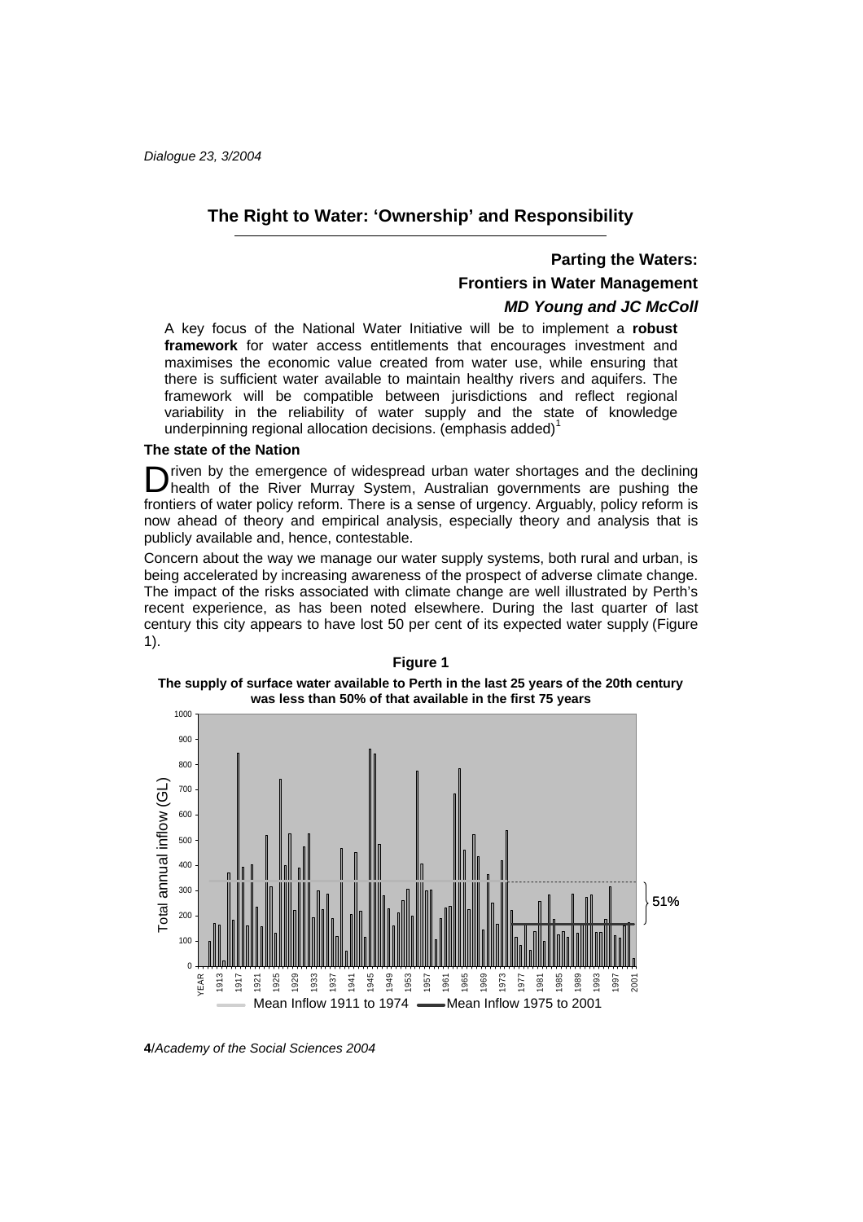# The Right to Water: 'Ownership' and Responsibility

## Parting the Waters: Frontiers in Water Management

***MD Young and JC McColl***

> A key focus of the National Water Initiative will be to implement a **robust framework** for water access entitlements that encourages investment and maximises the economic value created from water use, while ensuring that there is sufficient water available to maintain healthy rivers and aquifers. The framework will be compatible between jurisdictions and reflect regional variability in the reliability of water supply and the state of knowledge underpinning regional allocation decisions. (emphasis added)[1]

### The state of the Nation

Driven by the emergence of widespread urban water shortages and the declining health of the River Murray System, Australian governments are pushing the frontiers of water policy reform. There is a sense of urgency. Arguably, policy reform is now ahead of theory and empirical analysis, especially theory and analysis that is publicly available and, hence, contestable.

Concern about the way we manage our water supply systems, both rural and urban, is being accelerated by increasing awareness of the prospect of adverse climate change. The impact of the risks associated with climate change are well illustrated by Perth's recent experience, as has been noted elsewhere. During the last quarter of last century this city appears to have lost 50 per cent of its expected water supply (Figure 1).

**Figure 1**

**The supply of surface water available to Perth in the last 25 years of the 20th century was less than 50% of that available in the first 75 years**

Total annual inflow (GL)

Mean Inflow 1911 to 1974 — Mean Inflow 1975 to 2001

51%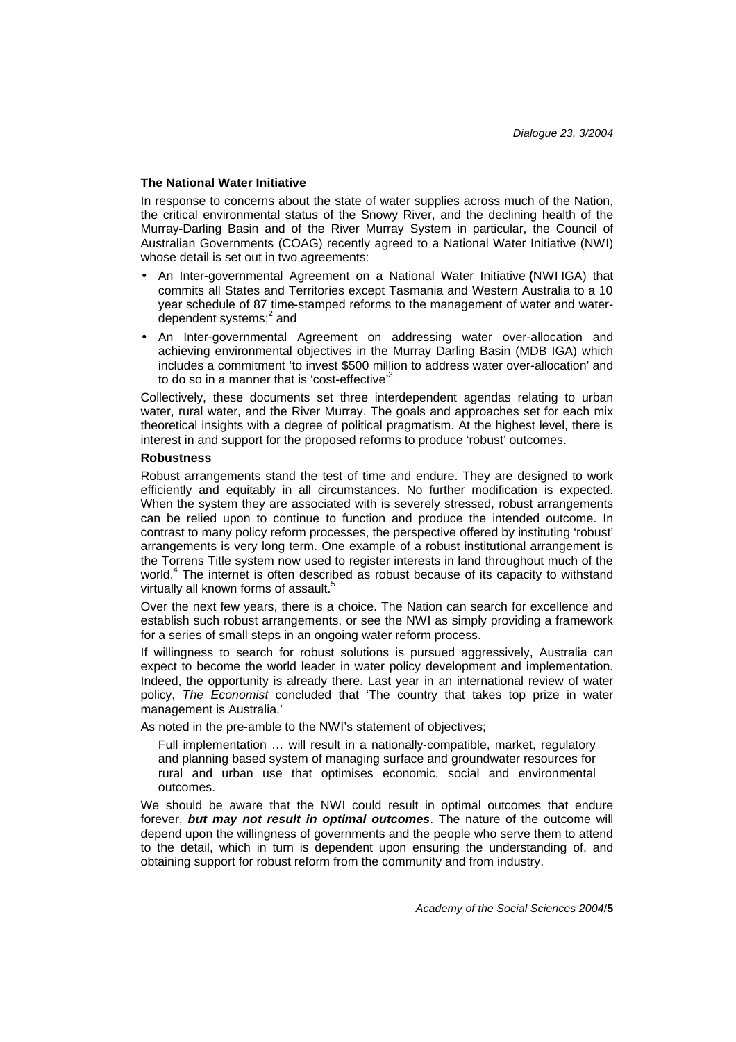### The National Water Initiative

In response to concerns about the state of water supplies across much of the Nation, the critical environmental status of the Snowy River, and the declining health of the Murray-Darling Basin and of the River Murray System in particular, the Council of Australian Governments (COAG) recently agreed to a National Water Initiative (NWI) whose detail is set out in two agreements:

- An Inter-governmental Agreement on a National Water Initiative **(**NWI IGA) that commits all States and Territories except Tasmania and Western Australia to a 10 year schedule of 87 time-stamped reforms to the management of water and water-dependent systems;[2] and
- An Inter-governmental Agreement on addressing water over-allocation and achieving environmental objectives in the Murray Darling Basin (MDB IGA) which includes a commitment 'to invest $500 million to address water over-allocation' and to do so in a manner that is 'cost-effective'[3]

Collectively, these documents set three interdependent agendas relating to urban water, rural water, and the River Murray. The goals and approaches set for each mix theoretical insights with a degree of political pragmatism. At the highest level, there is interest in and support for the proposed reforms to produce 'robust' outcomes.

### Robustness

Robust arrangements stand the test of time and endure. They are designed to work efficiently and equitably in all circumstances. No further modification is expected. When the system they are associated with is severely stressed, robust arrangements can be relied upon to continue to function and produce the intended outcome. In contrast to many policy reform processes, the perspective offered by instituting 'robust' arrangements is very long term. One example of a robust institutional arrangement is the Torrens Title system now used to register interests in land throughout much of the world.[4] The internet is often described as robust because of its capacity to withstand virtually all known forms of assault.[5]

Over the next few years, there is a choice. The Nation can search for excellence and establish such robust arrangements, or see the NWI as simply providing a framework for a series of small steps in an ongoing water reform process.

If willingness to search for robust solutions is pursued aggressively, Australia can expect to become the world leader in water policy development and implementation. Indeed, the opportunity is already there. Last year in an international review of water policy, *The Economist* concluded that 'The country that takes top prize in water management is Australia.'

As noted in the pre-amble to the NWI's statement of objectives;

> Full implementation … will result in a nationally-compatible, market, regulatory and planning based system of managing surface and groundwater resources for rural and urban use that optimises economic, social and environmental outcomes.

We should be aware that the NWI could result in optimal outcomes that endure forever, ***but may not result in optimal outcomes***. The nature of the outcome will depend upon the willingness of governments and the people who serve them to attend to the detail, which in turn is dependent upon ensuring the understanding of, and obtaining support for robust reform from the community and from industry.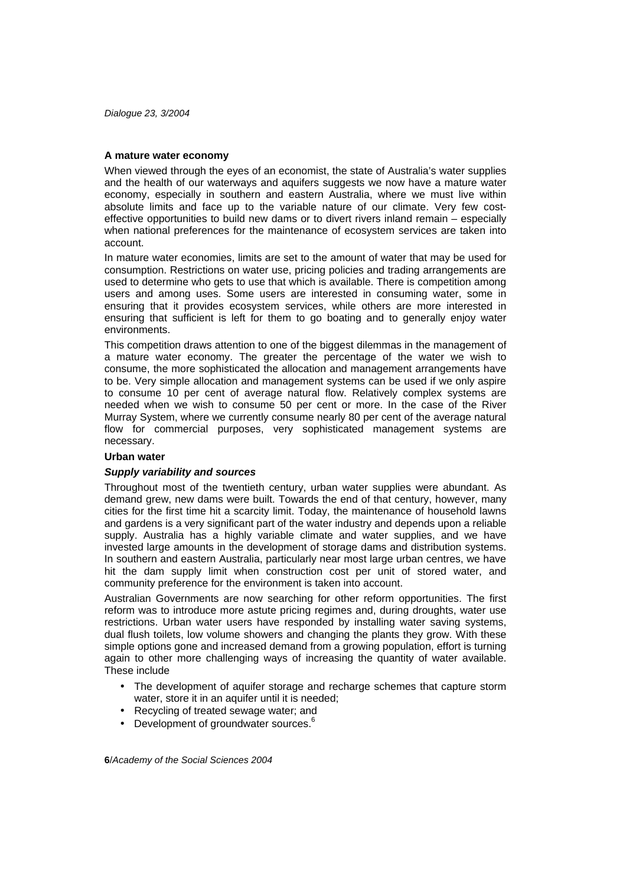### A mature water economy

When viewed through the eyes of an economist, the state of Australia's water supplies and the health of our waterways and aquifers suggests we now have a mature water economy, especially in southern and eastern Australia, where we must live within absolute limits and face up to the variable nature of our climate. Very few cost-effective opportunities to build new dams or to divert rivers inland remain – especially when national preferences for the maintenance of ecosystem services are taken into account.

In mature water economies, limits are set to the amount of water that may be used for consumption. Restrictions on water use, pricing policies and trading arrangements are used to determine who gets to use that which is available. There is competition among users and among uses. Some users are interested in consuming water, some in ensuring that it provides ecosystem services, while others are more interested in ensuring that sufficient is left for them to go boating and to generally enjoy water environments.

This competition draws attention to one of the biggest dilemmas in the management of a mature water economy. The greater the percentage of the water we wish to consume, the more sophisticated the allocation and management arrangements have to be. Very simple allocation and management systems can be used if we only aspire to consume 10 per cent of average natural flow. Relatively complex systems are needed when we wish to consume 50 per cent or more. In the case of the River Murray System, where we currently consume nearly 80 per cent of the average natural flow for commercial purposes, very sophisticated management systems are necessary.

### Urban water

#### *Supply variability and sources*

Throughout most of the twentieth century, urban water supplies were abundant. As demand grew, new dams were built. Towards the end of that century, however, many cities for the first time hit a scarcity limit. Today, the maintenance of household lawns and gardens is a very significant part of the water industry and depends upon a reliable supply. Australia has a highly variable climate and water supplies, and we have invested large amounts in the development of storage dams and distribution systems. In southern and eastern Australia, particularly near most large urban centres, we have hit the dam supply limit when construction cost per unit of stored water, and community preference for the environment is taken into account.

Australian Governments are now searching for other reform opportunities. The first reform was to introduce more astute pricing regimes and, during droughts, water use restrictions. Urban water users have responded by installing water saving systems, dual flush toilets, low volume showers and changing the plants they grow. With these simple options gone and increased demand from a growing population, effort is turning again to other more challenging ways of increasing the quantity of water available. These include

- The development of aquifer storage and recharge schemes that capture storm water, store it in an aquifer until it is needed;
- Recycling of treated sewage water; and
- Development of groundwater sources.[6]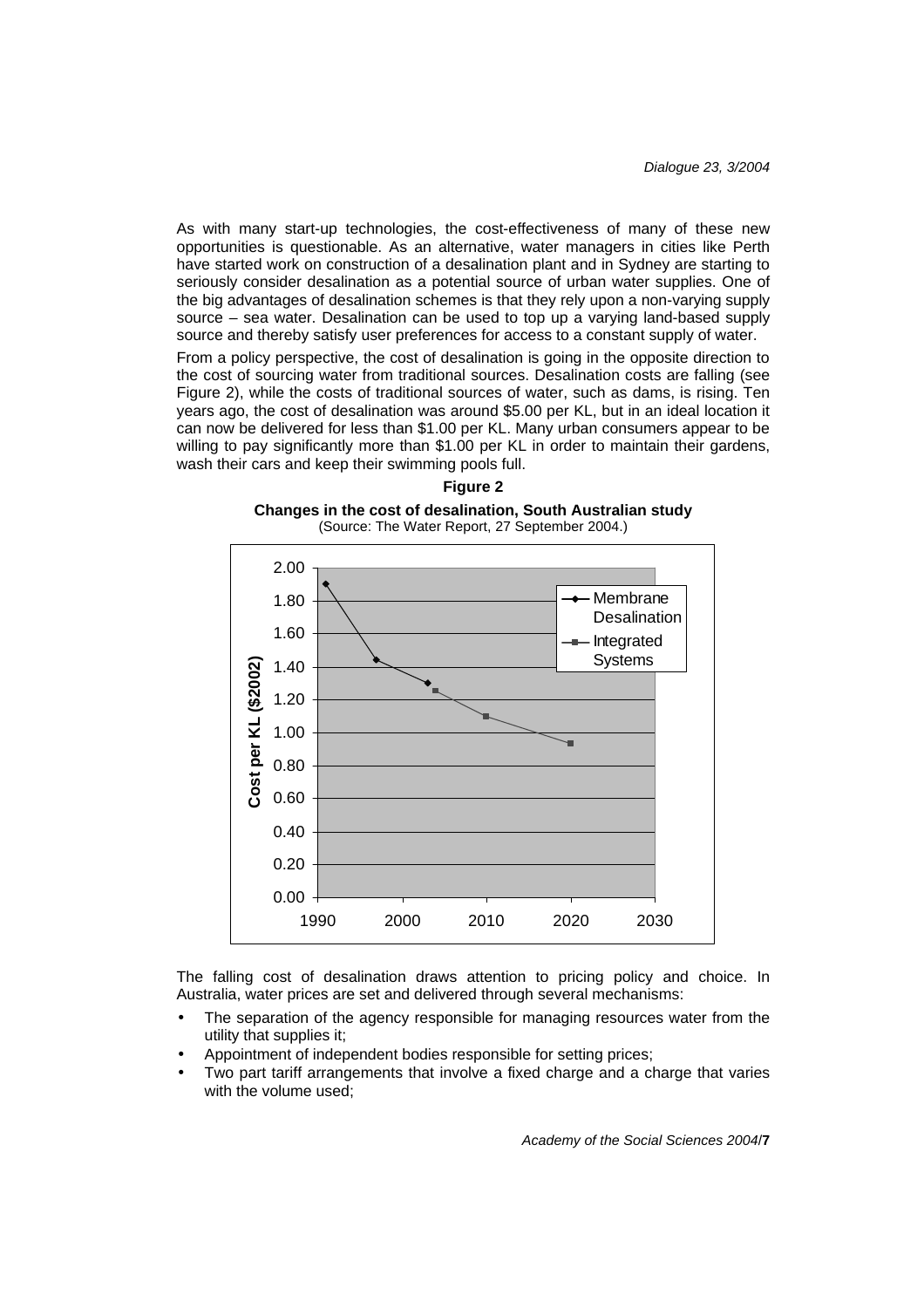As with many start-up technologies, the cost-effectiveness of many of these new opportunities is questionable. As an alternative, water managers in cities like Perth have started work on construction of a desalination plant and in Sydney are starting to seriously consider desalination as a potential source of urban water supplies. One of the big advantages of desalination schemes is that they rely upon a non-varying supply source – sea water. Desalination can be used to top up a varying land-based supply source and thereby satisfy user preferences for access to a constant supply of water.

From a policy perspective, the cost of desalination is going in the opposite direction to the cost of sourcing water from traditional sources. Desalination costs are falling (see Figure 2), while the costs of traditional sources of water, such as dams, is rising. Ten years ago, the cost of desalination was around $5.00 per KL, but in an ideal location it can now be delivered for less than $1.00 per KL. Many urban consumers appear to be willing to pay significantly more than $1.00 per KL in order to maintain their gardens, wash their cars and keep their swimming pools full.

**Figure 2**

**Changes in the cost of desalination, South Australian study**
(Source: The Water Report, 27 September 2004.)

The falling cost of desalination draws attention to pricing policy and choice. In Australia, water prices are set and delivered through several mechanisms:

- The separation of the agency responsible for managing resources water from the utility that supplies it;
- Appointment of independent bodies responsible for setting prices;
- Two part tariff arrangements that involve a fixed charge and a charge that varies with the volume used;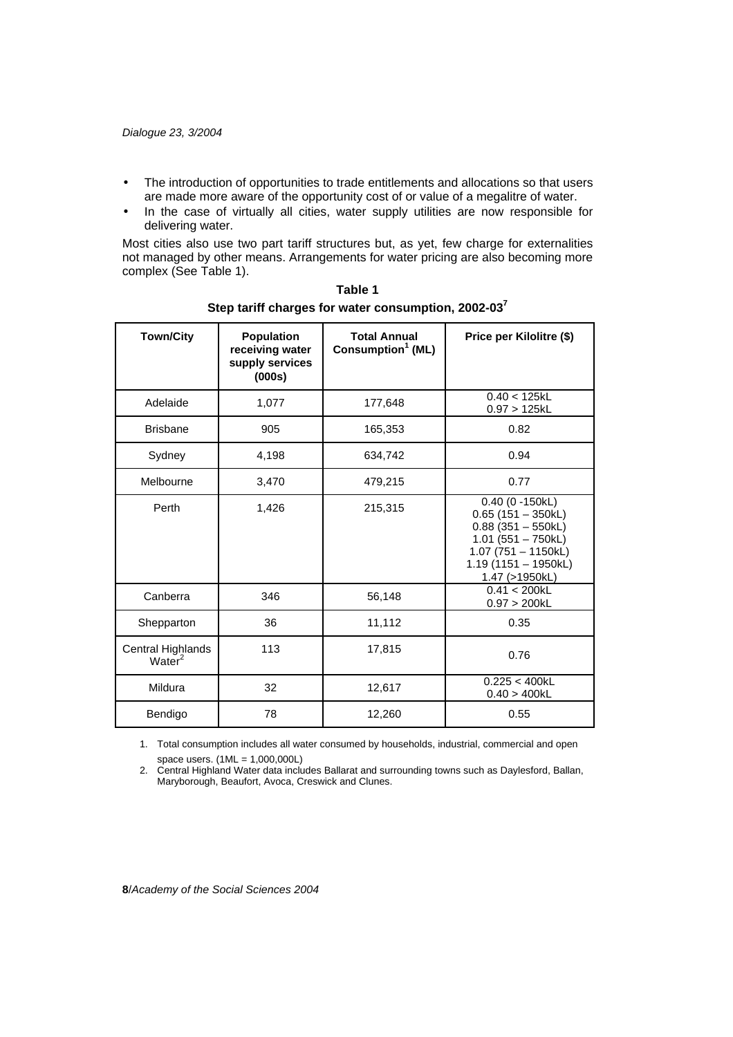- The introduction of opportunities to trade entitlements and allocations so that users are made more aware of the opportunity cost of or value of a megalitre of water.
- In the case of virtually all cities, water supply utilities are now responsible for delivering water.

Most cities also use two part tariff structures but, as yet, few charge for externalities not managed by other means. Arrangements for water pricing are also becoming more complex (See Table 1).

**Table 1**

**Step tariff charges for water consumption, 2002-03[7]**

| Town/City | Population receiving water supply services (000s) | Total Annual Consumption[1] (ML) | Price per Kilolitre ($) |
|---|---|---|---|
| Adelaide | 1,077 | 177,648 | 0.40 < 125kL<br>0.97 > 125kL |
| Brisbane | 905 | 165,353 | 0.82 |
| Sydney | 4,198 | 634,742 | 0.94 |
| Melbourne | 3,470 | 479,215 | 0.77 |
| Perth | 1,426 | 215,315 | 0.40 (0 -150kL)<br>0.65 (151 – 350kL)<br>0.88 (351 – 550kL)<br>1.01 (551 – 750kL)<br>1.07 (751 – 1150kL)<br>1.19 (1151 – 1950kL)<br>1.47 (>1950kL) |
| Canberra | 346 | 56,148 | 0.41 < 200kL<br>0.97 > 200kL |
| Shepparton | 36 | 11,112 | 0.35 |
| Central Highlands Water[2] | 113 | 17,815 | 0.76 |
| Mildura | 32 | 12,617 | 0.225 < 400kL<br>0.40 > 400kL |
| Bendigo | 78 | 12,260 | 0.55 |

1. Total consumption includes all water consumed by households, industrial, commercial and open space users. (1ML = 1,000,000L)
2. Central Highland Water data includes Ballarat and surrounding towns such as Daylesford, Ballan, Maryborough, Beaufort, Avoca, Creswick and Clunes.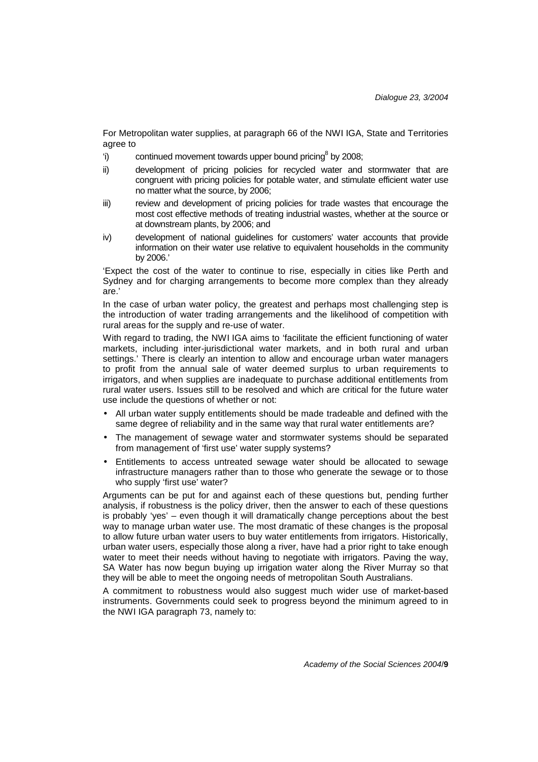For Metropolitan water supplies, at paragraph 66 of the NWI IGA, State and Territories agree to

'i) continued movement towards upper bound pricing[8] by 2008;

ii) development of pricing policies for recycled water and stormwater that are congruent with pricing policies for potable water, and stimulate efficient water use no matter what the source, by 2006;

iii) review and development of pricing policies for trade wastes that encourage the most cost effective methods of treating industrial wastes, whether at the source or at downstream plants, by 2006; and

iv) development of national guidelines for customers' water accounts that provide information on their water use relative to equivalent households in the community by 2006.'

'Expect the cost of the water to continue to rise, especially in cities like Perth and Sydney and for charging arrangements to become more complex than they already are.'

In the case of urban water policy, the greatest and perhaps most challenging step is the introduction of water trading arrangements and the likelihood of competition with rural areas for the supply and re-use of water.

With regard to trading, the NWI IGA aims to 'facilitate the efficient functioning of water markets, including inter-jurisdictional water markets, and in both rural and urban settings.' There is clearly an intention to allow and encourage urban water managers to profit from the annual sale of water deemed surplus to urban requirements to irrigators, and when supplies are inadequate to purchase additional entitlements from rural water users. Issues still to be resolved and which are critical for the future water use include the questions of whether or not:

- All urban water supply entitlements should be made tradeable and defined with the same degree of reliability and in the same way that rural water entitlements are?
- The management of sewage water and stormwater systems should be separated from management of 'first use' water supply systems?
- Entitlements to access untreated sewage water should be allocated to sewage infrastructure managers rather than to those who generate the sewage or to those who supply 'first use' water?

Arguments can be put for and against each of these questions but, pending further analysis, if robustness is the policy driver, then the answer to each of these questions is probably 'yes' – even though it will dramatically change perceptions about the best way to manage urban water use. The most dramatic of these changes is the proposal to allow future urban water users to buy water entitlements from irrigators. Historically, urban water users, especially those along a river, have had a prior right to take enough water to meet their needs without having to negotiate with irrigators. Paving the way, SA Water has now begun buying up irrigation water along the River Murray so that they will be able to meet the ongoing needs of metropolitan South Australians.

A commitment to robustness would also suggest much wider use of market-based instruments. Governments could seek to progress beyond the minimum agreed to in the NWI IGA paragraph 73, namely to: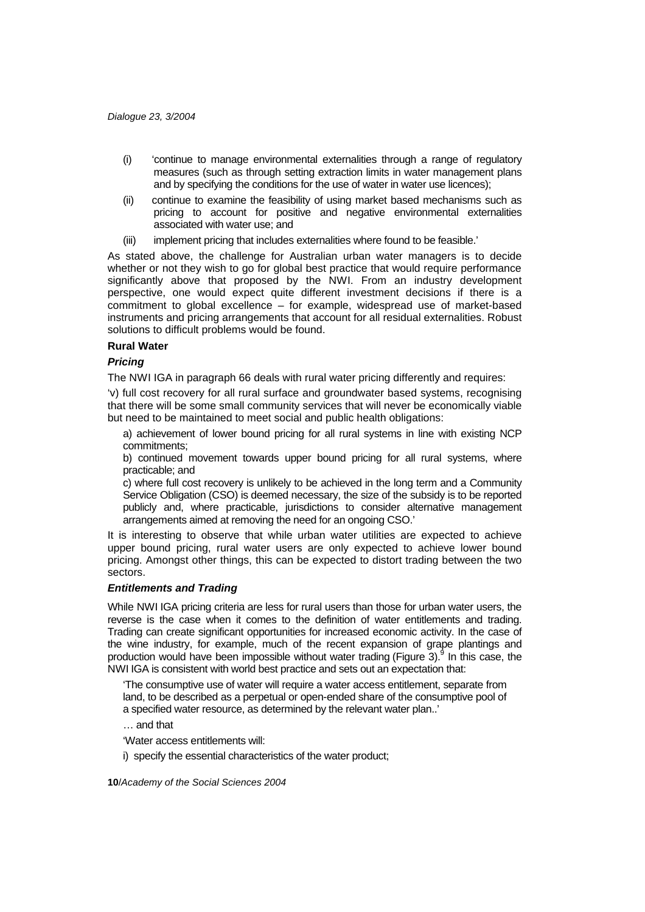(i) 'continue to manage environmental externalities through a range of regulatory measures (such as through setting extraction limits in water management plans and by specifying the conditions for the use of water in water use licences);

(ii) continue to examine the feasibility of using market based mechanisms such as pricing to account for positive and negative environmental externalities associated with water use; and

(iii) implement pricing that includes externalities where found to be feasible.'

As stated above, the challenge for Australian urban water managers is to decide whether or not they wish to go for global best practice that would require performance significantly above that proposed by the NWI. From an industry development perspective, one would expect quite different investment decisions if there is a commitment to global excellence – for example, widespread use of market-based instruments and pricing arrangements that account for all residual externalities. Robust solutions to difficult problems would be found.

### Rural Water

#### *Pricing*

The NWI IGA in paragraph 66 deals with rural water pricing differently and requires:

'v) full cost recovery for all rural surface and groundwater based systems, recognising that there will be some small community services that will never be economically viable but need to be maintained to meet social and public health obligations:

> a) achievement of lower bound pricing for all rural systems in line with existing NCP commitments;
>
> b) continued movement towards upper bound pricing for all rural systems, where practicable; and
>
> c) where full cost recovery is unlikely to be achieved in the long term and a Community Service Obligation (CSO) is deemed necessary, the size of the subsidy is to be reported publicly and, where practicable, jurisdictions to consider alternative management arrangements aimed at removing the need for an ongoing CSO.'

It is interesting to observe that while urban water utilities are expected to achieve upper bound pricing, rural water users are only expected to achieve lower bound pricing. Amongst other things, this can be expected to distort trading between the two sectors.

#### *Entitlements and Trading*

While NWI IGA pricing criteria are less for rural users than those for urban water users, the reverse is the case when it comes to the definition of water entitlements and trading. Trading can create significant opportunities for increased economic activity. In the case of the wine industry, for example, much of the recent expansion of grape plantings and production would have been impossible without water trading (Figure 3).[9] In this case, the NWI IGA is consistent with world best practice and sets out an expectation that:

> 'The consumptive use of water will require a water access entitlement, separate from land, to be described as a perpetual or open-ended share of the consumptive pool of a specified water resource, as determined by the relevant water plan..'
>
> … and that
>
> 'Water access entitlements will:
>
> i) specify the essential characteristics of the water product;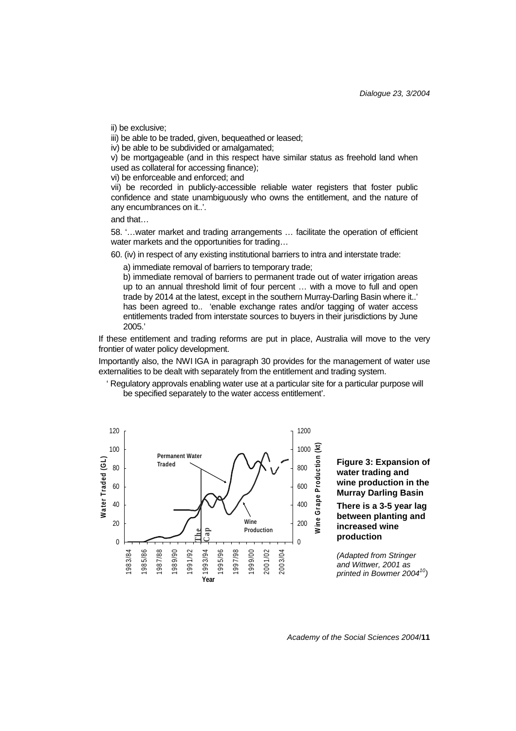ii) be exclusive;

iii) be able to be traded, given, bequeathed or leased;

iv) be able to be subdivided or amalgamated;

v) be mortgageable (and in this respect have similar status as freehold land when used as collateral for accessing finance);

vi) be enforceable and enforced; and

vii) be recorded in publicly-accessible reliable water registers that foster public confidence and state unambiguously who owns the entitlement, and the nature of any encumbrances on it..'.

and that…

58. '…water market and trading arrangements … facilitate the operation of efficient water markets and the opportunities for trading…

60. (iv) in respect of any existing institutional barriers to intra and interstate trade:

a) immediate removal of barriers to temporary trade;

b) immediate removal of barriers to permanent trade out of water irrigation areas up to an annual threshold limit of four percent … with a move to full and open trade by 2014 at the latest, except in the southern Murray-Darling Basin where it..' has been agreed to.. 'enable exchange rates and/or tagging of water access entitlements traded from interstate sources to buyers in their jurisdictions by June 2005.'

If these entitlement and trading reforms are put in place, Australia will move to the very frontier of water policy development.

Importantly also, the NWI IGA in paragraph 30 provides for the management of water use externalities to be dealt with separately from the entitlement and trading system.

' Regulatory approvals enabling water use at a particular site for a particular purpose will be specified separately to the water access entitlement'.

**Figure 3: Expansion of water trading and wine production in the Murray Darling Basin**

**There is a 3-5 year lag between planting and increased wine production**

*(Adapted from Stringer and Wittwer, 2001 as printed in Bowmer 2004[10])*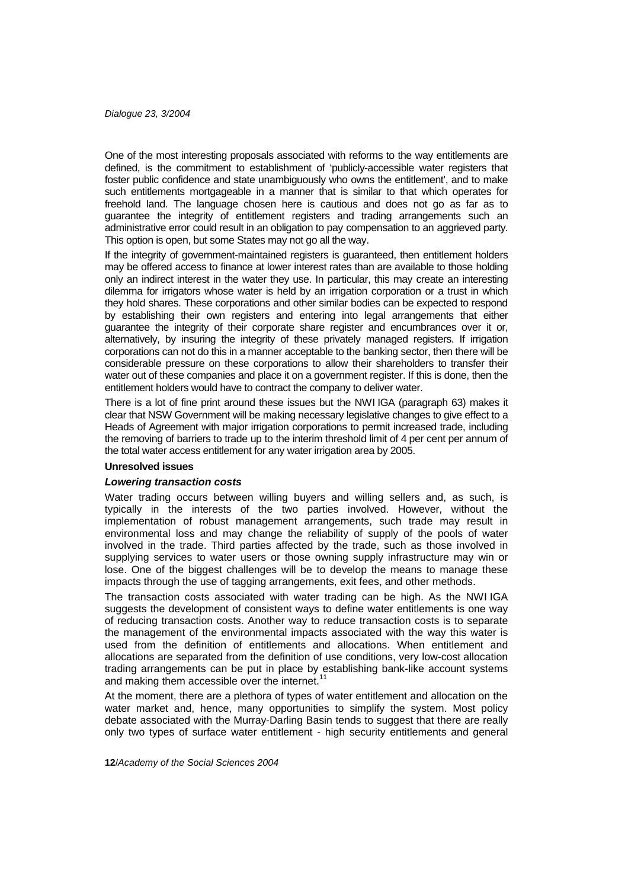One of the most interesting proposals associated with reforms to the way entitlements are defined, is the commitment to establishment of 'publicly-accessible water registers that foster public confidence and state unambiguously who owns the entitlement', and to make such entitlements mortgageable in a manner that is similar to that which operates for freehold land. The language chosen here is cautious and does not go as far as to guarantee the integrity of entitlement registers and trading arrangements such an administrative error could result in an obligation to pay compensation to an aggrieved party. This option is open, but some States may not go all the way.

If the integrity of government-maintained registers is guaranteed, then entitlement holders may be offered access to finance at lower interest rates than are available to those holding only an indirect interest in the water they use. In particular, this may create an interesting dilemma for irrigators whose water is held by an irrigation corporation or a trust in which they hold shares. These corporations and other similar bodies can be expected to respond by establishing their own registers and entering into legal arrangements that either guarantee the integrity of their corporate share register and encumbrances over it or, alternatively, by insuring the integrity of these privately managed registers. If irrigation corporations can not do this in a manner acceptable to the banking sector, then there will be considerable pressure on these corporations to allow their shareholders to transfer their water out of these companies and place it on a government register. If this is done, then the entitlement holders would have to contract the company to deliver water.

There is a lot of fine print around these issues but the NWI IGA (paragraph 63) makes it clear that NSW Government will be making necessary legislative changes to give effect to a Heads of Agreement with major irrigation corporations to permit increased trade, including the removing of barriers to trade up to the interim threshold limit of 4 per cent per annum of the total water access entitlement for any water irrigation area by 2005.

## Unresolved issues

### *Lowering transaction costs*

Water trading occurs between willing buyers and willing sellers and, as such, is typically in the interests of the two parties involved. However, without the implementation of robust management arrangements, such trade may result in environmental loss and may change the reliability of supply of the pools of water involved in the trade. Third parties affected by the trade, such as those involved in supplying services to water users or those owning supply infrastructure may win or lose. One of the biggest challenges will be to develop the means to manage these impacts through the use of tagging arrangements, exit fees, and other methods.

The transaction costs associated with water trading can be high. As the NWI IGA suggests the development of consistent ways to define water entitlements is one way of reducing transaction costs. Another way to reduce transaction costs is to separate the management of the environmental impacts associated with the way this water is used from the definition of entitlements and allocations. When entitlement and allocations are separated from the definition of use conditions, very low-cost allocation trading arrangements can be put in place by establishing bank-like account systems and making them accessible over the internet.[11]

At the moment, there are a plethora of types of water entitlement and allocation on the water market and, hence, many opportunities to simplify the system. Most policy debate associated with the Murray-Darling Basin tends to suggest that there are really only two types of surface water entitlement - high security entitlements and general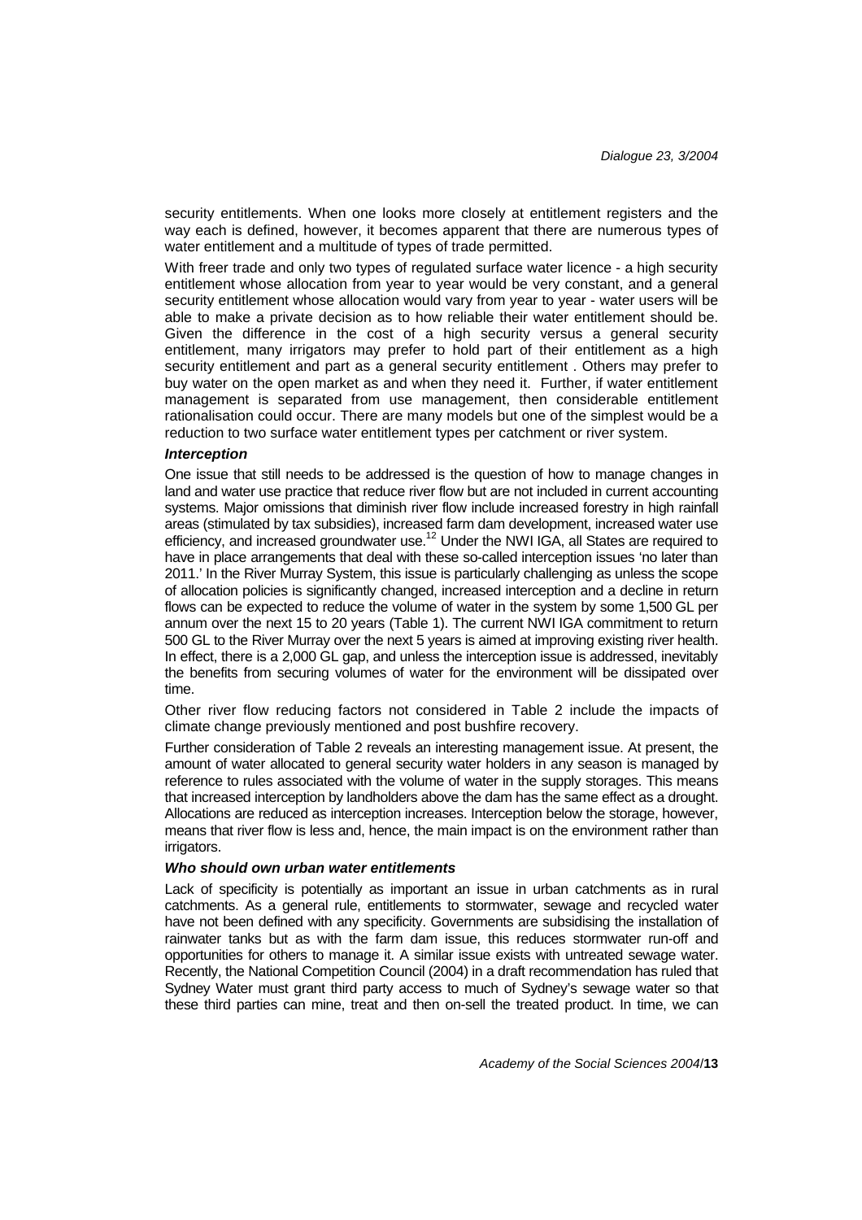security entitlements. When one looks more closely at entitlement registers and the way each is defined, however, it becomes apparent that there are numerous types of water entitlement and a multitude of types of trade permitted.

With freer trade and only two types of regulated surface water licence - a high security entitlement whose allocation from year to year would be very constant, and a general security entitlement whose allocation would vary from year to year - water users will be able to make a private decision as to how reliable their water entitlement should be. Given the difference in the cost of a high security versus a general security entitlement, many irrigators may prefer to hold part of their entitlement as a high security entitlement and part as a general security entitlement . Others may prefer to buy water on the open market as and when they need it. Further, if water entitlement management is separated from use management, then considerable entitlement rationalisation could occur. There are many models but one of the simplest would be a reduction to two surface water entitlement types per catchment or river system.

***Interception***

One issue that still needs to be addressed is the question of how to manage changes in land and water use practice that reduce river flow but are not included in current accounting systems. Major omissions that diminish river flow include increased forestry in high rainfall areas (stimulated by tax subsidies), increased farm dam development, increased water use efficiency, and increased groundwater use.[12] Under the NWI IGA, all States are required to have in place arrangements that deal with these so-called interception issues 'no later than 2011.' In the River Murray System, this issue is particularly challenging as unless the scope of allocation policies is significantly changed, increased interception and a decline in return flows can be expected to reduce the volume of water in the system by some 1,500 GL per annum over the next 15 to 20 years (Table 1). The current NWI IGA commitment to return 500 GL to the River Murray over the next 5 years is aimed at improving existing river health. In effect, there is a 2,000 GL gap, and unless the interception issue is addressed, inevitably the benefits from securing volumes of water for the environment will be dissipated over time.

Other river flow reducing factors not considered in Table 2 include the impacts of climate change previously mentioned and post bushfire recovery.

Further consideration of Table 2 reveals an interesting management issue. At present, the amount of water allocated to general security water holders in any season is managed by reference to rules associated with the volume of water in the supply storages. This means that increased interception by landholders above the dam has the same effect as a drought. Allocations are reduced as interception increases. Interception below the storage, however, means that river flow is less and, hence, the main impact is on the environment rather than irrigators.

***Who should own urban water entitlements***

Lack of specificity is potentially as important an issue in urban catchments as in rural catchments. As a general rule, entitlements to stormwater, sewage and recycled water have not been defined with any specificity. Governments are subsidising the installation of rainwater tanks but as with the farm dam issue, this reduces stormwater run-off and opportunities for others to manage it. A similar issue exists with untreated sewage water. Recently, the National Competition Council (2004) in a draft recommendation has ruled that Sydney Water must grant third party access to much of Sydney's sewage water so that these third parties can mine, treat and then on-sell the treated product. In time, we can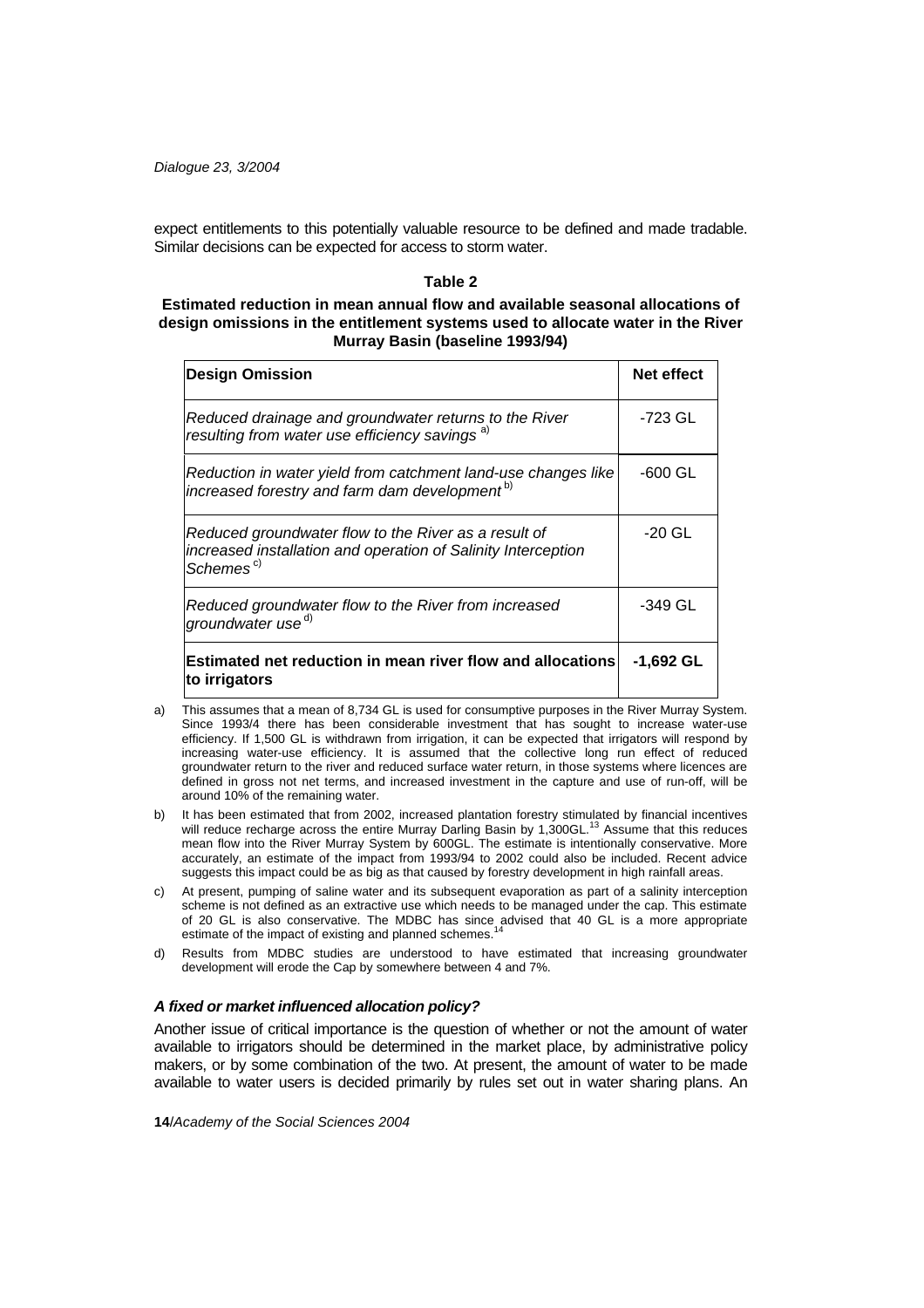expect entitlements to this potentially valuable resource to be defined and made tradable. Similar decisions can be expected for access to storm water.

**Table 2**

**Estimated reduction in mean annual flow and available seasonal allocations of design omissions in the entitlement systems used to allocate water in the River Murray Basin (baseline 1993/94)**

| Design Omission | Net effect |
|---|---|
| *Reduced drainage and groundwater returns to the River resulting from water use efficiency savings* [a)] | -723 GL |
| *Reduction in water yield from catchment land-use changes like increased forestry and farm dam development* [b)] | -600 GL |
| *Reduced groundwater flow to the River as a result of increased installation and operation of Salinity Interception Schemes* [c)] | -20 GL |
| *Reduced groundwater flow to the River from increased groundwater use* [d)] | -349 GL |
| **Estimated net reduction in mean river flow and allocations to irrigators** | **-1,692 GL** |

a) This assumes that a mean of 8,734 GL is used for consumptive purposes in the River Murray System. Since 1993/4 there has been considerable investment that has sought to increase water-use efficiency. If 1,500 GL is withdrawn from irrigation, it can be expected that irrigators will respond by increasing water-use efficiency. It is assumed that the collective long run effect of reduced groundwater return to the river and reduced surface water return, in those systems where licences are defined in gross not net terms, and increased investment in the capture and use of run-off, will be around 10% of the remaining water.

b) It has been estimated that from 2002, increased plantation forestry stimulated by financial incentives will reduce recharge across the entire Murray Darling Basin by 1,300GL.[13] Assume that this reduces mean flow into the River Murray System by 600GL. The estimate is intentionally conservative. More accurately, an estimate of the impact from 1993/94 to 2002 could also be included. Recent advice suggests this impact could be as big as that caused by forestry development in high rainfall areas.

c) At present, pumping of saline water and its subsequent evaporation as part of a salinity interception scheme is not defined as an extractive use which needs to be managed under the cap. This estimate of 20 GL is also conservative. The MDBC has since advised that 40 GL is a more appropriate estimate of the impact of existing and planned schemes.[14]

d) Results from MDBC studies are understood to have estimated that increasing groundwater development will erode the Cap by somewhere between 4 and 7%.

### *A fixed or market influenced allocation policy?*

Another issue of critical importance is the question of whether or not the amount of water available to irrigators should be determined in the market place, by administrative policy makers, or by some combination of the two. At present, the amount of water to be made available to water users is decided primarily by rules set out in water sharing plans. An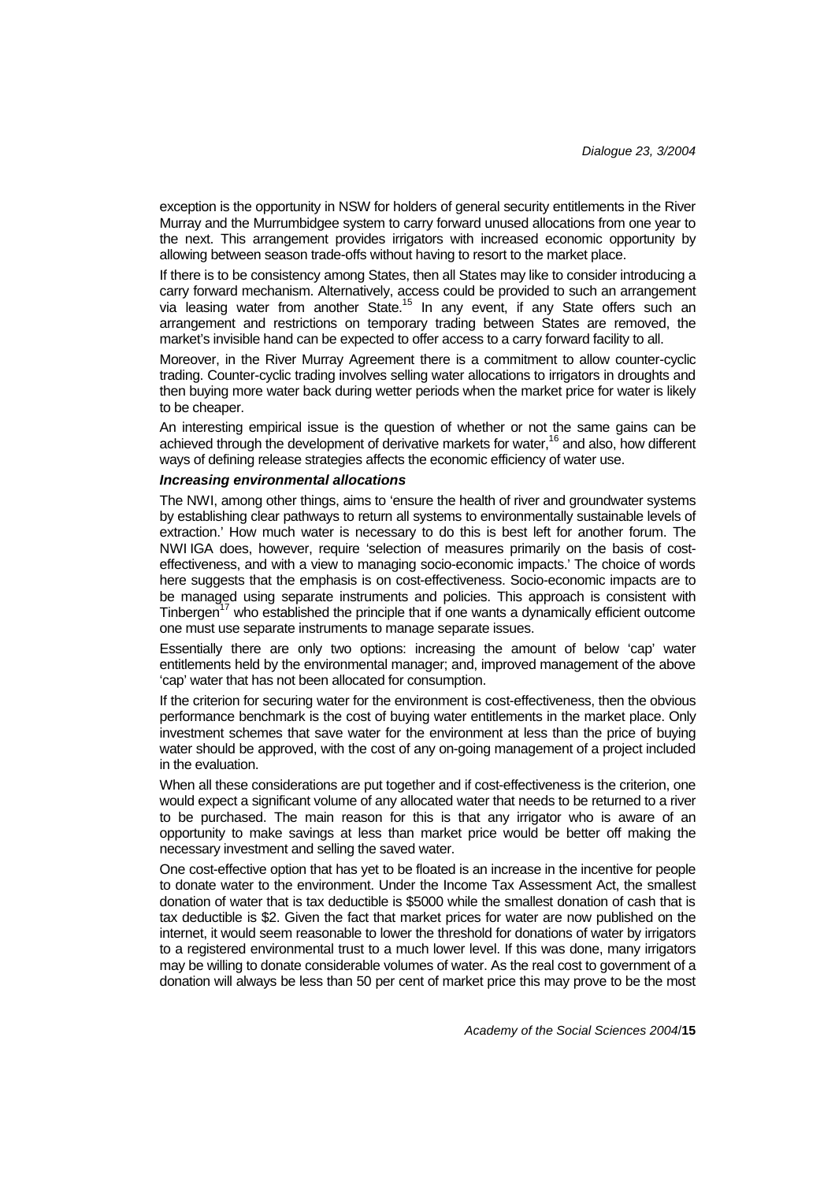exception is the opportunity in NSW for holders of general security entitlements in the River Murray and the Murrumbidgee system to carry forward unused allocations from one year to the next. This arrangement provides irrigators with increased economic opportunity by allowing between season trade-offs without having to resort to the market place.

If there is to be consistency among States, then all States may like to consider introducing a carry forward mechanism. Alternatively, access could be provided to such an arrangement via leasing water from another State.[15] In any event, if any State offers such an arrangement and restrictions on temporary trading between States are removed, the market's invisible hand can be expected to offer access to a carry forward facility to all.

Moreover, in the River Murray Agreement there is a commitment to allow counter-cyclic trading. Counter-cyclic trading involves selling water allocations to irrigators in droughts and then buying more water back during wetter periods when the market price for water is likely to be cheaper.

An interesting empirical issue is the question of whether or not the same gains can be achieved through the development of derivative markets for water,[16] and also, how different ways of defining release strategies affects the economic efficiency of water use.

***Increasing environmental allocations***

The NWI, among other things, aims to 'ensure the health of river and groundwater systems by establishing clear pathways to return all systems to environmentally sustainable levels of extraction.' How much water is necessary to do this is best left for another forum. The NWI IGA does, however, require 'selection of measures primarily on the basis of cost-effectiveness, and with a view to managing socio-economic impacts.' The choice of words here suggests that the emphasis is on cost-effectiveness. Socio-economic impacts are to be managed using separate instruments and policies. This approach is consistent with Tinbergen[17] who established the principle that if one wants a dynamically efficient outcome one must use separate instruments to manage separate issues.

Essentially there are only two options: increasing the amount of below 'cap' water entitlements held by the environmental manager; and, improved management of the above 'cap' water that has not been allocated for consumption.

If the criterion for securing water for the environment is cost-effectiveness, then the obvious performance benchmark is the cost of buying water entitlements in the market place. Only investment schemes that save water for the environment at less than the price of buying water should be approved, with the cost of any on-going management of a project included in the evaluation.

When all these considerations are put together and if cost-effectiveness is the criterion, one would expect a significant volume of any allocated water that needs to be returned to a river to be purchased. The main reason for this is that any irrigator who is aware of an opportunity to make savings at less than market price would be better off making the necessary investment and selling the saved water.

One cost-effective option that has yet to be floated is an increase in the incentive for people to donate water to the environment. Under the Income Tax Assessment Act, the smallest donation of water that is tax deductible is $5000 while the smallest donation of cash that is tax deductible is $2. Given the fact that market prices for water are now published on the internet, it would seem reasonable to lower the threshold for donations of water by irrigators to a registered environmental trust to a much lower level. If this was done, many irrigators may be willing to donate considerable volumes of water. As the real cost to government of a donation will always be less than 50 per cent of market price this may prove to be the most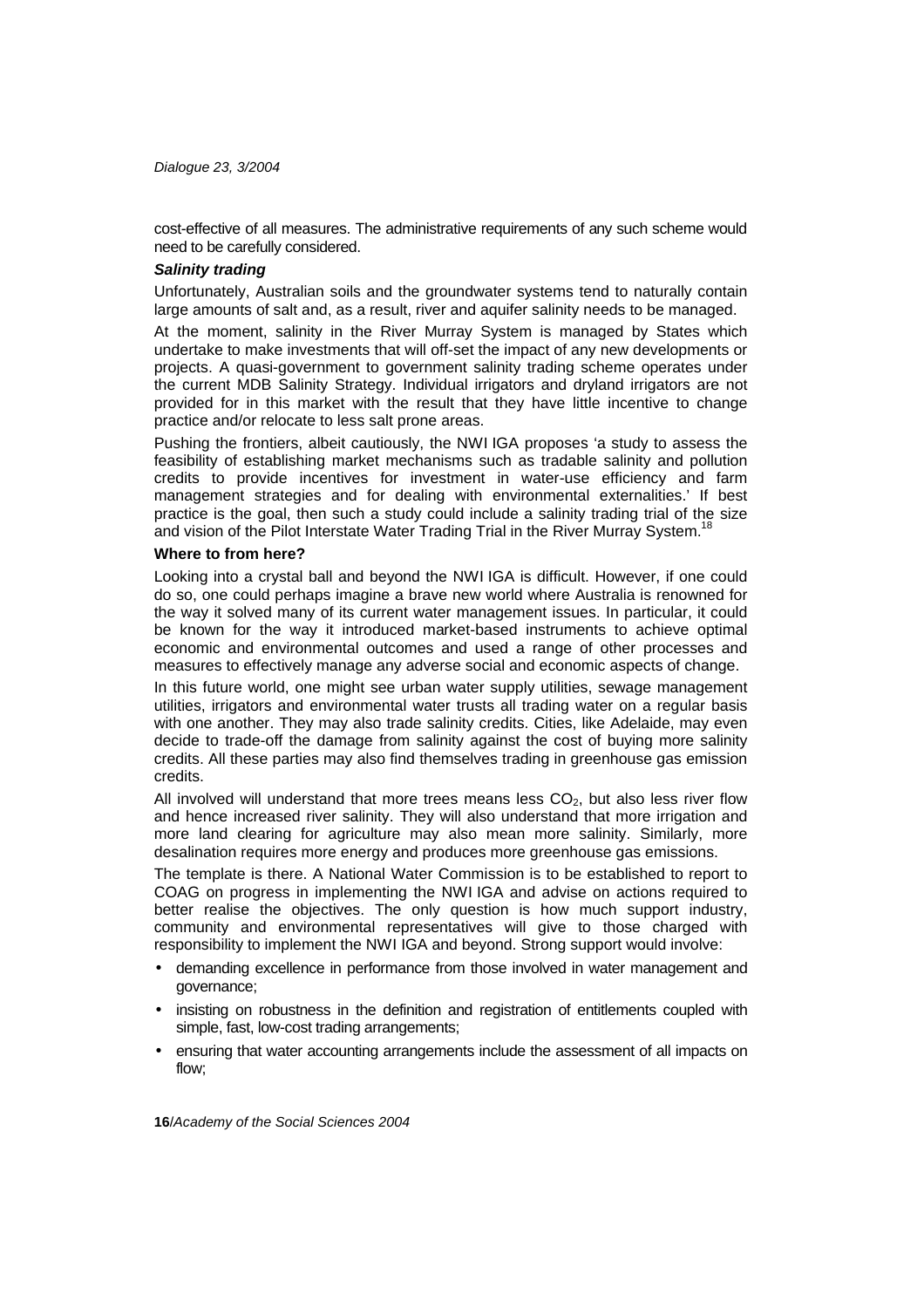cost-effective of all measures. The administrative requirements of any such scheme would need to be carefully considered.

***Salinity trading***

Unfortunately, Australian soils and the groundwater systems tend to naturally contain large amounts of salt and, as a result, river and aquifer salinity needs to be managed.

At the moment, salinity in the River Murray System is managed by States which undertake to make investments that will off-set the impact of any new developments or projects. A quasi-government to government salinity trading scheme operates under the current MDB Salinity Strategy. Individual irrigators and dryland irrigators are not provided for in this market with the result that they have little incentive to change practice and/or relocate to less salt prone areas.

Pushing the frontiers, albeit cautiously, the NWI IGA proposes 'a study to assess the feasibility of establishing market mechanisms such as tradable salinity and pollution credits to provide incentives for investment in water-use efficiency and farm management strategies and for dealing with environmental externalities.' If best practice is the goal, then such a study could include a salinity trading trial of the size and vision of the Pilot Interstate Water Trading Trial in the River Murray System.[18]

**Where to from here?**

Looking into a crystal ball and beyond the NWI IGA is difficult. However, if one could do so, one could perhaps imagine a brave new world where Australia is renowned for the way it solved many of its current water management issues. In particular, it could be known for the way it introduced market-based instruments to achieve optimal economic and environmental outcomes and used a range of other processes and measures to effectively manage any adverse social and economic aspects of change.

In this future world, one might see urban water supply utilities, sewage management utilities, irrigators and environmental water trusts all trading water on a regular basis with one another. They may also trade salinity credits. Cities, like Adelaide, may even decide to trade-off the damage from salinity against the cost of buying more salinity credits. All these parties may also find themselves trading in greenhouse gas emission credits.

All involved will understand that more trees means less $CO_2$, but also less river flow and hence increased river salinity. They will also understand that more irrigation and more land clearing for agriculture may also mean more salinity. Similarly, more desalination requires more energy and produces more greenhouse gas emissions.

The template is there. A National Water Commission is to be established to report to COAG on progress in implementing the NWI IGA and advise on actions required to better realise the objectives. The only question is how much support industry, community and environmental representatives will give to those charged with responsibility to implement the NWI IGA and beyond. Strong support would involve:

- demanding excellence in performance from those involved in water management and governance;
- insisting on robustness in the definition and registration of entitlements coupled with simple, fast, low-cost trading arrangements;
- ensuring that water accounting arrangements include the assessment of all impacts on flow;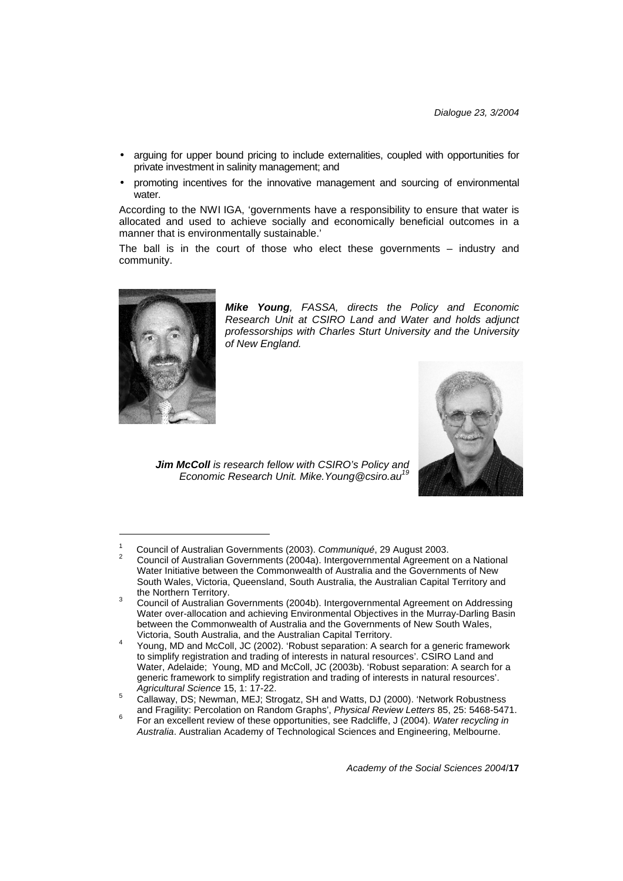- arguing for upper bound pricing to include externalities, coupled with opportunities for private investment in salinity management; and
- promoting incentives for the innovative management and sourcing of environmental water.

According to the NWI IGA, 'governments have a responsibility to ensure that water is allocated and used to achieve socially and economically beneficial outcomes in a manner that is environmentally sustainable.'

The ball is in the court of those who elect these governments – industry and community.

***Mike Young**, FASSA, directs the Policy and Economic Research Unit at CSIRO Land and Water and holds adjunct professorships with Charles Sturt University and the University of New England.*

***Jim McColl** is research fellow with CSIRO's Policy and Economic Research Unit. Mike.Young@csiro.au*[19]

---

[1] Council of Australian Governments (2003). *Communiqué*, 29 August 2003.

[2] Council of Australian Governments (2004a). Intergovernmental Agreement on a National Water Initiative between the Commonwealth of Australia and the Governments of New South Wales, Victoria, Queensland, South Australia, the Australian Capital Territory and the Northern Territory.

[3] Council of Australian Governments (2004b). Intergovernmental Agreement on Addressing Water over-allocation and achieving Environmental Objectives in the Murray-Darling Basin between the Commonwealth of Australia and the Governments of New South Wales, Victoria, South Australia, and the Australian Capital Territory.

[4] Young, MD and McColl, JC (2002). 'Robust separation: A search for a generic framework to simplify registration and trading of interests in natural resources'. CSIRO Land and Water, Adelaide; Young, MD and McColl, JC (2003b). 'Robust separation: A search for a generic framework to simplify registration and trading of interests in natural resources'. *Agricultural Science* 15, 1: 17-22.

[5] Callaway, DS; Newman, MEJ; Strogatz, SH and Watts, DJ (2000). 'Network Robustness and Fragility: Percolation on Random Graphs', *Physical Review Letters* 85, 25: 5468-5471.

[6] For an excellent review of these opportunities, see Radcliffe, J (2004). *Water recycling in Australia*. Australian Academy of Technological Sciences and Engineering, Melbourne.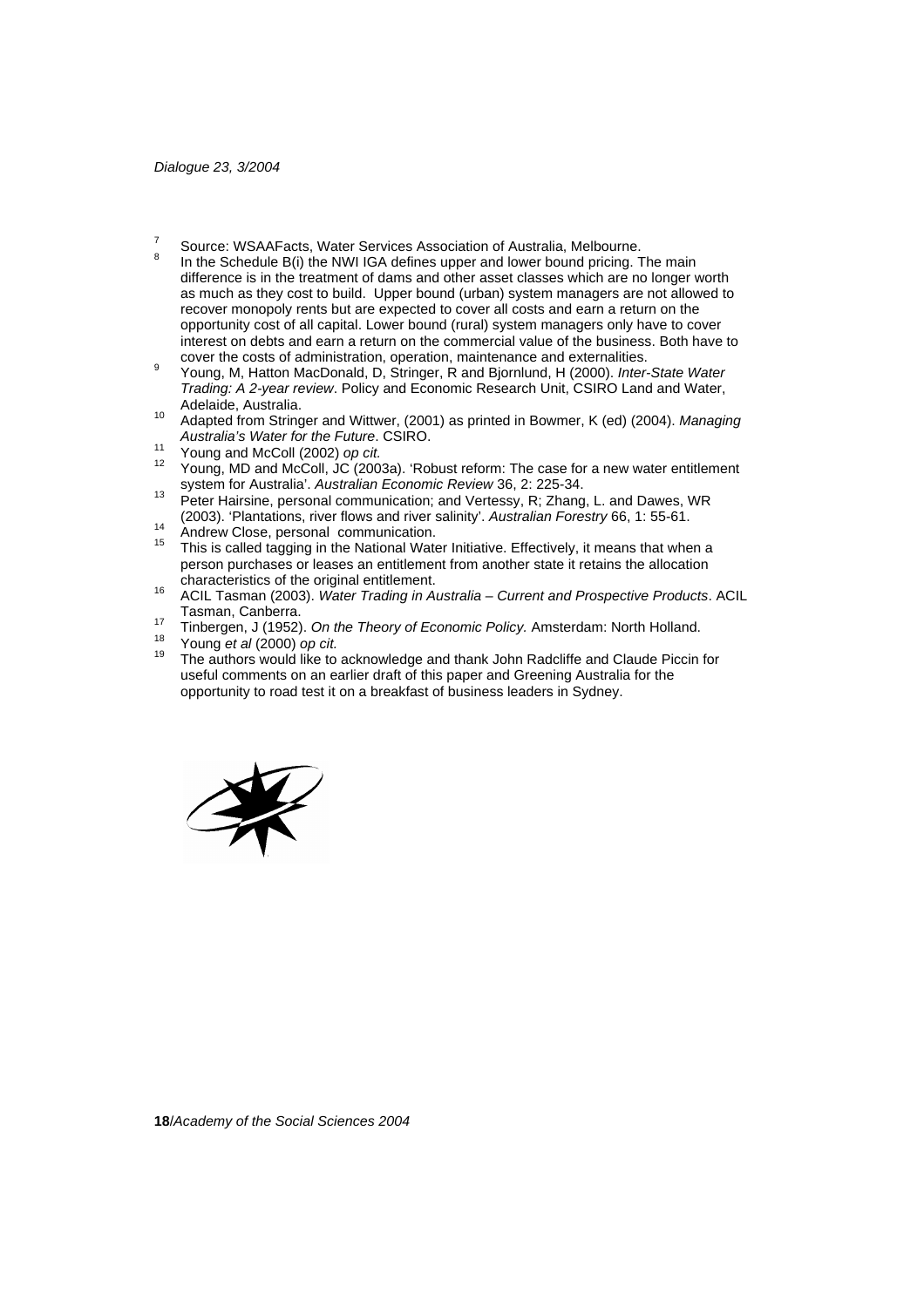[7] Source: WSAAFacts, Water Services Association of Australia, Melbourne.

[8] In the Schedule B(i) the NWI IGA defines upper and lower bound pricing. The main difference is in the treatment of dams and other asset classes which are no longer worth as much as they cost to build. Upper bound (urban) system managers are not allowed to recover monopoly rents but are expected to cover all costs and earn a return on the opportunity cost of all capital. Lower bound (rural) system managers only have to cover interest on debts and earn a return on the commercial value of the business. Both have to cover the costs of administration, operation, maintenance and externalities.

[9] Young, M, Hatton MacDonald, D, Stringer, R and Bjornlund, H (2000). *Inter-State Water Trading: A 2-year review*. Policy and Economic Research Unit, CSIRO Land and Water, Adelaide, Australia.

[10] Adapted from Stringer and Wittwer, (2001) as printed in Bowmer, K (ed) (2004). *Managing Australia's Water for the Future*. CSIRO.

[11] Young and McColl (2002) *op cit.*

[12] Young, MD and McColl, JC (2003a). 'Robust reform: The case for a new water entitlement system for Australia'. *Australian Economic Review* 36, 2: 225-34.

[13] Peter Hairsine, personal communication; and Vertessy, R; Zhang, L. and Dawes, WR (2003). 'Plantations, river flows and river salinity'. *Australian Forestry* 66, 1: 55-61.

[14] Andrew Close, personal communication.

[15] This is called tagging in the National Water Initiative. Effectively, it means that when a person purchases or leases an entitlement from another state it retains the allocation characteristics of the original entitlement.

[16] ACIL Tasman (2003). *Water Trading in Australia – Current and Prospective Products*. ACIL Tasman, Canberra.

[17] Tinbergen, J (1952). *On the Theory of Economic Policy.* Amsterdam: North Holland.

[18] Young *et al* (2000) *op cit.*

[19] The authors would like to acknowledge and thank John Radcliffe and Claude Piccin for useful comments on an earlier draft of this paper and Greening Australia for the opportunity to road test it on a breakfast of business leaders in Sydney.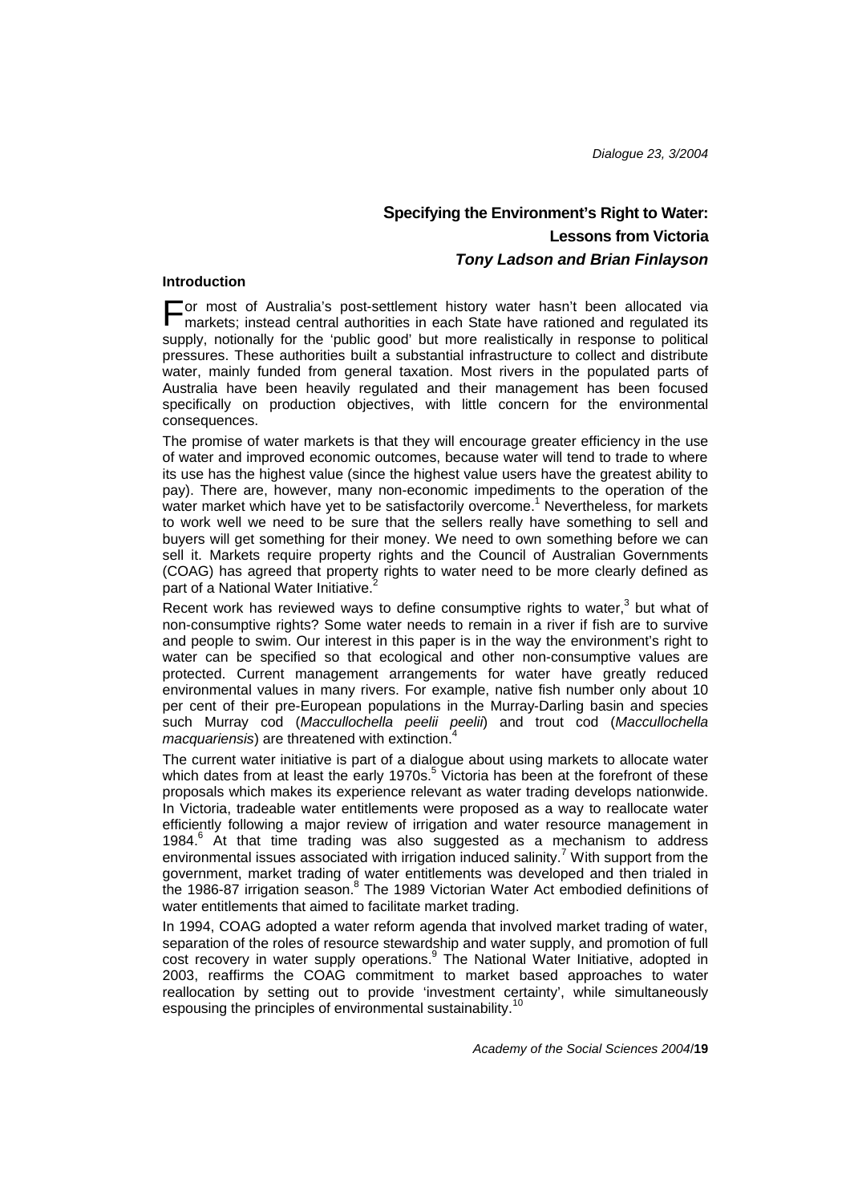# Specifying the Environment's Right to Water: Lessons from Victoria

***Tony Ladson and Brian Finlayson***

## Introduction

For most of Australia's post-settlement history water hasn't been allocated via markets; instead central authorities in each State have rationed and regulated its supply, notionally for the 'public good' but more realistically in response to political pressures. These authorities built a substantial infrastructure to collect and distribute water, mainly funded from general taxation. Most rivers in the populated parts of Australia have been heavily regulated and their management has been focused specifically on production objectives, with little concern for the environmental consequences.

The promise of water markets is that they will encourage greater efficiency in the use of water and improved economic outcomes, because water will tend to trade to where its use has the highest value (since the highest value users have the greatest ability to pay). There are, however, many non-economic impediments to the operation of the water market which have yet to be satisfactorily overcome.[1] Nevertheless, for markets to work well we need to be sure that the sellers really have something to sell and buyers will get something for their money. We need to own something before we can sell it. Markets require property rights and the Council of Australian Governments (COAG) has agreed that property rights to water need to be more clearly defined as part of a National Water Initiative.[2]

Recent work has reviewed ways to define consumptive rights to water,[3] but what of non-consumptive rights? Some water needs to remain in a river if fish are to survive and people to swim. Our interest in this paper is in the way the environment's right to water can be specified so that ecological and other non-consumptive values are protected. Current management arrangements for water have greatly reduced environmental values in many rivers. For example, native fish number only about 10 per cent of their pre-European populations in the Murray-Darling basin and species such Murray cod (*Maccullochella peelii peelii*) and trout cod (*Maccullochella macquariensis*) are threatened with extinction.[4]

The current water initiative is part of a dialogue about using markets to allocate water which dates from at least the early 1970s.[5] Victoria has been at the forefront of these proposals which makes its experience relevant as water trading develops nationwide. In Victoria, tradeable water entitlements were proposed as a way to reallocate water efficiently following a major review of irrigation and water resource management in 1984.[6] At that time trading was also suggested as a mechanism to address environmental issues associated with irrigation induced salinity.[7] With support from the government, market trading of water entitlements was developed and then trialed in the 1986-87 irrigation season.[8] The 1989 Victorian Water Act embodied definitions of water entitlements that aimed to facilitate market trading.

In 1994, COAG adopted a water reform agenda that involved market trading of water, separation of the roles of resource stewardship and water supply, and promotion of full cost recovery in water supply operations.[9] The National Water Initiative, adopted in 2003, reaffirms the COAG commitment to market based approaches to water reallocation by setting out to provide 'investment certainty', while simultaneously espousing the principles of environmental sustainability.[10]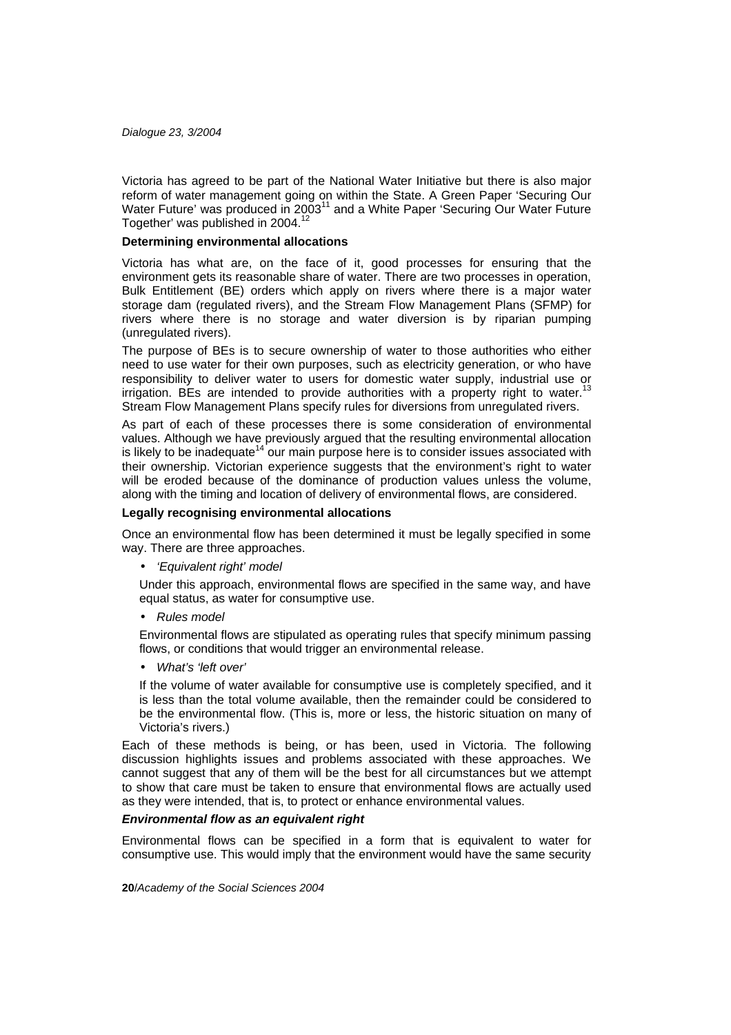Victoria has agreed to be part of the National Water Initiative but there is also major reform of water management going on within the State. A Green Paper 'Securing Our Water Future' was produced in 2003[11] and a White Paper 'Securing Our Water Future Together' was published in 2004.[12]

**Determining environmental allocations**

Victoria has what are, on the face of it, good processes for ensuring that the environment gets its reasonable share of water. There are two processes in operation, Bulk Entitlement (BE) orders which apply on rivers where there is a major water storage dam (regulated rivers), and the Stream Flow Management Plans (SFMP) for rivers where there is no storage and water diversion is by riparian pumping (unregulated rivers).

The purpose of BEs is to secure ownership of water to those authorities who either need to use water for their own purposes, such as electricity generation, or who have responsibility to deliver water to users for domestic water supply, industrial use or irrigation. BEs are intended to provide authorities with a property right to water.[13] Stream Flow Management Plans specify rules for diversions from unregulated rivers.

As part of each of these processes there is some consideration of environmental values. Although we have previously argued that the resulting environmental allocation is likely to be inadequate[14] our main purpose here is to consider issues associated with their ownership. Victorian experience suggests that the environment's right to water will be eroded because of the dominance of production values unless the volume, along with the timing and location of delivery of environmental flows, are considered.

**Legally recognising environmental allocations**

Once an environmental flow has been determined it must be legally specified in some way. There are three approaches.

- *'Equivalent right' model*

  Under this approach, environmental flows are specified in the same way, and have equal status, as water for consumptive use.

- *Rules model*

  Environmental flows are stipulated as operating rules that specify minimum passing flows, or conditions that would trigger an environmental release.

- *What's 'left over'*

  If the volume of water available for consumptive use is completely specified, and it is less than the total volume available, then the remainder could be considered to be the environmental flow. (This is, more or less, the historic situation on many of Victoria's rivers.)

Each of these methods is being, or has been, used in Victoria. The following discussion highlights issues and problems associated with these approaches. We cannot suggest that any of them will be the best for all circumstances but we attempt to show that care must be taken to ensure that environmental flows are actually used as they were intended, that is, to protect or enhance environmental values.

***Environmental flow as an equivalent right***

Environmental flows can be specified in a form that is equivalent to water for consumptive use. This would imply that the environment would have the same security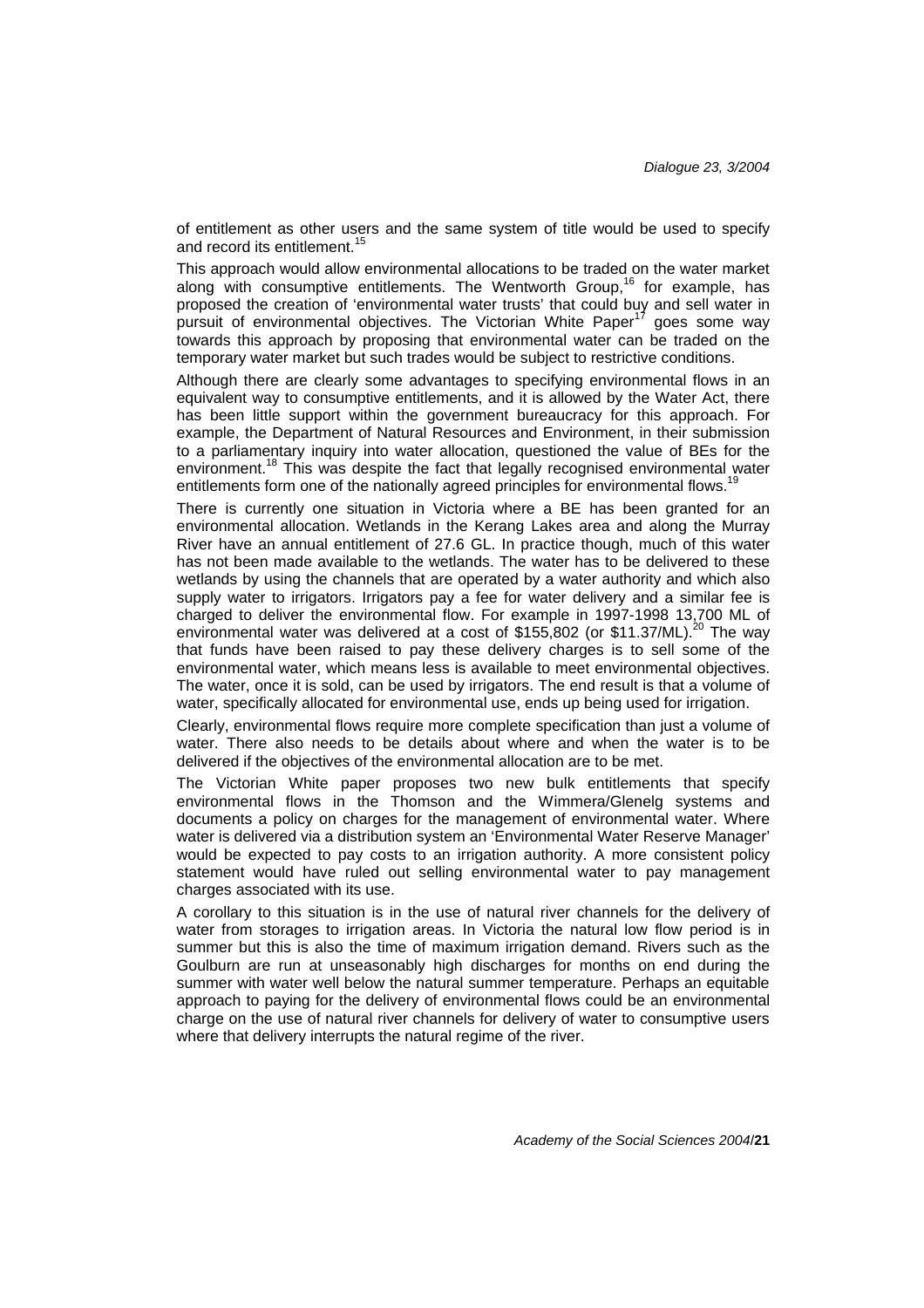of entitlement as other users and the same system of title would be used to specify and record its entitlement.[15]

This approach would allow environmental allocations to be traded on the water market along with consumptive entitlements. The Wentworth Group,[16] for example, has proposed the creation of 'environmental water trusts' that could buy and sell water in pursuit of environmental objectives. The Victorian White Paper[17] goes some way towards this approach by proposing that environmental water can be traded on the temporary water market but such trades would be subject to restrictive conditions.

Although there are clearly some advantages to specifying environmental flows in an equivalent way to consumptive entitlements, and it is allowed by the Water Act, there has been little support within the government bureaucracy for this approach. For example, the Department of Natural Resources and Environment, in their submission to a parliamentary inquiry into water allocation, questioned the value of BEs for the environment.[18] This was despite the fact that legally recognised environmental water entitlements form one of the nationally agreed principles for environmental flows.[19]

There is currently one situation in Victoria where a BE has been granted for an environmental allocation. Wetlands in the Kerang Lakes area and along the Murray River have an annual entitlement of 27.6 GL. In practice though, much of this water has not been made available to the wetlands. The water has to be delivered to these wetlands by using the channels that are operated by a water authority and which also supply water to irrigators. Irrigators pay a fee for water delivery and a similar fee is charged to deliver the environmental flow. For example in 1997-1998 13,700 ML of environmental water was delivered at a cost of $155,802 (or $11.37/ML).[20] The way that funds have been raised to pay these delivery charges is to sell some of the environmental water, which means less is available to meet environmental objectives. The water, once it is sold, can be used by irrigators. The end result is that a volume of water, specifically allocated for environmental use, ends up being used for irrigation.

Clearly, environmental flows require more complete specification than just a volume of water. There also needs to be details about where and when the water is to be delivered if the objectives of the environmental allocation are to be met.

The Victorian White paper proposes two new bulk entitlements that specify environmental flows in the Thomson and the Wimmera/Glenelg systems and documents a policy on charges for the management of environmental water. Where water is delivered via a distribution system an 'Environmental Water Reserve Manager' would be expected to pay costs to an irrigation authority. A more consistent policy statement would have ruled out selling environmental water to pay management charges associated with its use.

A corollary to this situation is in the use of natural river channels for the delivery of water from storages to irrigation areas. In Victoria the natural low flow period is in summer but this is also the time of maximum irrigation demand. Rivers such as the Goulburn are run at unseasonably high discharges for months on end during the summer with water well below the natural summer temperature. Perhaps an equitable approach to paying for the delivery of environmental flows could be an environmental charge on the use of natural river channels for delivery of water to consumptive users where that delivery interrupts the natural regime of the river.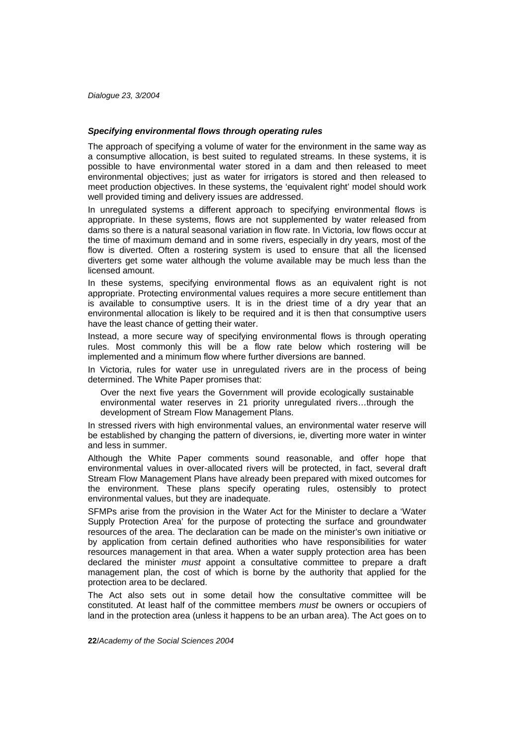### *Specifying environmental flows through operating rules*

The approach of specifying a volume of water for the environment in the same way as a consumptive allocation, is best suited to regulated streams. In these systems, it is possible to have environmental water stored in a dam and then released to meet environmental objectives; just as water for irrigators is stored and then released to meet production objectives. In these systems, the 'equivalent right' model should work well provided timing and delivery issues are addressed.

In unregulated systems a different approach to specifying environmental flows is appropriate. In these systems, flows are not supplemented by water released from dams so there is a natural seasonal variation in flow rate. In Victoria, low flows occur at the time of maximum demand and in some rivers, especially in dry years, most of the flow is diverted. Often a rostering system is used to ensure that all the licensed diverters get some water although the volume available may be much less than the licensed amount.

In these systems, specifying environmental flows as an equivalent right is not appropriate. Protecting environmental values requires a more secure entitlement than is available to consumptive users. It is in the driest time of a dry year that an environmental allocation is likely to be required and it is then that consumptive users have the least chance of getting their water.

Instead, a more secure way of specifying environmental flows is through operating rules. Most commonly this will be a flow rate below which rostering will be implemented and a minimum flow where further diversions are banned.

In Victoria, rules for water use in unregulated rivers are in the process of being determined. The White Paper promises that:

> Over the next five years the Government will provide ecologically sustainable environmental water reserves in 21 priority unregulated rivers…through the development of Stream Flow Management Plans.

In stressed rivers with high environmental values, an environmental water reserve will be established by changing the pattern of diversions, ie, diverting more water in winter and less in summer.

Although the White Paper comments sound reasonable, and offer hope that environmental values in over-allocated rivers will be protected, in fact, several draft Stream Flow Management Plans have already been prepared with mixed outcomes for the environment. These plans specify operating rules, ostensibly to protect environmental values, but they are inadequate.

SFMPs arise from the provision in the Water Act for the Minister to declare a 'Water Supply Protection Area' for the purpose of protecting the surface and groundwater resources of the area. The declaration can be made on the minister's own initiative or by application from certain defined authorities who have responsibilities for water resources management in that area. When a water supply protection area has been declared the minister *must* appoint a consultative committee to prepare a draft management plan, the cost of which is borne by the authority that applied for the protection area to be declared.

The Act also sets out in some detail how the consultative committee will be constituted. At least half of the committee members *must* be owners or occupiers of land in the protection area (unless it happens to be an urban area). The Act goes on to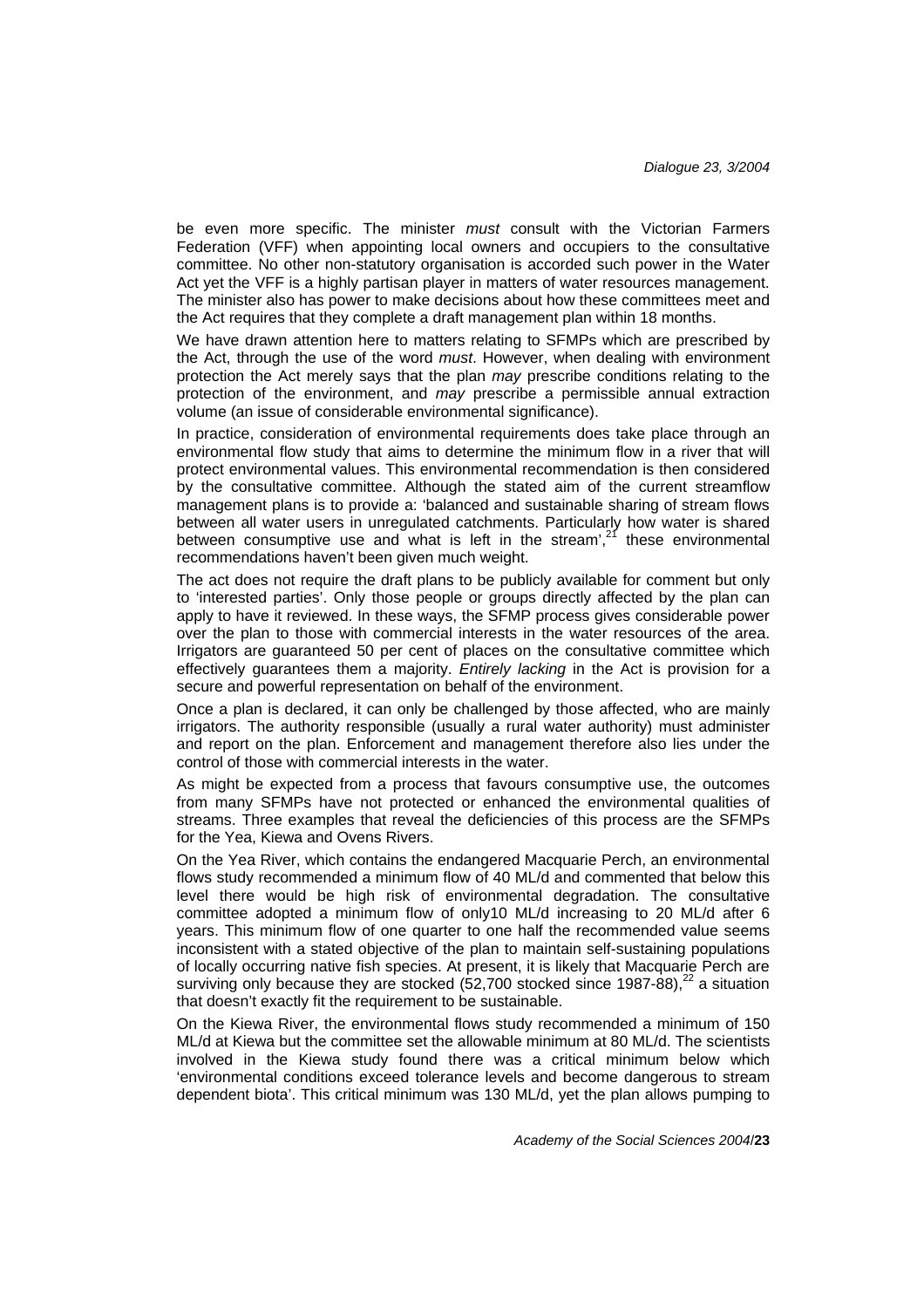be even more specific. The minister *must* consult with the Victorian Farmers Federation (VFF) when appointing local owners and occupiers to the consultative committee. No other non-statutory organisation is accorded such power in the Water Act yet the VFF is a highly partisan player in matters of water resources management. The minister also has power to make decisions about how these committees meet and the Act requires that they complete a draft management plan within 18 months.

We have drawn attention here to matters relating to SFMPs which are prescribed by the Act, through the use of the word *must*. However, when dealing with environment protection the Act merely says that the plan *may* prescribe conditions relating to the protection of the environment, and *may* prescribe a permissible annual extraction volume (an issue of considerable environmental significance).

In practice, consideration of environmental requirements does take place through an environmental flow study that aims to determine the minimum flow in a river that will protect environmental values. This environmental recommendation is then considered by the consultative committee. Although the stated aim of the current streamflow management plans is to provide a: 'balanced and sustainable sharing of stream flows between all water users in unregulated catchments. Particularly how water is shared between consumptive use and what is left in the stream',[21] these environmental recommendations haven't been given much weight.

The act does not require the draft plans to be publicly available for comment but only to 'interested parties'. Only those people or groups directly affected by the plan can apply to have it reviewed. In these ways, the SFMP process gives considerable power over the plan to those with commercial interests in the water resources of the area. Irrigators are guaranteed 50 per cent of places on the consultative committee which effectively guarantees them a majority. *Entirely lacking* in the Act is provision for a secure and powerful representation on behalf of the environment.

Once a plan is declared, it can only be challenged by those affected, who are mainly irrigators. The authority responsible (usually a rural water authority) must administer and report on the plan. Enforcement and management therefore also lies under the control of those with commercial interests in the water.

As might be expected from a process that favours consumptive use, the outcomes from many SFMPs have not protected or enhanced the environmental qualities of streams. Three examples that reveal the deficiencies of this process are the SFMPs for the Yea, Kiewa and Ovens Rivers.

On the Yea River, which contains the endangered Macquarie Perch, an environmental flows study recommended a minimum flow of 40 ML/d and commented that below this level there would be high risk of environmental degradation. The consultative committee adopted a minimum flow of only10 ML/d increasing to 20 ML/d after 6 years. This minimum flow of one quarter to one half the recommended value seems inconsistent with a stated objective of the plan to maintain self-sustaining populations of locally occurring native fish species. At present, it is likely that Macquarie Perch are surviving only because they are stocked (52,700 stocked since 1987-88),[22] a situation that doesn't exactly fit the requirement to be sustainable.

On the Kiewa River, the environmental flows study recommended a minimum of 150 ML/d at Kiewa but the committee set the allowable minimum at 80 ML/d. The scientists involved in the Kiewa study found there was a critical minimum below which 'environmental conditions exceed tolerance levels and become dangerous to stream dependent biota'. This critical minimum was 130 ML/d, yet the plan allows pumping to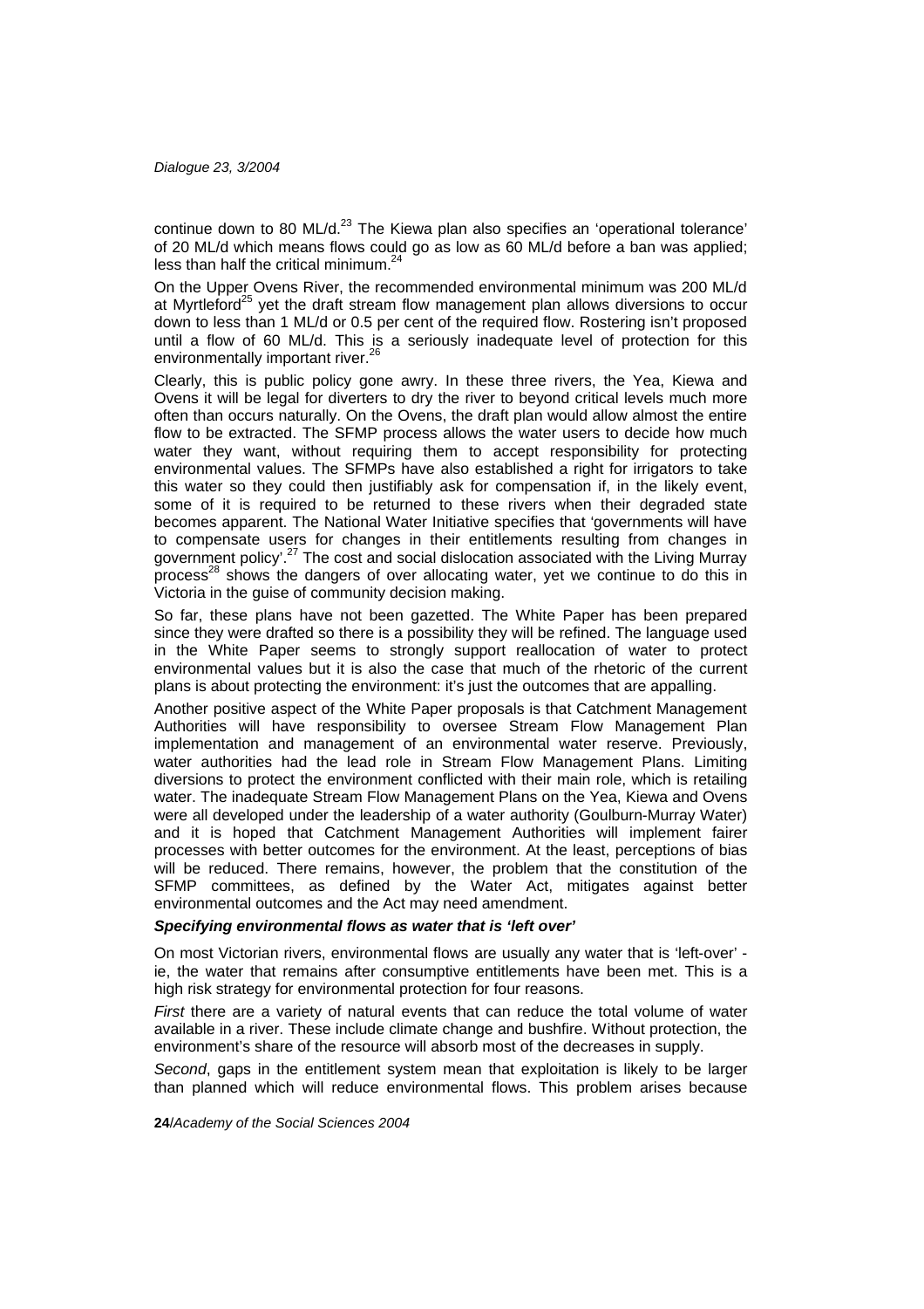continue down to 80 ML/d.[23] The Kiewa plan also specifies an 'operational tolerance' of 20 ML/d which means flows could go as low as 60 ML/d before a ban was applied; less than half the critical minimum.[24]

On the Upper Ovens River, the recommended environmental minimum was 200 ML/d at Myrtleford[25] yet the draft stream flow management plan allows diversions to occur down to less than 1 ML/d or 0.5 per cent of the required flow. Rostering isn't proposed until a flow of 60 ML/d. This is a seriously inadequate level of protection for this environmentally important river.[26]

Clearly, this is public policy gone awry. In these three rivers, the Yea, Kiewa and Ovens it will be legal for diverters to dry the river to beyond critical levels much more often than occurs naturally. On the Ovens, the draft plan would allow almost the entire flow to be extracted. The SFMP process allows the water users to decide how much water they want, without requiring them to accept responsibility for protecting environmental values. The SFMPs have also established a right for irrigators to take this water so they could then justifiably ask for compensation if, in the likely event, some of it is required to be returned to these rivers when their degraded state becomes apparent. The National Water Initiative specifies that 'governments will have to compensate users for changes in their entitlements resulting from changes in government policy'.[27] The cost and social dislocation associated with the Living Murray process[28] shows the dangers of over allocating water, yet we continue to do this in Victoria in the guise of community decision making.

So far, these plans have not been gazetted. The White Paper has been prepared since they were drafted so there is a possibility they will be refined. The language used in the White Paper seems to strongly support reallocation of water to protect environmental values but it is also the case that much of the rhetoric of the current plans is about protecting the environment: it's just the outcomes that are appalling.

Another positive aspect of the White Paper proposals is that Catchment Management Authorities will have responsibility to oversee Stream Flow Management Plan implementation and management of an environmental water reserve. Previously, water authorities had the lead role in Stream Flow Management Plans. Limiting diversions to protect the environment conflicted with their main role, which is retailing water. The inadequate Stream Flow Management Plans on the Yea, Kiewa and Ovens were all developed under the leadership of a water authority (Goulburn-Murray Water) and it is hoped that Catchment Management Authorities will implement fairer processes with better outcomes for the environment. At the least, perceptions of bias will be reduced. There remains, however, the problem that the constitution of the SFMP committees, as defined by the Water Act, mitigates against better environmental outcomes and the Act may need amendment.

### *Specifying environmental flows as water that is 'left over'*

On most Victorian rivers, environmental flows are usually any water that is 'left-over' - ie, the water that remains after consumptive entitlements have been met. This is a high risk strategy for environmental protection for four reasons.

*First* there are a variety of natural events that can reduce the total volume of water available in a river. These include climate change and bushfire. Without protection, the environment's share of the resource will absorb most of the decreases in supply.

*Second*, gaps in the entitlement system mean that exploitation is likely to be larger than planned which will reduce environmental flows. This problem arises because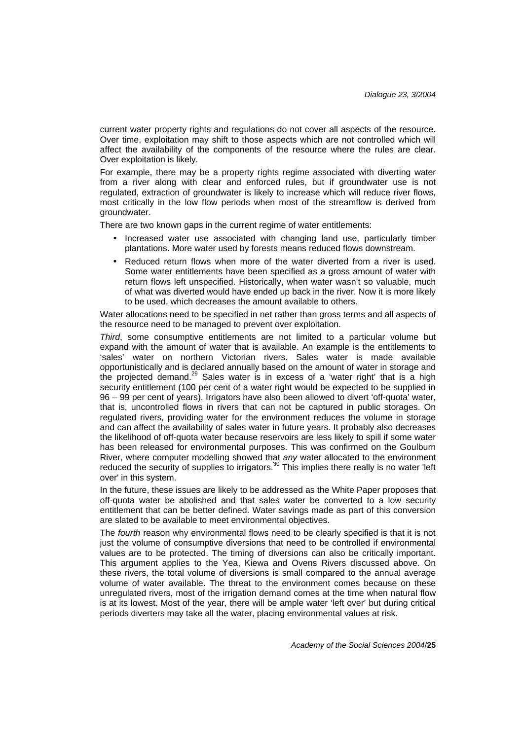current water property rights and regulations do not cover all aspects of the resource. Over time, exploitation may shift to those aspects which are not controlled which will affect the availability of the components of the resource where the rules are clear. Over exploitation is likely.

For example, there may be a property rights regime associated with diverting water from a river along with clear and enforced rules, but if groundwater use is not regulated, extraction of groundwater is likely to increase which will reduce river flows, most critically in the low flow periods when most of the streamflow is derived from groundwater.

There are two known gaps in the current regime of water entitlements:

- Increased water use associated with changing land use, particularly timber plantations. More water used by forests means reduced flows downstream.
- Reduced return flows when more of the water diverted from a river is used. Some water entitlements have been specified as a gross amount of water with return flows left unspecified. Historically, when water wasn't so valuable, much of what was diverted would have ended up back in the river. Now it is more likely to be used, which decreases the amount available to others.

Water allocations need to be specified in net rather than gross terms and all aspects of the resource need to be managed to prevent over exploitation.

*Third*, some consumptive entitlements are not limited to a particular volume but expand with the amount of water that is available. An example is the entitlements to 'sales' water on northern Victorian rivers. Sales water is made available opportunistically and is declared annually based on the amount of water in storage and the projected demand.[29] Sales water is in excess of a 'water right' that is a high security entitlement (100 per cent of a water right would be expected to be supplied in 96 – 99 per cent of years). Irrigators have also been allowed to divert 'off-quota' water, that is, uncontrolled flows in rivers that can not be captured in public storages. On regulated rivers, providing water for the environment reduces the volume in storage and can affect the availability of sales water in future years. It probably also decreases the likelihood of off-quota water because reservoirs are less likely to spill if some water has been released for environmental purposes. This was confirmed on the Goulburn River, where computer modelling showed that *any* water allocated to the environment reduced the security of supplies to irrigators.[30] This implies there really is no water 'left over' in this system.

In the future, these issues are likely to be addressed as the White Paper proposes that off-quota water be abolished and that sales water be converted to a low security entitlement that can be better defined. Water savings made as part of this conversion are slated to be available to meet environmental objectives.

The *fourth* reason why environmental flows need to be clearly specified is that it is not just the volume of consumptive diversions that need to be controlled if environmental values are to be protected. The timing of diversions can also be critically important. This argument applies to the Yea, Kiewa and Ovens Rivers discussed above. On these rivers, the total volume of diversions is small compared to the annual average volume of water available. The threat to the environment comes because on these unregulated rivers, most of the irrigation demand comes at the time when natural flow is at its lowest. Most of the year, there will be ample water 'left over' but during critical periods diverters may take all the water, placing environmental values at risk.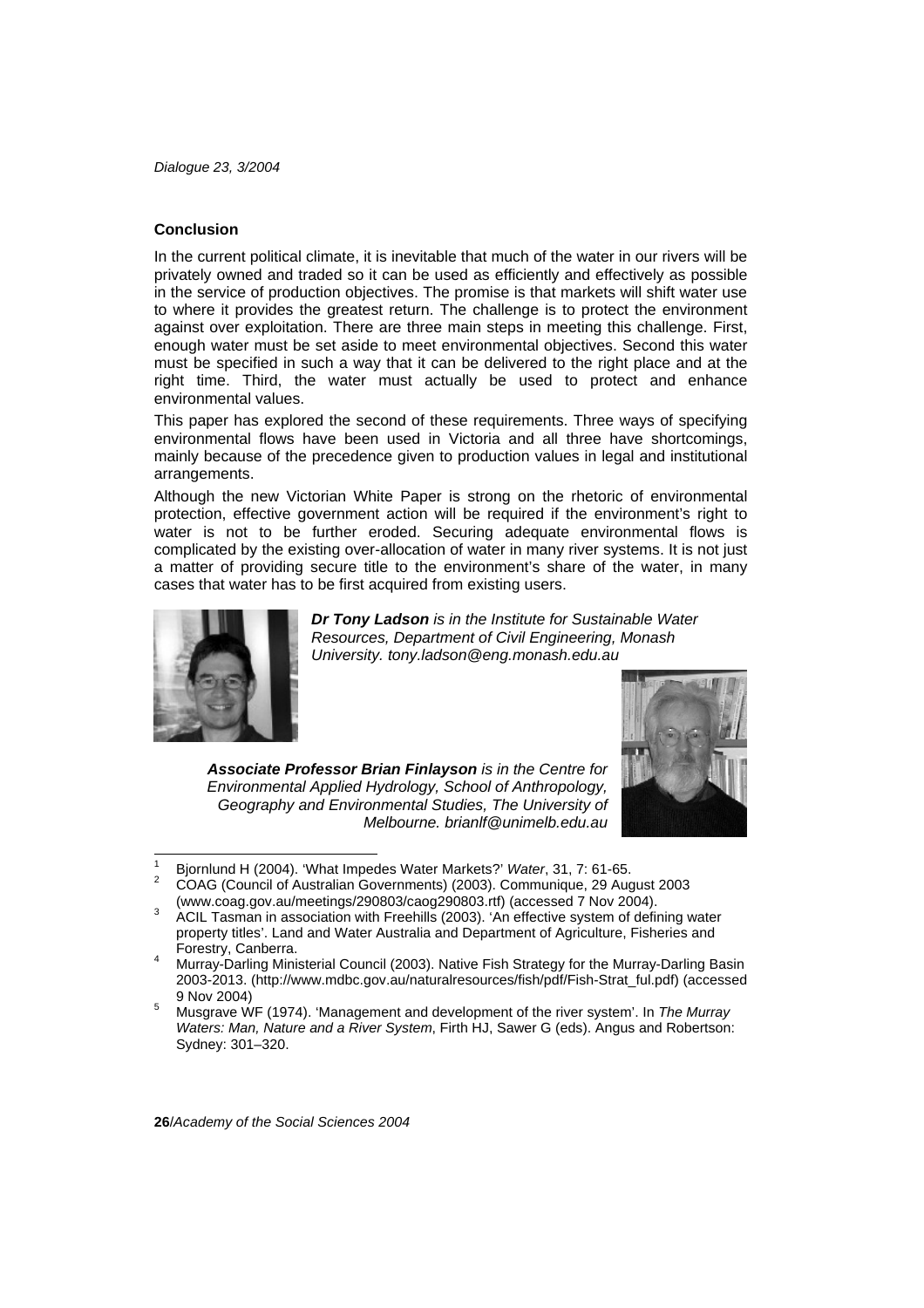## Conclusion

In the current political climate, it is inevitable that much of the water in our rivers will be privately owned and traded so it can be used as efficiently and effectively as possible in the service of production objectives. The promise is that markets will shift water use to where it provides the greatest return. The challenge is to protect the environment against over exploitation. There are three main steps in meeting this challenge. First, enough water must be set aside to meet environmental objectives. Second this water must be specified in such a way that it can be delivered to the right place and at the right time. Third, the water must actually be used to protect and enhance environmental values.

This paper has explored the second of these requirements. Three ways of specifying environmental flows have been used in Victoria and all three have shortcomings, mainly because of the precedence given to production values in legal and institutional arrangements.

Although the new Victorian White Paper is strong on the rhetoric of environmental protection, effective government action will be required if the environment's right to water is not to be further eroded. Securing adequate environmental flows is complicated by the existing over-allocation of water in many river systems. It is not just a matter of providing secure title to the environment's share of the water, in many cases that water has to be first acquired from existing users.

***Dr Tony Ladson*** *is in the Institute for Sustainable Water Resources, Department of Civil Engineering, Monash University. tony.ladson@eng.monash.edu.au*

***Associate Professor Brian Finlayson*** *is in the Centre for Environmental Applied Hydrology, School of Anthropology, Geography and Environmental Studies, The University of Melbourne. brianlf@unimelb.edu.au*

---

[1] Bjornlund H (2004). 'What Impedes Water Markets?' *Water*, 31, 7: 61-65.

[2] COAG (Council of Australian Governments) (2003). Communique, 29 August 2003 (www.coag.gov.au/meetings/290803/caog290803.rtf) (accessed 7 Nov 2004).

[3] ACIL Tasman in association with Freehills (2003). 'An effective system of defining water property titles'. Land and Water Australia and Department of Agriculture, Fisheries and Forestry, Canberra.

[4] Murray-Darling Ministerial Council (2003). Native Fish Strategy for the Murray-Darling Basin 2003-2013. (http://www.mdbc.gov.au/naturalresources/fish/pdf/Fish-Strat_ful.pdf) (accessed 9 Nov 2004)

[5] Musgrave WF (1974). 'Management and development of the river system'. In *The Murray Waters: Man, Nature and a River System*, Firth HJ, Sawer G (eds). Angus and Robertson: Sydney: 301–320.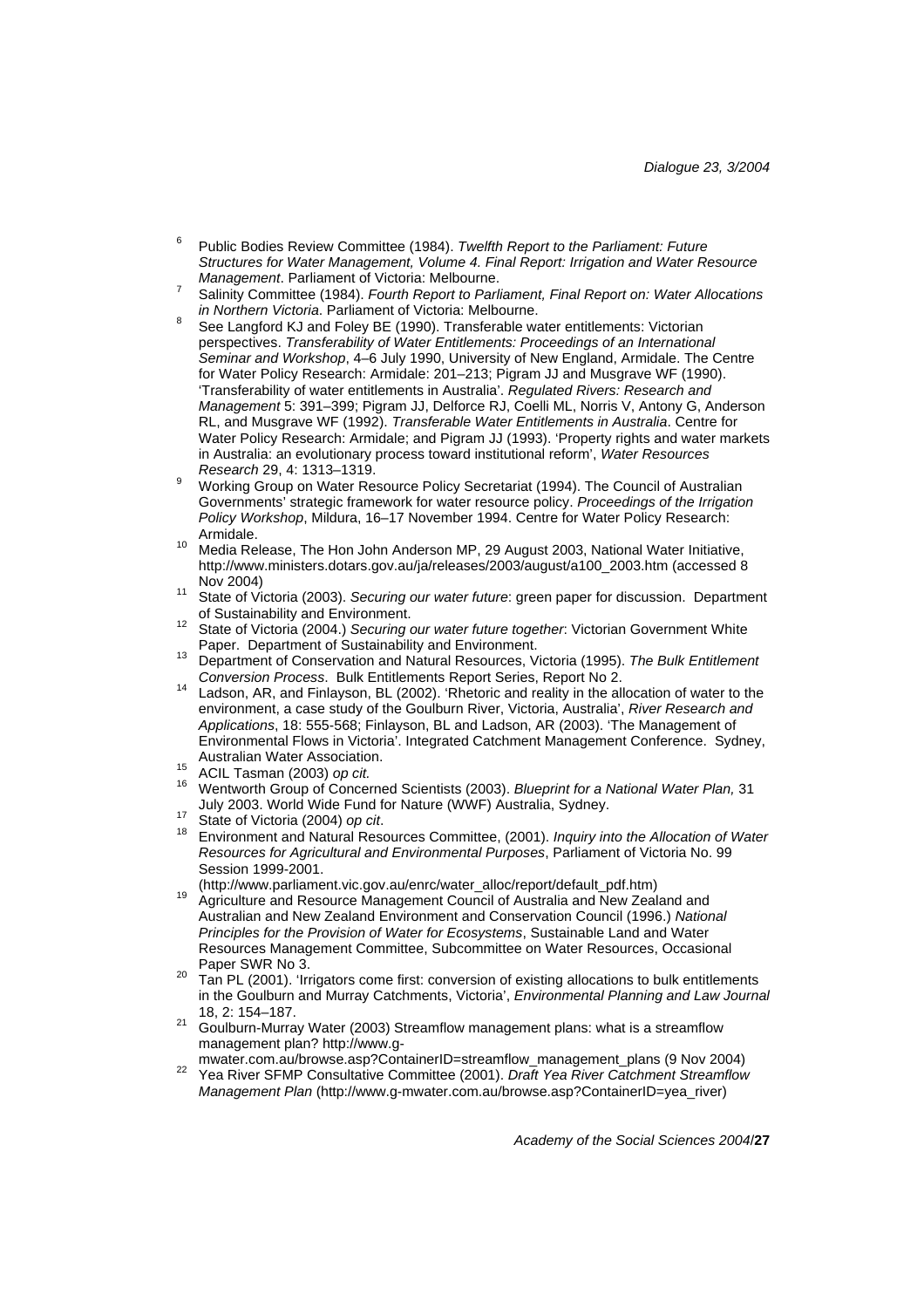[6] Public Bodies Review Committee (1984). *Twelfth Report to the Parliament: Future Structures for Water Management, Volume 4. Final Report: Irrigation and Water Resource Management*. Parliament of Victoria: Melbourne.

[7] Salinity Committee (1984). *Fourth Report to Parliament, Final Report on: Water Allocations in Northern Victoria*. Parliament of Victoria: Melbourne.

[8] See Langford KJ and Foley BE (1990). Transferable water entitlements: Victorian perspectives. *Transferability of Water Entitlements: Proceedings of an International Seminar and Workshop*, 4–6 July 1990, University of New England, Armidale. The Centre for Water Policy Research: Armidale: 201–213; Pigram JJ and Musgrave WF (1990). 'Transferability of water entitlements in Australia'. *Regulated Rivers: Research and Management* 5: 391–399; Pigram JJ, Delforce RJ, Coelli ML, Norris V, Antony G, Anderson RL, and Musgrave WF (1992). *Transferable Water Entitlements in Australia*. Centre for Water Policy Research: Armidale; and Pigram JJ (1993). 'Property rights and water markets in Australia: an evolutionary process toward institutional reform', *Water Resources Research* 29, 4: 1313–1319.

[9] Working Group on Water Resource Policy Secretariat (1994). The Council of Australian Governments' strategic framework for water resource policy. *Proceedings of the Irrigation Policy Workshop*, Mildura, 16–17 November 1994. Centre for Water Policy Research: Armidale.

[10] Media Release, The Hon John Anderson MP, 29 August 2003, National Water Initiative, http://www.ministers.dotars.gov.au/ja/releases/2003/august/a100_2003.htm (accessed 8 Nov 2004)

[11] State of Victoria (2003). *Securing our water future*: green paper for discussion. Department of Sustainability and Environment.

[12] State of Victoria (2004.) *Securing our water future together*: Victorian Government White Paper. Department of Sustainability and Environment.

[13] Department of Conservation and Natural Resources, Victoria (1995). *The Bulk Entitlement Conversion Process*. Bulk Entitlements Report Series, Report No 2.

[14] Ladson, AR, and Finlayson, BL (2002). 'Rhetoric and reality in the allocation of water to the environment, a case study of the Goulburn River, Victoria, Australia', *River Research and Applications*, 18: 555-568; Finlayson, BL and Ladson, AR (2003). 'The Management of Environmental Flows in Victoria'. Integrated Catchment Management Conference. Sydney, Australian Water Association.

[15] ACIL Tasman (2003) *op cit.*

[16] Wentworth Group of Concerned Scientists (2003). *Blueprint for a National Water Plan,* 31 July 2003. World Wide Fund for Nature (WWF) Australia, Sydney.

[17] State of Victoria (2004) *op cit*.

[18] Environment and Natural Resources Committee, (2001). *Inquiry into the Allocation of Water Resources for Agricultural and Environmental Purposes*, Parliament of Victoria No. 99 Session 1999-2001. (http://www.parliament.vic.gov.au/enrc/water_alloc/report/default_pdf.htm)

[19] Agriculture and Resource Management Council of Australia and New Zealand and Australian and New Zealand Environment and Conservation Council (1996.) *National Principles for the Provision of Water for Ecosystems*, Sustainable Land and Water Resources Management Committee, Subcommittee on Water Resources, Occasional Paper SWR No 3.

[20] Tan PL (2001). 'Irrigators come first: conversion of existing allocations to bulk entitlements in the Goulburn and Murray Catchments, Victoria', *Environmental Planning and Law Journal* 18, 2: 154–187.

[21] Goulburn-Murray Water (2003) Streamflow management plans: what is a streamflow management plan? http://www.g-mwater.com.au/browse.asp?ContainerID=streamflow_management_plans (9 Nov 2004)

[22] Yea River SFMP Consultative Committee (2001). *Draft Yea River Catchment Streamflow Management Plan* (http://www.g-mwater.com.au/browse.asp?ContainerID=yea_river)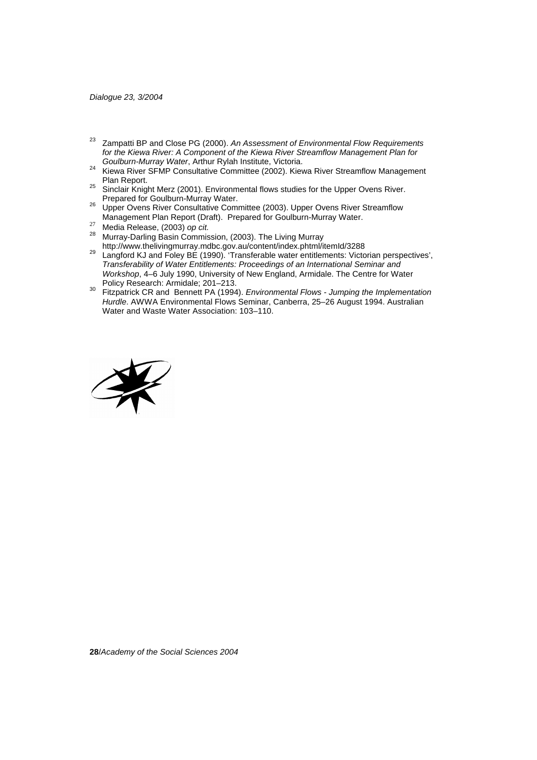[23] Zampatti BP and Close PG (2000). *An Assessment of Environmental Flow Requirements for the Kiewa River: A Component of the Kiewa River Streamflow Management Plan for Goulburn-Murray Water*, Arthur Rylah Institute, Victoria.

[24] Kiewa River SFMP Consultative Committee (2002). Kiewa River Streamflow Management Plan Report.

[25] Sinclair Knight Merz (2001). Environmental flows studies for the Upper Ovens River. Prepared for Goulburn-Murray Water.

[26] Upper Ovens River Consultative Committee (2003). Upper Ovens River Streamflow Management Plan Report (Draft). Prepared for Goulburn-Murray Water.

[27] Media Release, (2003) *op cit.*

[28] Murray-Darling Basin Commission, (2003). The Living Murray http://www.thelivingmurray.mdbc.gov.au/content/index.phtml/itemId/3288

[29] Langford KJ and Foley BE (1990). 'Transferable water entitlements: Victorian perspectives', *Transferability of Water Entitlements: Proceedings of an International Seminar and Workshop*, 4–6 July 1990, University of New England, Armidale. The Centre for Water Policy Research: Armidale; 201–213.

[30] Fitzpatrick CR and Bennett PA (1994). *Environmental Flows - Jumping the Implementation Hurdle*. AWWA Environmental Flows Seminar, Canberra, 25–26 August 1994. Australian Water and Waste Water Association: 103–110.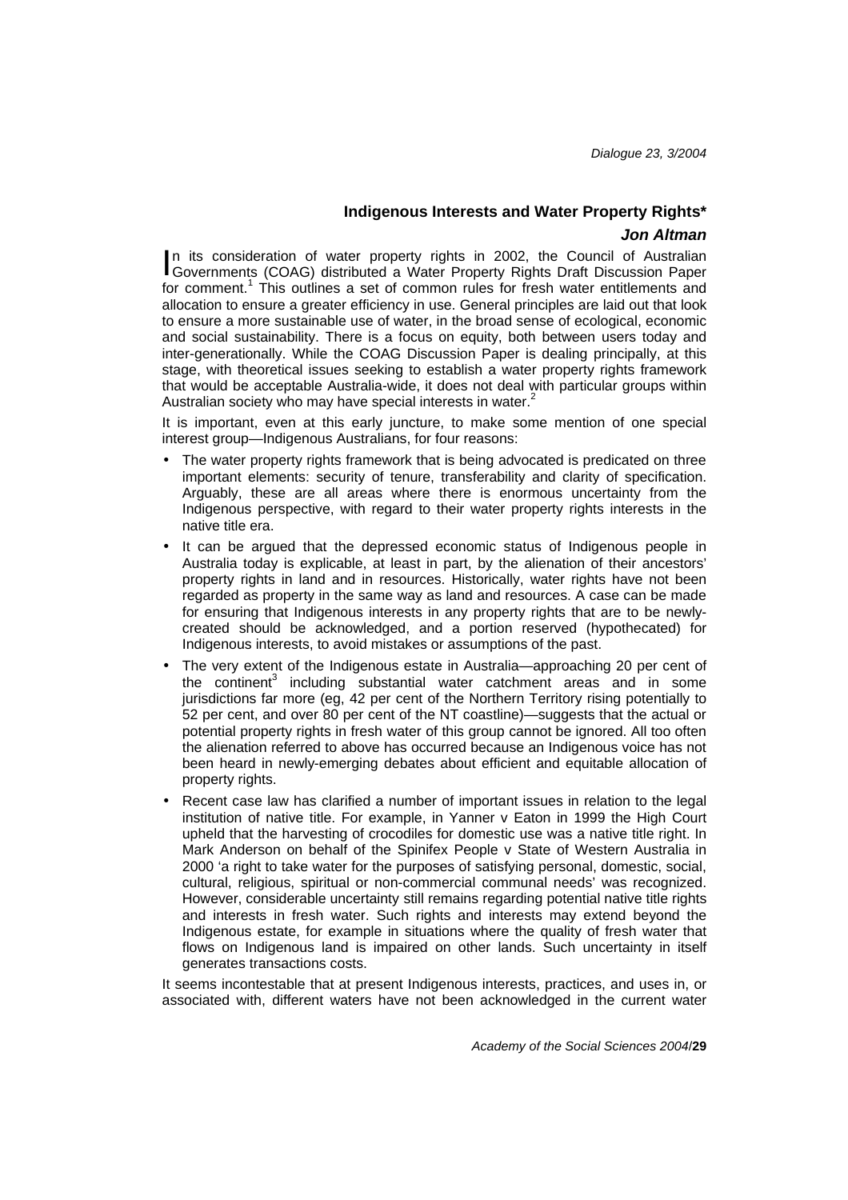## Indigenous Interests and Water Property Rights*

***Jon Altman***

In its consideration of water property rights in 2002, the Council of Australian Governments (COAG) distributed a Water Property Rights Draft Discussion Paper for comment.[1] This outlines a set of common rules for fresh water entitlements and allocation to ensure a greater efficiency in use. General principles are laid out that look to ensure a more sustainable use of water, in the broad sense of ecological, economic and social sustainability. There is a focus on equity, both between users today and inter-generationally. While the COAG Discussion Paper is dealing principally, at this stage, with theoretical issues seeking to establish a water property rights framework that would be acceptable Australia-wide, it does not deal with particular groups within Australian society who may have special interests in water.[2]

It is important, even at this early juncture, to make some mention of one special interest group—Indigenous Australians, for four reasons:

- The water property rights framework that is being advocated is predicated on three important elements: security of tenure, transferability and clarity of specification. Arguably, these are all areas where there is enormous uncertainty from the Indigenous perspective, with regard to their water property rights interests in the native title era.
- It can be argued that the depressed economic status of Indigenous people in Australia today is explicable, at least in part, by the alienation of their ancestors' property rights in land and in resources. Historically, water rights have not been regarded as property in the same way as land and resources. A case can be made for ensuring that Indigenous interests in any property rights that are to be newly-created should be acknowledged, and a portion reserved (hypothecated) for Indigenous interests, to avoid mistakes or assumptions of the past.
- The very extent of the Indigenous estate in Australia—approaching 20 per cent of the continent[3] including substantial water catchment areas and in some jurisdictions far more (eg, 42 per cent of the Northern Territory rising potentially to 52 per cent, and over 80 per cent of the NT coastline)—suggests that the actual or potential property rights in fresh water of this group cannot be ignored. All too often the alienation referred to above has occurred because an Indigenous voice has not been heard in newly-emerging debates about efficient and equitable allocation of property rights.
- Recent case law has clarified a number of important issues in relation to the legal institution of native title. For example, in Yanner v Eaton in 1999 the High Court upheld that the harvesting of crocodiles for domestic use was a native title right. In Mark Anderson on behalf of the Spinifex People v State of Western Australia in 2000 'a right to take water for the purposes of satisfying personal, domestic, social, cultural, religious, spiritual or non-commercial communal needs' was recognized. However, considerable uncertainty still remains regarding potential native title rights and interests in fresh water. Such rights and interests may extend beyond the Indigenous estate, for example in situations where the quality of fresh water that flows on Indigenous land is impaired on other lands. Such uncertainty in itself generates transactions costs.

It seems incontestable that at present Indigenous interests, practices, and uses in, or associated with, different waters have not been acknowledged in the current water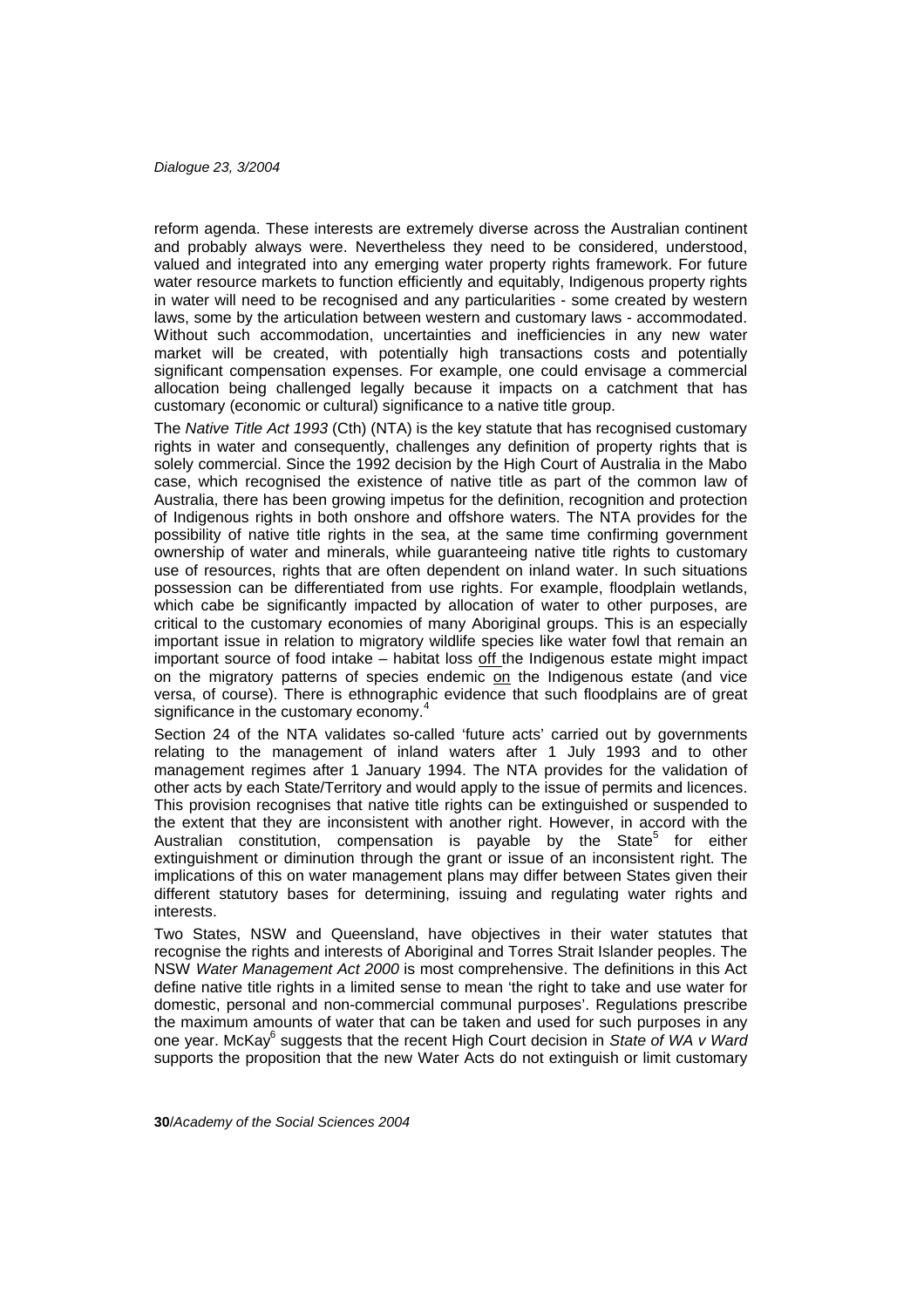reform agenda. These interests are extremely diverse across the Australian continent and probably always were. Nevertheless they need to be considered, understood, valued and integrated into any emerging water property rights framework. For future water resource markets to function efficiently and equitably, Indigenous property rights in water will need to be recognised and any particularities - some created by western laws, some by the articulation between western and customary laws - accommodated. Without such accommodation, uncertainties and inefficiencies in any new water market will be created, with potentially high transactions costs and potentially significant compensation expenses. For example, one could envisage a commercial allocation being challenged legally because it impacts on a catchment that has customary (economic or cultural) significance to a native title group.

The *Native Title Act 1993* (Cth) (NTA) is the key statute that has recognised customary rights in water and consequently, challenges any definition of property rights that is solely commercial. Since the 1992 decision by the High Court of Australia in the Mabo case, which recognised the existence of native title as part of the common law of Australia, there has been growing impetus for the definition, recognition and protection of Indigenous rights in both onshore and offshore waters. The NTA provides for the possibility of native title rights in the sea, at the same time confirming government ownership of water and minerals, while guaranteeing native title rights to customary use of resources, rights that are often dependent on inland water. In such situations possession can be differentiated from use rights. For example, floodplain wetlands, which cabe be significantly impacted by allocation of water to other purposes, are critical to the customary economies of many Aboriginal groups. This is an especially important issue in relation to migratory wildlife species like water fowl that remain an important source of food intake – habitat loss off the Indigenous estate might impact on the migratory patterns of species endemic on the Indigenous estate (and vice versa, of course). There is ethnographic evidence that such floodplains are of great significance in the customary economy.[4]

Section 24 of the NTA validates so-called 'future acts' carried out by governments relating to the management of inland waters after 1 July 1993 and to other management regimes after 1 January 1994. The NTA provides for the validation of other acts by each State/Territory and would apply to the issue of permits and licences. This provision recognises that native title rights can be extinguished or suspended to the extent that they are inconsistent with another right. However, in accord with the Australian constitution, compensation is payable by the State[5] for either extinguishment or diminution through the grant or issue of an inconsistent right. The implications of this on water management plans may differ between States given their different statutory bases for determining, issuing and regulating water rights and interests.

Two States, NSW and Queensland, have objectives in their water statutes that recognise the rights and interests of Aboriginal and Torres Strait Islander peoples. The NSW *Water Management Act 2000* is most comprehensive. The definitions in this Act define native title rights in a limited sense to mean 'the right to take and use water for domestic, personal and non-commercial communal purposes'. Regulations prescribe the maximum amounts of water that can be taken and used for such purposes in any one year. McKay[6] suggests that the recent High Court decision in *State of WA v Ward* supports the proposition that the new Water Acts do not extinguish or limit customary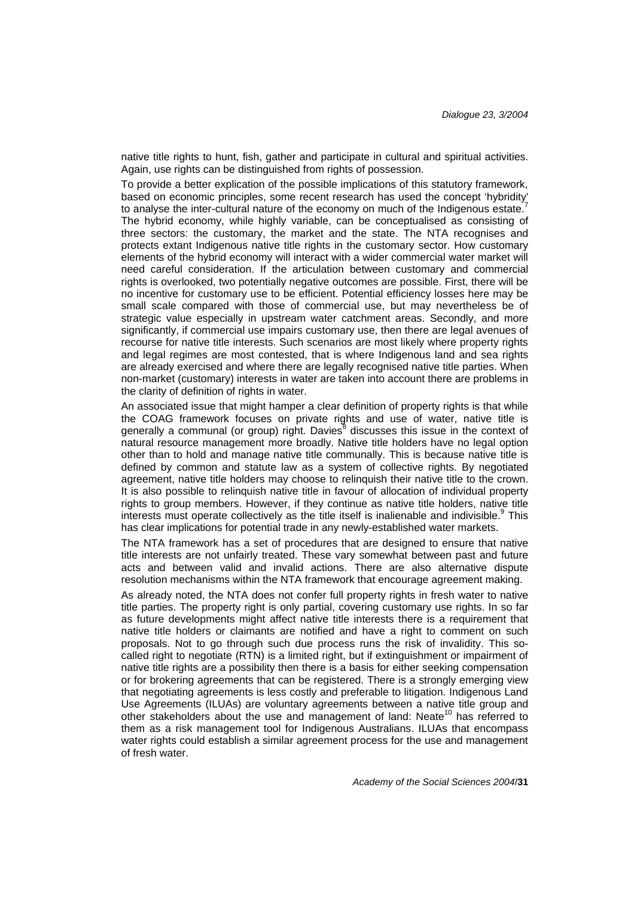native title rights to hunt, fish, gather and participate in cultural and spiritual activities. Again, use rights can be distinguished from rights of possession.

To provide a better explication of the possible implications of this statutory framework, based on economic principles, some recent research has used the concept 'hybridity' to analyse the inter-cultural nature of the economy on much of the Indigenous estate.[7] The hybrid economy, while highly variable, can be conceptualised as consisting of three sectors: the customary, the market and the state. The NTA recognises and protects extant Indigenous native title rights in the customary sector. How customary elements of the hybrid economy will interact with a wider commercial water market will need careful consideration. If the articulation between customary and commercial rights is overlooked, two potentially negative outcomes are possible. First, there will be no incentive for customary use to be efficient. Potential efficiency losses here may be small scale compared with those of commercial use, but may nevertheless be of strategic value especially in upstream water catchment areas. Secondly, and more significantly, if commercial use impairs customary use, then there are legal avenues of recourse for native title interests. Such scenarios are most likely where property rights and legal regimes are most contested, that is where Indigenous land and sea rights are already exercised and where there are legally recognised native title parties. When non-market (customary) interests in water are taken into account there are problems in the clarity of definition of rights in water.

An associated issue that might hamper a clear definition of property rights is that while the COAG framework focuses on private rights and use of water, native title is generally a communal (or group) right. Davies[8] discusses this issue in the context of natural resource management more broadly. Native title holders have no legal option other than to hold and manage native title communally. This is because native title is defined by common and statute law as a system of collective rights. By negotiated agreement, native title holders may choose to relinquish their native title to the crown. It is also possible to relinquish native title in favour of allocation of individual property rights to group members. However, if they continue as native title holders, native title interests must operate collectively as the title itself is inalienable and indivisible.[9] This has clear implications for potential trade in any newly-established water markets.

The NTA framework has a set of procedures that are designed to ensure that native title interests are not unfairly treated. These vary somewhat between past and future acts and between valid and invalid actions. There are also alternative dispute resolution mechanisms within the NTA framework that encourage agreement making.

As already noted, the NTA does not confer full property rights in fresh water to native title parties. The property right is only partial, covering customary use rights. In so far as future developments might affect native title interests there is a requirement that native title holders or claimants are notified and have a right to comment on such proposals. Not to go through such due process runs the risk of invalidity. This so-called right to negotiate (RTN) is a limited right, but if extinguishment or impairment of native title rights are a possibility then there is a basis for either seeking compensation or for brokering agreements that can be registered. There is a strongly emerging view that negotiating agreements is less costly and preferable to litigation. Indigenous Land Use Agreements (ILUAs) are voluntary agreements between a native title group and other stakeholders about the use and management of land: Neate[10] has referred to them as a risk management tool for Indigenous Australians. ILUAs that encompass water rights could establish a similar agreement process for the use and management of fresh water.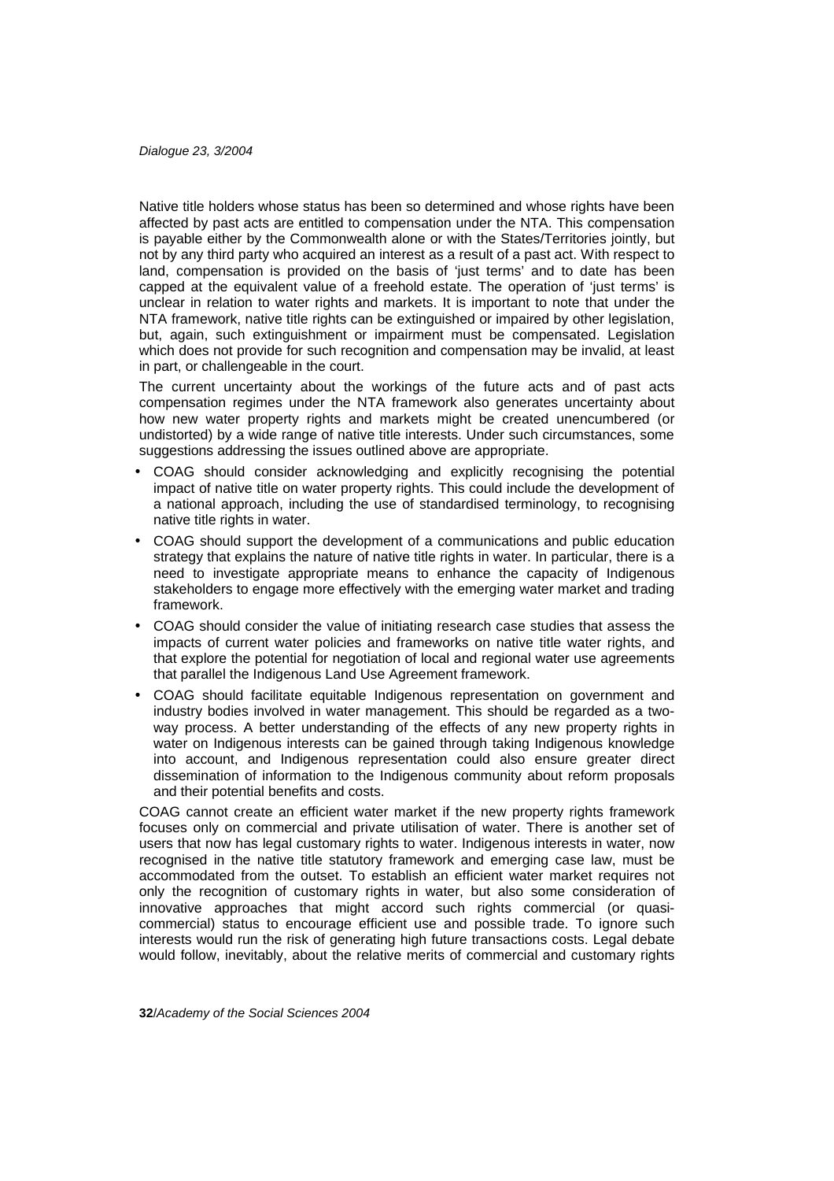Native title holders whose status has been so determined and whose rights have been affected by past acts are entitled to compensation under the NTA. This compensation is payable either by the Commonwealth alone or with the States/Territories jointly, but not by any third party who acquired an interest as a result of a past act. With respect to land, compensation is provided on the basis of 'just terms' and to date has been capped at the equivalent value of a freehold estate. The operation of 'just terms' is unclear in relation to water rights and markets. It is important to note that under the NTA framework, native title rights can be extinguished or impaired by other legislation, but, again, such extinguishment or impairment must be compensated. Legislation which does not provide for such recognition and compensation may be invalid, at least in part, or challengeable in the court.

The current uncertainty about the workings of the future acts and of past acts compensation regimes under the NTA framework also generates uncertainty about how new water property rights and markets might be created unencumbered (or undistorted) by a wide range of native title interests. Under such circumstances, some suggestions addressing the issues outlined above are appropriate.

- COAG should consider acknowledging and explicitly recognising the potential impact of native title on water property rights. This could include the development of a national approach, including the use of standardised terminology, to recognising native title rights in water.
- COAG should support the development of a communications and public education strategy that explains the nature of native title rights in water. In particular, there is a need to investigate appropriate means to enhance the capacity of Indigenous stakeholders to engage more effectively with the emerging water market and trading framework.
- COAG should consider the value of initiating research case studies that assess the impacts of current water policies and frameworks on native title water rights, and that explore the potential for negotiation of local and regional water use agreements that parallel the Indigenous Land Use Agreement framework.
- COAG should facilitate equitable Indigenous representation on government and industry bodies involved in water management. This should be regarded as a two-way process. A better understanding of the effects of any new property rights in water on Indigenous interests can be gained through taking Indigenous knowledge into account, and Indigenous representation could also ensure greater direct dissemination of information to the Indigenous community about reform proposals and their potential benefits and costs.

COAG cannot create an efficient water market if the new property rights framework focuses only on commercial and private utilisation of water. There is another set of users that now has legal customary rights to water. Indigenous interests in water, now recognised in the native title statutory framework and emerging case law, must be accommodated from the outset. To establish an efficient water market requires not only the recognition of customary rights in water, but also some consideration of innovative approaches that might accord such rights commercial (or quasi-commercial) status to encourage efficient use and possible trade. To ignore such interests would run the risk of generating high future transactions costs. Legal debate would follow, inevitably, about the relative merits of commercial and customary rights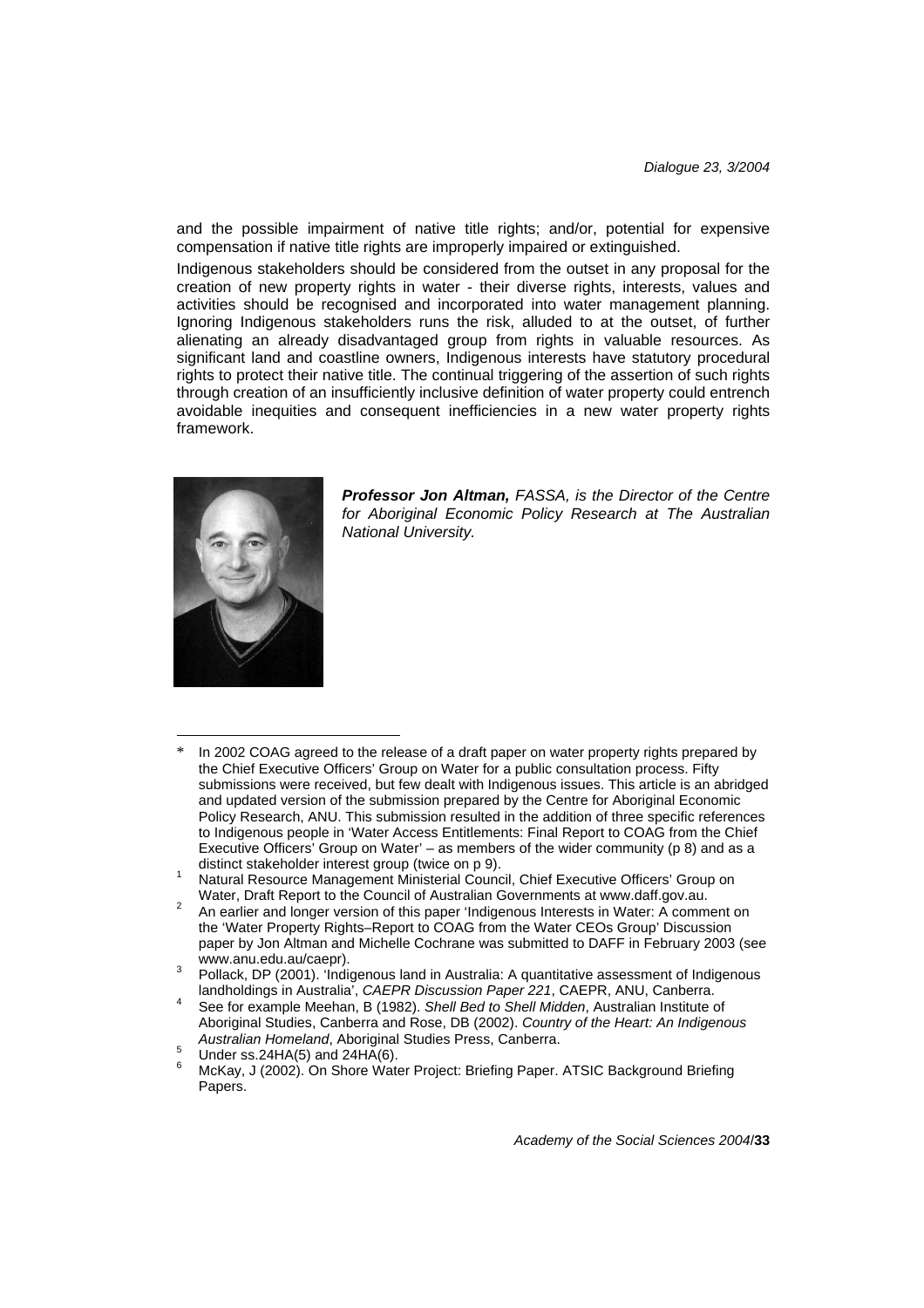and the possible impairment of native title rights; and/or, potential for expensive compensation if native title rights are improperly impaired or extinguished.

Indigenous stakeholders should be considered from the outset in any proposal for the creation of new property rights in water - their diverse rights, interests, values and activities should be recognised and incorporated into water management planning. Ignoring Indigenous stakeholders runs the risk, alluded to at the outset, of further alienating an already disadvantaged group from rights in valuable resources. As significant land and coastline owners, Indigenous interests have statutory procedural rights to protect their native title. The continual triggering of the assertion of such rights through creation of an insufficiently inclusive definition of water property could entrench avoidable inequities and consequent inefficiencies in a new water property rights framework.

***Professor Jon Altman,** FASSA, is the Director of the Centre for Aboriginal Economic Policy Research at The Australian National University.*

---

\* In 2002 COAG agreed to the release of a draft paper on water property rights prepared by the Chief Executive Officers' Group on Water for a public consultation process. Fifty submissions were received, but few dealt with Indigenous issues. This article is an abridged and updated version of the submission prepared by the Centre for Aboriginal Economic Policy Research, ANU. This submission resulted in the addition of three specific references to Indigenous people in 'Water Access Entitlements: Final Report to COAG from the Chief Executive Officers' Group on Water' – as members of the wider community (p 8) and as a distinct stakeholder interest group (twice on p 9).

[1] Natural Resource Management Ministerial Council, Chief Executive Officers' Group on Water, Draft Report to the Council of Australian Governments at www.daff.gov.au.

[2] An earlier and longer version of this paper 'Indigenous Interests in Water: A comment on the 'Water Property Rights–Report to COAG from the Water CEOs Group' Discussion paper by Jon Altman and Michelle Cochrane was submitted to DAFF in February 2003 (see www.anu.edu.au/caepr).

[3] Pollack, DP (2001). 'Indigenous land in Australia: A quantitative assessment of Indigenous landholdings in Australia', *CAEPR Discussion Paper 221*, CAEPR, ANU, Canberra.

[4] See for example Meehan, B (1982). *Shell Bed to Shell Midden*, Australian Institute of Aboriginal Studies, Canberra and Rose, DB (2002). *Country of the Heart: An Indigenous Australian Homeland*, Aboriginal Studies Press, Canberra.

[5] Under ss.24HA(5) and 24HA(6).

[6] McKay, J (2002). On Shore Water Project: Briefing Paper. ATSIC Background Briefing Papers.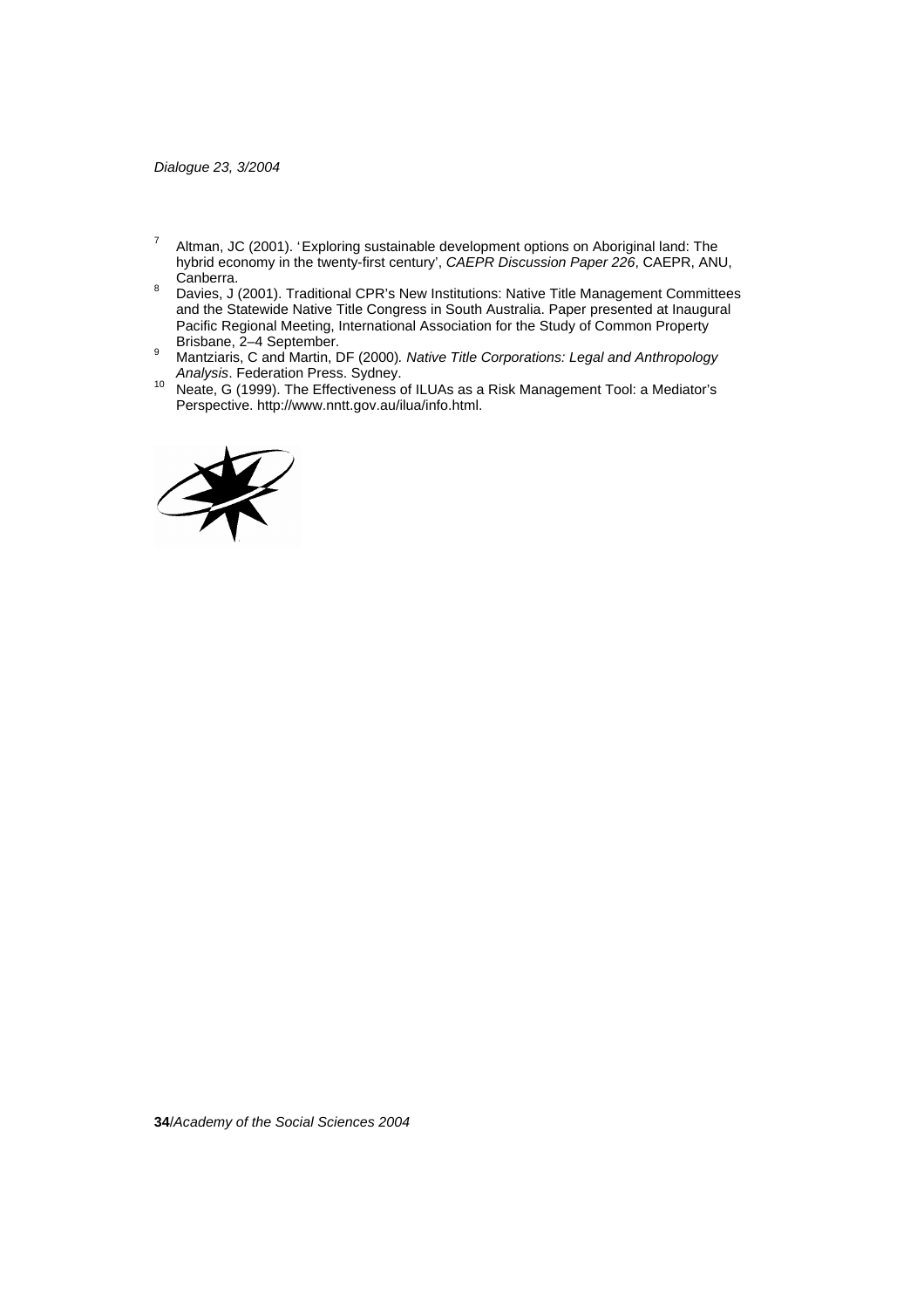[7] Altman, JC (2001). 'Exploring sustainable development options on Aboriginal land: The hybrid economy in the twenty-first century', *CAEPR Discussion Paper 226*, CAEPR, ANU, Canberra.

[8] Davies, J (2001). Traditional CPR's New Institutions: Native Title Management Committees and the Statewide Native Title Congress in South Australia. Paper presented at Inaugural Pacific Regional Meeting, International Association for the Study of Common Property Brisbane, 2–4 September.

[9] Mantziaris, C and Martin, DF (2000). *Native Title Corporations: Legal and Anthropology Analysis*. Federation Press. Sydney.

[10] Neate, G (1999). The Effectiveness of ILUAs as a Risk Management Tool: a Mediator's Perspective. http://www.nntt.gov.au/ilua/info.html.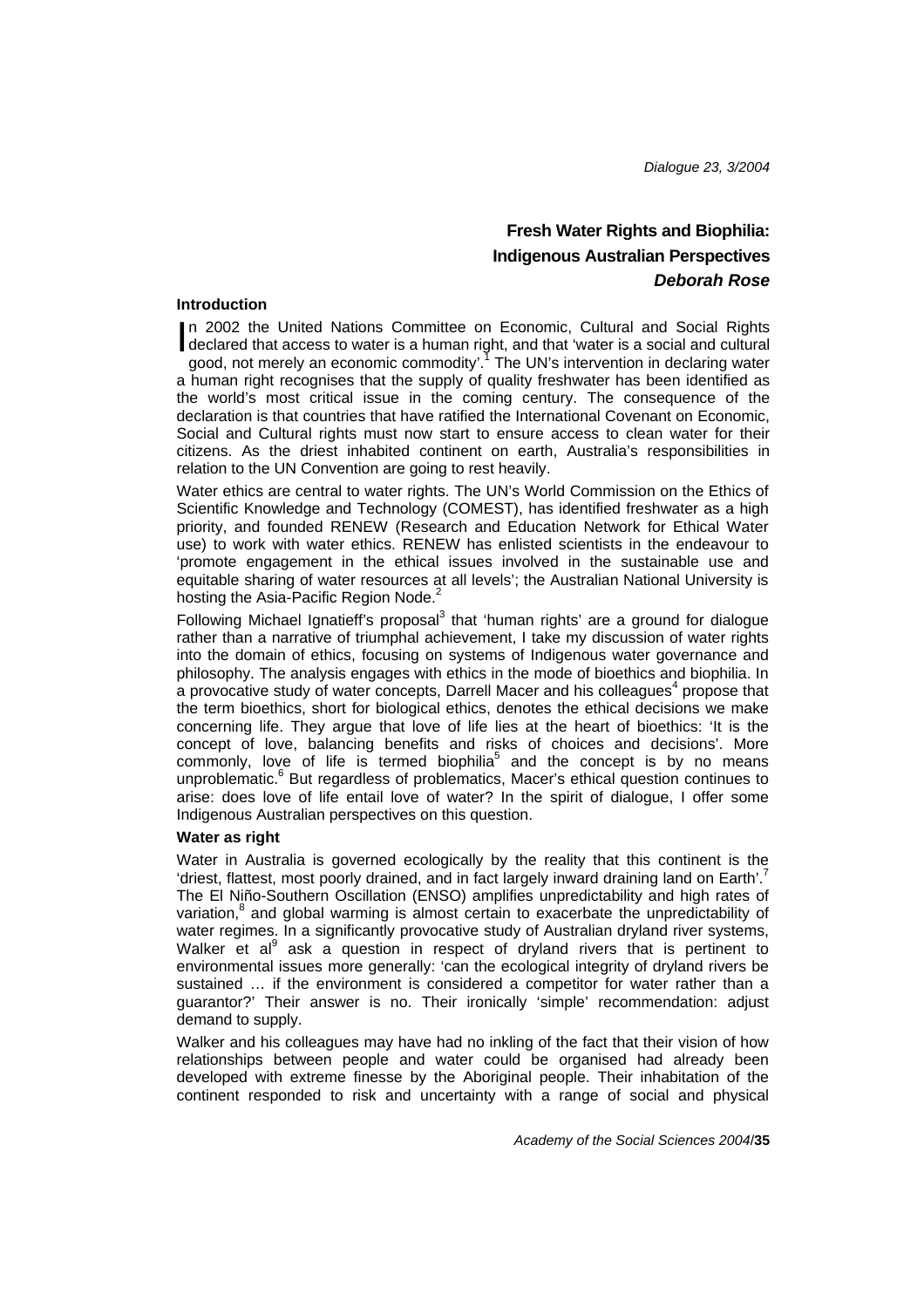# Fresh Water Rights and Biophilia: Indigenous Australian Perspectives

***Deborah Rose***

## Introduction

In 2002 the United Nations Committee on Economic, Cultural and Social Rights declared that access to water is a human right, and that 'water is a social and cultural good, not merely an economic commodity'.[1] The UN's intervention in declaring water a human right recognises that the supply of quality freshwater has been identified as the world's most critical issue in the coming century. The consequence of the declaration is that countries that have ratified the International Covenant on Economic, Social and Cultural rights must now start to ensure access to clean water for their citizens. As the driest inhabited continent on earth, Australia's responsibilities in relation to the UN Convention are going to rest heavily.

Water ethics are central to water rights. The UN's World Commission on the Ethics of Scientific Knowledge and Technology (COMEST), has identified freshwater as a high priority, and founded RENEW (Research and Education Network for Ethical Water use) to work with water ethics. RENEW has enlisted scientists in the endeavour to 'promote engagement in the ethical issues involved in the sustainable use and equitable sharing of water resources at all levels'; the Australian National University is hosting the Asia-Pacific Region Node.[2]

Following Michael Ignatieff's proposal[3] that 'human rights' are a ground for dialogue rather than a narrative of triumphal achievement, I take my discussion of water rights into the domain of ethics, focusing on systems of Indigenous water governance and philosophy. The analysis engages with ethics in the mode of bioethics and biophilia. In a provocative study of water concepts, Darrell Macer and his colleagues[4] propose that the term bioethics, short for biological ethics, denotes the ethical decisions we make concerning life. They argue that love of life lies at the heart of bioethics: 'It is the concept of love, balancing benefits and risks of choices and decisions'. More commonly, love of life is termed biophilia[5] and the concept is by no means unproblematic.[6] But regardless of problematics, Macer's ethical question continues to arise: does love of life entail love of water? In the spirit of dialogue, I offer some Indigenous Australian perspectives on this question.

## Water as right

Water in Australia is governed ecologically by the reality that this continent is the 'driest, flattest, most poorly drained, and in fact largely inward draining land on Earth'.[7] The El Niño-Southern Oscillation (ENSO) amplifies unpredictability and high rates of variation,[8] and global warming is almost certain to exacerbate the unpredictability of water regimes. In a significantly provocative study of Australian dryland river systems, Walker et al[9] ask a question in respect of dryland rivers that is pertinent to environmental issues more generally: 'can the ecological integrity of dryland rivers be sustained … if the environment is considered a competitor for water rather than a guarantor?' Their answer is no. Their ironically 'simple' recommendation: adjust demand to supply.

Walker and his colleagues may have had no inkling of the fact that their vision of how relationships between people and water could be organised had already been developed with extreme finesse by the Aboriginal people. Their inhabitation of the continent responded to risk and uncertainty with a range of social and physical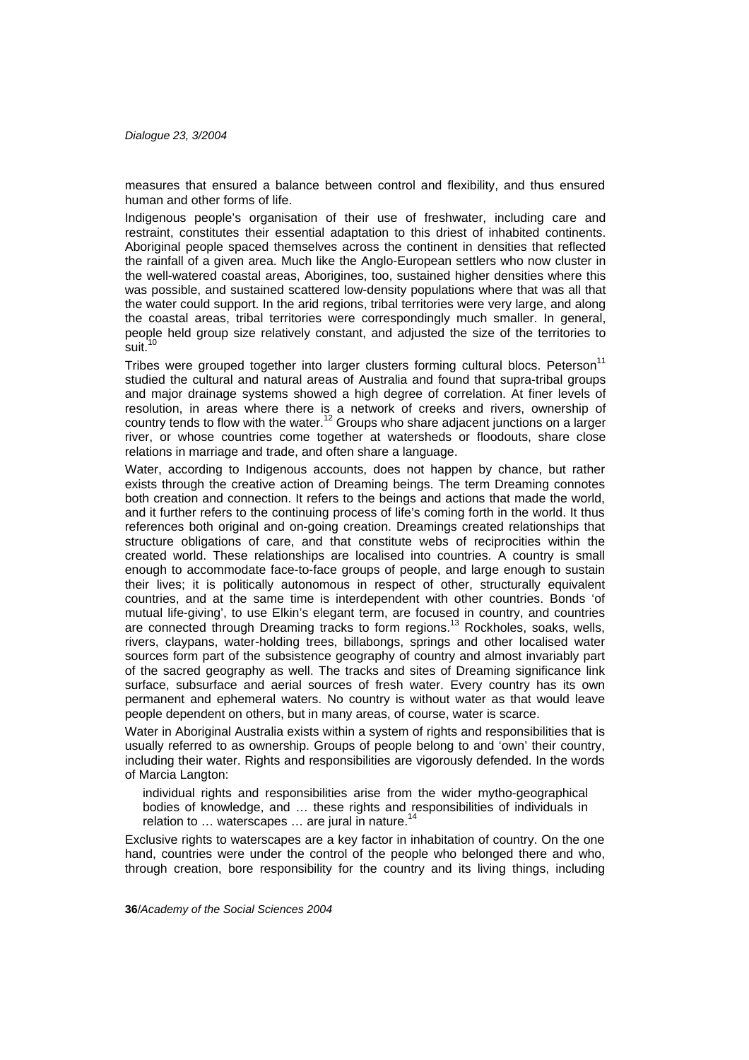measures that ensured a balance between control and flexibility, and thus ensured human and other forms of life.

Indigenous people's organisation of their use of freshwater, including care and restraint, constitutes their essential adaptation to this driest of inhabited continents. Aboriginal people spaced themselves across the continent in densities that reflected the rainfall of a given area. Much like the Anglo-European settlers who now cluster in the well-watered coastal areas, Aborigines, too, sustained higher densities where this was possible, and sustained scattered low-density populations where that was all that the water could support. In the arid regions, tribal territories were very large, and along the coastal areas, tribal territories were correspondingly much smaller. In general, people held group size relatively constant, and adjusted the size of the territories to suit.[10]

Tribes were grouped together into larger clusters forming cultural blocs. Peterson[11] studied the cultural and natural areas of Australia and found that supra-tribal groups and major drainage systems showed a high degree of correlation. At finer levels of resolution, in areas where there is a network of creeks and rivers, ownership of country tends to flow with the water.[12] Groups who share adjacent junctions on a larger river, or whose countries come together at watersheds or floodouts, share close relations in marriage and trade, and often share a language.

Water, according to Indigenous accounts, does not happen by chance, but rather exists through the creative action of Dreaming beings. The term Dreaming connotes both creation and connection. It refers to the beings and actions that made the world, and it further refers to the continuing process of life's coming forth in the world. It thus references both original and on-going creation. Dreamings created relationships that structure obligations of care, and that constitute webs of reciprocities within the created world. These relationships are localised into countries. A country is small enough to accommodate face-to-face groups of people, and large enough to sustain their lives; it is politically autonomous in respect of other, structurally equivalent countries, and at the same time is interdependent with other countries. Bonds 'of mutual life-giving', to use Elkin's elegant term, are focused in country, and countries are connected through Dreaming tracks to form regions.[13] Rockholes, soaks, wells, rivers, claypans, water-holding trees, billabongs, springs and other localised water sources form part of the subsistence geography of country and almost invariably part of the sacred geography as well. The tracks and sites of Dreaming significance link surface, subsurface and aerial sources of fresh water. Every country has its own permanent and ephemeral waters. No country is without water as that would leave people dependent on others, but in many areas, of course, water is scarce.

Water in Aboriginal Australia exists within a system of rights and responsibilities that is usually referred to as ownership. Groups of people belong to and 'own' their country, including their water. Rights and responsibilities are vigorously defended. In the words of Marcia Langton:

> individual rights and responsibilities arise from the wider mytho-geographical bodies of knowledge, and … these rights and responsibilities of individuals in relation to … waterscapes … are jural in nature.[14]

Exclusive rights to waterscapes are a key factor in inhabitation of country. On the one hand, countries were under the control of the people who belonged there and who, through creation, bore responsibility for the country and its living things, including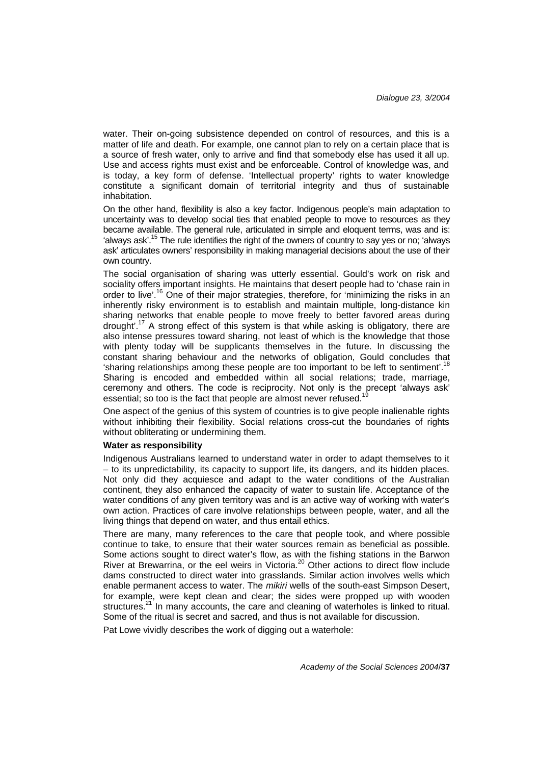water. Their on-going subsistence depended on control of resources, and this is a matter of life and death. For example, one cannot plan to rely on a certain place that is a source of fresh water, only to arrive and find that somebody else has used it all up. Use and access rights must exist and be enforceable. Control of knowledge was, and is today, a key form of defense. 'Intellectual property' rights to water knowledge constitute a significant domain of territorial integrity and thus of sustainable inhabitation.

On the other hand, flexibility is also a key factor. Indigenous people's main adaptation to uncertainty was to develop social ties that enabled people to move to resources as they became available. The general rule, articulated in simple and eloquent terms, was and is: 'always ask'.[15] The rule identifies the right of the owners of country to say yes or no; 'always ask' articulates owners' responsibility in making managerial decisions about the use of their own country.

The social organisation of sharing was utterly essential. Gould's work on risk and sociality offers important insights. He maintains that desert people had to 'chase rain in order to live'.[16] One of their major strategies, therefore, for 'minimizing the risks in an inherently risky environment is to establish and maintain multiple, long-distance kin sharing networks that enable people to move freely to better favored areas during drought'.[17] A strong effect of this system is that while asking is obligatory, there are also intense pressures toward sharing, not least of which is the knowledge that those with plenty today will be supplicants themselves in the future. In discussing the constant sharing behaviour and the networks of obligation, Gould concludes that 'sharing relationships among these people are too important to be left to sentiment'.[18] Sharing is encoded and embedded within all social relations; trade, marriage, ceremony and others. The code is reciprocity. Not only is the precept 'always ask' essential; so too is the fact that people are almost never refused.[19]

One aspect of the genius of this system of countries is to give people inalienable rights without inhibiting their flexibility. Social relations cross-cut the boundaries of rights without obliterating or undermining them.

**Water as responsibility**

Indigenous Australians learned to understand water in order to adapt themselves to it – to its unpredictability, its capacity to support life, its dangers, and its hidden places. Not only did they acquiesce and adapt to the water conditions of the Australian continent, they also enhanced the capacity of water to sustain life. Acceptance of the water conditions of any given territory was and is an active way of working with water's own action. Practices of care involve relationships between people, water, and all the living things that depend on water, and thus entail ethics.

There are many, many references to the care that people took, and where possible continue to take, to ensure that their water sources remain as beneficial as possible. Some actions sought to direct water's flow, as with the fishing stations in the Barwon River at Brewarrina, or the eel weirs in Victoria.[20] Other actions to direct flow include dams constructed to direct water into grasslands. Similar action involves wells which enable permanent access to water. The *mikiri* wells of the south-east Simpson Desert, for example, were kept clean and clear; the sides were propped up with wooden structures.[21] In many accounts, the care and cleaning of waterholes is linked to ritual. Some of the ritual is secret and sacred, and thus is not available for discussion.

Pat Lowe vividly describes the work of digging out a waterhole: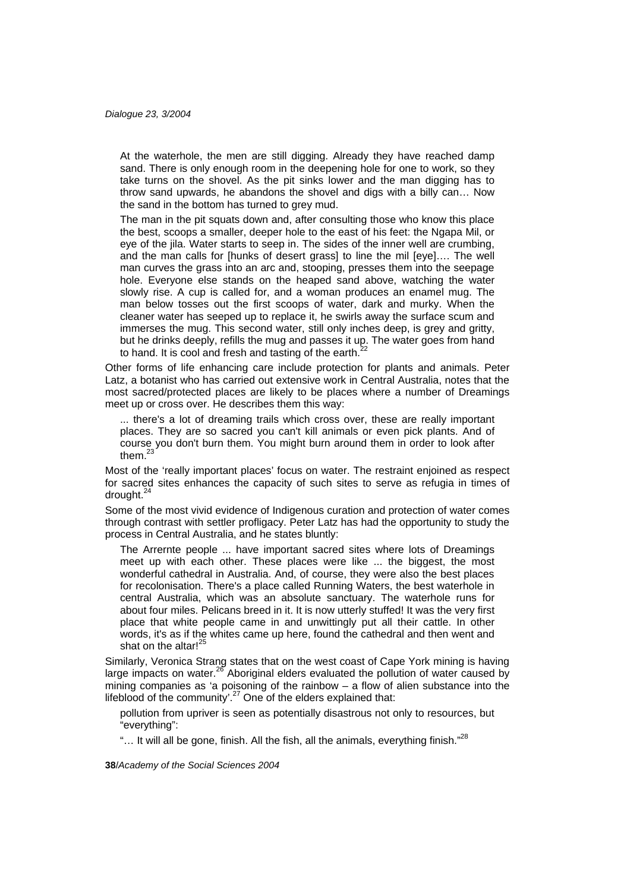> At the waterhole, the men are still digging. Already they have reached damp sand. There is only enough room in the deepening hole for one to work, so they take turns on the shovel. As the pit sinks lower and the man digging has to throw sand upwards, he abandons the shovel and digs with a billy can… Now the sand in the bottom has turned to grey mud.
>
> The man in the pit squats down and, after consulting those who know this place the best, scoops a smaller, deeper hole to the east of his feet: the Ngapa Mil, or eye of the jila. Water starts to seep in. The sides of the inner well are crumbing, and the man calls for [hunks of desert grass] to line the mil [eye]…. The well man curves the grass into an arc and, stooping, presses them into the seepage hole. Everyone else stands on the heaped sand above, watching the water slowly rise. A cup is called for, and a woman produces an enamel mug. The man below tosses out the first scoops of water, dark and murky. When the cleaner water has seeped up to replace it, he swirls away the surface scum and immerses the mug. This second water, still only inches deep, is grey and gritty, but he drinks deeply, refills the mug and passes it up. The water goes from hand to hand. It is cool and fresh and tasting of the earth.[22]

Other forms of life enhancing care include protection for plants and animals. Peter Latz, a botanist who has carried out extensive work in Central Australia, notes that the most sacred/protected places are likely to be places where a number of Dreamings meet up or cross over. He describes them this way:

> ... there's a lot of dreaming trails which cross over, these are really important places. They are so sacred you can't kill animals or even pick plants. And of course you don't burn them. You might burn around them in order to look after them.[23]

Most of the 'really important places' focus on water. The restraint enjoined as respect for sacred sites enhances the capacity of such sites to serve as refugia in times of drought.[24]

Some of the most vivid evidence of Indigenous curation and protection of water comes through contrast with settler profligacy. Peter Latz has had the opportunity to study the process in Central Australia, and he states bluntly:

> The Arrernte people ... have important sacred sites where lots of Dreamings meet up with each other. These places were like ... the biggest, the most wonderful cathedral in Australia. And, of course, they were also the best places for recolonisation. There's a place called Running Waters, the best waterhole in central Australia, which was an absolute sanctuary. The waterhole runs for about four miles. Pelicans breed in it. It is now utterly stuffed! It was the very first place that white people came in and unwittingly put all their cattle. In other words, it's as if the whites came up here, found the cathedral and then went and shat on the altar![25]

Similarly, Veronica Strang states that on the west coast of Cape York mining is having large impacts on water.[26] Aboriginal elders evaluated the pollution of water caused by mining companies as 'a poisoning of the rainbow – a flow of alien substance into the lifeblood of the community'.[27] One of the elders explained that:

> pollution from upriver is seen as potentially disastrous not only to resources, but "everything":
>
> "… It will all be gone, finish. All the fish, all the animals, everything finish."[28]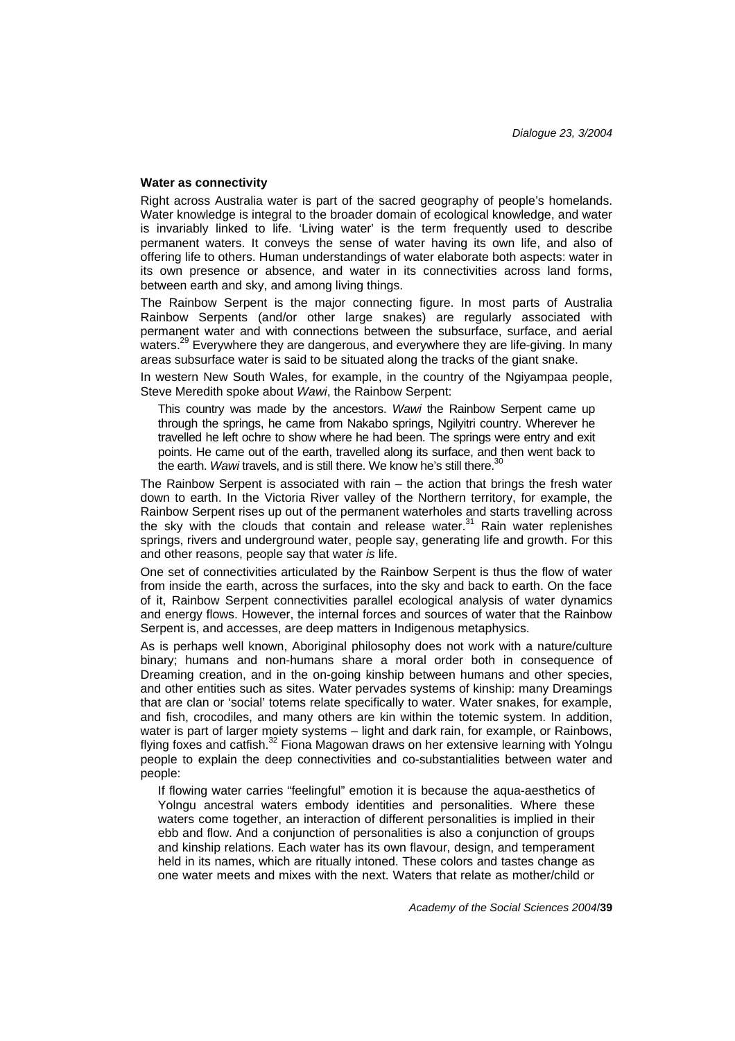## Water as connectivity

Right across Australia water is part of the sacred geography of people's homelands. Water knowledge is integral to the broader domain of ecological knowledge, and water is invariably linked to life. 'Living water' is the term frequently used to describe permanent waters. It conveys the sense of water having its own life, and also of offering life to others. Human understandings of water elaborate both aspects: water in its own presence or absence, and water in its connectivities across land forms, between earth and sky, and among living things.

The Rainbow Serpent is the major connecting figure. In most parts of Australia Rainbow Serpents (and/or other large snakes) are regularly associated with permanent water and with connections between the subsurface, surface, and aerial waters.[29] Everywhere they are dangerous, and everywhere they are life-giving. In many areas subsurface water is said to be situated along the tracks of the giant snake.

In western New South Wales, for example, in the country of the Ngiyampaa people, Steve Meredith spoke about *Wawi*, the Rainbow Serpent:

> This country was made by the ancestors. *Wawi* the Rainbow Serpent came up through the springs, he came from Nakabo springs, Ngilyitri country. Wherever he travelled he left ochre to show where he had been. The springs were entry and exit points. He came out of the earth, travelled along its surface, and then went back to the earth. *Wawi* travels, and is still there. We know he's still there.[30]

The Rainbow Serpent is associated with rain – the action that brings the fresh water down to earth. In the Victoria River valley of the Northern territory, for example, the Rainbow Serpent rises up out of the permanent waterholes and starts travelling across the sky with the clouds that contain and release water.[31] Rain water replenishes springs, rivers and underground water, people say, generating life and growth. For this and other reasons, people say that water *is* life.

One set of connectivities articulated by the Rainbow Serpent is thus the flow of water from inside the earth, across the surfaces, into the sky and back to earth. On the face of it, Rainbow Serpent connectivities parallel ecological analysis of water dynamics and energy flows. However, the internal forces and sources of water that the Rainbow Serpent is, and accesses, are deep matters in Indigenous metaphysics.

As is perhaps well known, Aboriginal philosophy does not work with a nature/culture binary; humans and non-humans share a moral order both in consequence of Dreaming creation, and in the on-going kinship between humans and other species, and other entities such as sites. Water pervades systems of kinship: many Dreamings that are clan or 'social' totems relate specifically to water. Water snakes, for example, and fish, crocodiles, and many others are kin within the totemic system. In addition, water is part of larger moiety systems – light and dark rain, for example, or Rainbows, flying foxes and catfish.[32] Fiona Magowan draws on her extensive learning with Yolngu people to explain the deep connectivities and co-substantialities between water and people:

> If flowing water carries "feelingful" emotion it is because the aqua-aesthetics of Yolngu ancestral waters embody identities and personalities. Where these waters come together, an interaction of different personalities is implied in their ebb and flow. And a conjunction of personalities is also a conjunction of groups and kinship relations. Each water has its own flavour, design, and temperament held in its names, which are ritually intoned. These colors and tastes change as one water meets and mixes with the next. Waters that relate as mother/child or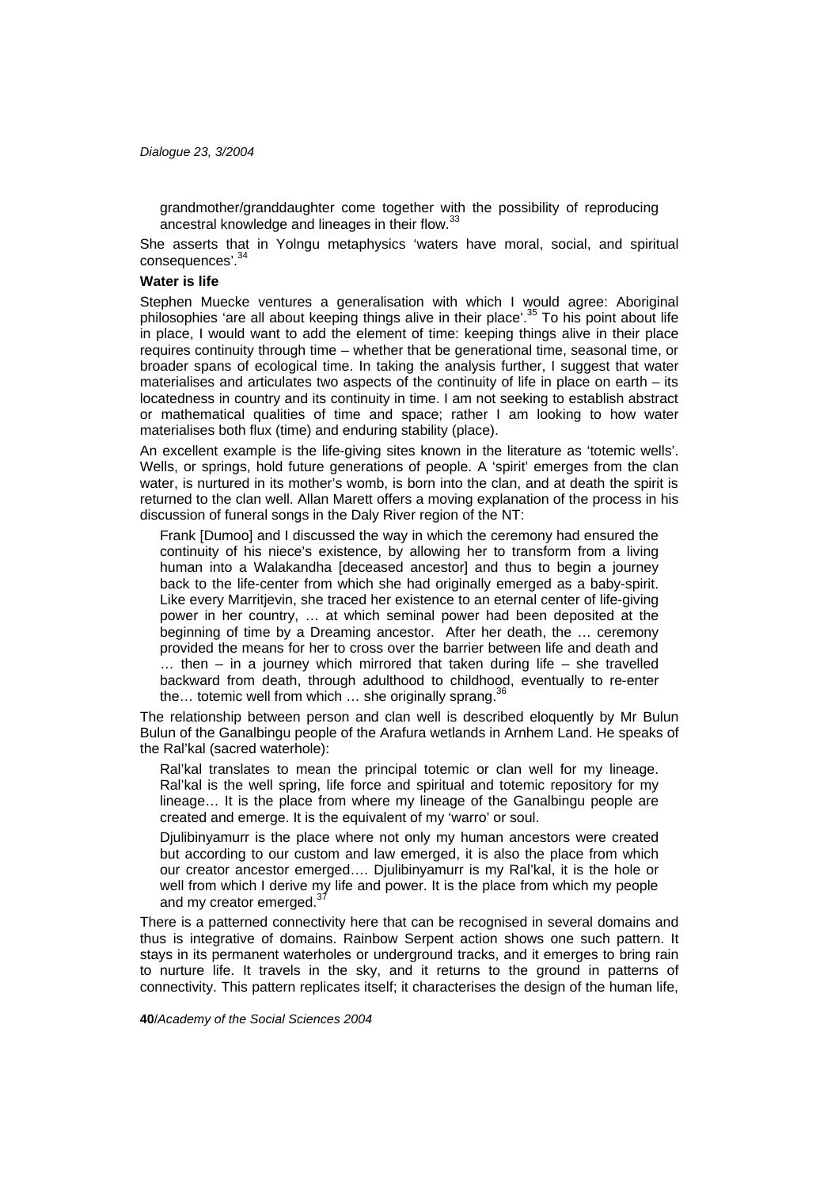> grandmother/granddaughter come together with the possibility of reproducing ancestral knowledge and lineages in their flow.[33]

She asserts that in Yolngu metaphysics 'waters have moral, social, and spiritual consequences'.[34]

### Water is life

Stephen Muecke ventures a generalisation with which I would agree: Aboriginal philosophies 'are all about keeping things alive in their place'.[35] To his point about life in place, I would want to add the element of time: keeping things alive in their place requires continuity through time – whether that be generational time, seasonal time, or broader spans of ecological time. In taking the analysis further, I suggest that water materialises and articulates two aspects of the continuity of life in place on earth – its locatedness in country and its continuity in time. I am not seeking to establish abstract or mathematical qualities of time and space; rather I am looking to how water materialises both flux (time) and enduring stability (place).

An excellent example is the life-giving sites known in the literature as 'totemic wells'. Wells, or springs, hold future generations of people. A 'spirit' emerges from the clan water, is nurtured in its mother's womb, is born into the clan, and at death the spirit is returned to the clan well. Allan Marett offers a moving explanation of the process in his discussion of funeral songs in the Daly River region of the NT:

> Frank [Dumoo] and I discussed the way in which the ceremony had ensured the continuity of his niece's existence, by allowing her to transform from a living human into a Walakandha [deceased ancestor] and thus to begin a journey back to the life-center from which she had originally emerged as a baby-spirit. Like every Marritjevin, she traced her existence to an eternal center of life-giving power in her country, … at which seminal power had been deposited at the beginning of time by a Dreaming ancestor. After her death, the … ceremony provided the means for her to cross over the barrier between life and death and … then – in a journey which mirrored that taken during life – she travelled backward from death, through adulthood to childhood, eventually to re-enter the… totemic well from which … she originally sprang.[36]

The relationship between person and clan well is described eloquently by Mr Bulun Bulun of the Ganalbingu people of the Arafura wetlands in Arnhem Land. He speaks of the Ral'kal (sacred waterhole):

> Ral'kal translates to mean the principal totemic or clan well for my lineage. Ral'kal is the well spring, life force and spiritual and totemic repository for my lineage… It is the place from where my lineage of the Ganalbingu people are created and emerge. It is the equivalent of my 'warro' or soul.
>
> Djulibinyamurr is the place where not only my human ancestors were created but according to our custom and law emerged, it is also the place from which our creator ancestor emerged…. Djulibinyamurr is my Ral'kal, it is the hole or well from which I derive my life and power. It is the place from which my people and my creator emerged.[37]

There is a patterned connectivity here that can be recognised in several domains and thus is integrative of domains. Rainbow Serpent action shows one such pattern. It stays in its permanent waterholes or underground tracks, and it emerges to bring rain to nurture life. It travels in the sky, and it returns to the ground in patterns of connectivity. This pattern replicates itself; it characterises the design of the human life,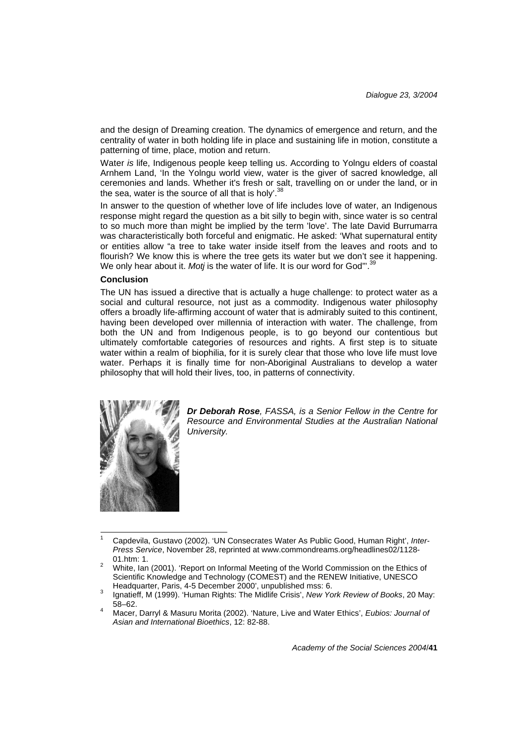and the design of Dreaming creation. The dynamics of emergence and return, and the centrality of water in both holding life in place and sustaining life in motion, constitute a patterning of time, place, motion and return.

Water *is* life, Indigenous people keep telling us. According to Yolngu elders of coastal Arnhem Land, 'In the Yolngu world view, water is the giver of sacred knowledge, all ceremonies and lands. Whether it's fresh or salt, travelling on or under the land, or in the sea, water is the source of all that is holy'.[38]

In answer to the question of whether love of life includes love of water, an Indigenous response might regard the question as a bit silly to begin with, since water is so central to so much more than might be implied by the term 'love'. The late David Burrumarra was characteristically both forceful and enigmatic. He asked: 'What supernatural entity or entities allow "a tree to take water inside itself from the leaves and roots and to flourish? We know this is where the tree gets its water but we don't see it happening. We only hear about it. *Motj* is the water of life. It is our word for God"'.[39]

**Conclusion**

The UN has issued a directive that is actually a huge challenge: to protect water as a social and cultural resource, not just as a commodity. Indigenous water philosophy offers a broadly life-affirming account of water that is admirably suited to this continent, having been developed over millennia of interaction with water. The challenge, from both the UN and from Indigenous people, is to go beyond our contentious but ultimately comfortable categories of resources and rights. A first step is to situate water within a realm of biophilia, for it is surely clear that those who love life must love water. Perhaps it is finally time for non-Aboriginal Australians to develop a water philosophy that will hold their lives, too, in patterns of connectivity.

***Dr Deborah Rose**, FASSA, is a Senior Fellow in the Centre for Resource and Environmental Studies at the Australian National University.*

---

1. Capdevila, Gustavo (2002). 'UN Consecrates Water As Public Good, Human Right', *Inter-Press Service*, November 28, reprinted at www.commondreams.org/headlines02/1128-01.htm: 1.
2. White, Ian (2001). 'Report on Informal Meeting of the World Commission on the Ethics of Scientific Knowledge and Technology (COMEST) and the RENEW Initiative, UNESCO Headquarter, Paris, 4-5 December 2000', unpublished mss: 6.
3. Ignatieff, M (1999). 'Human Rights: The Midlife Crisis', *New York Review of Books*, 20 May: 58–62.
4. Macer, Darryl & Masuru Morita (2002). 'Nature, Live and Water Ethics', *Eubios: Journal of Asian and International Bioethics*, 12: 82-88.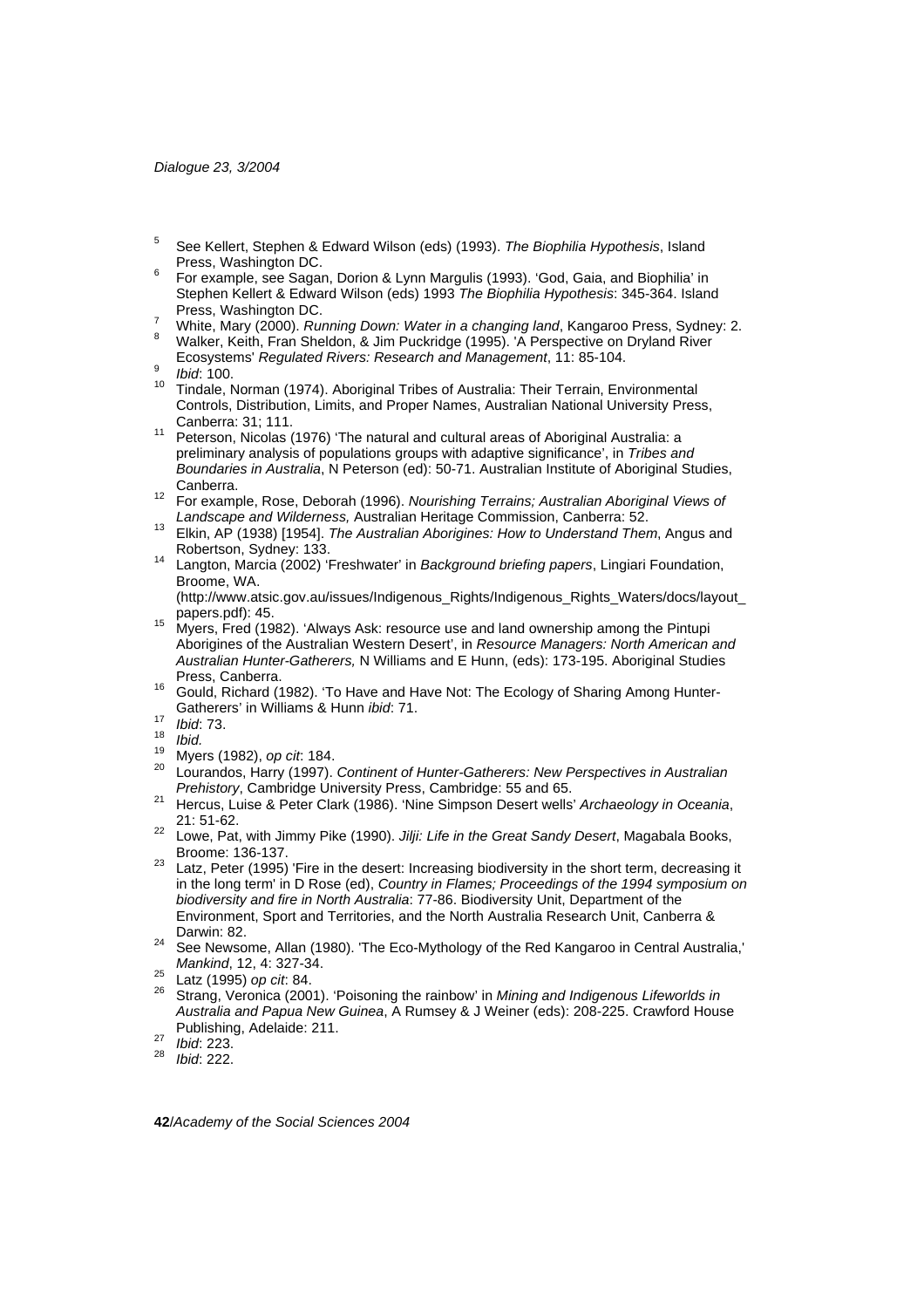[5] See Kellert, Stephen & Edward Wilson (eds) (1993). *The Biophilia Hypothesis*, Island Press, Washington DC.

[6] For example, see Sagan, Dorion & Lynn Margulis (1993). 'God, Gaia, and Biophilia' in Stephen Kellert & Edward Wilson (eds) 1993 *The Biophilia Hypothesis*: 345-364. Island Press, Washington DC.

[7] White, Mary (2000). *Running Down: Water in a changing land*, Kangaroo Press, Sydney: 2.

[8] Walker, Keith, Fran Sheldon, & Jim Puckridge (1995). 'A Perspective on Dryland River Ecosystems' *Regulated Rivers: Research and Management*, 11: 85-104.

[9] *Ibid*: 100.

[10] Tindale, Norman (1974). Aboriginal Tribes of Australia: Their Terrain, Environmental Controls, Distribution, Limits, and Proper Names, Australian National University Press, Canberra: 31; 111.

[11] Peterson, Nicolas (1976) 'The natural and cultural areas of Aboriginal Australia: a preliminary analysis of populations groups with adaptive significance', in *Tribes and Boundaries in Australia*, N Peterson (ed): 50-71. Australian Institute of Aboriginal Studies, Canberra.

[12] For example, Rose, Deborah (1996). *Nourishing Terrains; Australian Aboriginal Views of Landscape and Wilderness,* Australian Heritage Commission, Canberra: 52.

[13] Elkin, AP (1938) [1954]. *The Australian Aborigines: How to Understand Them*, Angus and Robertson, Sydney: 133.

[14] Langton, Marcia (2002) 'Freshwater' in *Background briefing papers*, Lingiari Foundation, Broome, WA. (http://www.atsic.gov.au/issues/Indigenous_Rights/Indigenous_Rights_Waters/docs/layout_papers.pdf): 45.

[15] Myers, Fred (1982). 'Always Ask: resource use and land ownership among the Pintupi Aborigines of the Australian Western Desert', in *Resource Managers: North American and Australian Hunter-Gatherers,* N Williams and E Hunn, (eds): 173-195. Aboriginal Studies Press, Canberra.

[16] Gould, Richard (1982). 'To Have and Have Not: The Ecology of Sharing Among Hunter-Gatherers' in Williams & Hunn *ibid*: 71.

[17] *Ibid*: 73.

[18] *Ibid.*

[19] Myers (1982), *op cit*: 184.

[20] Lourandos, Harry (1997). *Continent of Hunter-Gatherers: New Perspectives in Australian Prehistory*, Cambridge University Press, Cambridge: 55 and 65.

[21] Hercus, Luise & Peter Clark (1986). 'Nine Simpson Desert wells' *Archaeology in Oceania*, 21: 51-62.

[22] Lowe, Pat, with Jimmy Pike (1990). *Jilji: Life in the Great Sandy Desert*, Magabala Books, Broome: 136-137.

[23] Latz, Peter (1995) 'Fire in the desert: Increasing biodiversity in the short term, decreasing it in the long term' in D Rose (ed), *Country in Flames; Proceedings of the 1994 symposium on biodiversity and fire in North Australia*: 77-86. Biodiversity Unit, Department of the Environment, Sport and Territories, and the North Australia Research Unit, Canberra & Darwin: 82.

[24] See Newsome, Allan (1980). 'The Eco-Mythology of the Red Kangaroo in Central Australia,' *Mankind*, 12, 4: 327-34.

[25] Latz (1995) *op cit*: 84.

[26] Strang, Veronica (2001). 'Poisoning the rainbow' in *Mining and Indigenous Lifeworlds in Australia and Papua New Guinea*, A Rumsey & J Weiner (eds): 208-225. Crawford House Publishing, Adelaide: 211.

[27] *Ibid*: 223.

[28] *Ibid*: 222.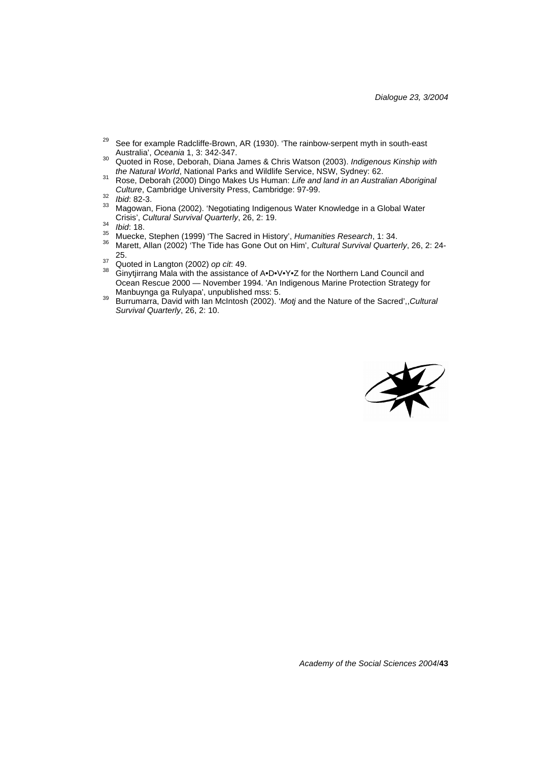[29] See for example Radcliffe-Brown, AR (1930). 'The rainbow-serpent myth in south-east Australia', *Oceania* 1, 3: 342-347.

[30] Quoted in Rose, Deborah, Diana James & Chris Watson (2003). *Indigenous Kinship with the Natural World*, National Parks and Wildlife Service, NSW, Sydney: 62.

[31] Rose, Deborah (2000) Dingo Makes Us Human: *Life and land in an Australian Aboriginal Culture*, Cambridge University Press, Cambridge: 97-99.

[32] *Ibid*: 82-3.

[33] Magowan, Fiona (2002). 'Negotiating Indigenous Water Knowledge in a Global Water Crisis', *Cultural Survival Quarterly*, 26, 2: 19.

[34] *Ibid*: 18.

[35] Muecke, Stephen (1999) 'The Sacred in History', *Humanities Research*, 1: 34.

[36] Marett, Allan (2002) 'The Tide has Gone Out on Him', *Cultural Survival Quarterly*, 26, 2: 24-25.

[37] Quoted in Langton (2002) *op cit*: 49.

[38] Ginytjirrang Mala with the assistance of A•D•V•Y•Z for the Northern Land Council and Ocean Rescue 2000 — November 1994. 'An Indigenous Marine Protection Strategy for Manbuynga ga Rulyapa', unpublished mss: 5.

[39] Burrumarra, David with Ian McIntosh (2002). '*Motj* and the Nature of the Sacred',,*Cultural Survival Quarterly*, 26, 2: 10.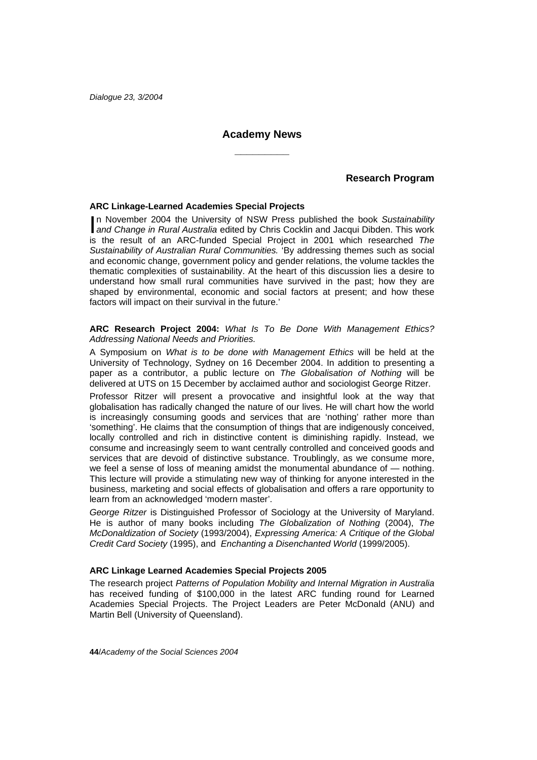# Academy News

## Research Program

**ARC Linkage-Learned Academies Special Projects**

In November 2004 the University of NSW Press published the book *Sustainability and Change in Rural Australia* edited by Chris Cocklin and Jacqui Dibden. This work is the result of an ARC-funded Special Project in 2001 which researched *The Sustainability of Australian Rural Communities.* 'By addressing themes such as social and economic change, government policy and gender relations, the volume tackles the thematic complexities of sustainability. At the heart of this discussion lies a desire to understand how small rural communities have survived in the past; how they are shaped by environmental, economic and social factors at present; and how these factors will impact on their survival in the future.'

**ARC Research Project 2004:** *What Is To Be Done With Management Ethics? Addressing National Needs and Priorities.*

A Symposium on *What is to be done with Management Ethics* will be held at the University of Technology, Sydney on 16 December 2004. In addition to presenting a paper as a contributor, a public lecture on *The Globalisation of Nothing* will be delivered at UTS on 15 December by acclaimed author and sociologist George Ritzer.

Professor Ritzer will present a provocative and insightful look at the way that globalisation has radically changed the nature of our lives. He will chart how the world is increasingly consuming goods and services that are 'nothing' rather more than 'something'. He claims that the consumption of things that are indigenously conceived, locally controlled and rich in distinctive content is diminishing rapidly. Instead, we consume and increasingly seem to want centrally controlled and conceived goods and services that are devoid of distinctive substance. Troublingly, as we consume more, we feel a sense of loss of meaning amidst the monumental abundance of — nothing. This lecture will provide a stimulating new way of thinking for anyone interested in the business, marketing and social effects of globalisation and offers a rare opportunity to learn from an acknowledged 'modern master'.

*George Ritzer* is Distinguished Professor of Sociology at the University of Maryland. He is author of many books including *The Globalization of Nothing* (2004), *The McDonaldization of Society* (1993/2004), *Expressing America: A Critique of the Global Credit Card Society* (1995), and *Enchanting a Disenchanted World* (1999/2005).

**ARC Linkage Learned Academies Special Projects 2005**

The research project *Patterns of Population Mobility and Internal Migration in Australia* has received funding of $100,000 in the latest ARC funding round for Learned Academies Special Projects. The Project Leaders are Peter McDonald (ANU) and Martin Bell (University of Queensland).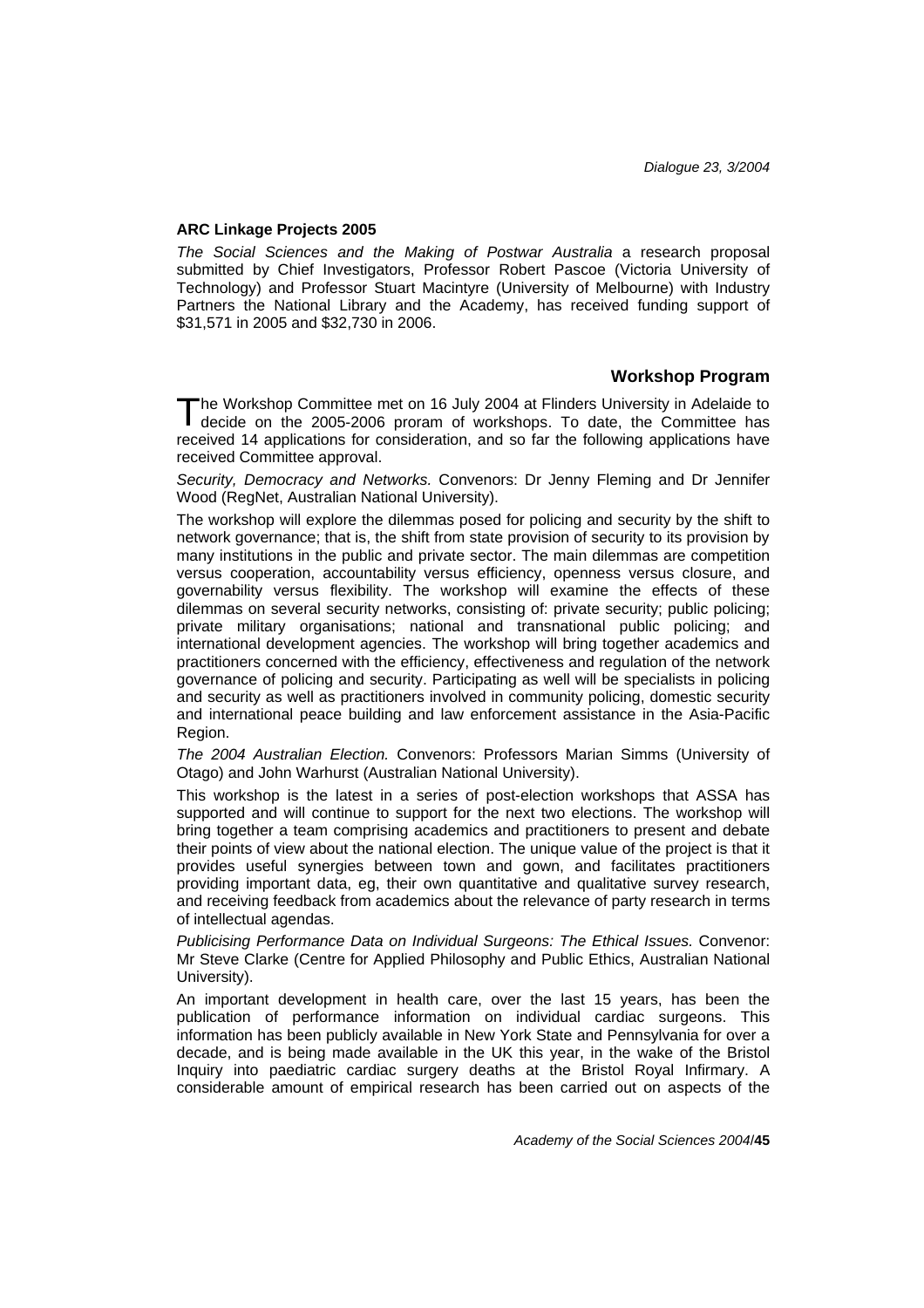### ARC Linkage Projects 2005

*The Social Sciences and the Making of Postwar Australia* a research proposal submitted by Chief Investigators, Professor Robert Pascoe (Victoria University of Technology) and Professor Stuart Macintyre (University of Melbourne) with Industry Partners the National Library and the Academy, has received funding support of $31,571 in 2005 and $32,730 in 2006.

## Workshop Program

The Workshop Committee met on 16 July 2004 at Flinders University in Adelaide to decide on the 2005-2006 proram of workshops. To date, the Committee has received 14 applications for consideration, and so far the following applications have received Committee approval.

*Security, Democracy and Networks.* Convenors: Dr Jenny Fleming and Dr Jennifer Wood (RegNet, Australian National University).

The workshop will explore the dilemmas posed for policing and security by the shift to network governance; that is, the shift from state provision of security to its provision by many institutions in the public and private sector. The main dilemmas are competition versus cooperation, accountability versus efficiency, openness versus closure, and governability versus flexibility. The workshop will examine the effects of these dilemmas on several security networks, consisting of: private security; public policing; private military organisations; national and transnational public policing; and international development agencies. The workshop will bring together academics and practitioners concerned with the efficiency, effectiveness and regulation of the network governance of policing and security. Participating as well will be specialists in policing and security as well as practitioners involved in community policing, domestic security and international peace building and law enforcement assistance in the Asia-Pacific Region.

*The 2004 Australian Election.* Convenors: Professors Marian Simms (University of Otago) and John Warhurst (Australian National University).

This workshop is the latest in a series of post-election workshops that ASSA has supported and will continue to support for the next two elections. The workshop will bring together a team comprising academics and practitioners to present and debate their points of view about the national election. The unique value of the project is that it provides useful synergies between town and gown, and facilitates practitioners providing important data, eg, their own quantitative and qualitative survey research, and receiving feedback from academics about the relevance of party research in terms of intellectual agendas.

*Publicising Performance Data on Individual Surgeons: The Ethical Issues.* Convenor: Mr Steve Clarke (Centre for Applied Philosophy and Public Ethics, Australian National University).

An important development in health care, over the last 15 years, has been the publication of performance information on individual cardiac surgeons. This information has been publicly available in New York State and Pennsylvania for over a decade, and is being made available in the UK this year, in the wake of the Bristol Inquiry into paediatric cardiac surgery deaths at the Bristol Royal Infirmary. A considerable amount of empirical research has been carried out on aspects of the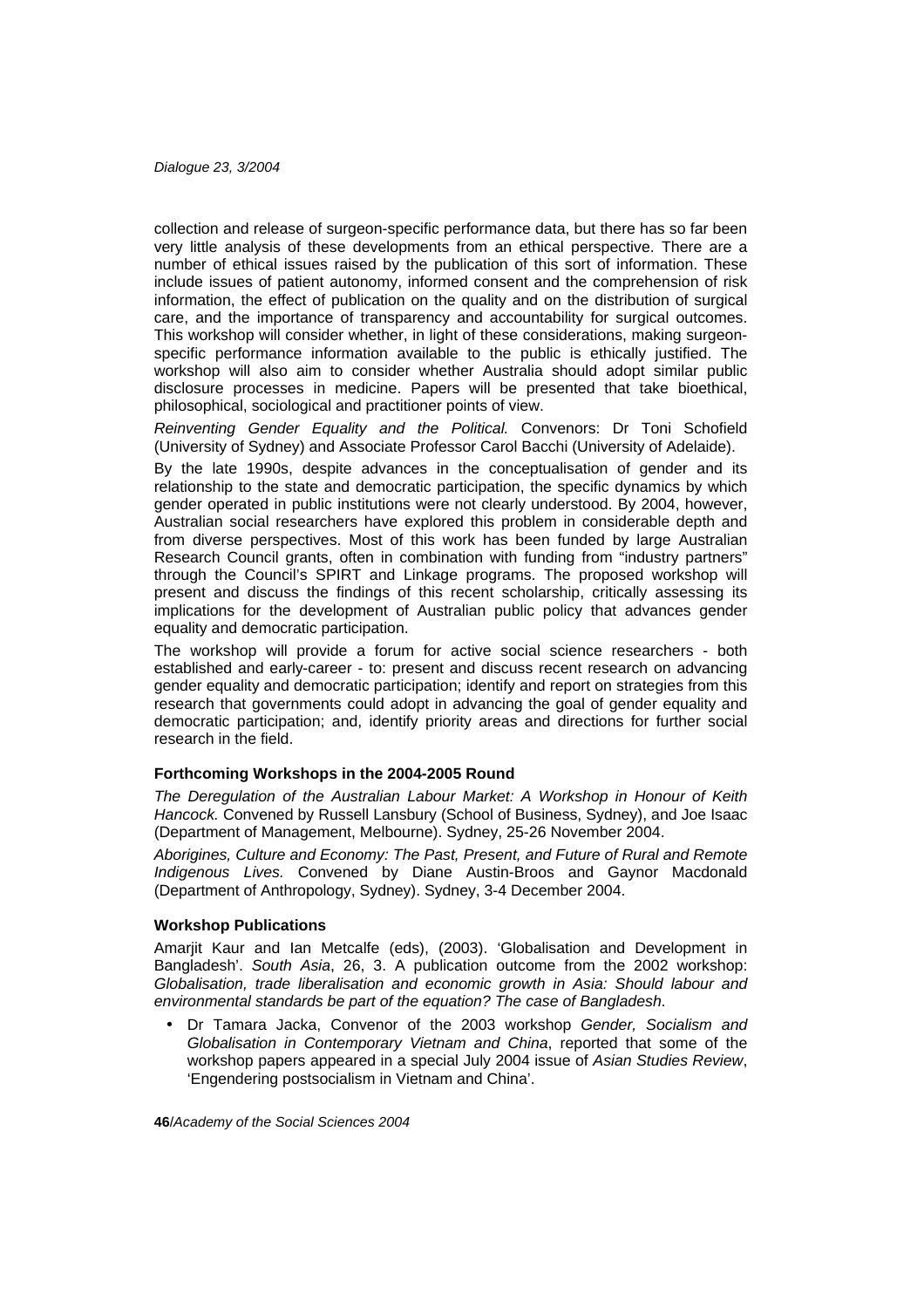collection and release of surgeon-specific performance data, but there has so far been very little analysis of these developments from an ethical perspective. There are a number of ethical issues raised by the publication of this sort of information. These include issues of patient autonomy, informed consent and the comprehension of risk information, the effect of publication on the quality and on the distribution of surgical care, and the importance of transparency and accountability for surgical outcomes. This workshop will consider whether, in light of these considerations, making surgeon-specific performance information available to the public is ethically justified. The workshop will also aim to consider whether Australia should adopt similar public disclosure processes in medicine. Papers will be presented that take bioethical, philosophical, sociological and practitioner points of view.

*Reinventing Gender Equality and the Political.* Convenors: Dr Toni Schofield (University of Sydney) and Associate Professor Carol Bacchi (University of Adelaide).

By the late 1990s, despite advances in the conceptualisation of gender and its relationship to the state and democratic participation, the specific dynamics by which gender operated in public institutions were not clearly understood. By 2004, however, Australian social researchers have explored this problem in considerable depth and from diverse perspectives. Most of this work has been funded by large Australian Research Council grants, often in combination with funding from "industry partners" through the Council's SPIRT and Linkage programs. The proposed workshop will present and discuss the findings of this recent scholarship, critically assessing its implications for the development of Australian public policy that advances gender equality and democratic participation.

The workshop will provide a forum for active social science researchers - both established and early-career - to: present and discuss recent research on advancing gender equality and democratic participation; identify and report on strategies from this research that governments could adopt in advancing the goal of gender equality and democratic participation; and, identify priority areas and directions for further social research in the field.

#### Forthcoming Workshops in the 2004-2005 Round

*The Deregulation of the Australian Labour Market: A Workshop in Honour of Keith Hancock.* Convened by Russell Lansbury (School of Business, Sydney), and Joe Isaac (Department of Management, Melbourne). Sydney, 25-26 November 2004.

*Aborigines, Culture and Economy: The Past, Present, and Future of Rural and Remote Indigenous Lives.* Convened by Diane Austin-Broos and Gaynor Macdonald (Department of Anthropology, Sydney). Sydney, 3-4 December 2004.

#### Workshop Publications

Amarjit Kaur and Ian Metcalfe (eds), (2003). 'Globalisation and Development in Bangladesh'. *South Asia*, 26, 3. A publication outcome from the 2002 workshop: *Globalisation, trade liberalisation and economic growth in Asia: Should labour and environmental standards be part of the equation? The case of Bangladesh*.

- Dr Tamara Jacka, Convenor of the 2003 workshop *Gender, Socialism and Globalisation in Contemporary Vietnam and China*, reported that some of the workshop papers appeared in a special July 2004 issue of *Asian Studies Review*, 'Engendering postsocialism in Vietnam and China'.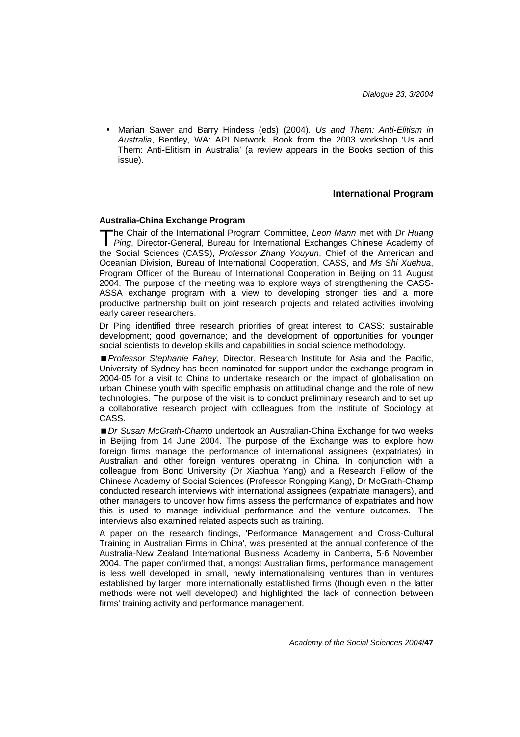- Marian Sawer and Barry Hindess (eds) (2004). *Us and Them: Anti-Elitism in Australia*, Bentley, WA: API Network. Book from the 2003 workshop 'Us and Them: Anti-Elitism in Australia' (a review appears in the Books section of this issue).

## International Program

### Australia-China Exchange Program

The Chair of the International Program Committee, *Leon Mann* met with *Dr Huang Ping*, Director-General, Bureau for International Exchanges Chinese Academy of the Social Sciences (CASS), *Professor Zhang Youyun*, Chief of the American and Oceanian Division, Bureau of International Cooperation, CASS, and *Ms Shi Xuehua*, Program Officer of the Bureau of International Cooperation in Beijing on 11 August 2004. The purpose of the meeting was to explore ways of strengthening the CASS-ASSA exchange program with a view to developing stronger ties and a more productive partnership built on joint research projects and related activities involving early career researchers.

Dr Ping identified three research priorities of great interest to CASS: sustainable development; good governance; and the development of opportunities for younger social scientists to develop skills and capabilities in social science methodology.

■ *Professor Stephanie Fahey*, Director, Research Institute for Asia and the Pacific, University of Sydney has been nominated for support under the exchange program in 2004-05 for a visit to China to undertake research on the impact of globalisation on urban Chinese youth with specific emphasis on attitudinal change and the role of new technologies. The purpose of the visit is to conduct preliminary research and to set up a collaborative research project with colleagues from the Institute of Sociology at CASS.

■ *Dr Susan McGrath-Champ* undertook an Australian-China Exchange for two weeks in Beijing from 14 June 2004. The purpose of the Exchange was to explore how foreign firms manage the performance of international assignees (expatriates) in Australian and other foreign ventures operating in China. In conjunction with a colleague from Bond University (Dr Xiaohua Yang) and a Research Fellow of the Chinese Academy of Social Sciences (Professor Rongping Kang), Dr McGrath-Champ conducted research interviews with international assignees (expatriate managers), and other managers to uncover how firms assess the performance of expatriates and how this is used to manage individual performance and the venture outcomes. The interviews also examined related aspects such as training.

A paper on the research findings, 'Performance Management and Cross-Cultural Training in Australian Firms in China', was presented at the annual conference of the Australia-New Zealand International Business Academy in Canberra, 5-6 November 2004. The paper confirmed that, amongst Australian firms, performance management is less well developed in small, newly internationalising ventures than in ventures established by larger, more internationally established firms (though even in the latter methods were not well developed) and highlighted the lack of connection between firms' training activity and performance management.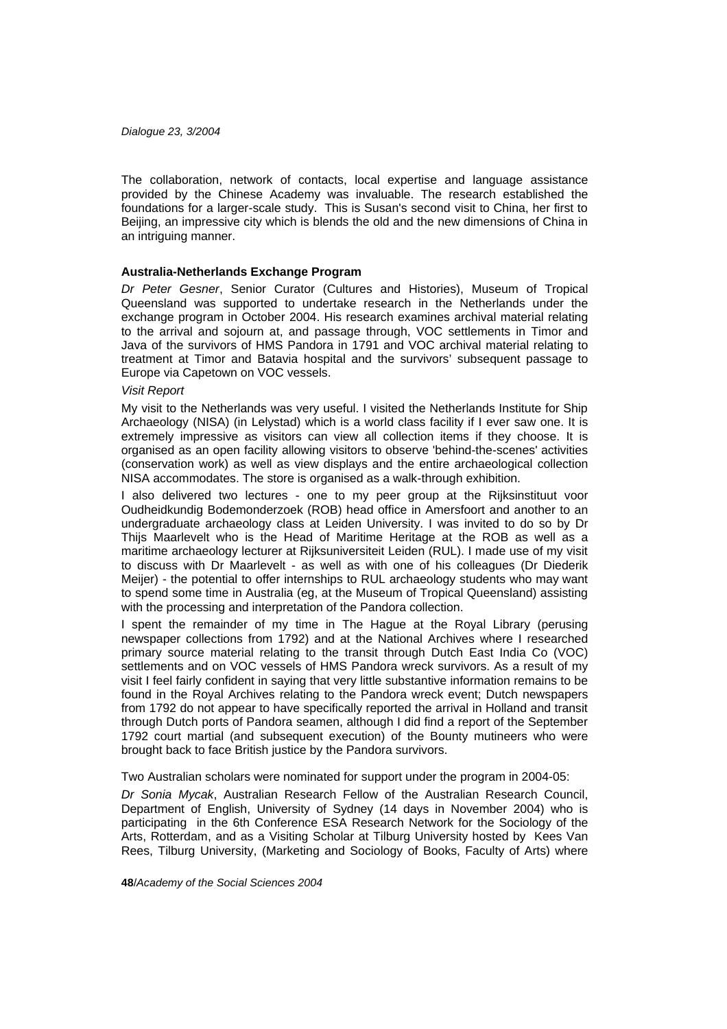The collaboration, network of contacts, local expertise and language assistance provided by the Chinese Academy was invaluable. The research established the foundations for a larger-scale study. This is Susan's second visit to China, her first to Beijing, an impressive city which is blends the old and the new dimensions of China in an intriguing manner.

**Australia-Netherlands Exchange Program**

*Dr Peter Gesner*, Senior Curator (Cultures and Histories), Museum of Tropical Queensland was supported to undertake research in the Netherlands under the exchange program in October 2004. His research examines archival material relating to the arrival and sojourn at, and passage through, VOC settlements in Timor and Java of the survivors of HMS Pandora in 1791 and VOC archival material relating to treatment at Timor and Batavia hospital and the survivors' subsequent passage to Europe via Capetown on VOC vessels.

*Visit Report*

My visit to the Netherlands was very useful. I visited the Netherlands Institute for Ship Archaeology (NISA) (in Lelystad) which is a world class facility if I ever saw one. It is extremely impressive as visitors can view all collection items if they choose. It is organised as an open facility allowing visitors to observe 'behind-the-scenes' activities (conservation work) as well as view displays and the entire archaeological collection NISA accommodates. The store is organised as a walk-through exhibition.

I also delivered two lectures - one to my peer group at the Rijksinstituut voor Oudheidkundig Bodemonderzoek (ROB) head office in Amersfoort and another to an undergraduate archaeology class at Leiden University. I was invited to do so by Dr Thijs Maarlevelt who is the Head of Maritime Heritage at the ROB as well as a maritime archaeology lecturer at Rijksuniversiteit Leiden (RUL). I made use of my visit to discuss with Dr Maarlevelt - as well as with one of his colleagues (Dr Diederik Meijer) - the potential to offer internships to RUL archaeology students who may want to spend some time in Australia (eg, at the Museum of Tropical Queensland) assisting with the processing and interpretation of the Pandora collection.

I spent the remainder of my time in The Hague at the Royal Library (perusing newspaper collections from 1792) and at the National Archives where I researched primary source material relating to the transit through Dutch East India Co (VOC) settlements and on VOC vessels of HMS Pandora wreck survivors. As a result of my visit I feel fairly confident in saying that very little substantive information remains to be found in the Royal Archives relating to the Pandora wreck event; Dutch newspapers from 1792 do not appear to have specifically reported the arrival in Holland and transit through Dutch ports of Pandora seamen, although I did find a report of the September 1792 court martial (and subsequent execution) of the Bounty mutineers who were brought back to face British justice by the Pandora survivors.

Two Australian scholars were nominated for support under the program in 2004-05:

*Dr Sonia Mycak*, Australian Research Fellow of the Australian Research Council, Department of English, University of Sydney (14 days in November 2004) who is participating in the 6th Conference ESA Research Network for the Sociology of the Arts, Rotterdam, and as a Visiting Scholar at Tilburg University hosted by Kees Van Rees, Tilburg University, (Marketing and Sociology of Books, Faculty of Arts) where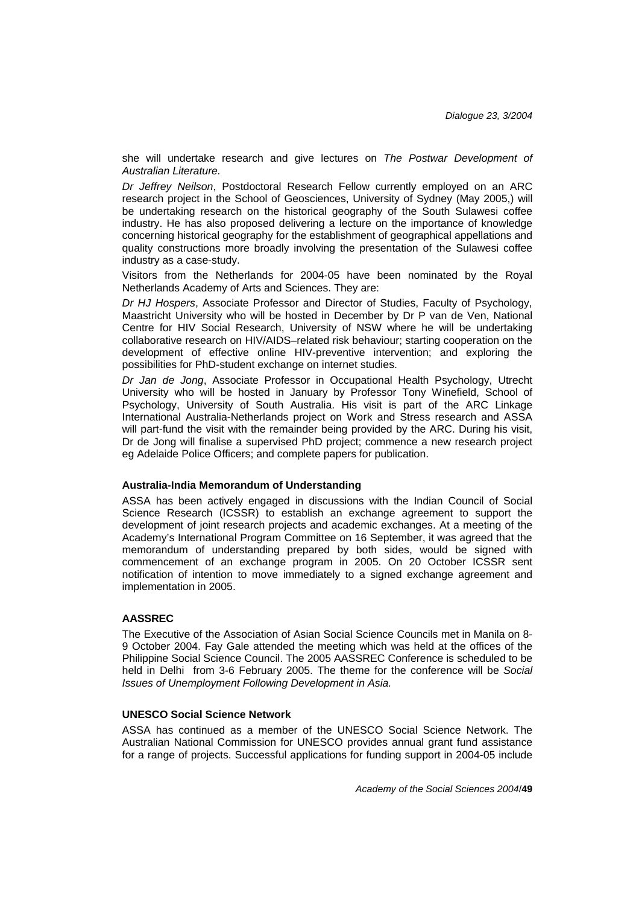she will undertake research and give lectures on *The Postwar Development of Australian Literature.*

*Dr Jeffrey Neilson*, Postdoctoral Research Fellow currently employed on an ARC research project in the School of Geosciences, University of Sydney (May 2005,) will be undertaking research on the historical geography of the South Sulawesi coffee industry. He has also proposed delivering a lecture on the importance of knowledge concerning historical geography for the establishment of geographical appellations and quality constructions more broadly involving the presentation of the Sulawesi coffee industry as a case-study.

Visitors from the Netherlands for 2004-05 have been nominated by the Royal Netherlands Academy of Arts and Sciences. They are:

*Dr HJ Hospers*, Associate Professor and Director of Studies, Faculty of Psychology, Maastricht University who will be hosted in December by Dr P van de Ven, National Centre for HIV Social Research, University of NSW where he will be undertaking collaborative research on HIV/AIDS–related risk behaviour; starting cooperation on the development of effective online HIV-preventive intervention; and exploring the possibilities for PhD-student exchange on internet studies.

*Dr Jan de Jong*, Associate Professor in Occupational Health Psychology, Utrecht University who will be hosted in January by Professor Tony Winefield, School of Psychology, University of South Australia. His visit is part of the ARC Linkage International Australia-Netherlands project on Work and Stress research and ASSA will part-fund the visit with the remainder being provided by the ARC. During his visit, Dr de Jong will finalise a supervised PhD project; commence a new research project eg Adelaide Police Officers; and complete papers for publication.

**Australia-India Memorandum of Understanding**

ASSA has been actively engaged in discussions with the Indian Council of Social Science Research (ICSSR) to establish an exchange agreement to support the development of joint research projects and academic exchanges. At a meeting of the Academy's International Program Committee on 16 September, it was agreed that the memorandum of understanding prepared by both sides, would be signed with commencement of an exchange program in 2005. On 20 October ICSSR sent notification of intention to move immediately to a signed exchange agreement and implementation in 2005.

**AASSREC**

The Executive of the Association of Asian Social Science Councils met in Manila on 8-9 October 2004. Fay Gale attended the meeting which was held at the offices of the Philippine Social Science Council. The 2005 AASSREC Conference is scheduled to be held in Delhi from 3-6 February 2005. The theme for the conference will be *Social Issues of Unemployment Following Development in Asia.*

**UNESCO Social Science Network**

ASSA has continued as a member of the UNESCO Social Science Network. The Australian National Commission for UNESCO provides annual grant fund assistance for a range of projects. Successful applications for funding support in 2004-05 include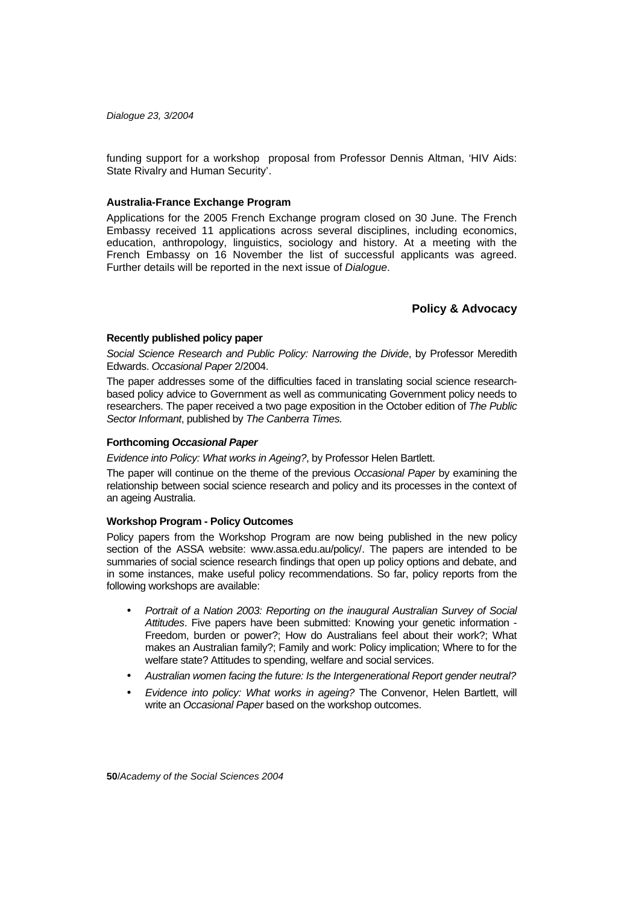funding support for a workshop proposal from Professor Dennis Altman, 'HIV Aids: State Rivalry and Human Security'.

### Australia-France Exchange Program

Applications for the 2005 French Exchange program closed on 30 June. The French Embassy received 11 applications across several disciplines, including economics, education, anthropology, linguistics, sociology and history. At a meeting with the French Embassy on 16 November the list of successful applicants was agreed. Further details will be reported in the next issue of *Dialogue*.

## Policy & Advocacy

### Recently published policy paper

*Social Science Research and Public Policy: Narrowing the Divide*, by Professor Meredith Edwards. *Occasional Paper* 2/2004.

The paper addresses some of the difficulties faced in translating social science research-based policy advice to Government as well as communicating Government policy needs to researchers. The paper received a two page exposition in the October edition of *The Public Sector Informant*, published by *The Canberra Times.*

### Forthcoming *Occasional Paper*

*Evidence into Policy: What works in Ageing?*, by Professor Helen Bartlett.

The paper will continue on the theme of the previous *Occasional Paper* by examining the relationship between social science research and policy and its processes in the context of an ageing Australia.

### Workshop Program - Policy Outcomes

Policy papers from the Workshop Program are now being published in the new policy section of the ASSA website: www.assa.edu.au/policy/. The papers are intended to be summaries of social science research findings that open up policy options and debate, and in some instances, make useful policy recommendations. So far, policy reports from the following workshops are available:

- *Portrait of a Nation 2003: Reporting on the inaugural Australian Survey of Social Attitudes*. Five papers have been submitted: Knowing your genetic information - Freedom, burden or power?; How do Australians feel about their work?; What makes an Australian family?; Family and work: Policy implication; Where to for the welfare state? Attitudes to spending, welfare and social services.
- *Australian women facing the future: Is the Intergenerational Report gender neutral?*
- *Evidence into policy: What works in ageing?* The Convenor, Helen Bartlett, will write an *Occasional Paper* based on the workshop outcomes.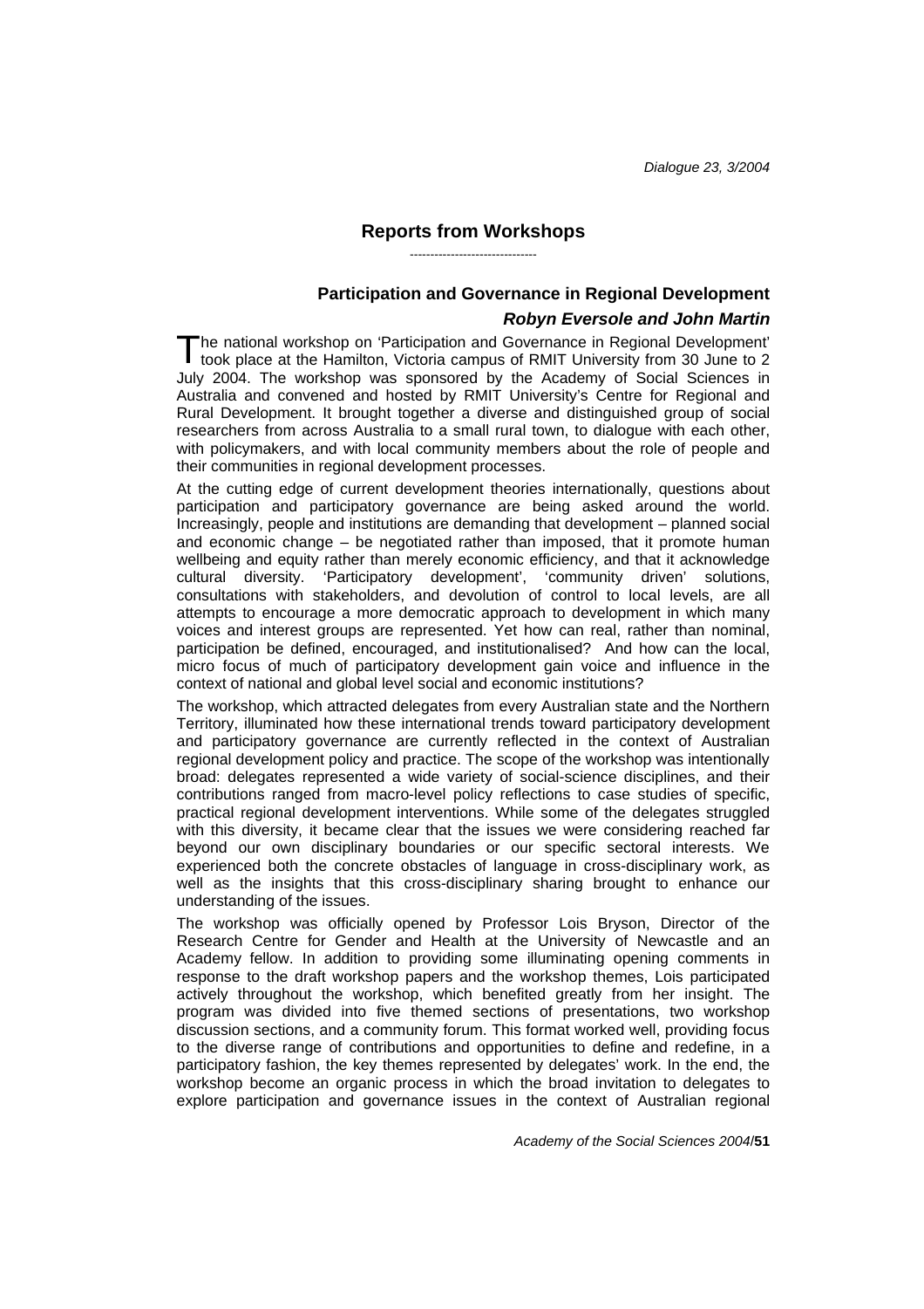## Reports from Workshops

### Participation and Governance in Regional Development

***Robyn Eversole and John Martin***

The national workshop on 'Participation and Governance in Regional Development' took place at the Hamilton, Victoria campus of RMIT University from 30 June to 2 July 2004. The workshop was sponsored by the Academy of Social Sciences in Australia and convened and hosted by RMIT University's Centre for Regional and Rural Development. It brought together a diverse and distinguished group of social researchers from across Australia to a small rural town, to dialogue with each other, with policymakers, and with local community members about the role of people and their communities in regional development processes.

At the cutting edge of current development theories internationally, questions about participation and participatory governance are being asked around the world. Increasingly, people and institutions are demanding that development – planned social and economic change – be negotiated rather than imposed, that it promote human wellbeing and equity rather than merely economic efficiency, and that it acknowledge cultural diversity. 'Participatory development', 'community driven' solutions, consultations with stakeholders, and devolution of control to local levels, are all attempts to encourage a more democratic approach to development in which many voices and interest groups are represented. Yet how can real, rather than nominal, participation be defined, encouraged, and institutionalised? And how can the local, micro focus of much of participatory development gain voice and influence in the context of national and global level social and economic institutions?

The workshop, which attracted delegates from every Australian state and the Northern Territory, illuminated how these international trends toward participatory development and participatory governance are currently reflected in the context of Australian regional development policy and practice. The scope of the workshop was intentionally broad: delegates represented a wide variety of social-science disciplines, and their contributions ranged from macro-level policy reflections to case studies of specific, practical regional development interventions. While some of the delegates struggled with this diversity, it became clear that the issues we were considering reached far beyond our own disciplinary boundaries or our specific sectoral interests. We experienced both the concrete obstacles of language in cross-disciplinary work, as well as the insights that this cross-disciplinary sharing brought to enhance our understanding of the issues.

The workshop was officially opened by Professor Lois Bryson, Director of the Research Centre for Gender and Health at the University of Newcastle and an Academy fellow. In addition to providing some illuminating opening comments in response to the draft workshop papers and the workshop themes, Lois participated actively throughout the workshop, which benefited greatly from her insight. The program was divided into five themed sections of presentations, two workshop discussion sections, and a community forum. This format worked well, providing focus to the diverse range of contributions and opportunities to define and redefine, in a participatory fashion, the key themes represented by delegates' work. In the end, the workshop become an organic process in which the broad invitation to delegates to explore participation and governance issues in the context of Australian regional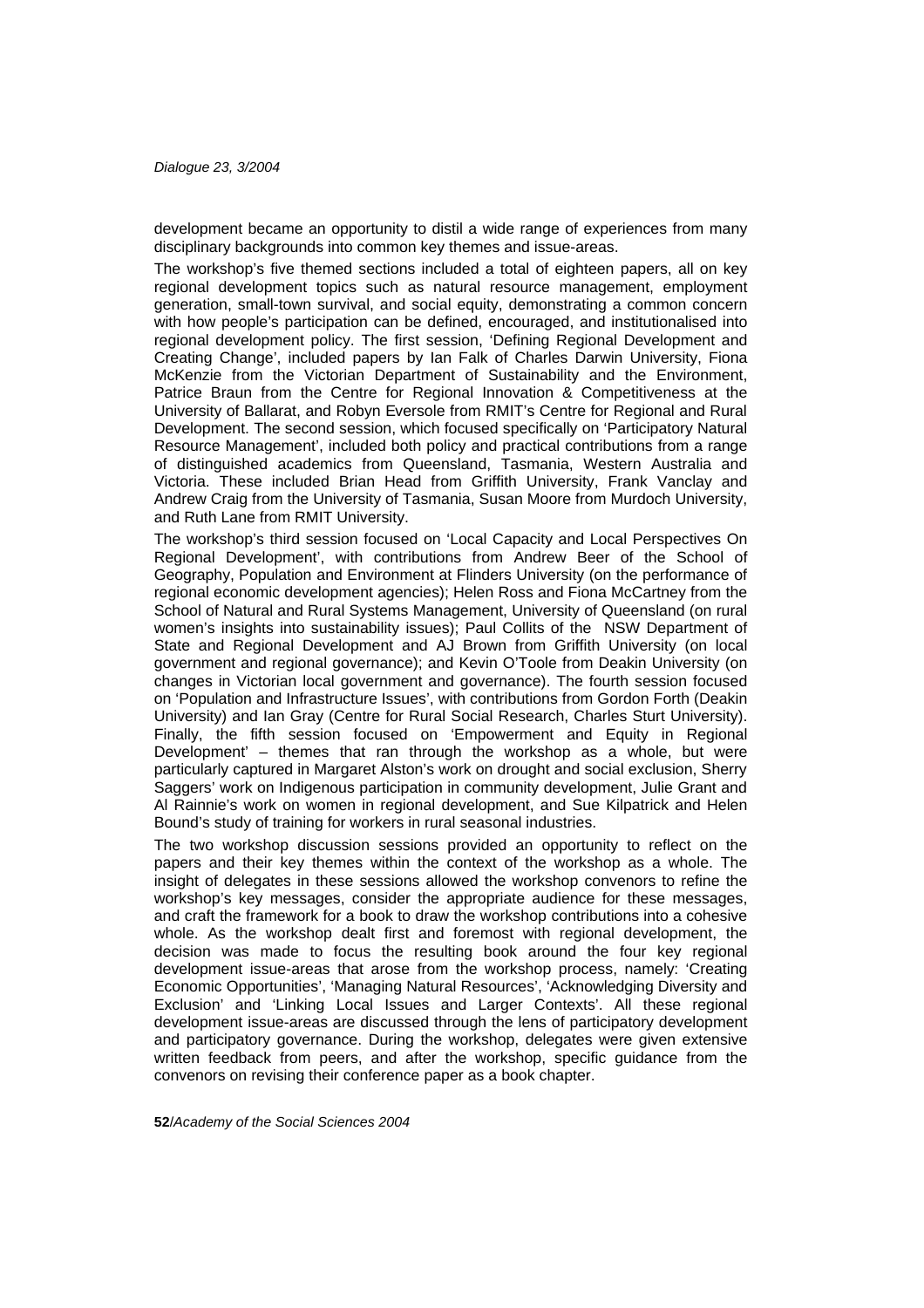development became an opportunity to distil a wide range of experiences from many disciplinary backgrounds into common key themes and issue-areas.

The workshop's five themed sections included a total of eighteen papers, all on key regional development topics such as natural resource management, employment generation, small-town survival, and social equity, demonstrating a common concern with how people's participation can be defined, encouraged, and institutionalised into regional development policy. The first session, 'Defining Regional Development and Creating Change', included papers by Ian Falk of Charles Darwin University, Fiona McKenzie from the Victorian Department of Sustainability and the Environment, Patrice Braun from the Centre for Regional Innovation & Competitiveness at the University of Ballarat, and Robyn Eversole from RMIT's Centre for Regional and Rural Development. The second session, which focused specifically on 'Participatory Natural Resource Management', included both policy and practical contributions from a range of distinguished academics from Queensland, Tasmania, Western Australia and Victoria. These included Brian Head from Griffith University, Frank Vanclay and Andrew Craig from the University of Tasmania, Susan Moore from Murdoch University, and Ruth Lane from RMIT University.

The workshop's third session focused on 'Local Capacity and Local Perspectives On Regional Development', with contributions from Andrew Beer of the School of Geography, Population and Environment at Flinders University (on the performance of regional economic development agencies); Helen Ross and Fiona McCartney from the School of Natural and Rural Systems Management, University of Queensland (on rural women's insights into sustainability issues); Paul Collits of the NSW Department of State and Regional Development and AJ Brown from Griffith University (on local government and regional governance); and Kevin O'Toole from Deakin University (on changes in Victorian local government and governance). The fourth session focused on 'Population and Infrastructure Issues', with contributions from Gordon Forth (Deakin University) and Ian Gray (Centre for Rural Social Research, Charles Sturt University). Finally, the fifth session focused on 'Empowerment and Equity in Regional Development' – themes that ran through the workshop as a whole, but were particularly captured in Margaret Alston's work on drought and social exclusion, Sherry Saggers' work on Indigenous participation in community development, Julie Grant and Al Rainnie's work on women in regional development, and Sue Kilpatrick and Helen Bound's study of training for workers in rural seasonal industries.

The two workshop discussion sessions provided an opportunity to reflect on the papers and their key themes within the context of the workshop as a whole. The insight of delegates in these sessions allowed the workshop convenors to refine the workshop's key messages, consider the appropriate audience for these messages, and craft the framework for a book to draw the workshop contributions into a cohesive whole. As the workshop dealt first and foremost with regional development, the decision was made to focus the resulting book around the four key regional development issue-areas that arose from the workshop process, namely: 'Creating Economic Opportunities', 'Managing Natural Resources', 'Acknowledging Diversity and Exclusion' and 'Linking Local Issues and Larger Contexts'. All these regional development issue-areas are discussed through the lens of participatory development and participatory governance. During the workshop, delegates were given extensive written feedback from peers, and after the workshop, specific guidance from the convenors on revising their conference paper as a book chapter.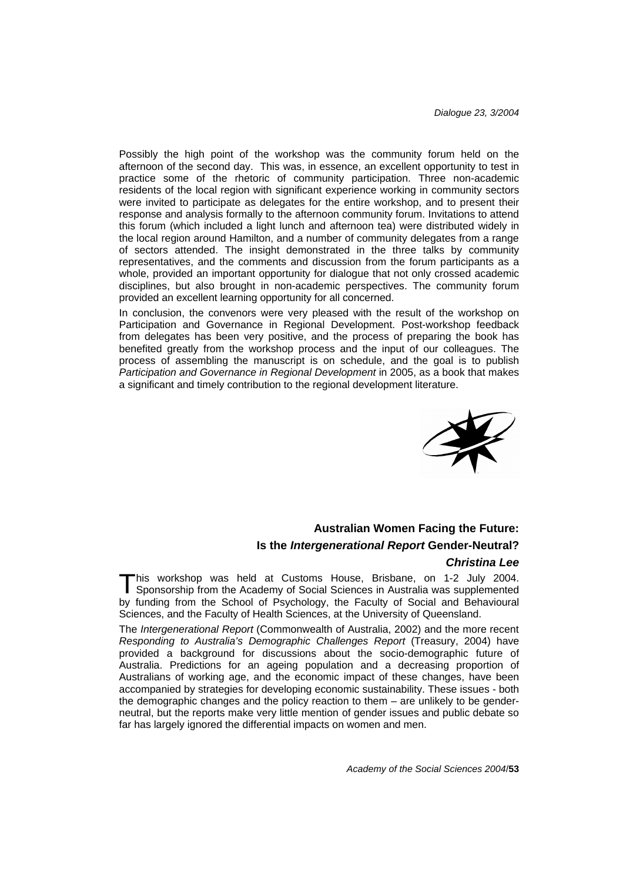Possibly the high point of the workshop was the community forum held on the afternoon of the second day. This was, in essence, an excellent opportunity to test in practice some of the rhetoric of community participation. Three non-academic residents of the local region with significant experience working in community sectors were invited to participate as delegates for the entire workshop, and to present their response and analysis formally to the afternoon community forum. Invitations to attend this forum (which included a light lunch and afternoon tea) were distributed widely in the local region around Hamilton, and a number of community delegates from a range of sectors attended. The insight demonstrated in the three talks by community representatives, and the comments and discussion from the forum participants as a whole, provided an important opportunity for dialogue that not only crossed academic disciplines, but also brought in non-academic perspectives. The community forum provided an excellent learning opportunity for all concerned.

In conclusion, the convenors were very pleased with the result of the workshop on Participation and Governance in Regional Development. Post-workshop feedback from delegates has been very positive, and the process of preparing the book has benefited greatly from the workshop process and the input of our colleagues. The process of assembling the manuscript is on schedule, and the goal is to publish *Participation and Governance in Regional Development* in 2005, as a book that makes a significant and timely contribution to the regional development literature.

## Australian Women Facing the Future: Is the *Intergenerational Report* Gender-Neutral?

***Christina Lee***

This workshop was held at Customs House, Brisbane, on 1-2 July 2004. Sponsorship from the Academy of Social Sciences in Australia was supplemented by funding from the School of Psychology, the Faculty of Social and Behavioural Sciences, and the Faculty of Health Sciences, at the University of Queensland.

The *Intergenerational Report* (Commonwealth of Australia, 2002) and the more recent *Responding to Australia's Demographic Challenges Report* (Treasury, 2004) have provided a background for discussions about the socio-demographic future of Australia. Predictions for an ageing population and a decreasing proportion of Australians of working age, and the economic impact of these changes, have been accompanied by strategies for developing economic sustainability. These issues - both the demographic changes and the policy reaction to them – are unlikely to be gender-neutral, but the reports make very little mention of gender issues and public debate so far has largely ignored the differential impacts on women and men.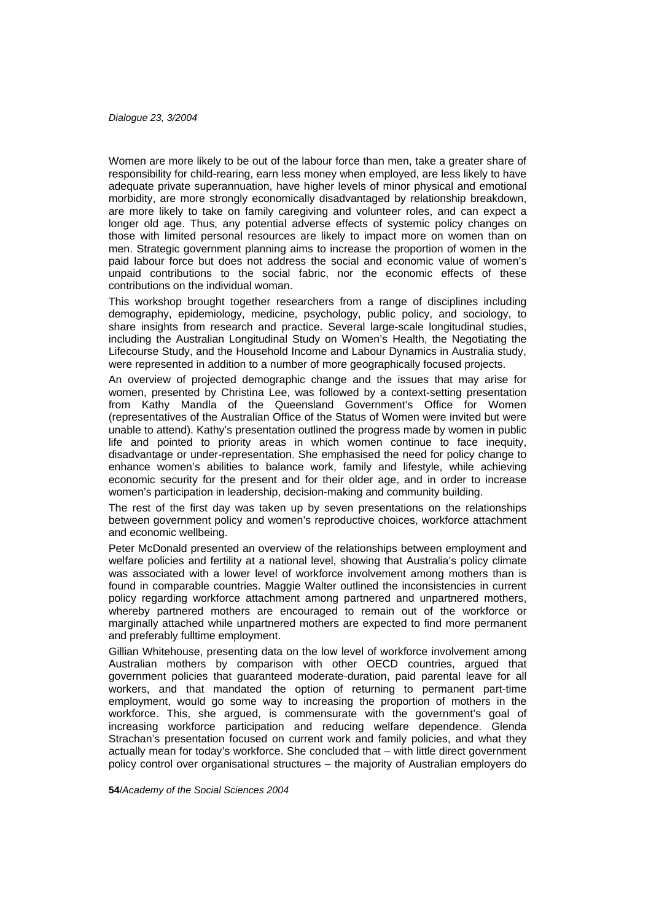Women are more likely to be out of the labour force than men, take a greater share of responsibility for child-rearing, earn less money when employed, are less likely to have adequate private superannuation, have higher levels of minor physical and emotional morbidity, are more strongly economically disadvantaged by relationship breakdown, are more likely to take on family caregiving and volunteer roles, and can expect a longer old age. Thus, any potential adverse effects of systemic policy changes on those with limited personal resources are likely to impact more on women than on men. Strategic government planning aims to increase the proportion of women in the paid labour force but does not address the social and economic value of women's unpaid contributions to the social fabric, nor the economic effects of these contributions on the individual woman.

This workshop brought together researchers from a range of disciplines including demography, epidemiology, medicine, psychology, public policy, and sociology, to share insights from research and practice. Several large-scale longitudinal studies, including the Australian Longitudinal Study on Women's Health, the Negotiating the Lifecourse Study, and the Household Income and Labour Dynamics in Australia study, were represented in addition to a number of more geographically focused projects.

An overview of projected demographic change and the issues that may arise for women, presented by Christina Lee, was followed by a context-setting presentation from Kathy Mandla of the Queensland Government's Office for Women (representatives of the Australian Office of the Status of Women were invited but were unable to attend). Kathy's presentation outlined the progress made by women in public life and pointed to priority areas in which women continue to face inequity, disadvantage or under-representation. She emphasised the need for policy change to enhance women's abilities to balance work, family and lifestyle, while achieving economic security for the present and for their older age, and in order to increase women's participation in leadership, decision-making and community building.

The rest of the first day was taken up by seven presentations on the relationships between government policy and women's reproductive choices, workforce attachment and economic wellbeing.

Peter McDonald presented an overview of the relationships between employment and welfare policies and fertility at a national level, showing that Australia's policy climate was associated with a lower level of workforce involvement among mothers than is found in comparable countries. Maggie Walter outlined the inconsistencies in current policy regarding workforce attachment among partnered and unpartnered mothers, whereby partnered mothers are encouraged to remain out of the workforce or marginally attached while unpartnered mothers are expected to find more permanent and preferably fulltime employment.

Gillian Whitehouse, presenting data on the low level of workforce involvement among Australian mothers by comparison with other OECD countries, argued that government policies that guaranteed moderate-duration, paid parental leave for all workers, and that mandated the option of returning to permanent part-time employment, would go some way to increasing the proportion of mothers in the workforce. This, she argued, is commensurate with the government's goal of increasing workforce participation and reducing welfare dependence. Glenda Strachan's presentation focused on current work and family policies, and what they actually mean for today's workforce. She concluded that – with little direct government policy control over organisational structures – the majority of Australian employers do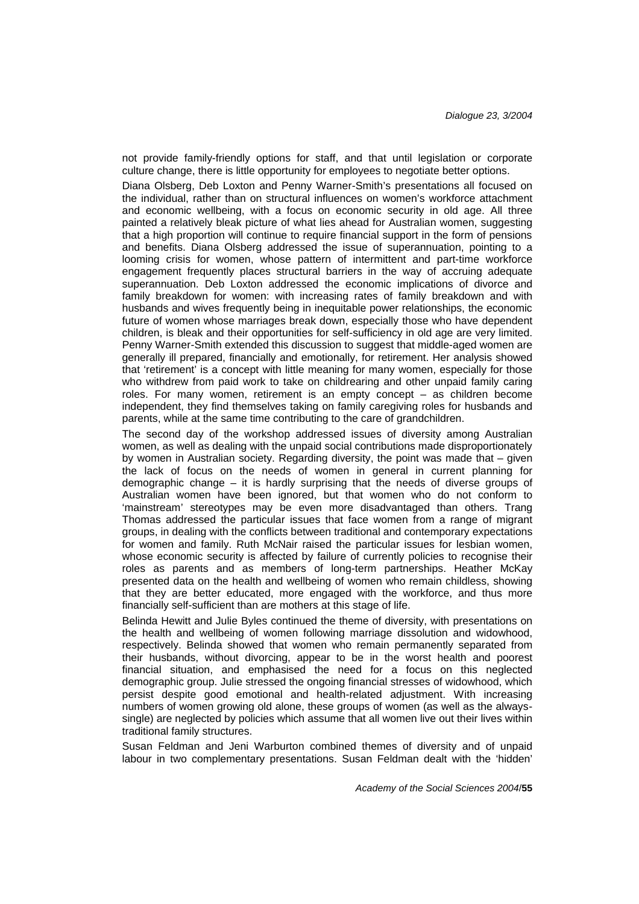not provide family-friendly options for staff, and that until legislation or corporate culture change, there is little opportunity for employees to negotiate better options.

Diana Olsberg, Deb Loxton and Penny Warner-Smith's presentations all focused on the individual, rather than on structural influences on women's workforce attachment and economic wellbeing, with a focus on economic security in old age. All three painted a relatively bleak picture of what lies ahead for Australian women, suggesting that a high proportion will continue to require financial support in the form of pensions and benefits. Diana Olsberg addressed the issue of superannuation, pointing to a looming crisis for women, whose pattern of intermittent and part-time workforce engagement frequently places structural barriers in the way of accruing adequate superannuation. Deb Loxton addressed the economic implications of divorce and family breakdown for women: with increasing rates of family breakdown and with husbands and wives frequently being in inequitable power relationships, the economic future of women whose marriages break down, especially those who have dependent children, is bleak and their opportunities for self-sufficiency in old age are very limited. Penny Warner-Smith extended this discussion to suggest that middle-aged women are generally ill prepared, financially and emotionally, for retirement. Her analysis showed that 'retirement' is a concept with little meaning for many women, especially for those who withdrew from paid work to take on childrearing and other unpaid family caring roles. For many women, retirement is an empty concept – as children become independent, they find themselves taking on family caregiving roles for husbands and parents, while at the same time contributing to the care of grandchildren.

The second day of the workshop addressed issues of diversity among Australian women, as well as dealing with the unpaid social contributions made disproportionately by women in Australian society. Regarding diversity, the point was made that – given the lack of focus on the needs of women in general in current planning for demographic change – it is hardly surprising that the needs of diverse groups of Australian women have been ignored, but that women who do not conform to 'mainstream' stereotypes may be even more disadvantaged than others. Trang Thomas addressed the particular issues that face women from a range of migrant groups, in dealing with the conflicts between traditional and contemporary expectations for women and family. Ruth McNair raised the particular issues for lesbian women, whose economic security is affected by failure of currently policies to recognise their roles as parents and as members of long-term partnerships. Heather McKay presented data on the health and wellbeing of women who remain childless, showing that they are better educated, more engaged with the workforce, and thus more financially self-sufficient than are mothers at this stage of life.

Belinda Hewitt and Julie Byles continued the theme of diversity, with presentations on the health and wellbeing of women following marriage dissolution and widowhood, respectively. Belinda showed that women who remain permanently separated from their husbands, without divorcing, appear to be in the worst health and poorest financial situation, and emphasised the need for a focus on this neglected demographic group. Julie stressed the ongoing financial stresses of widowhood, which persist despite good emotional and health-related adjustment. With increasing numbers of women growing old alone, these groups of women (as well as the always-single) are neglected by policies which assume that all women live out their lives within traditional family structures.

Susan Feldman and Jeni Warburton combined themes of diversity and of unpaid labour in two complementary presentations. Susan Feldman dealt with the 'hidden'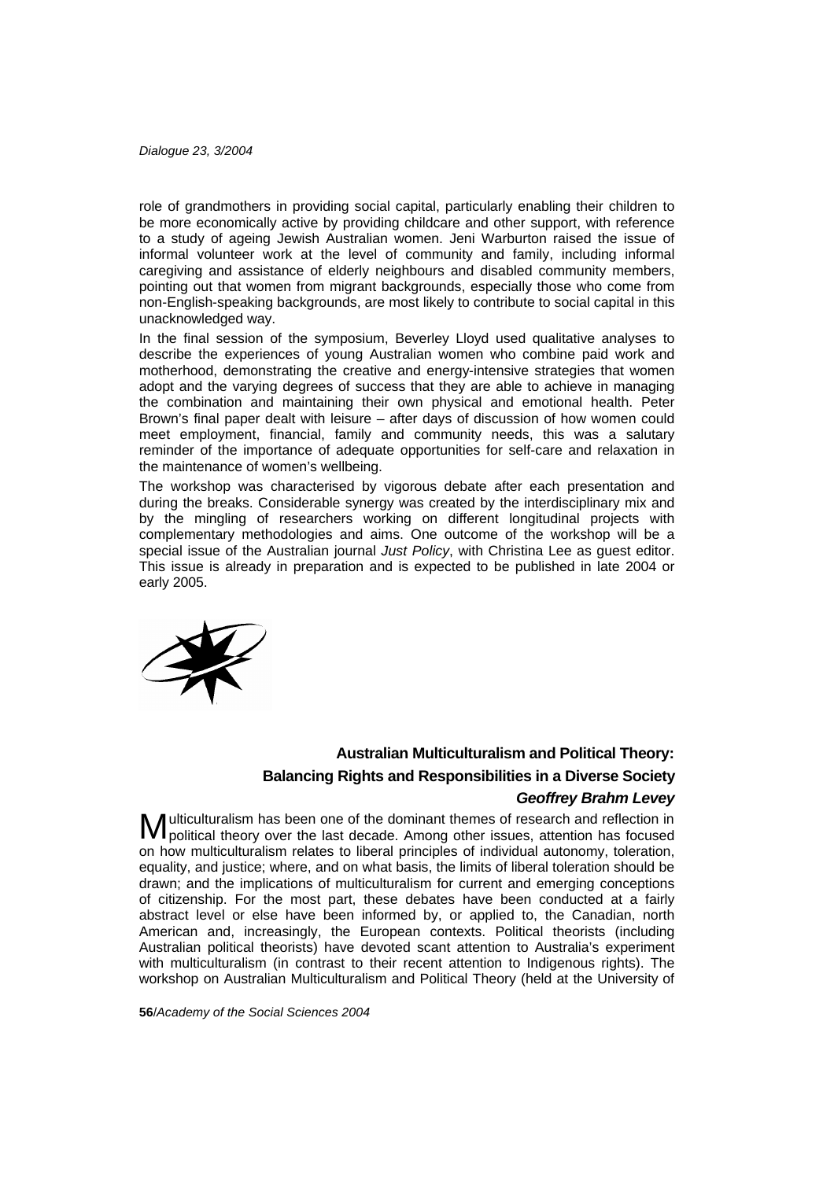role of grandmothers in providing social capital, particularly enabling their children to be more economically active by providing childcare and other support, with reference to a study of ageing Jewish Australian women. Jeni Warburton raised the issue of informal volunteer work at the level of community and family, including informal caregiving and assistance of elderly neighbours and disabled community members, pointing out that women from migrant backgrounds, especially those who come from non-English-speaking backgrounds, are most likely to contribute to social capital in this unacknowledged way.

In the final session of the symposium, Beverley Lloyd used qualitative analyses to describe the experiences of young Australian women who combine paid work and motherhood, demonstrating the creative and energy-intensive strategies that women adopt and the varying degrees of success that they are able to achieve in managing the combination and maintaining their own physical and emotional health. Peter Brown's final paper dealt with leisure – after days of discussion of how women could meet employment, financial, family and community needs, this was a salutary reminder of the importance of adequate opportunities for self-care and relaxation in the maintenance of women's wellbeing.

The workshop was characterised by vigorous debate after each presentation and during the breaks. Considerable synergy was created by the interdisciplinary mix and by the mingling of researchers working on different longitudinal projects with complementary methodologies and aims. One outcome of the workshop will be a special issue of the Australian journal *Just Policy*, with Christina Lee as guest editor. This issue is already in preparation and is expected to be published in late 2004 or early 2005.

## Australian Multiculturalism and Political Theory: Balancing Rights and Responsibilities in a Diverse Society

***Geoffrey Brahm Levey***

Multiculturalism has been one of the dominant themes of research and reflection in political theory over the last decade. Among other issues, attention has focused on how multiculturalism relates to liberal principles of individual autonomy, toleration, equality, and justice; where, and on what basis, the limits of liberal toleration should be drawn; and the implications of multiculturalism for current and emerging conceptions of citizenship. For the most part, these debates have been conducted at a fairly abstract level or else have been informed by, or applied to, the Canadian, north American and, increasingly, the European contexts. Political theorists (including Australian political theorists) have devoted scant attention to Australia's experiment with multiculturalism (in contrast to their recent attention to Indigenous rights). The workshop on Australian Multiculturalism and Political Theory (held at the University of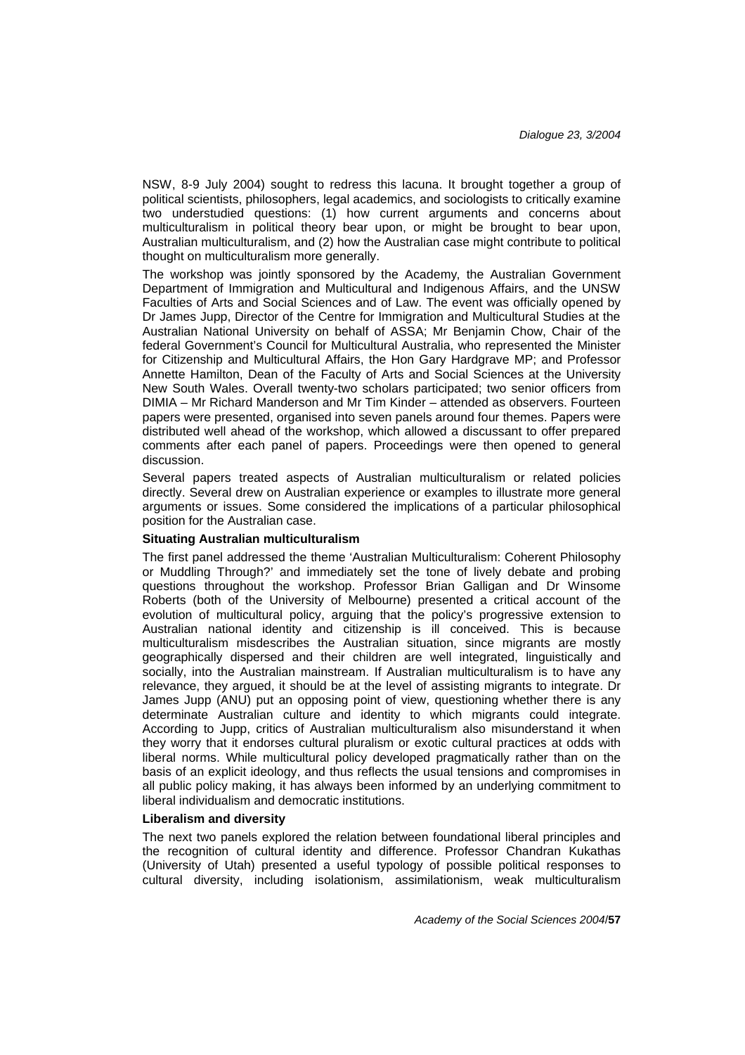NSW, 8-9 July 2004) sought to redress this lacuna. It brought together a group of political scientists, philosophers, legal academics, and sociologists to critically examine two understudied questions: (1) how current arguments and concerns about multiculturalism in political theory bear upon, or might be brought to bear upon, Australian multiculturalism, and (2) how the Australian case might contribute to political thought on multiculturalism more generally.

The workshop was jointly sponsored by the Academy, the Australian Government Department of Immigration and Multicultural and Indigenous Affairs, and the UNSW Faculties of Arts and Social Sciences and of Law. The event was officially opened by Dr James Jupp, Director of the Centre for Immigration and Multicultural Studies at the Australian National University on behalf of ASSA; Mr Benjamin Chow, Chair of the federal Government's Council for Multicultural Australia, who represented the Minister for Citizenship and Multicultural Affairs, the Hon Gary Hardgrave MP; and Professor Annette Hamilton, Dean of the Faculty of Arts and Social Sciences at the University New South Wales. Overall twenty-two scholars participated; two senior officers from DIMIA – Mr Richard Manderson and Mr Tim Kinder – attended as observers. Fourteen papers were presented, organised into seven panels around four themes. Papers were distributed well ahead of the workshop, which allowed a discussant to offer prepared comments after each panel of papers. Proceedings were then opened to general discussion.

Several papers treated aspects of Australian multiculturalism or related policies directly. Several drew on Australian experience or examples to illustrate more general arguments or issues. Some considered the implications of a particular philosophical position for the Australian case.

**Situating Australian multiculturalism**

The first panel addressed the theme 'Australian Multiculturalism: Coherent Philosophy or Muddling Through?' and immediately set the tone of lively debate and probing questions throughout the workshop. Professor Brian Galligan and Dr Winsome Roberts (both of the University of Melbourne) presented a critical account of the evolution of multicultural policy, arguing that the policy's progressive extension to Australian national identity and citizenship is ill conceived. This is because multiculturalism misdescribes the Australian situation, since migrants are mostly geographically dispersed and their children are well integrated, linguistically and socially, into the Australian mainstream. If Australian multiculturalism is to have any relevance, they argued, it should be at the level of assisting migrants to integrate. Dr James Jupp (ANU) put an opposing point of view, questioning whether there is any determinate Australian culture and identity to which migrants could integrate. According to Jupp, critics of Australian multiculturalism also misunderstand it when they worry that it endorses cultural pluralism or exotic cultural practices at odds with liberal norms. While multicultural policy developed pragmatically rather than on the basis of an explicit ideology, and thus reflects the usual tensions and compromises in all public policy making, it has always been informed by an underlying commitment to liberal individualism and democratic institutions.

**Liberalism and diversity**

The next two panels explored the relation between foundational liberal principles and the recognition of cultural identity and difference. Professor Chandran Kukathas (University of Utah) presented a useful typology of possible political responses to cultural diversity, including isolationism, assimilationism, weak multiculturalism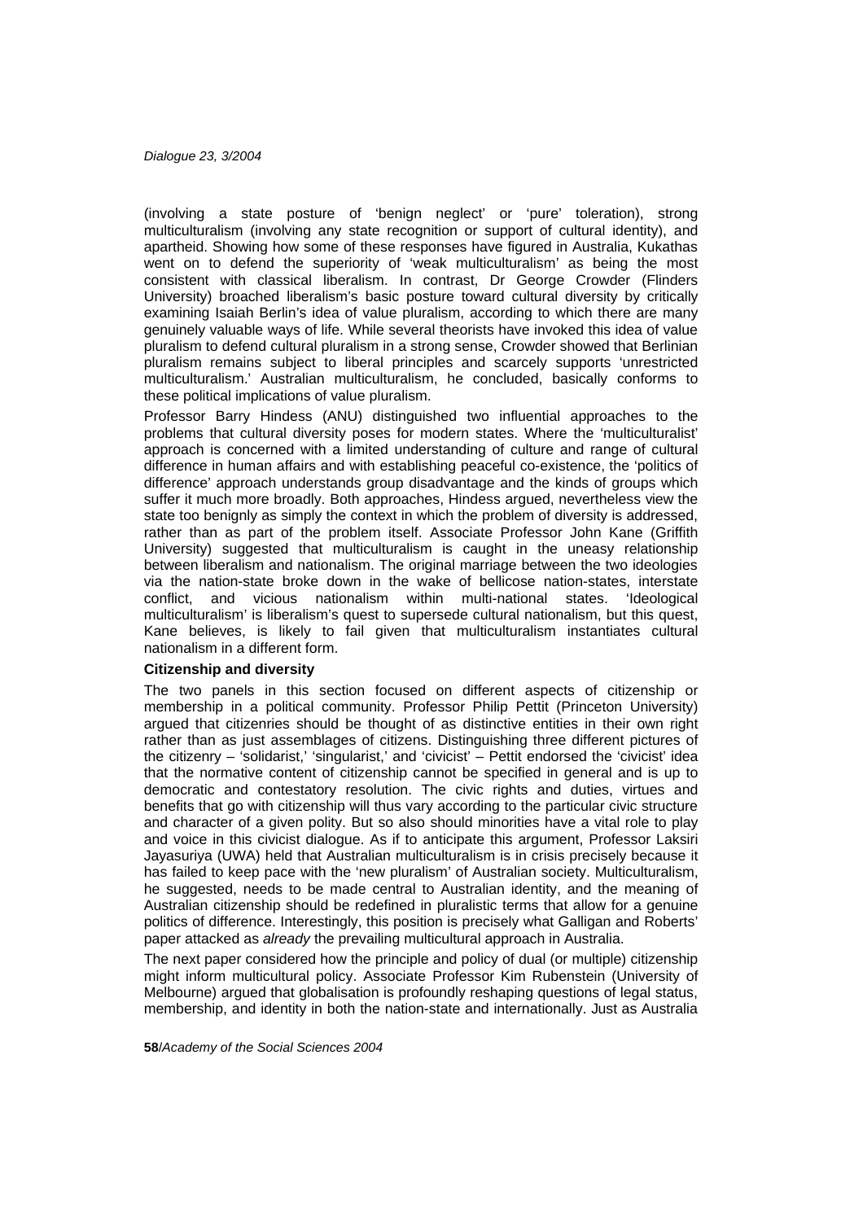(involving a state posture of 'benign neglect' or 'pure' toleration), strong multiculturalism (involving any state recognition or support of cultural identity), and apartheid. Showing how some of these responses have figured in Australia, Kukathas went on to defend the superiority of 'weak multiculturalism' as being the most consistent with classical liberalism. In contrast, Dr George Crowder (Flinders University) broached liberalism's basic posture toward cultural diversity by critically examining Isaiah Berlin's idea of value pluralism, according to which there are many genuinely valuable ways of life. While several theorists have invoked this idea of value pluralism to defend cultural pluralism in a strong sense, Crowder showed that Berlinian pluralism remains subject to liberal principles and scarcely supports 'unrestricted multiculturalism.' Australian multiculturalism, he concluded, basically conforms to these political implications of value pluralism.

Professor Barry Hindess (ANU) distinguished two influential approaches to the problems that cultural diversity poses for modern states. Where the 'multiculturalist' approach is concerned with a limited understanding of culture and range of cultural difference in human affairs and with establishing peaceful co-existence, the 'politics of difference' approach understands group disadvantage and the kinds of groups which suffer it much more broadly. Both approaches, Hindess argued, nevertheless view the state too benignly as simply the context in which the problem of diversity is addressed, rather than as part of the problem itself. Associate Professor John Kane (Griffith University) suggested that multiculturalism is caught in the uneasy relationship between liberalism and nationalism. The original marriage between the two ideologies via the nation-state broke down in the wake of bellicose nation-states, interstate conflict, and vicious nationalism within multi-national states. 'Ideological multiculturalism' is liberalism's quest to supersede cultural nationalism, but this quest, Kane believes, is likely to fail given that multiculturalism instantiates cultural nationalism in a different form.

**Citizenship and diversity**

The two panels in this section focused on different aspects of citizenship or membership in a political community. Professor Philip Pettit (Princeton University) argued that citizenries should be thought of as distinctive entities in their own right rather than as just assemblages of citizens. Distinguishing three different pictures of the citizenry – 'solidarist,' 'singularist,' and 'civicist' – Pettit endorsed the 'civicist' idea that the normative content of citizenship cannot be specified in general and is up to democratic and contestatory resolution. The civic rights and duties, virtues and benefits that go with citizenship will thus vary according to the particular civic structure and character of a given polity. But so also should minorities have a vital role to play and voice in this civicist dialogue. As if to anticipate this argument, Professor Laksiri Jayasuriya (UWA) held that Australian multiculturalism is in crisis precisely because it has failed to keep pace with the 'new pluralism' of Australian society. Multiculturalism, he suggested, needs to be made central to Australian identity, and the meaning of Australian citizenship should be redefined in pluralistic terms that allow for a genuine politics of difference. Interestingly, this position is precisely what Galligan and Roberts' paper attacked as *already* the prevailing multicultural approach in Australia.

The next paper considered how the principle and policy of dual (or multiple) citizenship might inform multicultural policy. Associate Professor Kim Rubenstein (University of Melbourne) argued that globalisation is profoundly reshaping questions of legal status, membership, and identity in both the nation-state and internationally. Just as Australia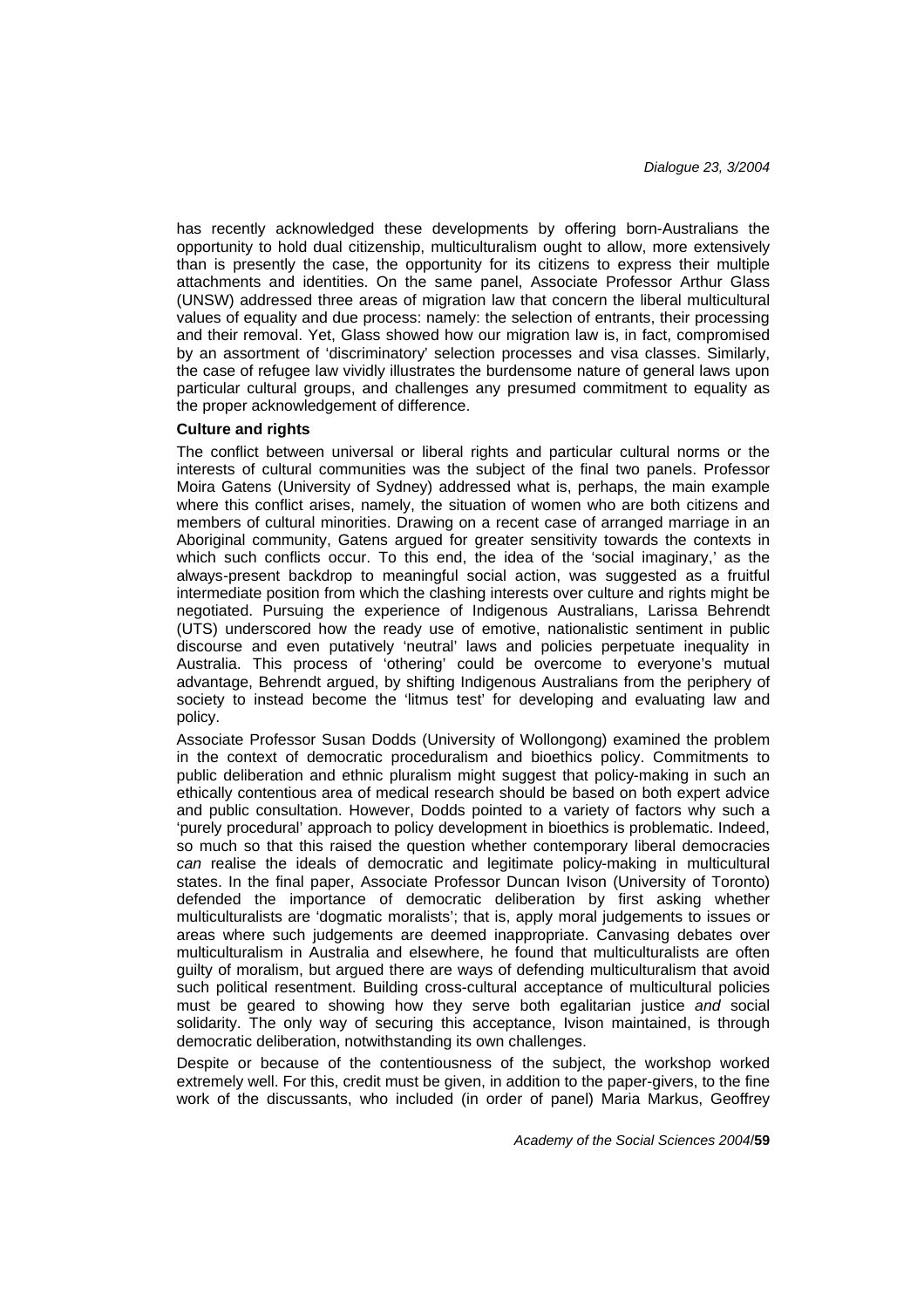has recently acknowledged these developments by offering born-Australians the opportunity to hold dual citizenship, multiculturalism ought to allow, more extensively than is presently the case, the opportunity for its citizens to express their multiple attachments and identities. On the same panel, Associate Professor Arthur Glass (UNSW) addressed three areas of migration law that concern the liberal multicultural values of equality and due process: namely: the selection of entrants, their processing and their removal. Yet, Glass showed how our migration law is, in fact, compromised by an assortment of 'discriminatory' selection processes and visa classes. Similarly, the case of refugee law vividly illustrates the burdensome nature of general laws upon particular cultural groups, and challenges any presumed commitment to equality as the proper acknowledgement of difference.

**Culture and rights**

The conflict between universal or liberal rights and particular cultural norms or the interests of cultural communities was the subject of the final two panels. Professor Moira Gatens (University of Sydney) addressed what is, perhaps, the main example where this conflict arises, namely, the situation of women who are both citizens and members of cultural minorities. Drawing on a recent case of arranged marriage in an Aboriginal community, Gatens argued for greater sensitivity towards the contexts in which such conflicts occur. To this end, the idea of the 'social imaginary,' as the always-present backdrop to meaningful social action, was suggested as a fruitful intermediate position from which the clashing interests over culture and rights might be negotiated. Pursuing the experience of Indigenous Australians, Larissa Behrendt (UTS) underscored how the ready use of emotive, nationalistic sentiment in public discourse and even putatively 'neutral' laws and policies perpetuate inequality in Australia. This process of 'othering' could be overcome to everyone's mutual advantage, Behrendt argued, by shifting Indigenous Australians from the periphery of society to instead become the 'litmus test' for developing and evaluating law and policy.

Associate Professor Susan Dodds (University of Wollongong) examined the problem in the context of democratic proceduralism and bioethics policy. Commitments to public deliberation and ethnic pluralism might suggest that policy-making in such an ethically contentious area of medical research should be based on both expert advice and public consultation. However, Dodds pointed to a variety of factors why such a 'purely procedural' approach to policy development in bioethics is problematic. Indeed, so much so that this raised the question whether contemporary liberal democracies *can* realise the ideals of democratic and legitimate policy-making in multicultural states. In the final paper, Associate Professor Duncan Ivison (University of Toronto) defended the importance of democratic deliberation by first asking whether multiculturalists are 'dogmatic moralists'; that is, apply moral judgements to issues or areas where such judgements are deemed inappropriate. Canvasing debates over multiculturalism in Australia and elsewhere, he found that multiculturalists are often guilty of moralism, but argued there are ways of defending multiculturalism that avoid such political resentment. Building cross-cultural acceptance of multicultural policies must be geared to showing how they serve both egalitarian justice *and* social solidarity. The only way of securing this acceptance, Ivison maintained, is through democratic deliberation, notwithstanding its own challenges.

Despite or because of the contentiousness of the subject, the workshop worked extremely well. For this, credit must be given, in addition to the paper-givers, to the fine work of the discussants, who included (in order of panel) Maria Markus, Geoffrey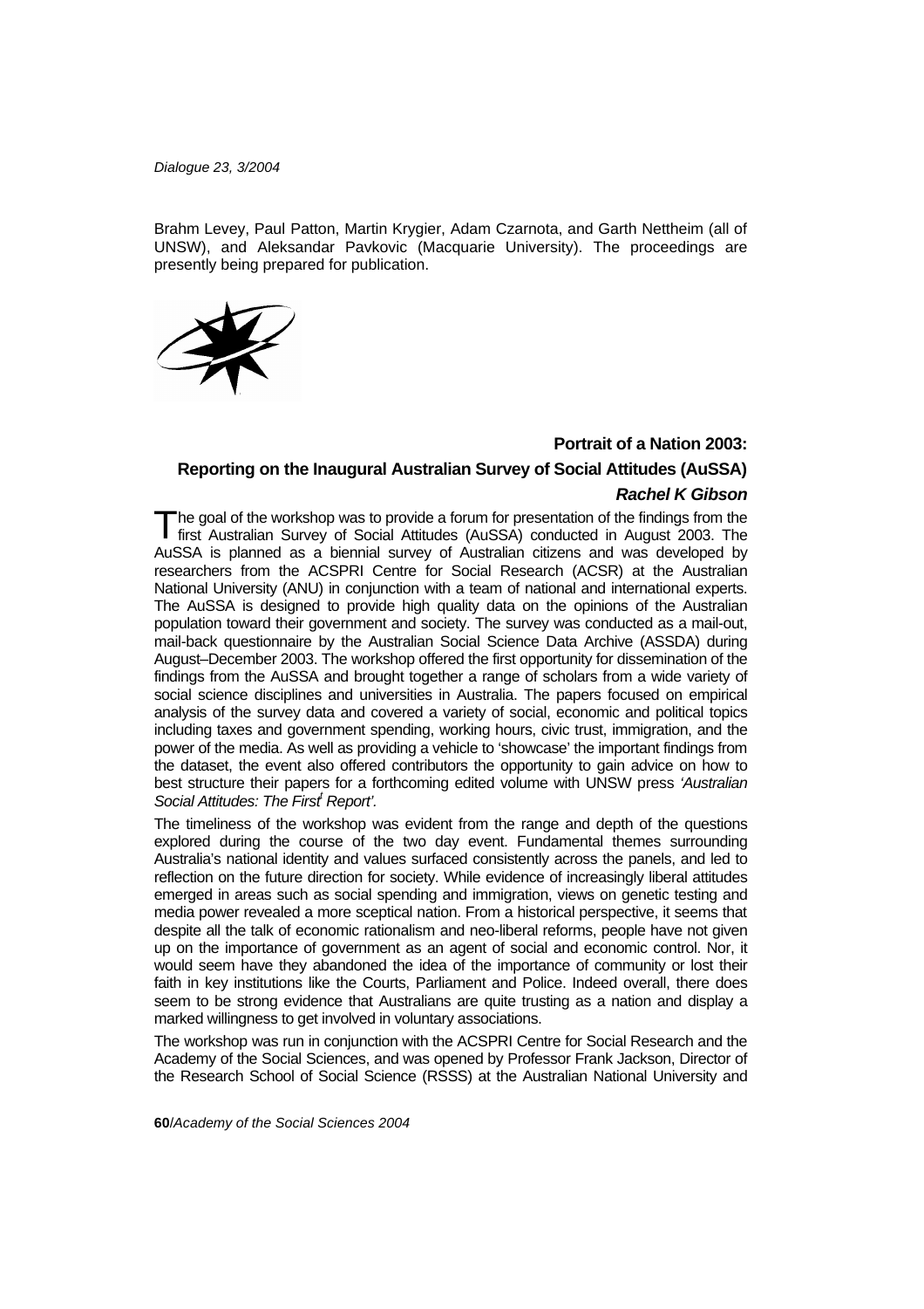Brahm Levey, Paul Patton, Martin Krygier, Adam Czarnota, and Garth Nettheim (all of UNSW), and Aleksandar Pavkovic (Macquarie University). The proceedings are presently being prepared for publication.

## Portrait of a Nation 2003: Reporting on the Inaugural Australian Survey of Social Attitudes (AuSSA)

***Rachel K Gibson***

The goal of the workshop was to provide a forum for presentation of the findings from the first Australian Survey of Social Attitudes (AuSSA) conducted in August 2003. The AuSSA is planned as a biennial survey of Australian citizens and was developed by researchers from the ACSPRI Centre for Social Research (ACSR) at the Australian National University (ANU) in conjunction with a team of national and international experts. The AuSSA is designed to provide high quality data on the opinions of the Australian population toward their government and society. The survey was conducted as a mail-out, mail-back questionnaire by the Australian Social Science Data Archive (ASSDA) during August–December 2003. The workshop offered the first opportunity for dissemination of the findings from the AuSSA and brought together a range of scholars from a wide variety of social science disciplines and universities in Australia. The papers focused on empirical analysis of the survey data and covered a variety of social, economic and political topics including taxes and government spending, working hours, civic trust, immigration, and the power of the media. As well as providing a vehicle to 'showcase' the important findings from the dataset, the event also offered contributors the opportunity to gain advice on how to best structure their papers for a forthcoming edited volume with UNSW press *'Australian Social Attitudes: The First Report'*.

The timeliness of the workshop was evident from the range and depth of the questions explored during the course of the two day event. Fundamental themes surrounding Australia's national identity and values surfaced consistently across the panels, and led to reflection on the future direction for society. While evidence of increasingly liberal attitudes emerged in areas such as social spending and immigration, views on genetic testing and media power revealed a more sceptical nation. From a historical perspective, it seems that despite all the talk of economic rationalism and neo-liberal reforms, people have not given up on the importance of government as an agent of social and economic control. Nor, it would seem have they abandoned the idea of the importance of community or lost their faith in key institutions like the Courts, Parliament and Police. Indeed overall, there does seem to be strong evidence that Australians are quite trusting as a nation and display a marked willingness to get involved in voluntary associations.

The workshop was run in conjunction with the ACSPRI Centre for Social Research and the Academy of the Social Sciences, and was opened by Professor Frank Jackson, Director of the Research School of Social Science (RSSS) at the Australian National University and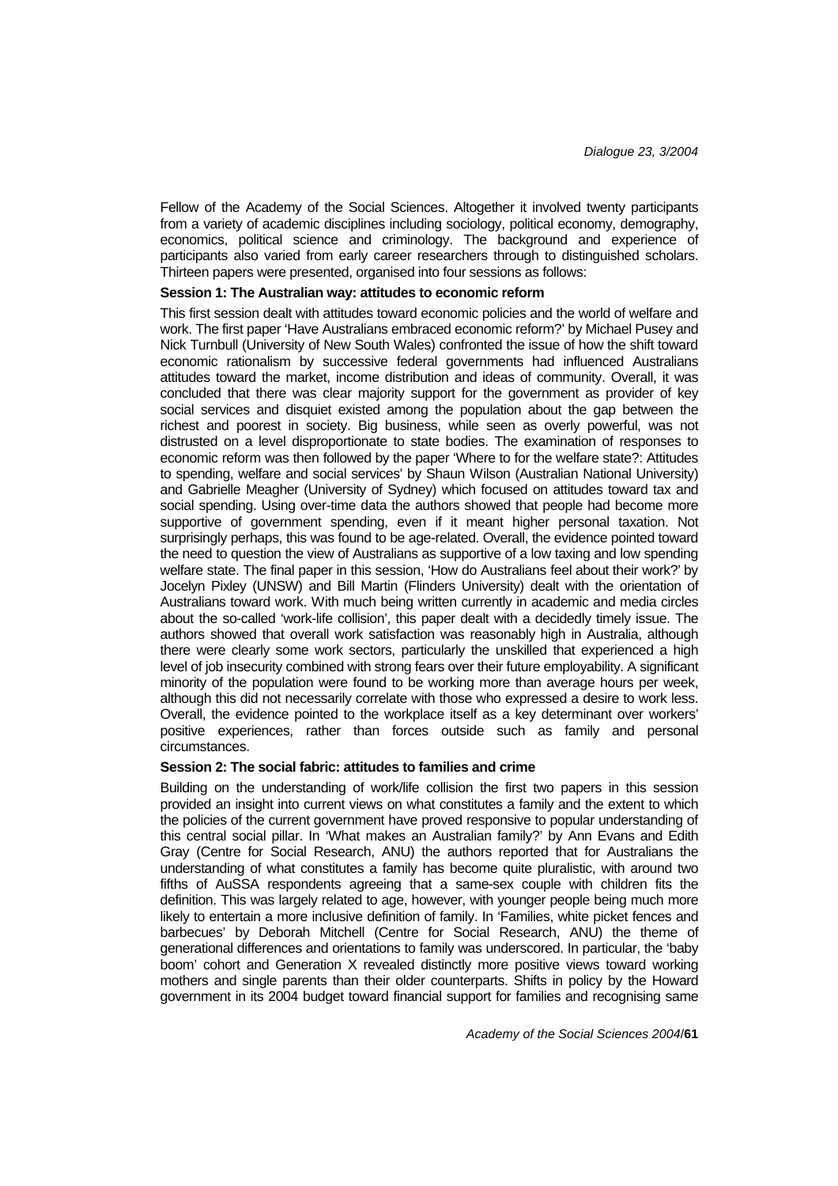Fellow of the Academy of the Social Sciences. Altogether it involved twenty participants from a variety of academic disciplines including sociology, political economy, demography, economics, political science and criminology. The background and experience of participants also varied from early career researchers through to distinguished scholars. Thirteen papers were presented, organised into four sessions as follows:

**Session 1: The Australian way: attitudes to economic reform**

This first session dealt with attitudes toward economic policies and the world of welfare and work. The first paper 'Have Australians embraced economic reform?' by Michael Pusey and Nick Turnbull (University of New South Wales) confronted the issue of how the shift toward economic rationalism by successive federal governments had influenced Australians attitudes toward the market, income distribution and ideas of community. Overall, it was concluded that there was clear majority support for the government as provider of key social services and disquiet existed among the population about the gap between the richest and poorest in society. Big business, while seen as overly powerful, was not distrusted on a level disproportionate to state bodies. The examination of responses to economic reform was then followed by the paper 'Where to for the welfare state?: Attitudes to spending, welfare and social services' by Shaun Wilson (Australian National University) and Gabrielle Meagher (University of Sydney) which focused on attitudes toward tax and social spending. Using over-time data the authors showed that people had become more supportive of government spending, even if it meant higher personal taxation. Not surprisingly perhaps, this was found to be age-related. Overall, the evidence pointed toward the need to question the view of Australians as supportive of a low taxing and low spending welfare state. The final paper in this session, 'How do Australians feel about their work?' by Jocelyn Pixley (UNSW) and Bill Martin (Flinders University) dealt with the orientation of Australians toward work. With much being written currently in academic and media circles about the so-called 'work-life collision', this paper dealt with a decidedly timely issue. The authors showed that overall work satisfaction was reasonably high in Australia, although there were clearly some work sectors, particularly the unskilled that experienced a high level of job insecurity combined with strong fears over their future employability. A significant minority of the population were found to be working more than average hours per week, although this did not necessarily correlate with those who expressed a desire to work less. Overall, the evidence pointed to the workplace itself as a key determinant over workers' positive experiences, rather than forces outside such as family and personal circumstances.

**Session 2: The social fabric: attitudes to families and crime**

Building on the understanding of work/life collision the first two papers in this session provided an insight into current views on what constitutes a family and the extent to which the policies of the current government have proved responsive to popular understanding of this central social pillar. In 'What makes an Australian family?' by Ann Evans and Edith Gray (Centre for Social Research, ANU) the authors reported that for Australians the understanding of what constitutes a family has become quite pluralistic, with around two fifths of AuSSA respondents agreeing that a same-sex couple with children fits the definition. This was largely related to age, however, with younger people being much more likely to entertain a more inclusive definition of family. In 'Families, white picket fences and barbecues' by Deborah Mitchell (Centre for Social Research, ANU) the theme of generational differences and orientations to family was underscored. In particular, the 'baby boom' cohort and Generation X revealed distinctly more positive views toward working mothers and single parents than their older counterparts. Shifts in policy by the Howard government in its 2004 budget toward financial support for families and recognising same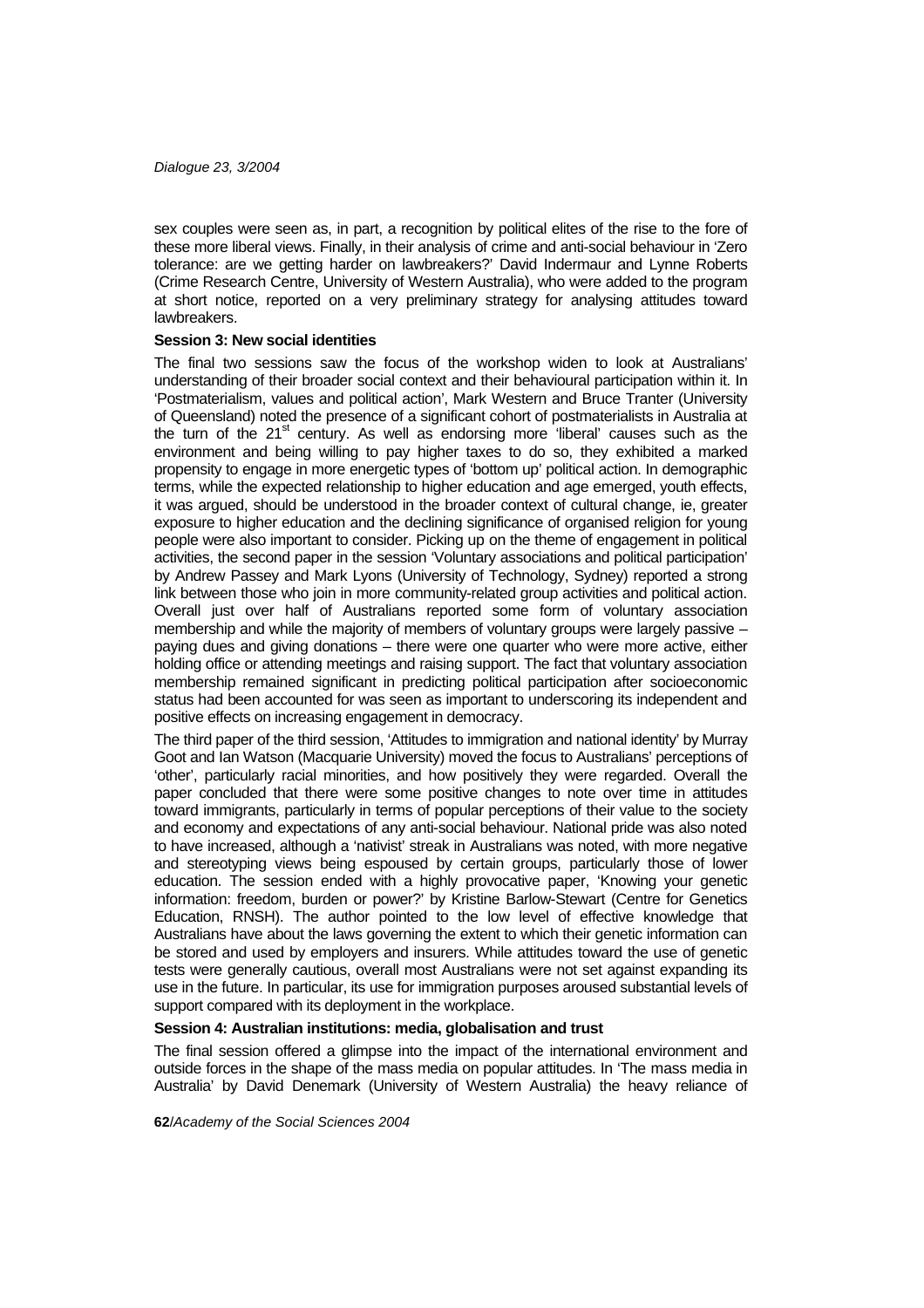sex couples were seen as, in part, a recognition by political elites of the rise to the fore of these more liberal views. Finally, in their analysis of crime and anti-social behaviour in 'Zero tolerance: are we getting harder on lawbreakers?' David Indermaur and Lynne Roberts (Crime Research Centre, University of Western Australia), who were added to the program at short notice, reported on a very preliminary strategy for analysing attitudes toward lawbreakers.

**Session 3: New social identities**

The final two sessions saw the focus of the workshop widen to look at Australians' understanding of their broader social context and their behavioural participation within it. In 'Postmaterialism, values and political action', Mark Western and Bruce Tranter (University of Queensland) noted the presence of a significant cohort of postmaterialists in Australia at the turn of the 21st century. As well as endorsing more 'liberal' causes such as the environment and being willing to pay higher taxes to do so, they exhibited a marked propensity to engage in more energetic types of 'bottom up' political action. In demographic terms, while the expected relationship to higher education and age emerged, youth effects, it was argued, should be understood in the broader context of cultural change, ie, greater exposure to higher education and the declining significance of organised religion for young people were also important to consider. Picking up on the theme of engagement in political activities, the second paper in the session 'Voluntary associations and political participation' by Andrew Passey and Mark Lyons (University of Technology, Sydney) reported a strong link between those who join in more community-related group activities and political action. Overall just over half of Australians reported some form of voluntary association membership and while the majority of members of voluntary groups were largely passive – paying dues and giving donations – there were one quarter who were more active, either holding office or attending meetings and raising support. The fact that voluntary association membership remained significant in predicting political participation after socioeconomic status had been accounted for was seen as important to underscoring its independent and positive effects on increasing engagement in democracy.

The third paper of the third session, 'Attitudes to immigration and national identity' by Murray Goot and Ian Watson (Macquarie University) moved the focus to Australians' perceptions of 'other', particularly racial minorities, and how positively they were regarded. Overall the paper concluded that there were some positive changes to note over time in attitudes toward immigrants, particularly in terms of popular perceptions of their value to the society and economy and expectations of any anti-social behaviour. National pride was also noted to have increased, although a 'nativist' streak in Australians was noted, with more negative and stereotyping views being espoused by certain groups, particularly those of lower education. The session ended with a highly provocative paper, 'Knowing your genetic information: freedom, burden or power?' by Kristine Barlow-Stewart (Centre for Genetics Education, RNSH). The author pointed to the low level of effective knowledge that Australians have about the laws governing the extent to which their genetic information can be stored and used by employers and insurers. While attitudes toward the use of genetic tests were generally cautious, overall most Australians were not set against expanding its use in the future. In particular, its use for immigration purposes aroused substantial levels of support compared with its deployment in the workplace.

**Session 4: Australian institutions: media, globalisation and trust**

The final session offered a glimpse into the impact of the international environment and outside forces in the shape of the mass media on popular attitudes. In 'The mass media in Australia' by David Denemark (University of Western Australia) the heavy reliance of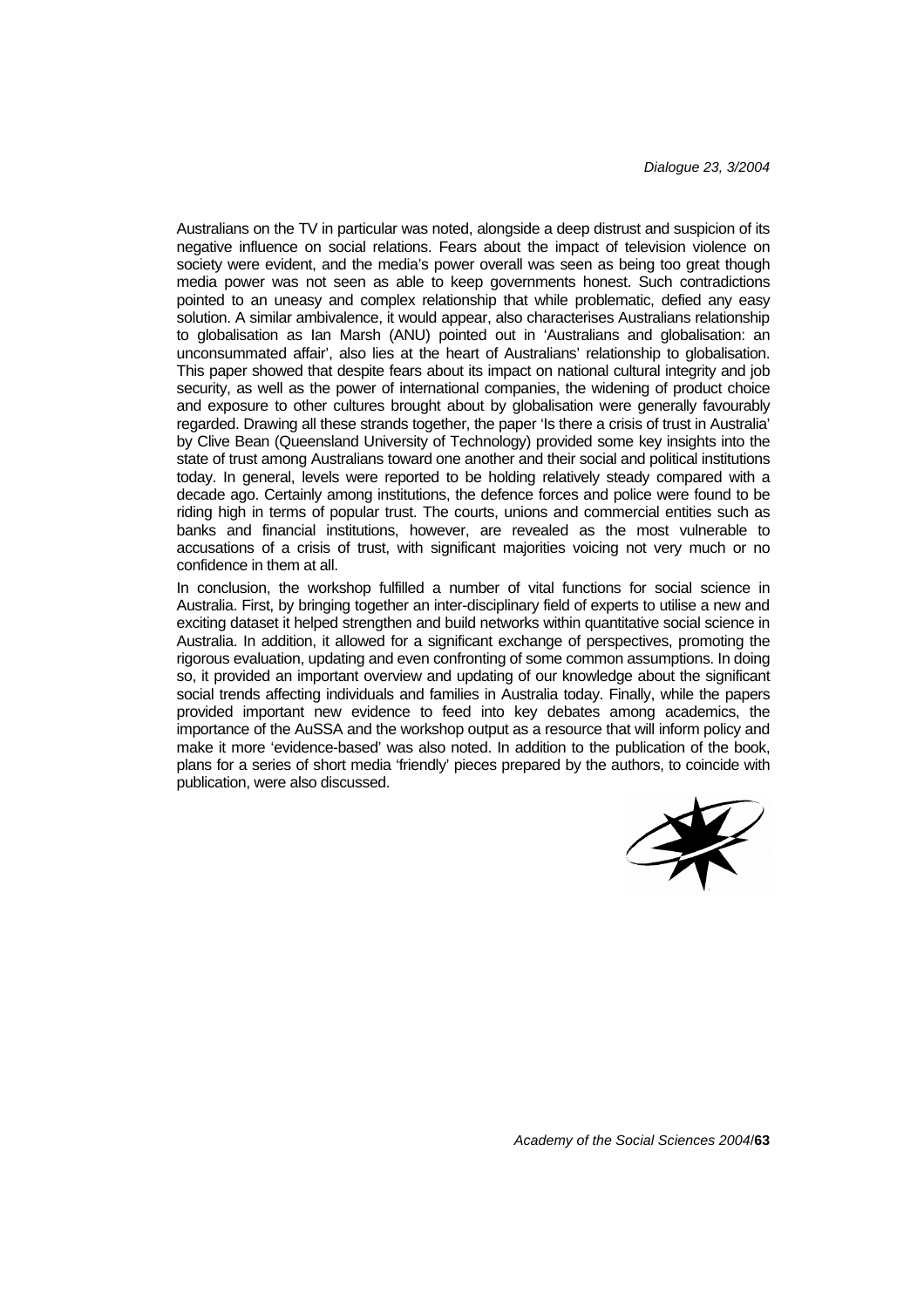Australians on the TV in particular was noted, alongside a deep distrust and suspicion of its negative influence on social relations. Fears about the impact of television violence on society were evident, and the media's power overall was seen as being too great though media power was not seen as able to keep governments honest. Such contradictions pointed to an uneasy and complex relationship that while problematic, defied any easy solution. A similar ambivalence, it would appear, also characterises Australians relationship to globalisation as Ian Marsh (ANU) pointed out in 'Australians and globalisation: an unconsummated affair', also lies at the heart of Australians' relationship to globalisation. This paper showed that despite fears about its impact on national cultural integrity and job security, as well as the power of international companies, the widening of product choice and exposure to other cultures brought about by globalisation were generally favourably regarded. Drawing all these strands together, the paper 'Is there a crisis of trust in Australia' by Clive Bean (Queensland University of Technology) provided some key insights into the state of trust among Australians toward one another and their social and political institutions today. In general, levels were reported to be holding relatively steady compared with a decade ago. Certainly among institutions, the defence forces and police were found to be riding high in terms of popular trust. The courts, unions and commercial entities such as banks and financial institutions, however, are revealed as the most vulnerable to accusations of a crisis of trust, with significant majorities voicing not very much or no confidence in them at all.

In conclusion, the workshop fulfilled a number of vital functions for social science in Australia. First, by bringing together an inter-disciplinary field of experts to utilise a new and exciting dataset it helped strengthen and build networks within quantitative social science in Australia. In addition, it allowed for a significant exchange of perspectives, promoting the rigorous evaluation, updating and even confronting of some common assumptions. In doing so, it provided an important overview and updating of our knowledge about the significant social trends affecting individuals and families in Australia today. Finally, while the papers provided important new evidence to feed into key debates among academics, the importance of the AuSSA and the workshop output as a resource that will inform policy and make it more 'evidence-based' was also noted. In addition to the publication of the book, plans for a series of short media 'friendly' pieces prepared by the authors, to coincide with publication, were also discussed.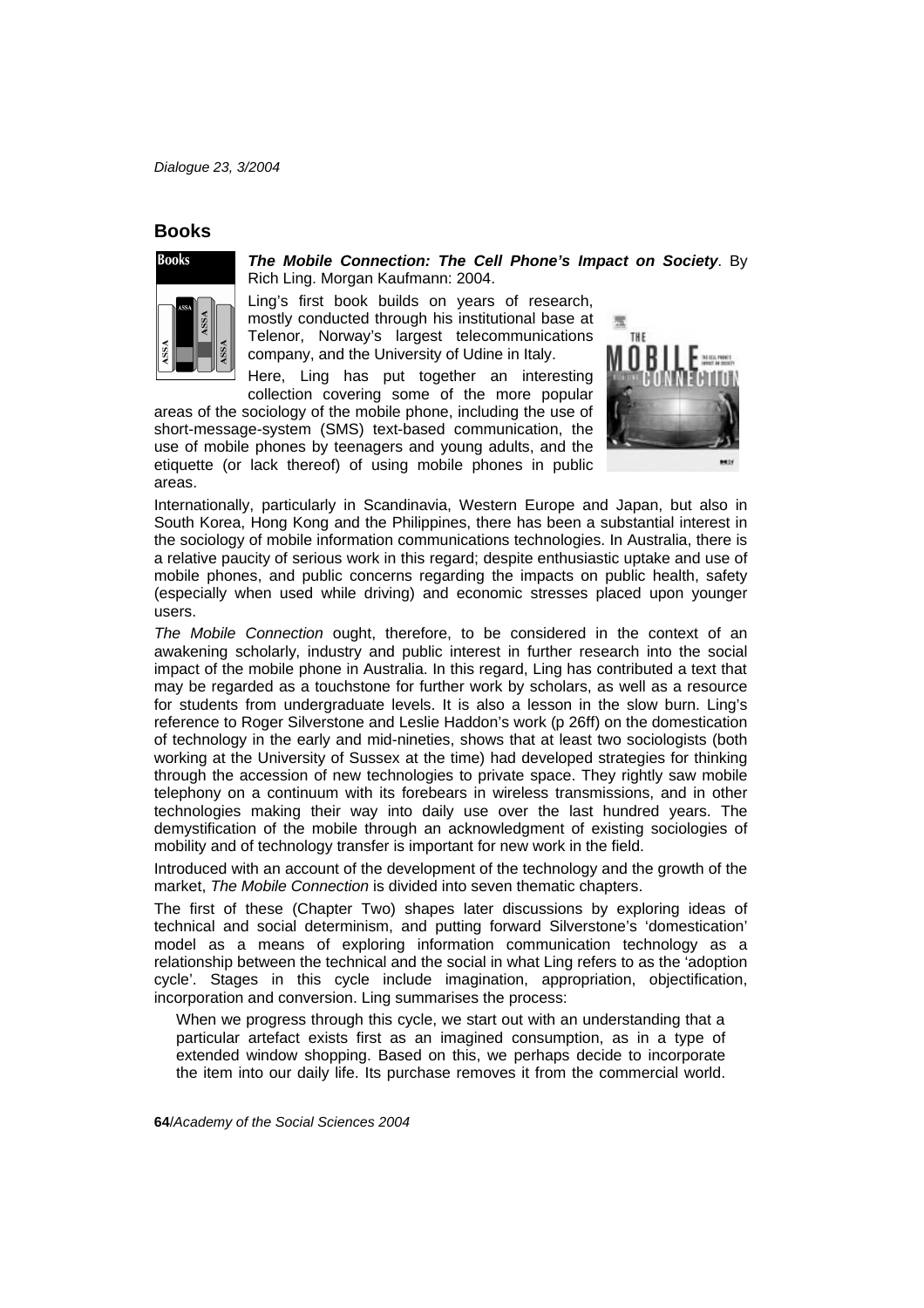## Books

***The Mobile Connection: The Cell Phone's Impact on Society***. By Rich Ling. Morgan Kaufmann: 2004.

Ling's first book builds on years of research, mostly conducted through his institutional base at Telenor, Norway's largest telecommunications company, and the University of Udine in Italy.

Here, Ling has put together an interesting collection covering some of the more popular areas of the sociology of the mobile phone, including the use of short-message-system (SMS) text-based communication, the use of mobile phones by teenagers and young adults, and the etiquette (or lack thereof) of using mobile phones in public areas.

Internationally, particularly in Scandinavia, Western Europe and Japan, but also in South Korea, Hong Kong and the Philippines, there has been a substantial interest in the sociology of mobile information communications technologies. In Australia, there is a relative paucity of serious work in this regard; despite enthusiastic uptake and use of mobile phones, and public concerns regarding the impacts on public health, safety (especially when used while driving) and economic stresses placed upon younger users.

*The Mobile Connection* ought, therefore, to be considered in the context of an awakening scholarly, industry and public interest in further research into the social impact of the mobile phone in Australia. In this regard, Ling has contributed a text that may be regarded as a touchstone for further work by scholars, as well as a resource for students from undergraduate levels. It is also a lesson in the slow burn. Ling's reference to Roger Silverstone and Leslie Haddon's work (p 26ff) on the domestication of technology in the early and mid-nineties, shows that at least two sociologists (both working at the University of Sussex at the time) had developed strategies for thinking through the accession of new technologies to private space. They rightly saw mobile telephony on a continuum with its forebears in wireless transmissions, and in other technologies making their way into daily use over the last hundred years. The demystification of the mobile through an acknowledgment of existing sociologies of mobility and of technology transfer is important for new work in the field.

Introduced with an account of the development of the technology and the growth of the market, *The Mobile Connection* is divided into seven thematic chapters.

The first of these (Chapter Two) shapes later discussions by exploring ideas of technical and social determinism, and putting forward Silverstone's 'domestication' model as a means of exploring information communication technology as a relationship between the technical and the social in what Ling refers to as the 'adoption cycle'. Stages in this cycle include imagination, appropriation, objectification, incorporation and conversion. Ling summarises the process:

> When we progress through this cycle, we start out with an understanding that a particular artefact exists first as an imagined consumption, as in a type of extended window shopping. Based on this, we perhaps decide to incorporate the item into our daily life. Its purchase removes it from the commercial world.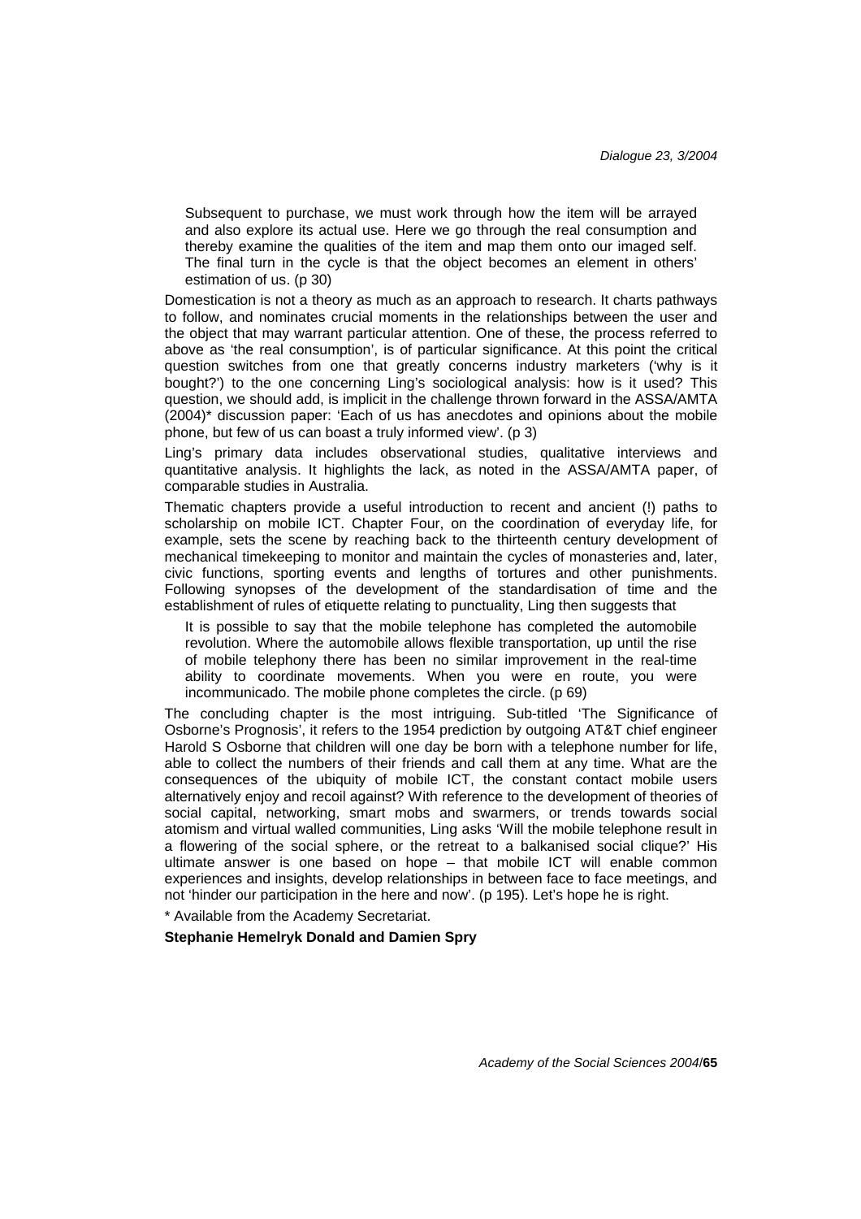> Subsequent to purchase, we must work through how the item will be arrayed and also explore its actual use. Here we go through the real consumption and thereby examine the qualities of the item and map them onto our imaged self. The final turn in the cycle is that the object becomes an element in others' estimation of us. (p 30)

Domestication is not a theory as much as an approach to research. It charts pathways to follow, and nominates crucial moments in the relationships between the user and the object that may warrant particular attention. One of these, the process referred to above as 'the real consumption', is of particular significance. At this point the critical question switches from one that greatly concerns industry marketers ('why is it bought?') to the one concerning Ling's sociological analysis: how is it used? This question, we should add, is implicit in the challenge thrown forward in the ASSA/AMTA (2004)* discussion paper: 'Each of us has anecdotes and opinions about the mobile phone, but few of us can boast a truly informed view'. (p 3)

Ling's primary data includes observational studies, qualitative interviews and quantitative analysis. It highlights the lack, as noted in the ASSA/AMTA paper, of comparable studies in Australia.

Thematic chapters provide a useful introduction to recent and ancient (!) paths to scholarship on mobile ICT. Chapter Four, on the coordination of everyday life, for example, sets the scene by reaching back to the thirteenth century development of mechanical timekeeping to monitor and maintain the cycles of monasteries and, later, civic functions, sporting events and lengths of tortures and other punishments. Following synopses of the development of the standardisation of time and the establishment of rules of etiquette relating to punctuality, Ling then suggests that

> It is possible to say that the mobile telephone has completed the automobile revolution. Where the automobile allows flexible transportation, up until the rise of mobile telephony there has been no similar improvement in the real-time ability to coordinate movements. When you were en route, you were incommunicado. The mobile phone completes the circle. (p 69)

The concluding chapter is the most intriguing. Sub-titled 'The Significance of Osborne's Prognosis', it refers to the 1954 prediction by outgoing AT&T chief engineer Harold S Osborne that children will one day be born with a telephone number for life, able to collect the numbers of their friends and call them at any time. What are the consequences of the ubiquity of mobile ICT, the constant contact mobile users alternatively enjoy and recoil against? With reference to the development of theories of social capital, networking, smart mobs and swarmers, or trends towards social atomism and virtual walled communities, Ling asks 'Will the mobile telephone result in a flowering of the social sphere, or the retreat to a balkanised social clique?' His ultimate answer is one based on hope – that mobile ICT will enable common experiences and insights, develop relationships in between face to face meetings, and not 'hinder our participation in the here and now'. (p 195). Let's hope he is right.

* Available from the Academy Secretariat.

**Stephanie Hemelryk Donald and Damien Spry**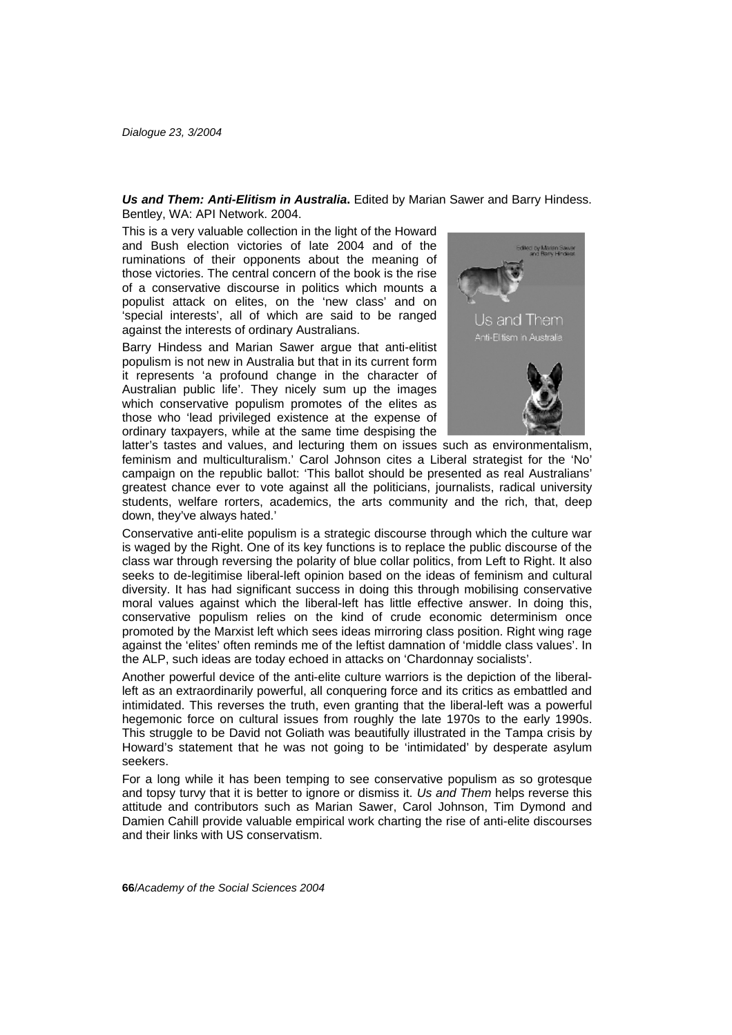***Us and Them: Anti-Elitism in Australia*****.** Edited by Marian Sawer and Barry Hindess. Bentley, WA: API Network. 2004.

This is a very valuable collection in the light of the Howard and Bush election victories of late 2004 and of the ruminations of their opponents about the meaning of those victories. The central concern of the book is the rise of a conservative discourse in politics which mounts a populist attack on elites, on the 'new class' and on 'special interests', all of which are said to be ranged against the interests of ordinary Australians.

Barry Hindess and Marian Sawer argue that anti-elitist populism is not new in Australia but that in its current form it represents 'a profound change in the character of Australian public life'. They nicely sum up the images which conservative populism promotes of the elites as those who 'lead privileged existence at the expense of ordinary taxpayers, while at the same time despising the latter's tastes and values, and lecturing them on issues such as environmentalism, feminism and multiculturalism.' Carol Johnson cites a Liberal strategist for the 'No' campaign on the republic ballot: 'This ballot should be presented as real Australians' greatest chance ever to vote against all the politicians, journalists, radical university students, welfare rorters, academics, the arts community and the rich, that, deep down, they've always hated.'

Conservative anti-elite populism is a strategic discourse through which the culture war is waged by the Right. One of its key functions is to replace the public discourse of the class war through reversing the polarity of blue collar politics, from Left to Right. It also seeks to de-legitimise liberal-left opinion based on the ideas of feminism and cultural diversity. It has had significant success in doing this through mobilising conservative moral values against which the liberal-left has little effective answer. In doing this, conservative populism relies on the kind of crude economic determinism once promoted by the Marxist left which sees ideas mirroring class position. Right wing rage against the 'elites' often reminds me of the leftist damnation of 'middle class values'. In the ALP, such ideas are today echoed in attacks on 'Chardonnay socialists'.

Another powerful device of the anti-elite culture warriors is the depiction of the liberal-left as an extraordinarily powerful, all conquering force and its critics as embattled and intimidated. This reverses the truth, even granting that the liberal-left was a powerful hegemonic force on cultural issues from roughly the late 1970s to the early 1990s. This struggle to be David not Goliath was beautifully illustrated in the Tampa crisis by Howard's statement that he was not going to be 'intimidated' by desperate asylum seekers.

For a long while it has been temping to see conservative populism as so grotesque and topsy turvy that it is better to ignore or dismiss it. *Us and Them* helps reverse this attitude and contributors such as Marian Sawer, Carol Johnson, Tim Dymond and Damien Cahill provide valuable empirical work charting the rise of anti-elite discourses and their links with US conservatism.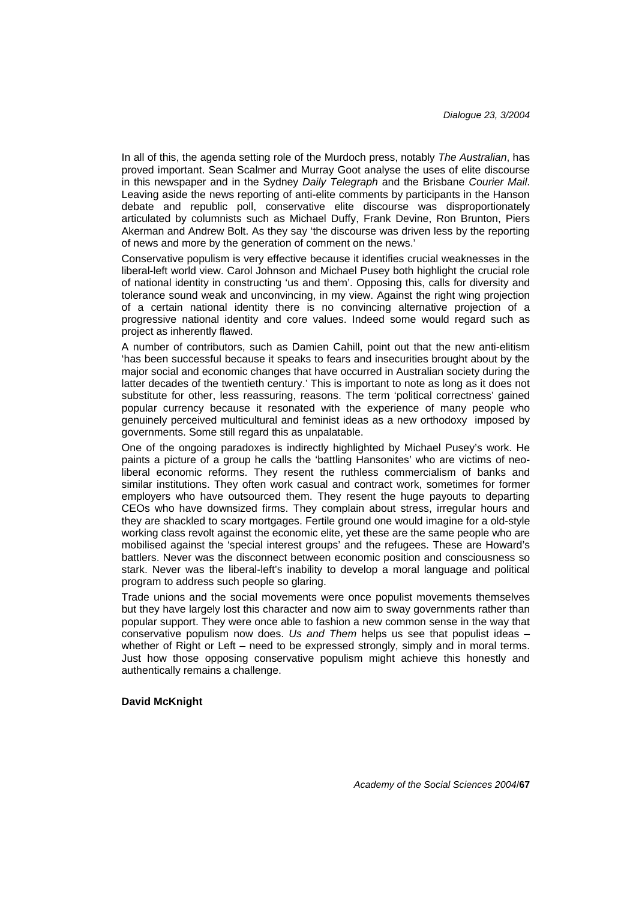In all of this, the agenda setting role of the Murdoch press, notably *The Australian*, has proved important. Sean Scalmer and Murray Goot analyse the uses of elite discourse in this newspaper and in the Sydney *Daily Telegraph* and the Brisbane *Courier Mail*. Leaving aside the news reporting of anti-elite comments by participants in the Hanson debate and republic poll, conservative elite discourse was disproportionately articulated by columnists such as Michael Duffy, Frank Devine, Ron Brunton, Piers Akerman and Andrew Bolt. As they say 'the discourse was driven less by the reporting of news and more by the generation of comment on the news.'

Conservative populism is very effective because it identifies crucial weaknesses in the liberal-left world view. Carol Johnson and Michael Pusey both highlight the crucial role of national identity in constructing 'us and them'. Opposing this, calls for diversity and tolerance sound weak and unconvincing, in my view. Against the right wing projection of a certain national identity there is no convincing alternative projection of a progressive national identity and core values. Indeed some would regard such as project as inherently flawed.

A number of contributors, such as Damien Cahill, point out that the new anti-elitism 'has been successful because it speaks to fears and insecurities brought about by the major social and economic changes that have occurred in Australian society during the latter decades of the twentieth century.' This is important to note as long as it does not substitute for other, less reassuring, reasons. The term 'political correctness' gained popular currency because it resonated with the experience of many people who genuinely perceived multicultural and feminist ideas as a new orthodoxy imposed by governments. Some still regard this as unpalatable.

One of the ongoing paradoxes is indirectly highlighted by Michael Pusey's work. He paints a picture of a group he calls the 'battling Hansonites' who are victims of neo-liberal economic reforms. They resent the ruthless commercialism of banks and similar institutions. They often work casual and contract work, sometimes for former employers who have outsourced them. They resent the huge payouts to departing CEOs who have downsized firms. They complain about stress, irregular hours and they are shackled to scary mortgages. Fertile ground one would imagine for a old-style working class revolt against the economic elite, yet these are the same people who are mobilised against the 'special interest groups' and the refugees. These are Howard's battlers. Never was the disconnect between economic position and consciousness so stark. Never was the liberal-left's inability to develop a moral language and political program to address such people so glaring.

Trade unions and the social movements were once populist movements themselves but they have largely lost this character and now aim to sway governments rather than popular support. They were once able to fashion a new common sense in the way that conservative populism now does. *Us and Them* helps us see that populist ideas – whether of Right or Left – need to be expressed strongly, simply and in moral terms. Just how those opposing conservative populism might achieve this honestly and authentically remains a challenge.

**David McKnight**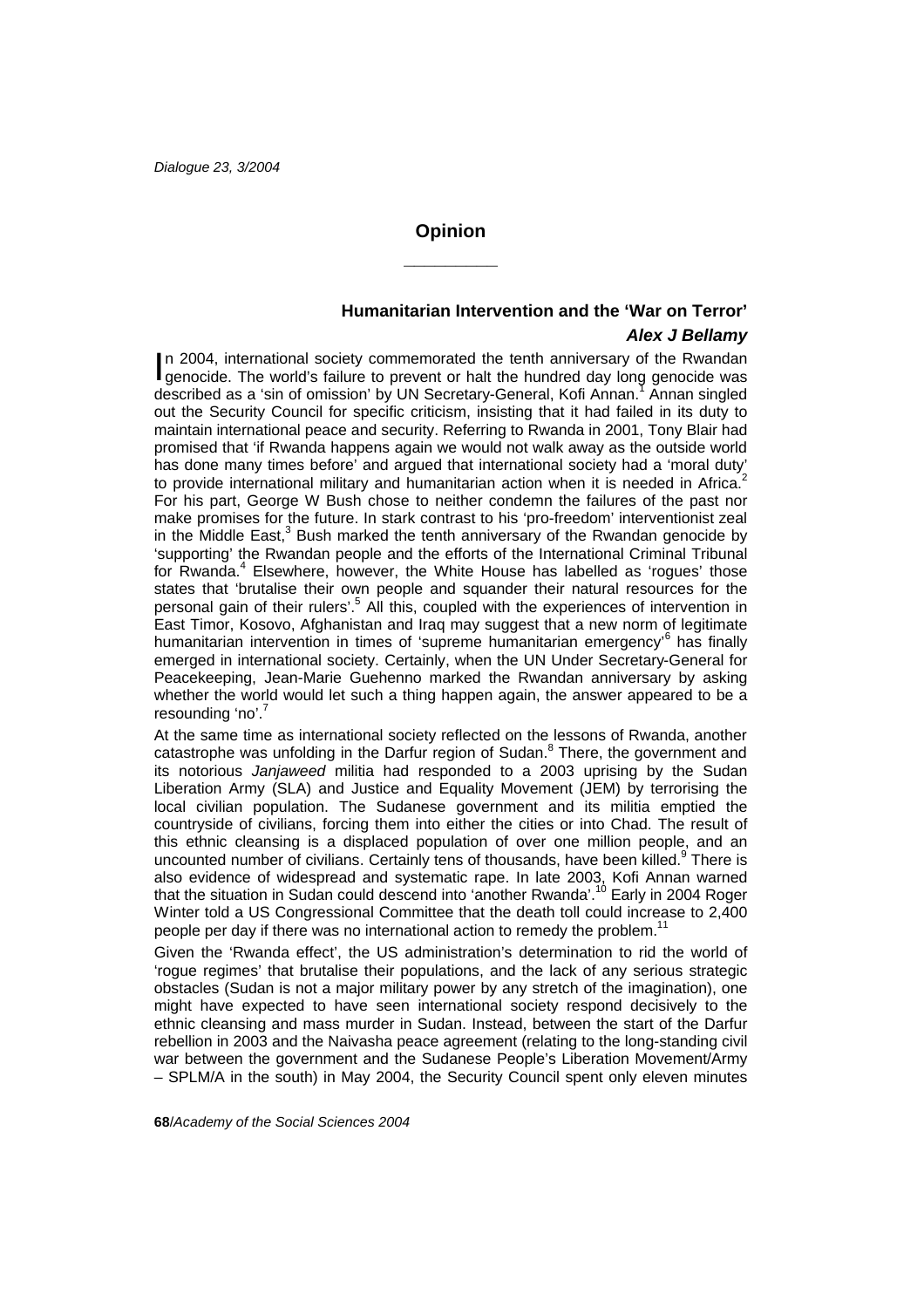## Opinion

### Humanitarian Intervention and the 'War on Terror'

***Alex J Bellamy***

In 2004, international society commemorated the tenth anniversary of the Rwandan genocide. The world's failure to prevent or halt the hundred day long genocide was described as a 'sin of omission' by UN Secretary-General, Kofi Annan.[1] Annan singled out the Security Council for specific criticism, insisting that it had failed in its duty to maintain international peace and security. Referring to Rwanda in 2001, Tony Blair had promised that 'if Rwanda happens again we would not walk away as the outside world has done many times before' and argued that international society had a 'moral duty' to provide international military and humanitarian action when it is needed in Africa.[2] For his part, George W Bush chose to neither condemn the failures of the past nor make promises for the future. In stark contrast to his 'pro-freedom' interventionist zeal in the Middle East,[3] Bush marked the tenth anniversary of the Rwandan genocide by 'supporting' the Rwandan people and the efforts of the International Criminal Tribunal for Rwanda.[4] Elsewhere, however, the White House has labelled as 'rogues' those states that 'brutalise their own people and squander their natural resources for the personal gain of their rulers'.[5] All this, coupled with the experiences of intervention in East Timor, Kosovo, Afghanistan and Iraq may suggest that a new norm of legitimate humanitarian intervention in times of 'supreme humanitarian emergency'[6] has finally emerged in international society. Certainly, when the UN Under Secretary-General for Peacekeeping, Jean-Marie Guehenno marked the Rwandan anniversary by asking whether the world would let such a thing happen again, the answer appeared to be a resounding 'no'.[7]

At the same time as international society reflected on the lessons of Rwanda, another catastrophe was unfolding in the Darfur region of Sudan.[8] There, the government and its notorious *Janjaweed* militia had responded to a 2003 uprising by the Sudan Liberation Army (SLA) and Justice and Equality Movement (JEM) by terrorising the local civilian population. The Sudanese government and its militia emptied the countryside of civilians, forcing them into either the cities or into Chad. The result of this ethnic cleansing is a displaced population of over one million people, and an uncounted number of civilians. Certainly tens of thousands, have been killed.[9] There is also evidence of widespread and systematic rape. In late 2003, Kofi Annan warned that the situation in Sudan could descend into 'another Rwanda'.[10] Early in 2004 Roger Winter told a US Congressional Committee that the death toll could increase to 2,400 people per day if there was no international action to remedy the problem.[11]

Given the 'Rwanda effect', the US administration's determination to rid the world of 'rogue regimes' that brutalise their populations, and the lack of any serious strategic obstacles (Sudan is not a major military power by any stretch of the imagination), one might have expected to have seen international society respond decisively to the ethnic cleansing and mass murder in Sudan. Instead, between the start of the Darfur rebellion in 2003 and the Naivasha peace agreement (relating to the long-standing civil war between the government and the Sudanese People's Liberation Movement/Army – SPLM/A in the south) in May 2004, the Security Council spent only eleven minutes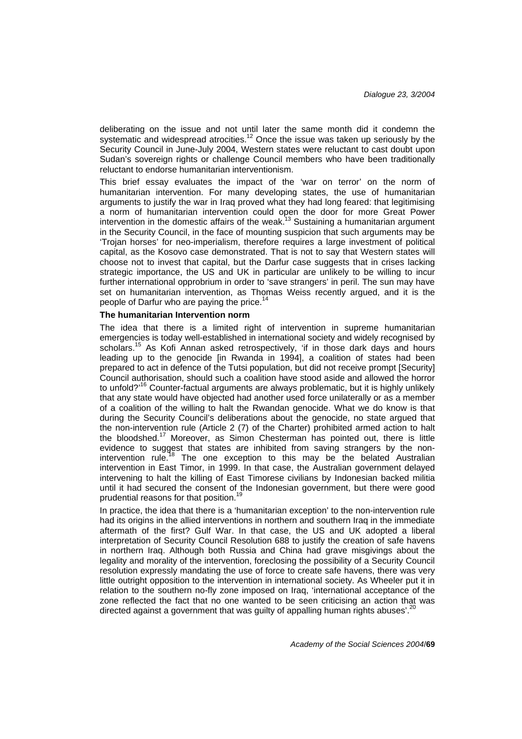deliberating on the issue and not until later the same month did it condemn the systematic and widespread atrocities.[12] Once the issue was taken up seriously by the Security Council in June-July 2004, Western states were reluctant to cast doubt upon Sudan's sovereign rights or challenge Council members who have been traditionally reluctant to endorse humanitarian interventionism.

This brief essay evaluates the impact of the 'war on terror' on the norm of humanitarian intervention. For many developing states, the use of humanitarian arguments to justify the war in Iraq proved what they had long feared: that legitimising a norm of humanitarian intervention could open the door for more Great Power intervention in the domestic affairs of the weak.[13] Sustaining a humanitarian argument in the Security Council, in the face of mounting suspicion that such arguments may be 'Trojan horses' for neo-imperialism, therefore requires a large investment of political capital, as the Kosovo case demonstrated. That is not to say that Western states will choose not to invest that capital, but the Darfur case suggests that in crises lacking strategic importance, the US and UK in particular are unlikely to be willing to incur further international opprobrium in order to 'save strangers' in peril. The sun may have set on humanitarian intervention, as Thomas Weiss recently argued, and it is the people of Darfur who are paying the price.[14]

**The humanitarian Intervention norm**

The idea that there is a limited right of intervention in supreme humanitarian emergencies is today well-established in international society and widely recognised by scholars.[15] As Kofi Annan asked retrospectively, 'if in those dark days and hours leading up to the genocide [in Rwanda in 1994], a coalition of states had been prepared to act in defence of the Tutsi population, but did not receive prompt [Security] Council authorisation, should such a coalition have stood aside and allowed the horror to unfold?'[16] Counter-factual arguments are always problematic, but it is highly unlikely that any state would have objected had another used force unilaterally or as a member of a coalition of the willing to halt the Rwandan genocide. What we do know is that during the Security Council's deliberations about the genocide, no state argued that the non-intervention rule (Article 2 (7) of the Charter) prohibited armed action to halt the bloodshed.[17] Moreover, as Simon Chesterman has pointed out, there is little evidence to suggest that states are inhibited from saving strangers by the non-intervention rule.[18] The one exception to this may be the belated Australian intervention in East Timor, in 1999. In that case, the Australian government delayed intervening to halt the killing of East Timorese civilians by Indonesian backed militia until it had secured the consent of the Indonesian government, but there were good prudential reasons for that position.[19]

In practice, the idea that there is a 'humanitarian exception' to the non-intervention rule had its origins in the allied interventions in northern and southern Iraq in the immediate aftermath of the first? Gulf War. In that case, the US and UK adopted a liberal interpretation of Security Council Resolution 688 to justify the creation of safe havens in northern Iraq. Although both Russia and China had grave misgivings about the legality and morality of the intervention, foreclosing the possibility of a Security Council resolution expressly mandating the use of force to create safe havens, there was very little outright opposition to the intervention in international society. As Wheeler put it in relation to the southern no-fly zone imposed on Iraq, 'international acceptance of the zone reflected the fact that no one wanted to be seen criticising an action that was directed against a government that was guilty of appalling human rights abuses'.[20]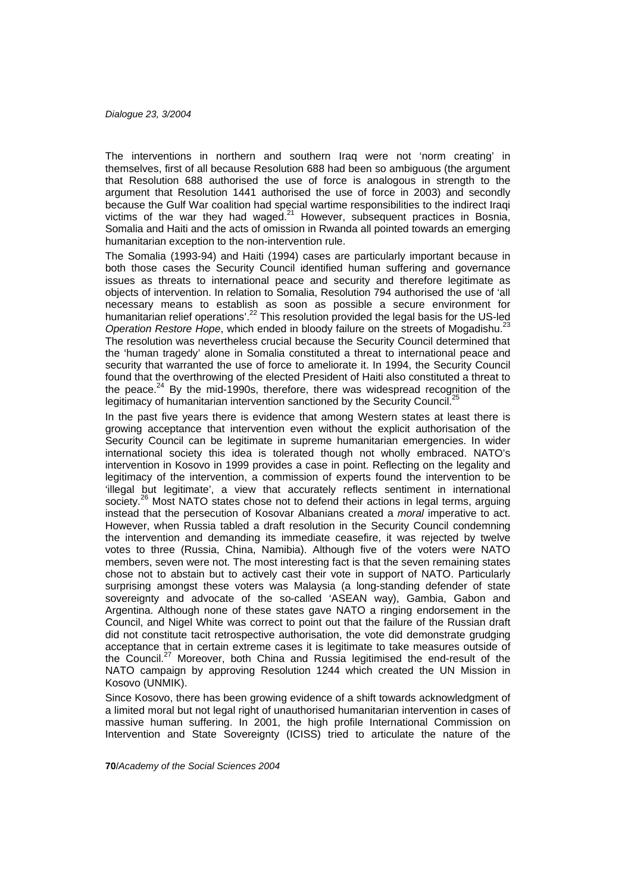The interventions in northern and southern Iraq were not 'norm creating' in themselves, first of all because Resolution 688 had been so ambiguous (the argument that Resolution 688 authorised the use of force is analogous in strength to the argument that Resolution 1441 authorised the use of force in 2003) and secondly because the Gulf War coalition had special wartime responsibilities to the indirect Iraqi victims of the war they had waged.[21] However, subsequent practices in Bosnia, Somalia and Haiti and the acts of omission in Rwanda all pointed towards an emerging humanitarian exception to the non-intervention rule.

The Somalia (1993-94) and Haiti (1994) cases are particularly important because in both those cases the Security Council identified human suffering and governance issues as threats to international peace and security and therefore legitimate as objects of intervention. In relation to Somalia, Resolution 794 authorised the use of 'all necessary means to establish as soon as possible a secure environment for humanitarian relief operations'.[22] This resolution provided the legal basis for the US-led *Operation Restore Hope*, which ended in bloody failure on the streets of Mogadishu.[23] The resolution was nevertheless crucial because the Security Council determined that the 'human tragedy' alone in Somalia constituted a threat to international peace and security that warranted the use of force to ameliorate it. In 1994, the Security Council found that the overthrowing of the elected President of Haiti also constituted a threat to the peace.[24] By the mid-1990s, therefore, there was widespread recognition of the legitimacy of humanitarian intervention sanctioned by the Security Council.[25]

In the past five years there is evidence that among Western states at least there is growing acceptance that intervention even without the explicit authorisation of the Security Council can be legitimate in supreme humanitarian emergencies. In wider international society this idea is tolerated though not wholly embraced. NATO's intervention in Kosovo in 1999 provides a case in point. Reflecting on the legality and legitimacy of the intervention, a commission of experts found the intervention to be 'illegal but legitimate', a view that accurately reflects sentiment in international society.[26] Most NATO states chose not to defend their actions in legal terms, arguing instead that the persecution of Kosovar Albanians created a *moral* imperative to act. However, when Russia tabled a draft resolution in the Security Council condemning the intervention and demanding its immediate ceasefire, it was rejected by twelve votes to three (Russia, China, Namibia). Although five of the voters were NATO members, seven were not. The most interesting fact is that the seven remaining states chose not to abstain but to actively cast their vote in support of NATO. Particularly surprising amongst these voters was Malaysia (a long-standing defender of state sovereignty and advocate of the so-called 'ASEAN way), Gambia, Gabon and Argentina. Although none of these states gave NATO a ringing endorsement in the Council, and Nigel White was correct to point out that the failure of the Russian draft did not constitute tacit retrospective authorisation, the vote did demonstrate grudging acceptance that in certain extreme cases it is legitimate to take measures outside of the Council.[27] Moreover, both China and Russia legitimised the end-result of the NATO campaign by approving Resolution 1244 which created the UN Mission in Kosovo (UNMIK).

Since Kosovo, there has been growing evidence of a shift towards acknowledgment of a limited moral but not legal right of unauthorised humanitarian intervention in cases of massive human suffering. In 2001, the high profile International Commission on Intervention and State Sovereignty (ICISS) tried to articulate the nature of the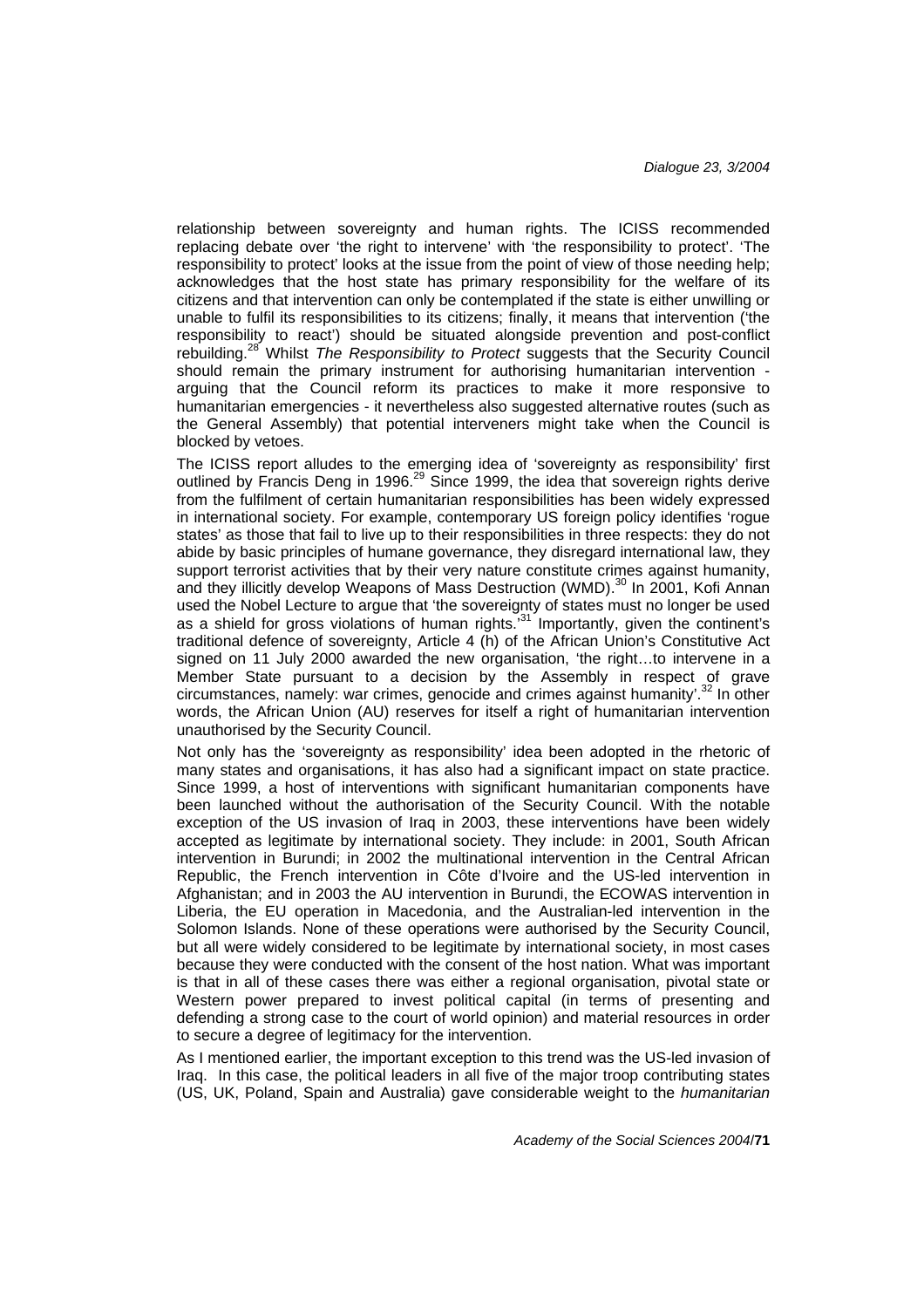relationship between sovereignty and human rights. The ICISS recommended replacing debate over 'the right to intervene' with 'the responsibility to protect'. 'The responsibility to protect' looks at the issue from the point of view of those needing help; acknowledges that the host state has primary responsibility for the welfare of its citizens and that intervention can only be contemplated if the state is either unwilling or unable to fulfil its responsibilities to its citizens; finally, it means that intervention ('the responsibility to react') should be situated alongside prevention and post-conflict rebuilding.[28] Whilst *The Responsibility to Protect* suggests that the Security Council should remain the primary instrument for authorising humanitarian intervention - arguing that the Council reform its practices to make it more responsive to humanitarian emergencies - it nevertheless also suggested alternative routes (such as the General Assembly) that potential interveners might take when the Council is blocked by vetoes.

The ICISS report alludes to the emerging idea of 'sovereignty as responsibility' first outlined by Francis Deng in 1996.[29] Since 1999, the idea that sovereign rights derive from the fulfilment of certain humanitarian responsibilities has been widely expressed in international society. For example, contemporary US foreign policy identifies 'rogue states' as those that fail to live up to their responsibilities in three respects: they do not abide by basic principles of humane governance, they disregard international law, they support terrorist activities that by their very nature constitute crimes against humanity, and they illicitly develop Weapons of Mass Destruction (WMD).[30] In 2001, Kofi Annan used the Nobel Lecture to argue that 'the sovereignty of states must no longer be used as a shield for gross violations of human rights.'[31] Importantly, given the continent's traditional defence of sovereignty, Article 4 (h) of the African Union's Constitutive Act signed on 11 July 2000 awarded the new organisation, 'the right…to intervene in a Member State pursuant to a decision by the Assembly in respect of grave circumstances, namely: war crimes, genocide and crimes against humanity'.[32] In other words, the African Union (AU) reserves for itself a right of humanitarian intervention unauthorised by the Security Council.

Not only has the 'sovereignty as responsibility' idea been adopted in the rhetoric of many states and organisations, it has also had a significant impact on state practice. Since 1999, a host of interventions with significant humanitarian components have been launched without the authorisation of the Security Council. With the notable exception of the US invasion of Iraq in 2003, these interventions have been widely accepted as legitimate by international society. They include: in 2001, South African intervention in Burundi; in 2002 the multinational intervention in the Central African Republic, the French intervention in Côte d'Ivoire and the US-led intervention in Afghanistan; and in 2003 the AU intervention in Burundi, the ECOWAS intervention in Liberia, the EU operation in Macedonia, and the Australian-led intervention in the Solomon Islands. None of these operations were authorised by the Security Council, but all were widely considered to be legitimate by international society, in most cases because they were conducted with the consent of the host nation. What was important is that in all of these cases there was either a regional organisation, pivotal state or Western power prepared to invest political capital (in terms of presenting and defending a strong case to the court of world opinion) and material resources in order to secure a degree of legitimacy for the intervention.

As I mentioned earlier, the important exception to this trend was the US-led invasion of Iraq. In this case, the political leaders in all five of the major troop contributing states (US, UK, Poland, Spain and Australia) gave considerable weight to the *humanitarian*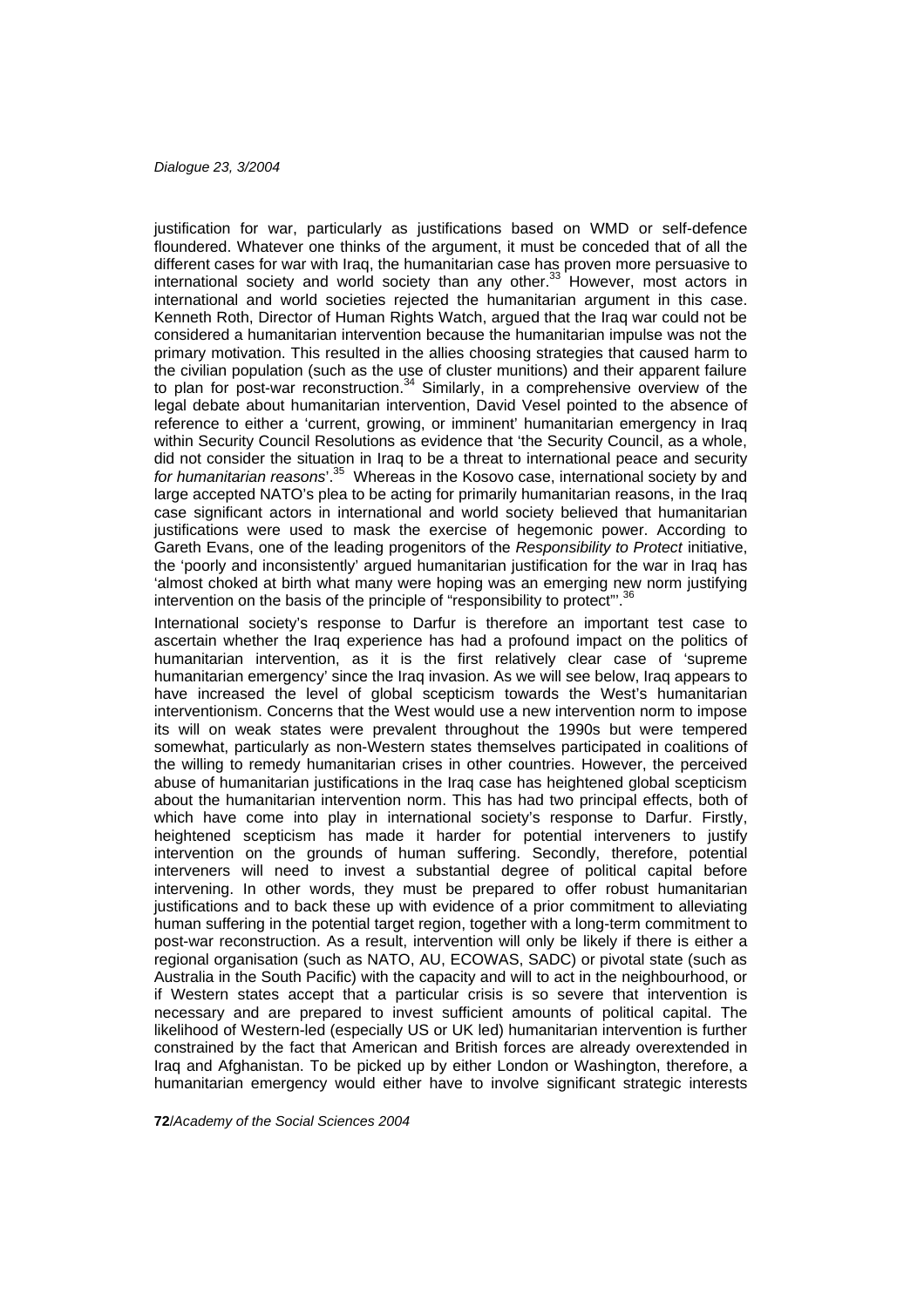justification for war, particularly as justifications based on WMD or self-defence floundered. Whatever one thinks of the argument, it must be conceded that of all the different cases for war with Iraq, the humanitarian case has proven more persuasive to international society and world society than any other.[33] However, most actors in international and world societies rejected the humanitarian argument in this case. Kenneth Roth, Director of Human Rights Watch, argued that the Iraq war could not be considered a humanitarian intervention because the humanitarian impulse was not the primary motivation. This resulted in the allies choosing strategies that caused harm to the civilian population (such as the use of cluster munitions) and their apparent failure to plan for post-war reconstruction.[34] Similarly, in a comprehensive overview of the legal debate about humanitarian intervention, David Vesel pointed to the absence of reference to either a 'current, growing, or imminent' humanitarian emergency in Iraq within Security Council Resolutions as evidence that 'the Security Council, as a whole, did not consider the situation in Iraq to be a threat to international peace and security *for humanitarian reasons*'.[35] Whereas in the Kosovo case, international society by and large accepted NATO's plea to be acting for primarily humanitarian reasons, in the Iraq case significant actors in international and world society believed that humanitarian justifications were used to mask the exercise of hegemonic power. According to Gareth Evans, one of the leading progenitors of the *Responsibility to Protect* initiative, the 'poorly and inconsistently' argued humanitarian justification for the war in Iraq has 'almost choked at birth what many were hoping was an emerging new norm justifying intervention on the basis of the principle of "responsibility to protect"'.[36]

International society's response to Darfur is therefore an important test case to ascertain whether the Iraq experience has had a profound impact on the politics of humanitarian intervention, as it is the first relatively clear case of 'supreme humanitarian emergency' since the Iraq invasion. As we will see below, Iraq appears to have increased the level of global scepticism towards the West's humanitarian interventionism. Concerns that the West would use a new intervention norm to impose its will on weak states were prevalent throughout the 1990s but were tempered somewhat, particularly as non-Western states themselves participated in coalitions of the willing to remedy humanitarian crises in other countries. However, the perceived abuse of humanitarian justifications in the Iraq case has heightened global scepticism about the humanitarian intervention norm. This has had two principal effects, both of which have come into play in international society's response to Darfur. Firstly, heightened scepticism has made it harder for potential interveners to justify intervention on the grounds of human suffering. Secondly, therefore, potential interveners will need to invest a substantial degree of political capital before intervening. In other words, they must be prepared to offer robust humanitarian justifications and to back these up with evidence of a prior commitment to alleviating human suffering in the potential target region, together with a long-term commitment to post-war reconstruction. As a result, intervention will only be likely if there is either a regional organisation (such as NATO, AU, ECOWAS, SADC) or pivotal state (such as Australia in the South Pacific) with the capacity and will to act in the neighbourhood, or if Western states accept that a particular crisis is so severe that intervention is necessary and are prepared to invest sufficient amounts of political capital. The likelihood of Western-led (especially US or UK led) humanitarian intervention is further constrained by the fact that American and British forces are already overextended in Iraq and Afghanistan. To be picked up by either London or Washington, therefore, a humanitarian emergency would either have to involve significant strategic interests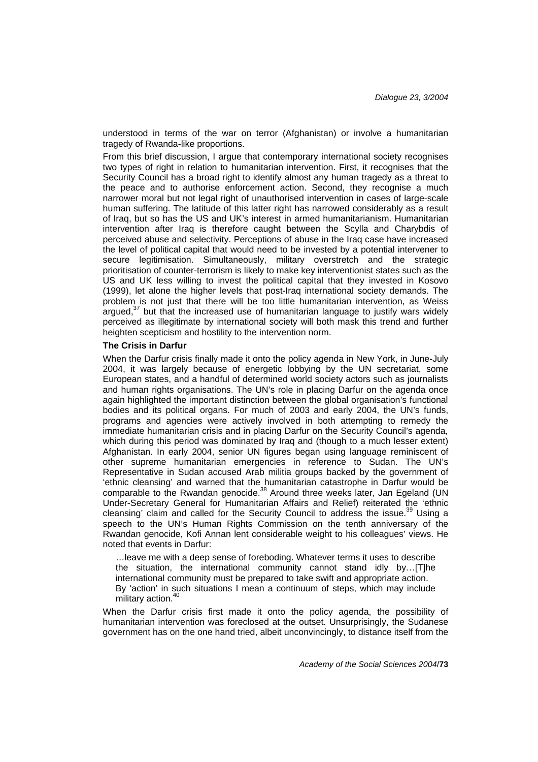understood in terms of the war on terror (Afghanistan) or involve a humanitarian tragedy of Rwanda-like proportions.

From this brief discussion, I argue that contemporary international society recognises two types of right in relation to humanitarian intervention. First, it recognises that the Security Council has a broad right to identify almost any human tragedy as a threat to the peace and to authorise enforcement action. Second, they recognise a much narrower moral but not legal right of unauthorised intervention in cases of large-scale human suffering. The latitude of this latter right has narrowed considerably as a result of Iraq, but so has the US and UK's interest in armed humanitarianism. Humanitarian intervention after Iraq is therefore caught between the Scylla and Charybdis of perceived abuse and selectivity. Perceptions of abuse in the Iraq case have increased the level of political capital that would need to be invested by a potential intervener to secure legitimisation. Simultaneously, military overstretch and the strategic prioritisation of counter-terrorism is likely to make key interventionist states such as the US and UK less willing to invest the political capital that they invested in Kosovo (1999), let alone the higher levels that post-Iraq international society demands. The problem is not just that there will be too little humanitarian intervention, as Weiss argued,[37] but that the increased use of humanitarian language to justify wars widely perceived as illegitimate by international society will both mask this trend and further heighten scepticism and hostility to the intervention norm.

### The Crisis in Darfur

When the Darfur crisis finally made it onto the policy agenda in New York, in June-July 2004, it was largely because of energetic lobbying by the UN secretariat, some European states, and a handful of determined world society actors such as journalists and human rights organisations. The UN's role in placing Darfur on the agenda once again highlighted the important distinction between the global organisation's functional bodies and its political organs. For much of 2003 and early 2004, the UN's funds, programs and agencies were actively involved in both attempting to remedy the immediate humanitarian crisis and in placing Darfur on the Security Council's agenda, which during this period was dominated by Iraq and (though to a much lesser extent) Afghanistan. In early 2004, senior UN figures began using language reminiscent of other supreme humanitarian emergencies in reference to Sudan. The UN's Representative in Sudan accused Arab militia groups backed by the government of 'ethnic cleansing' and warned that the humanitarian catastrophe in Darfur would be comparable to the Rwandan genocide.[38] Around three weeks later, Jan Egeland (UN Under-Secretary General for Humanitarian Affairs and Relief) reiterated the 'ethnic cleansing' claim and called for the Security Council to address the issue.[39] Using a speech to the UN's Human Rights Commission on the tenth anniversary of the Rwandan genocide, Kofi Annan lent considerable weight to his colleagues' views. He noted that events in Darfur:

> …leave me with a deep sense of foreboding. Whatever terms it uses to describe the situation, the international community cannot stand idly by…[T]he international community must be prepared to take swift and appropriate action. By 'action' in such situations I mean a continuum of steps, which may include military action.[40]

When the Darfur crisis first made it onto the policy agenda, the possibility of humanitarian intervention was foreclosed at the outset. Unsurprisingly, the Sudanese government has on the one hand tried, albeit unconvincingly, to distance itself from the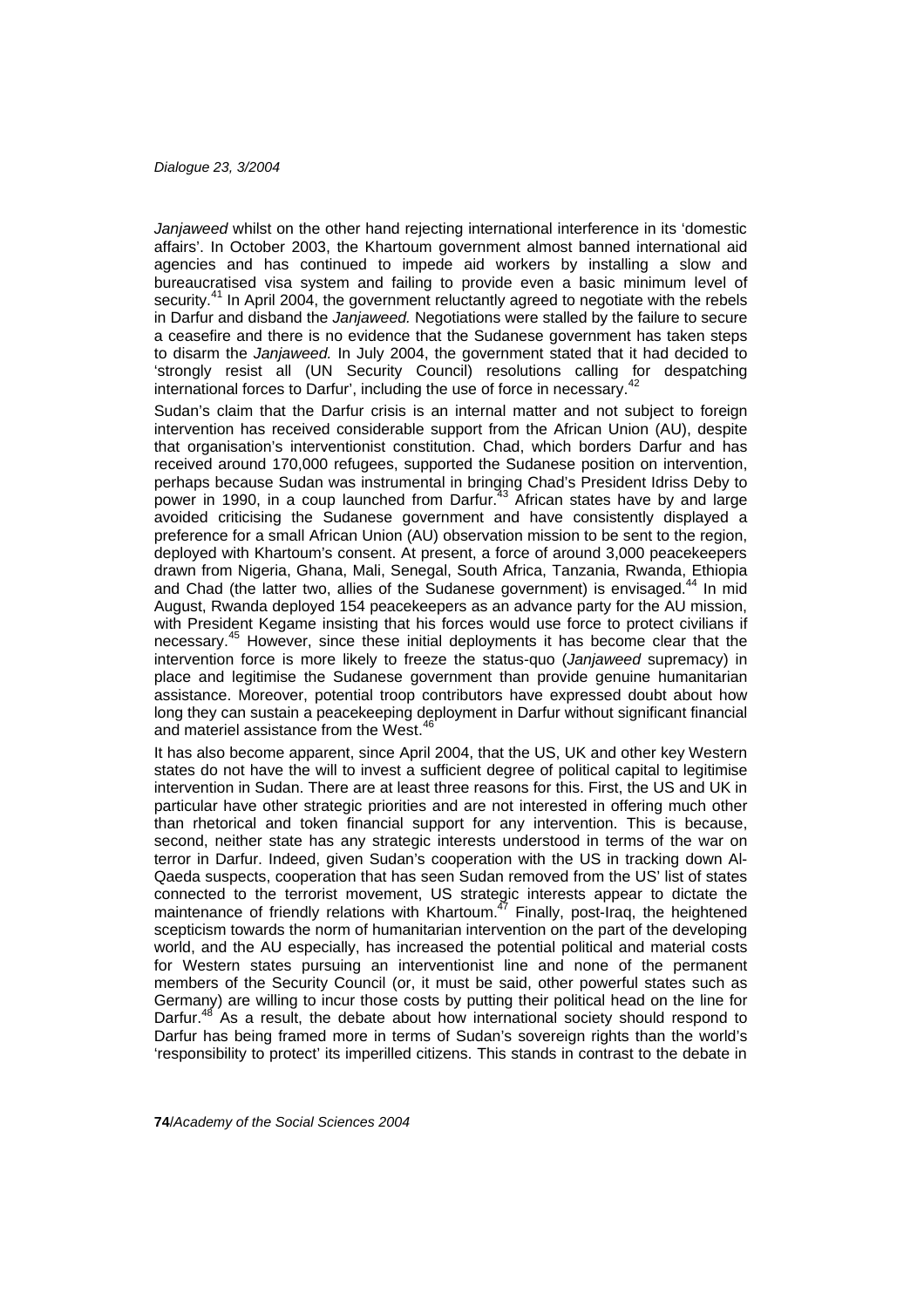*Janjaweed* whilst on the other hand rejecting international interference in its 'domestic affairs'. In October 2003, the Khartoum government almost banned international aid agencies and has continued to impede aid workers by installing a slow and bureaucratised visa system and failing to provide even a basic minimum level of security.[41] In April 2004, the government reluctantly agreed to negotiate with the rebels in Darfur and disband the *Janjaweed.* Negotiations were stalled by the failure to secure a ceasefire and there is no evidence that the Sudanese government has taken steps to disarm the *Janjaweed.* In July 2004, the government stated that it had decided to 'strongly resist all (UN Security Council) resolutions calling for despatching international forces to Darfur', including the use of force in necessary.[42]

Sudan's claim that the Darfur crisis is an internal matter and not subject to foreign intervention has received considerable support from the African Union (AU), despite that organisation's interventionist constitution. Chad, which borders Darfur and has received around 170,000 refugees, supported the Sudanese position on intervention, perhaps because Sudan was instrumental in bringing Chad's President Idriss Deby to power in 1990, in a coup launched from Darfur.[43] African states have by and large avoided criticising the Sudanese government and have consistently displayed a preference for a small African Union (AU) observation mission to be sent to the region, deployed with Khartoum's consent. At present, a force of around 3,000 peacekeepers drawn from Nigeria, Ghana, Mali, Senegal, South Africa, Tanzania, Rwanda, Ethiopia and Chad (the latter two, allies of the Sudanese government) is envisaged.[44] In mid August, Rwanda deployed 154 peacekeepers as an advance party for the AU mission, with President Kegame insisting that his forces would use force to protect civilians if necessary.[45] However, since these initial deployments it has become clear that the intervention force is more likely to freeze the status-quo (*Janjaweed* supremacy) in place and legitimise the Sudanese government than provide genuine humanitarian assistance. Moreover, potential troop contributors have expressed doubt about how long they can sustain a peacekeeping deployment in Darfur without significant financial and materiel assistance from the West.[46]

It has also become apparent, since April 2004, that the US, UK and other key Western states do not have the will to invest a sufficient degree of political capital to legitimise intervention in Sudan. There are at least three reasons for this. First, the US and UK in particular have other strategic priorities and are not interested in offering much other than rhetorical and token financial support for any intervention. This is because, second, neither state has any strategic interests understood in terms of the war on terror in Darfur. Indeed, given Sudan's cooperation with the US in tracking down Al-Qaeda suspects, cooperation that has seen Sudan removed from the US' list of states connected to the terrorist movement, US strategic interests appear to dictate the maintenance of friendly relations with Khartoum.[47] Finally, post-Iraq, the heightened scepticism towards the norm of humanitarian intervention on the part of the developing world, and the AU especially, has increased the potential political and material costs for Western states pursuing an interventionist line and none of the permanent members of the Security Council (or, it must be said, other powerful states such as Germany) are willing to incur those costs by putting their political head on the line for Darfur.[48] As a result, the debate about how international society should respond to Darfur has being framed more in terms of Sudan's sovereign rights than the world's 'responsibility to protect' its imperilled citizens. This stands in contrast to the debate in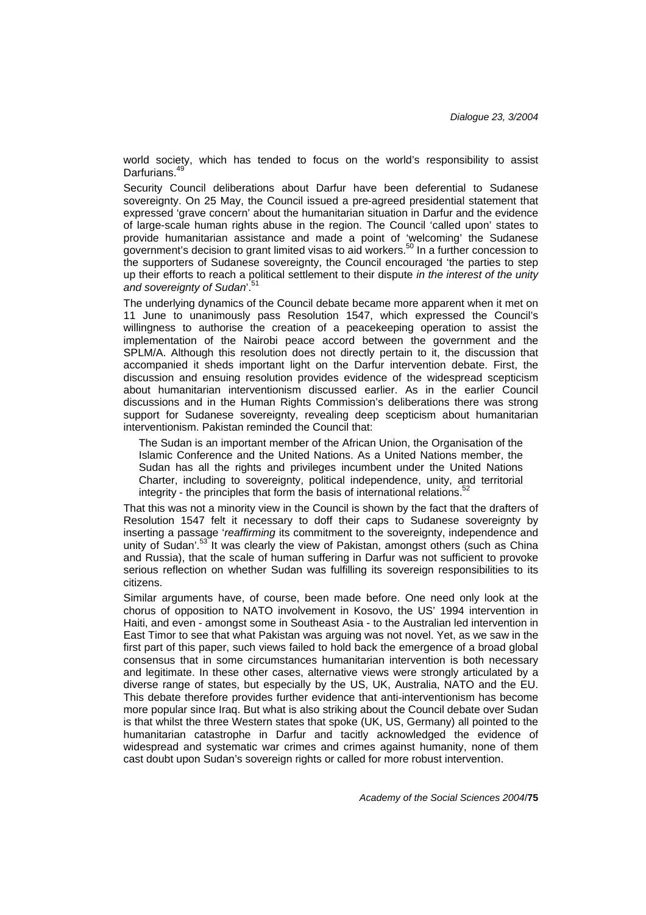world society, which has tended to focus on the world's responsibility to assist Darfurians.[49]

Security Council deliberations about Darfur have been deferential to Sudanese sovereignty. On 25 May, the Council issued a pre-agreed presidential statement that expressed 'grave concern' about the humanitarian situation in Darfur and the evidence of large-scale human rights abuse in the region. The Council 'called upon' states to provide humanitarian assistance and made a point of 'welcoming' the Sudanese government's decision to grant limited visas to aid workers.[50] In a further concession to the supporters of Sudanese sovereignty, the Council encouraged 'the parties to step up their efforts to reach a political settlement to their dispute *in the interest of the unity and sovereignty of Sudan*'.[51]

The underlying dynamics of the Council debate became more apparent when it met on 11 June to unanimously pass Resolution 1547, which expressed the Council's willingness to authorise the creation of a peacekeeping operation to assist the implementation of the Nairobi peace accord between the government and the SPLM/A. Although this resolution does not directly pertain to it, the discussion that accompanied it sheds important light on the Darfur intervention debate. First, the discussion and ensuing resolution provides evidence of the widespread scepticism about humanitarian interventionism discussed earlier. As in the earlier Council discussions and in the Human Rights Commission's deliberations there was strong support for Sudanese sovereignty, revealing deep scepticism about humanitarian interventionism. Pakistan reminded the Council that:

> The Sudan is an important member of the African Union, the Organisation of the Islamic Conference and the United Nations. As a United Nations member, the Sudan has all the rights and privileges incumbent under the United Nations Charter, including to sovereignty, political independence, unity, and territorial integrity - the principles that form the basis of international relations.[52]

That this was not a minority view in the Council is shown by the fact that the drafters of Resolution 1547 felt it necessary to doff their caps to Sudanese sovereignty by inserting a passage '*reaffirming* its commitment to the sovereignty, independence and unity of Sudan'.[53] It was clearly the view of Pakistan, amongst others (such as China and Russia), that the scale of human suffering in Darfur was not sufficient to provoke serious reflection on whether Sudan was fulfilling its sovereign responsibilities to its citizens.

Similar arguments have, of course, been made before. One need only look at the chorus of opposition to NATO involvement in Kosovo, the US' 1994 intervention in Haiti, and even - amongst some in Southeast Asia - to the Australian led intervention in East Timor to see that what Pakistan was arguing was not novel. Yet, as we saw in the first part of this paper, such views failed to hold back the emergence of a broad global consensus that in some circumstances humanitarian intervention is both necessary and legitimate. In these other cases, alternative views were strongly articulated by a diverse range of states, but especially by the US, UK, Australia, NATO and the EU. This debate therefore provides further evidence that anti-interventionism has become more popular since Iraq. But what is also striking about the Council debate over Sudan is that whilst the three Western states that spoke (UK, US, Germany) all pointed to the humanitarian catastrophe in Darfur and tacitly acknowledged the evidence of widespread and systematic war crimes and crimes against humanity, none of them cast doubt upon Sudan's sovereign rights or called for more robust intervention.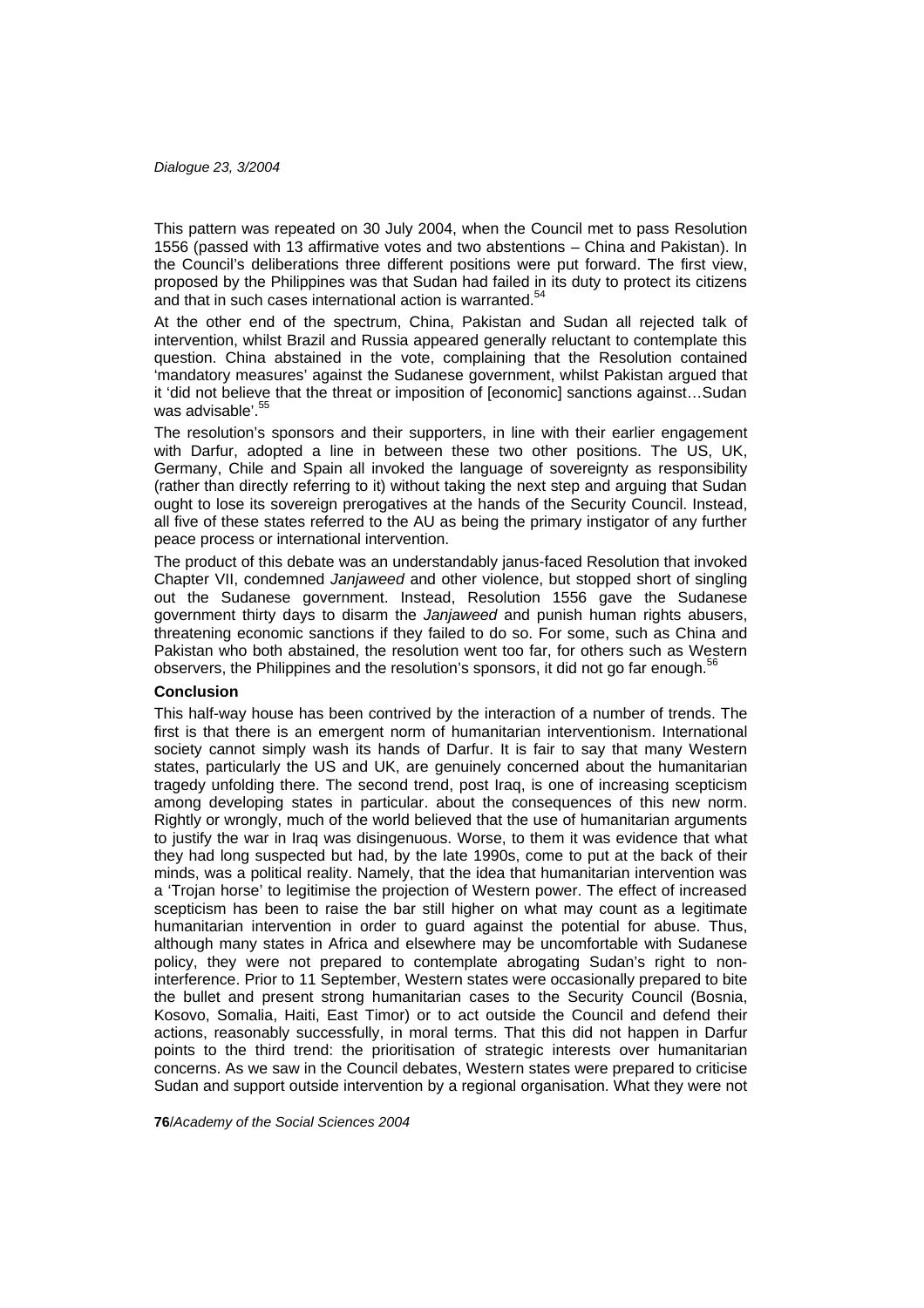This pattern was repeated on 30 July 2004, when the Council met to pass Resolution 1556 (passed with 13 affirmative votes and two abstentions – China and Pakistan). In the Council's deliberations three different positions were put forward. The first view, proposed by the Philippines was that Sudan had failed in its duty to protect its citizens and that in such cases international action is warranted.[54]

At the other end of the spectrum, China, Pakistan and Sudan all rejected talk of intervention, whilst Brazil and Russia appeared generally reluctant to contemplate this question. China abstained in the vote, complaining that the Resolution contained 'mandatory measures' against the Sudanese government, whilst Pakistan argued that it 'did not believe that the threat or imposition of [economic] sanctions against…Sudan was advisable'.[55]

The resolution's sponsors and their supporters, in line with their earlier engagement with Darfur, adopted a line in between these two other positions. The US, UK, Germany, Chile and Spain all invoked the language of sovereignty as responsibility (rather than directly referring to it) without taking the next step and arguing that Sudan ought to lose its sovereign prerogatives at the hands of the Security Council. Instead, all five of these states referred to the AU as being the primary instigator of any further peace process or international intervention.

The product of this debate was an understandably janus-faced Resolution that invoked Chapter VII, condemned *Janjaweed* and other violence, but stopped short of singling out the Sudanese government. Instead, Resolution 1556 gave the Sudanese government thirty days to disarm the *Janjaweed* and punish human rights abusers, threatening economic sanctions if they failed to do so. For some, such as China and Pakistan who both abstained, the resolution went too far, for others such as Western observers, the Philippines and the resolution's sponsors, it did not go far enough.[56]

**Conclusion**

This half-way house has been contrived by the interaction of a number of trends. The first is that there is an emergent norm of humanitarian interventionism. International society cannot simply wash its hands of Darfur. It is fair to say that many Western states, particularly the US and UK, are genuinely concerned about the humanitarian tragedy unfolding there. The second trend, post Iraq, is one of increasing scepticism among developing states in particular. about the consequences of this new norm. Rightly or wrongly, much of the world believed that the use of humanitarian arguments to justify the war in Iraq was disingenuous. Worse, to them it was evidence that what they had long suspected but had, by the late 1990s, come to put at the back of their minds, was a political reality. Namely, that the idea that humanitarian intervention was a 'Trojan horse' to legitimise the projection of Western power. The effect of increased scepticism has been to raise the bar still higher on what may count as a legitimate humanitarian intervention in order to guard against the potential for abuse. Thus, although many states in Africa and elsewhere may be uncomfortable with Sudanese policy, they were not prepared to contemplate abrogating Sudan's right to non-interference. Prior to 11 September, Western states were occasionally prepared to bite the bullet and present strong humanitarian cases to the Security Council (Bosnia, Kosovo, Somalia, Haiti, East Timor) or to act outside the Council and defend their actions, reasonably successfully, in moral terms. That this did not happen in Darfur points to the third trend: the prioritisation of strategic interests over humanitarian concerns. As we saw in the Council debates, Western states were prepared to criticise Sudan and support outside intervention by a regional organisation. What they were not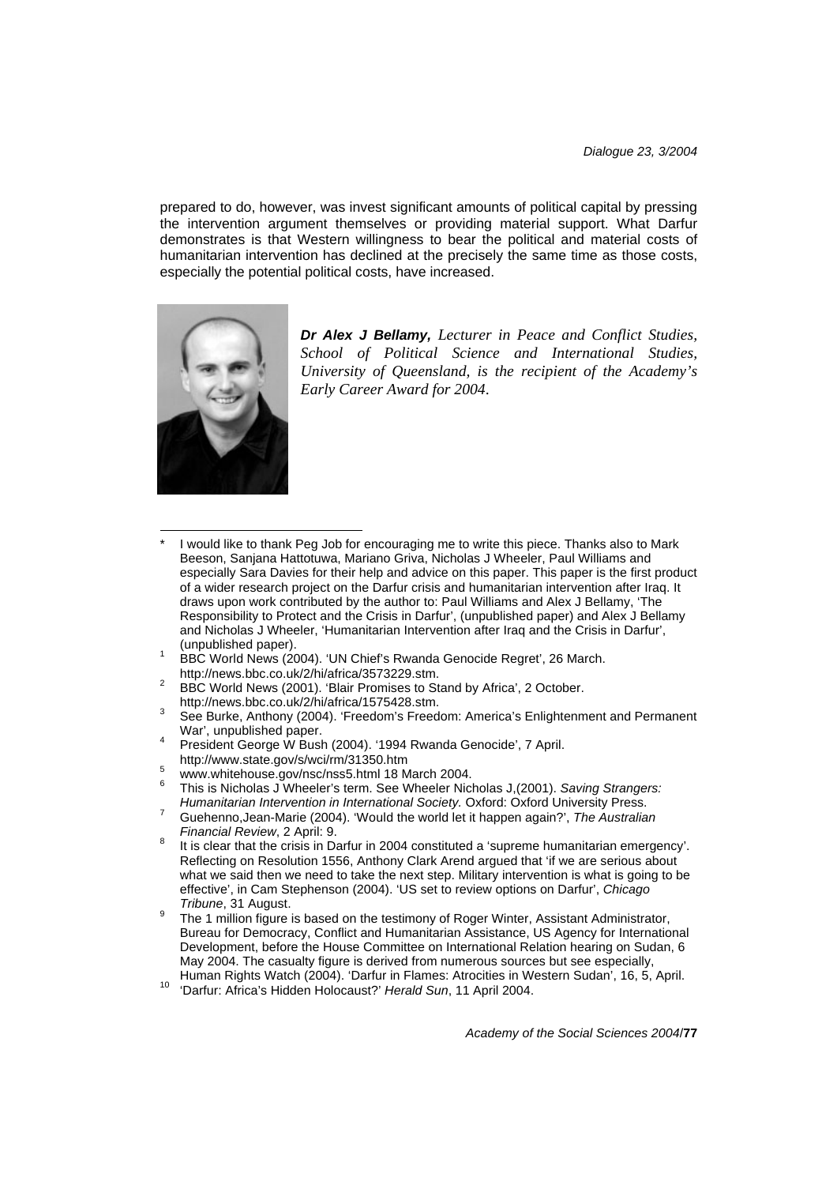prepared to do, however, was invest significant amounts of political capital by pressing the intervention argument themselves or providing material support. What Darfur demonstrates is that Western willingness to bear the political and material costs of humanitarian intervention has declined at the precisely the same time as those costs, especially the potential political costs, have increased.

***Dr Alex J Bellamy,*** *Lecturer in Peace and Conflict Studies, School of Political Science and International Studies, University of Queensland, is the recipient of the Academy's Early Career Award for 2004.*

---

\* I would like to thank Peg Job for encouraging me to write this piece. Thanks also to Mark Beeson, Sanjana Hattotuwa, Mariano Griva, Nicholas J Wheeler, Paul Williams and especially Sara Davies for their help and advice on this paper. This paper is the first product of a wider research project on the Darfur crisis and humanitarian intervention after Iraq. It draws upon work contributed by the author to: Paul Williams and Alex J Bellamy, 'The Responsibility to Protect and the Crisis in Darfur', (unpublished paper) and Alex J Bellamy and Nicholas J Wheeler, 'Humanitarian Intervention after Iraq and the Crisis in Darfur', (unpublished paper).

[1] BBC World News (2004). 'UN Chief's Rwanda Genocide Regret', 26 March. http://news.bbc.co.uk/2/hi/africa/3573229.stm.

[2] BBC World News (2001). 'Blair Promises to Stand by Africa', 2 October. http://news.bbc.co.uk/2/hi/africa/1575428.stm.

[3] See Burke, Anthony (2004). 'Freedom's Freedom: America's Enlightenment and Permanent War', unpublished paper.

[4] President George W Bush (2004). '1994 Rwanda Genocide', 7 April. http://www.state.gov/s/wci/rm/31350.htm

[5] www.whitehouse.gov/nsc/nss5.html 18 March 2004.

[6] This is Nicholas J Wheeler's term. See Wheeler Nicholas J,(2001). *Saving Strangers: Humanitarian Intervention in International Society.* Oxford: Oxford University Press.

[7] Guehenno,Jean-Marie (2004). 'Would the world let it happen again?', *The Australian Financial Review*, 2 April: 9.

[8] It is clear that the crisis in Darfur in 2004 constituted a 'supreme humanitarian emergency'. Reflecting on Resolution 1556, Anthony Clark Arend argued that 'if we are serious about what we said then we need to take the next step. Military intervention is what is going to be effective', in Cam Stephenson (2004). 'US set to review options on Darfur', *Chicago Tribune*, 31 August.

[9] The 1 million figure is based on the testimony of Roger Winter, Assistant Administrator, Bureau for Democracy, Conflict and Humanitarian Assistance, US Agency for International Development, before the House Committee on International Relation hearing on Sudan, 6 May 2004. The casualty figure is derived from numerous sources but see especially, Human Rights Watch (2004). 'Darfur in Flames: Atrocities in Western Sudan', 16, 5, April.

[10] 'Darfur: Africa's Hidden Holocaust?' *Herald Sun*, 11 April 2004.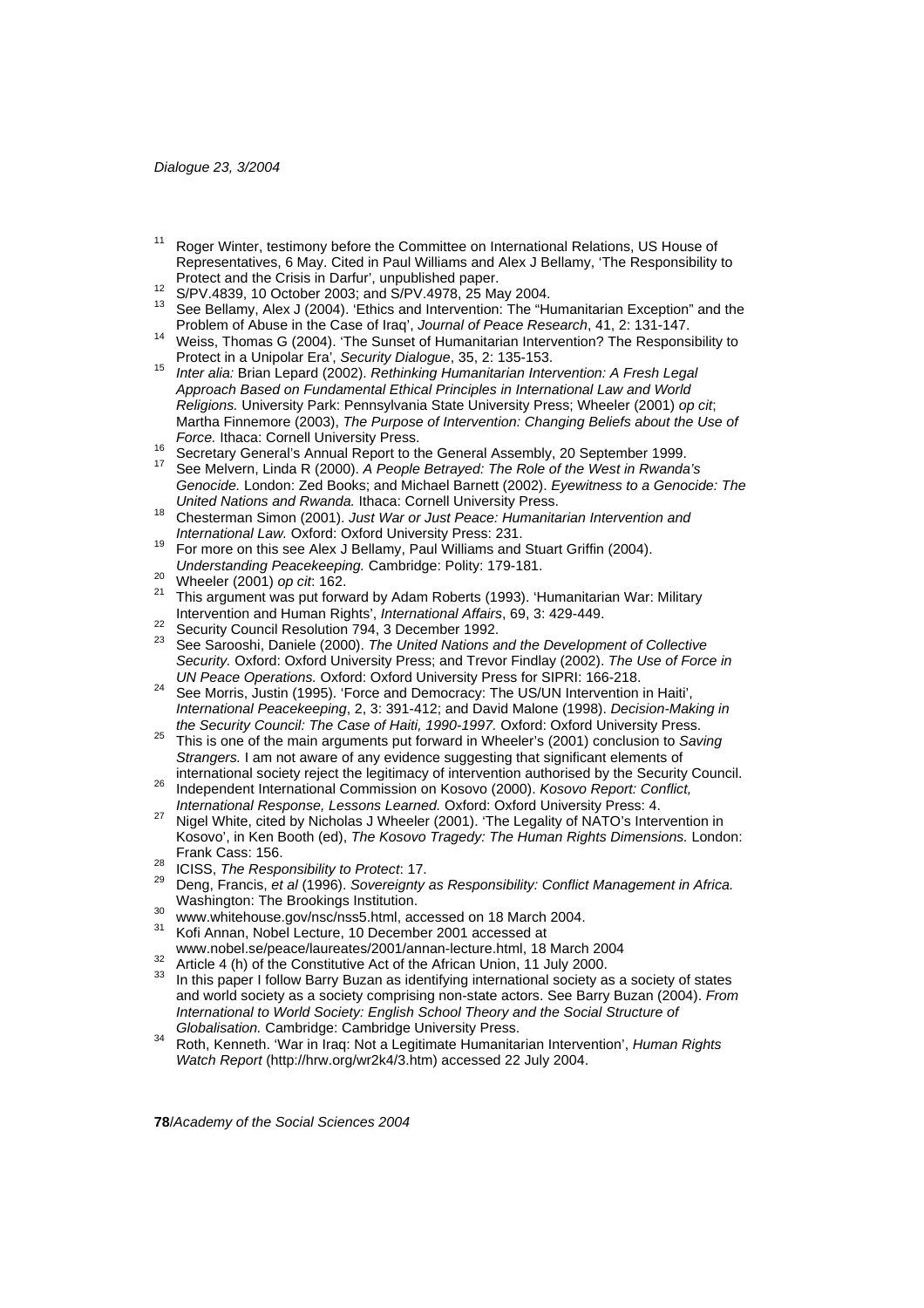[11] Roger Winter, testimony before the Committee on International Relations, US House of Representatives, 6 May. Cited in Paul Williams and Alex J Bellamy, 'The Responsibility to Protect and the Crisis in Darfur', unpublished paper.

[12] S/PV.4839, 10 October 2003; and S/PV.4978, 25 May 2004.

[13] See Bellamy, Alex J (2004). 'Ethics and Intervention: The "Humanitarian Exception" and the Problem of Abuse in the Case of Iraq', *Journal of Peace Research*, 41, 2: 131-147.

[14] Weiss, Thomas G (2004). 'The Sunset of Humanitarian Intervention? The Responsibility to Protect in a Unipolar Era', *Security Dialogue*, 35, 2: 135-153.

[15] *Inter alia:* Brian Lepard (2002). *Rethinking Humanitarian Intervention: A Fresh Legal Approach Based on Fundamental Ethical Principles in International Law and World Religions.* University Park: Pennsylvania State University Press; Wheeler (2001) *op cit*; Martha Finnemore (2003), *The Purpose of Intervention: Changing Beliefs about the Use of Force.* Ithaca: Cornell University Press.

[16] Secretary General's Annual Report to the General Assembly, 20 September 1999.

[17] See Melvern, Linda R (2000). *A People Betrayed: The Role of the West in Rwanda's Genocide.* London: Zed Books; and Michael Barnett (2002). *Eyewitness to a Genocide: The United Nations and Rwanda.* Ithaca: Cornell University Press.

[18] Chesterman Simon (2001). *Just War or Just Peace: Humanitarian Intervention and International Law.* Oxford: Oxford University Press: 231.

[19] For more on this see Alex J Bellamy, Paul Williams and Stuart Griffin (2004). *Understanding Peacekeeping.* Cambridge: Polity: 179-181.

[20] Wheeler (2001) *op cit*: 162.

[21] This argument was put forward by Adam Roberts (1993). 'Humanitarian War: Military Intervention and Human Rights', *International Affairs*, 69, 3: 429-449.

[22] Security Council Resolution 794, 3 December 1992.

[23] See Sarooshi, Daniele (2000). *The United Nations and the Development of Collective Security.* Oxford: Oxford University Press; and Trevor Findlay (2002). *The Use of Force in UN Peace Operations.* Oxford: Oxford University Press for SIPRI: 166-218.

[24] See Morris, Justin (1995). 'Force and Democracy: The US/UN Intervention in Haiti', *International Peacekeeping*, 2, 3: 391-412; and David Malone (1998). *Decision-Making in the Security Council: The Case of Haiti, 1990-1997.* Oxford: Oxford University Press.

[25] This is one of the main arguments put forward in Wheeler's (2001) conclusion to *Saving Strangers.* I am not aware of any evidence suggesting that significant elements of international society reject the legitimacy of intervention authorised by the Security Council.

[26] Independent International Commission on Kosovo (2000). *Kosovo Report: Conflict, International Response, Lessons Learned.* Oxford: Oxford University Press: 4.

[27] Nigel White, cited by Nicholas J Wheeler (2001). 'The Legality of NATO's Intervention in Kosovo', in Ken Booth (ed), *The Kosovo Tragedy: The Human Rights Dimensions.* London: Frank Cass: 156.

[28] ICISS, *The Responsibility to Protect*: 17.

[29] Deng, Francis, *et al* (1996). *Sovereignty as Responsibility: Conflict Management in Africa.* Washington: The Brookings Institution.

[30] www.whitehouse.gov/nsc/nss5.html, accessed on 18 March 2004.

[31] Kofi Annan, Nobel Lecture, 10 December 2001 accessed at www.nobel.se/peace/laureates/2001/annan-lecture.html, 18 March 2004

[32] Article 4 (h) of the Constitutive Act of the African Union, 11 July 2000.

[33] In this paper I follow Barry Buzan as identifying international society as a society of states and world society as a society comprising non-state actors. See Barry Buzan (2004). *From International to World Society: English School Theory and the Social Structure of Globalisation.* Cambridge: Cambridge University Press.

[34] Roth, Kenneth. 'War in Iraq: Not a Legitimate Humanitarian Intervention', *Human Rights Watch Report* (http://hrw.org/wr2k4/3.htm) accessed 22 July 2004.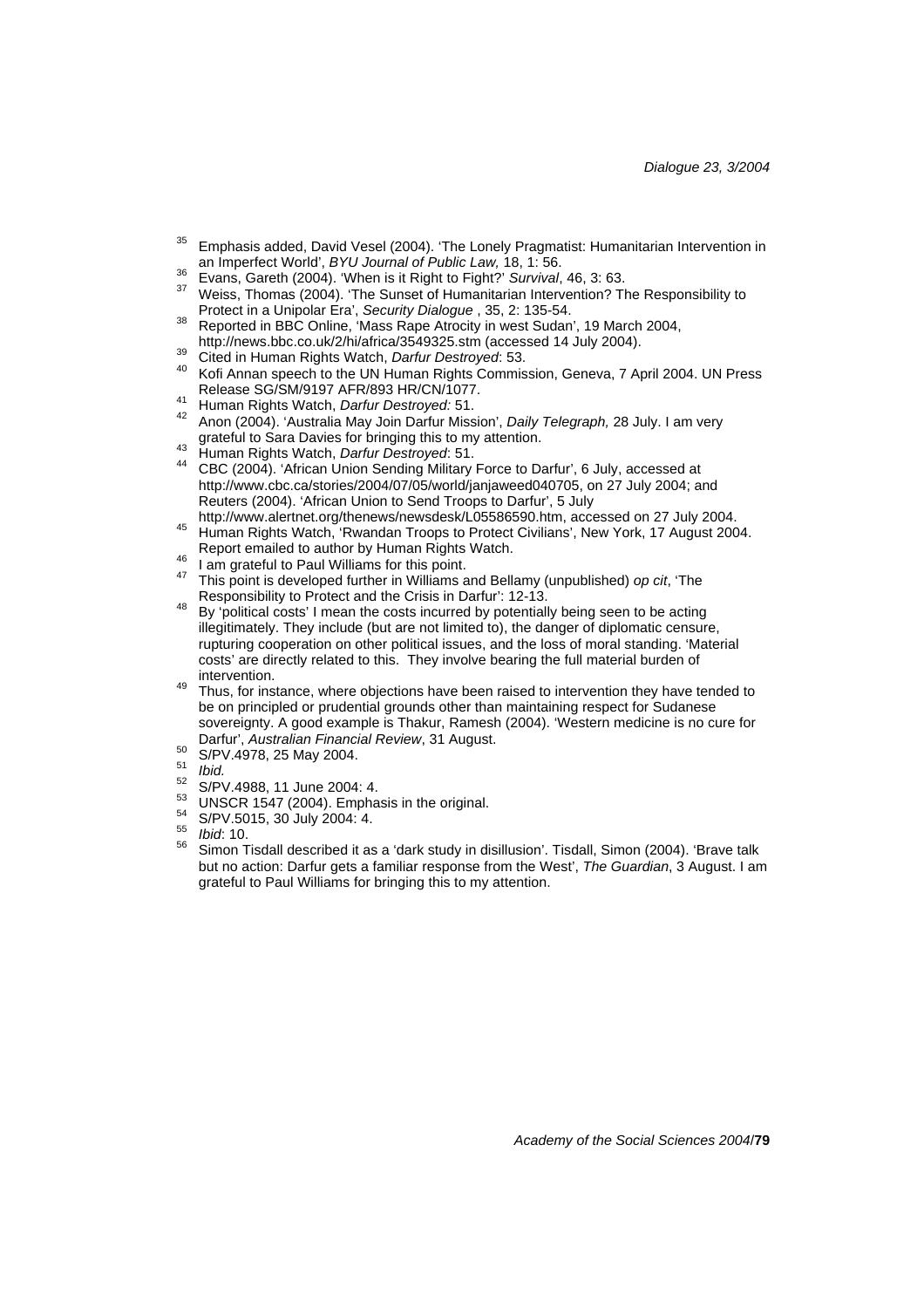[35] Emphasis added, David Vesel (2004). 'The Lonely Pragmatist: Humanitarian Intervention in an Imperfect World', *BYU Journal of Public Law,* 18, 1: 56.

[36] Evans, Gareth (2004). 'When is it Right to Fight?' *Survival*, 46, 3: 63.

[37] Weiss, Thomas (2004). 'The Sunset of Humanitarian Intervention? The Responsibility to Protect in a Unipolar Era', *Security Dialogue* , 35, 2: 135-54.

[38] Reported in BBC Online, 'Mass Rape Atrocity in west Sudan', 19 March 2004, http://news.bbc.co.uk/2/hi/africa/3549325.stm (accessed 14 July 2004).

[39] Cited in Human Rights Watch, *Darfur Destroyed*: 53.

[40] Kofi Annan speech to the UN Human Rights Commission, Geneva, 7 April 2004. UN Press Release SG/SM/9197 AFR/893 HR/CN/1077.

[41] Human Rights Watch, *Darfur Destroyed:* 51.

[42] Anon (2004). 'Australia May Join Darfur Mission', *Daily Telegraph,* 28 July. I am very grateful to Sara Davies for bringing this to my attention.

[43] Human Rights Watch, *Darfur Destroyed*: 51.

[44] CBC (2004). 'African Union Sending Military Force to Darfur', 6 July, accessed at http://www.cbc.ca/stories/2004/07/05/world/janjaweed040705, on 27 July 2004; and Reuters (2004). 'African Union to Send Troops to Darfur', 5 July http://www.alertnet.org/thenews/newsdesk/L05586590.htm, accessed on 27 July 2004.

[45] Human Rights Watch, 'Rwandan Troops to Protect Civilians', New York, 17 August 2004. Report emailed to author by Human Rights Watch.

[46] I am grateful to Paul Williams for this point.

[47] This point is developed further in Williams and Bellamy (unpublished) *op cit*, 'The Responsibility to Protect and the Crisis in Darfur': 12-13.

[48] By 'political costs' I mean the costs incurred by potentially being seen to be acting illegitimately. They include (but are not limited to), the danger of diplomatic censure, rupturing cooperation on other political issues, and the loss of moral standing. 'Material costs' are directly related to this. They involve bearing the full material burden of intervention.

[49] Thus, for instance, where objections have been raised to intervention they have tended to be on principled or prudential grounds other than maintaining respect for Sudanese sovereignty. A good example is Thakur, Ramesh (2004). 'Western medicine is no cure for Darfur', *Australian Financial Review*, 31 August.

[50] S/PV.4978, 25 May 2004.

[51] *Ibid.*

[52] S/PV.4988, 11 June 2004: 4.

[53] UNSCR 1547 (2004). Emphasis in the original.

[54] S/PV.5015, 30 July 2004: 4.

[55] *Ibid*: 10.

[56] Simon Tisdall described it as a 'dark study in disillusion'. Tisdall, Simon (2004). 'Brave talk but no action: Darfur gets a familiar response from the West', *The Guardian*, 3 August. I am grateful to Paul Williams for bringing this to my attention.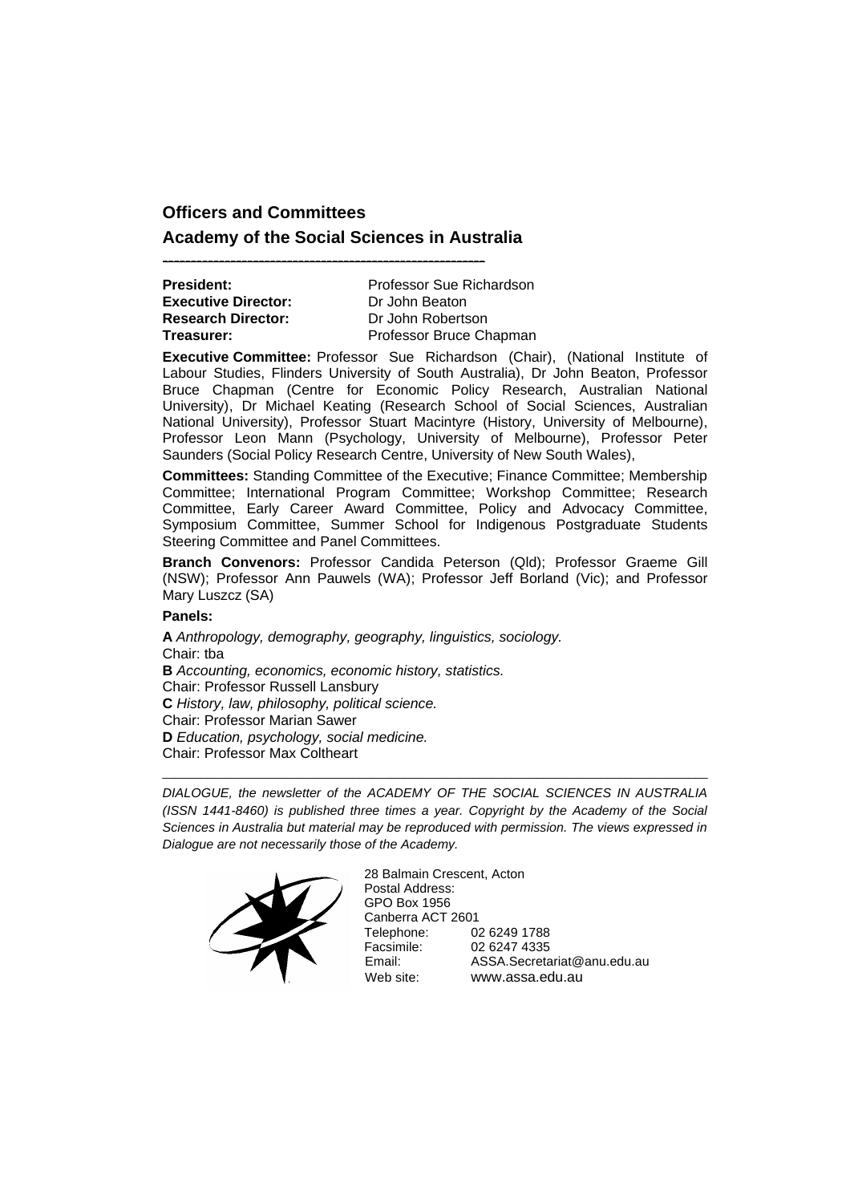## Officers and Committees

## Academy of the Social Sciences in Australia

---

| | |
|---|---|
| **President:** | Professor Sue Richardson |
| **Executive Director:** | Dr John Beaton |
| **Research Director:** | Dr John Robertson |
| **Treasurer:** | Professor Bruce Chapman |

**Executive Committee:** Professor Sue Richardson (Chair), (National Institute of Labour Studies, Flinders University of South Australia), Dr John Beaton, Professor Bruce Chapman (Centre for Economic Policy Research, Australian National University), Dr Michael Keating (Research School of Social Sciences, Australian National University), Professor Stuart Macintyre (History, University of Melbourne), Professor Leon Mann (Psychology, University of Melbourne), Professor Peter Saunders (Social Policy Research Centre, University of New South Wales),

**Committees:** Standing Committee of the Executive; Finance Committee; Membership Committee; International Program Committee; Workshop Committee; Research Committee, Early Career Award Committee, Policy and Advocacy Committee, Symposium Committee, Summer School for Indigenous Postgraduate Students Steering Committee and Panel Committees.

**Branch Convenors:** Professor Candida Peterson (Qld); Professor Graeme Gill (NSW); Professor Ann Pauwels (WA); Professor Jeff Borland (Vic); and Professor Mary Luszcz (SA)

**Panels:**

**A** *Anthropology, demography, geography, linguistics, sociology.*
Chair: tba

**B** *Accounting, economics, economic history, statistics.*
Chair: Professor Russell Lansbury

**C** *History, law, philosophy, political science.*
Chair: Professor Marian Sawer

**D** *Education, psychology, social medicine.*
Chair: Professor Max Coltheart

---

*DIALOGUE, the newsletter of the ACADEMY OF THE SOCIAL SCIENCES IN AUSTRALIA (ISSN 1441-8460) is published three times a year. Copyright by the Academy of the Social Sciences in Australia but material may be reproduced with permission. The views expressed in Dialogue are not necessarily those of the Academy.*

28 Balmain Crescent, Acton
Postal Address:
GPO Box 1956
Canberra ACT 2601

| | |
|---|---|
| Telephone: | 02 6249 1788 |
| Facsimile: | 02 6247 4335 |
| Email: | ASSA.Secretariat@anu.edu.au |
| Web site: | www.assa.edu.au |